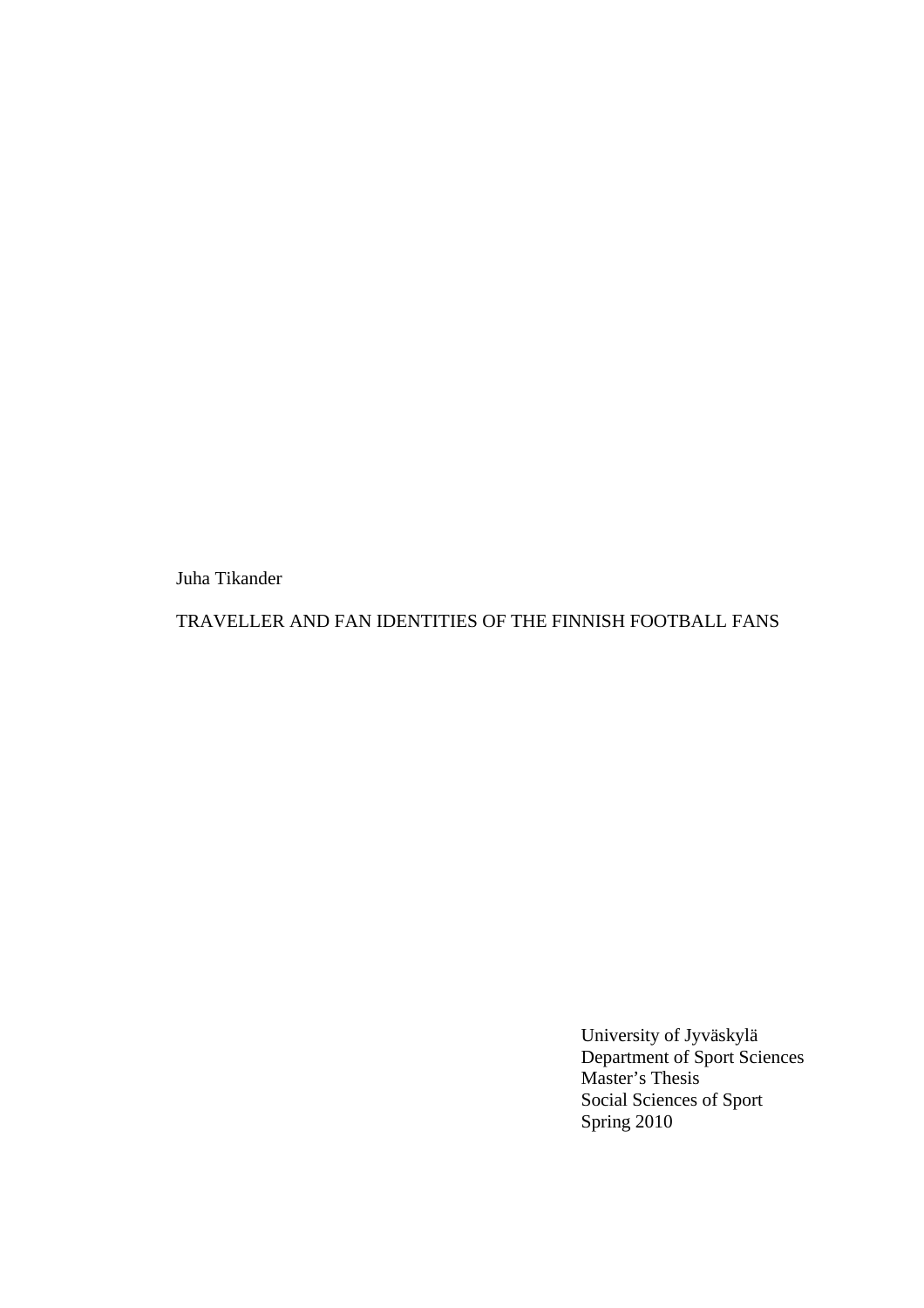Juha Tikander

# TRAVELLER AND FAN IDENTITIES OF THE FINNISH FOOTBALL FANS

University of Jyväskylä
Department of Sport Sciences
Master's Thesis
Social Sciences of Sport
Spring 2010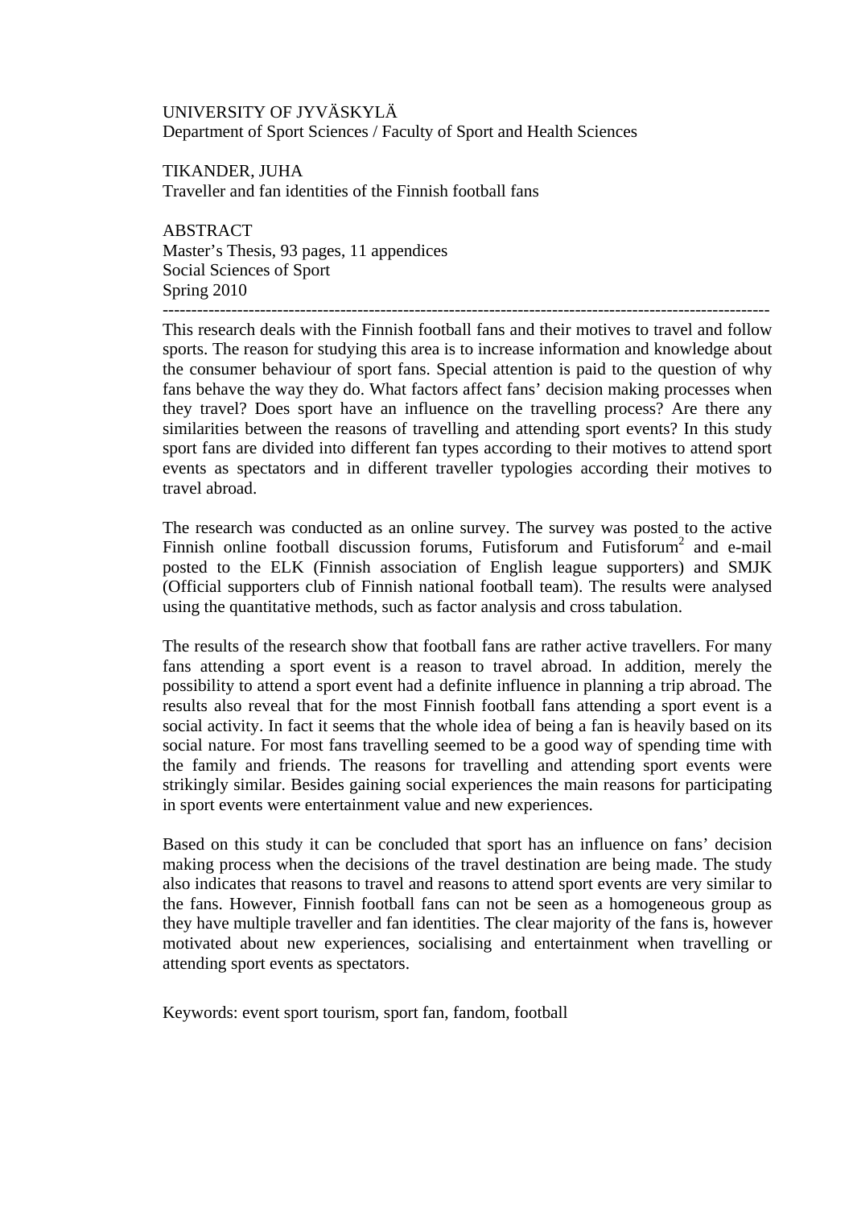UNIVERSITY OF JYVÄSKYLÄ
Department of Sport Sciences / Faculty of Sport and Health Sciences

TIKANDER, JUHA
Traveller and fan identities of the Finnish football fans

ABSTRACT
Master's Thesis, 93 pages, 11 appendices
Social Sciences of Sport
Spring 2010

---

This research deals with the Finnish football fans and their motives to travel and follow sports. The reason for studying this area is to increase information and knowledge about the consumer behaviour of sport fans. Special attention is paid to the question of why fans behave the way they do. What factors affect fans' decision making processes when they travel? Does sport have an influence on the travelling process? Are there any similarities between the reasons of travelling and attending sport events? In this study sport fans are divided into different fan types according to their motives to attend sport events as spectators and in different traveller typologies according their motives to travel abroad.

The research was conducted as an online survey. The survey was posted to the active Finnish online football discussion forums, Futisforum and Futisforum[2] and e-mail posted to the ELK (Finnish association of English league supporters) and SMJK (Official supporters club of Finnish national football team). The results were analysed using the quantitative methods, such as factor analysis and cross tabulation.

The results of the research show that football fans are rather active travellers. For many fans attending a sport event is a reason to travel abroad. In addition, merely the possibility to attend a sport event had a definite influence in planning a trip abroad. The results also reveal that for the most Finnish football fans attending a sport event is a social activity. In fact it seems that the whole idea of being a fan is heavily based on its social nature. For most fans travelling seemed to be a good way of spending time with the family and friends. The reasons for travelling and attending sport events were strikingly similar. Besides gaining social experiences the main reasons for participating in sport events were entertainment value and new experiences.

Based on this study it can be concluded that sport has an influence on fans' decision making process when the decisions of the travel destination are being made. The study also indicates that reasons to travel and reasons to attend sport events are very similar to the fans. However, Finnish football fans can not be seen as a homogeneous group as they have multiple traveller and fan identities. The clear majority of the fans is, however motivated about new experiences, socialising and entertainment when travelling or attending sport events as spectators.

Keywords: event sport tourism, sport fan, fandom, football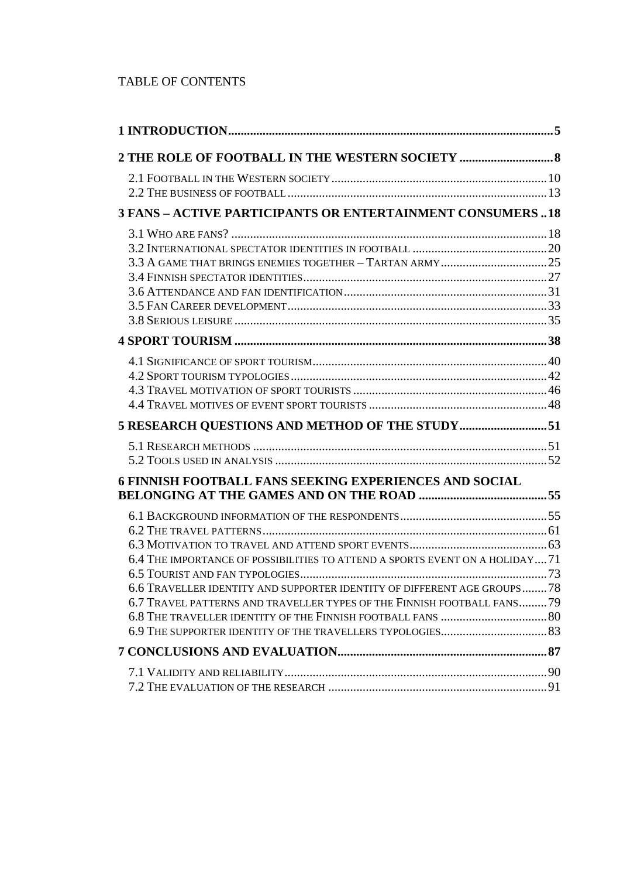TABLE OF CONTENTS

**1 INTRODUCTION** ........................................................................ 5

**2 THE ROLE OF FOOTBALL IN THE WESTERN SOCIETY** .......................... 8

- 2.1 Football in the Western society ........................................................ 10
- 2.2 The business of football .................................................................. 13

**3 FANS – ACTIVE PARTICIPANTS OR ENTERTAINMENT CONSUMERS** .. 18

- 3.1 Who are fans? .................................................................................. 18
- 3.2 International spectator identities in football ................................... 20
- 3.3 A game that brings enemies together – Tartan army ........................ 25
- 3.4 Finnish spectator identities .............................................................. 27
- 3.6 Attendance and fan identification .................................................... 31
- 3.5 Fan Career development ................................................................. 33
- 3.8 Serious leisure .................................................................................. 35

**4 SPORT TOURISM** ....................................................................... 38

- 4.1 Significance of sport tourism ............................................................ 40
- 4.2 Sport tourism typologies .................................................................. 42
- 4.3 Travel motivation of sport tourists .................................................. 46
- 4.4 Travel motives of event sport tourists ............................................. 48

**5 RESEARCH QUESTIONS AND METHOD OF THE STUDY** ..................... 51

- 5.1 Research methods ............................................................................ 51
- 5.2 Tools used in analysis ....................................................................... 52

**6 FINNISH FOOTBALL FANS SEEKING EXPERIENCES AND SOCIAL BELONGING AT THE GAMES AND ON THE ROAD** ................................. 55

- 6.1 Background information of the respondents .................................... 55
- 6.2 The travel patterns ........................................................................... 61
- 6.3 Motivation to travel and attend sport events .................................... 63
- 6.4 The importance of possibilities to attend a sports event on a holiday .... 71
- 6.5 Tourist and fan typologies ................................................................ 73
- 6.6 Traveller identity and supporter identity of different age groups ........ 78
- 6.7 Travel patterns and traveller types of the Finnish football fans ......... 79
- 6.8 The traveller identity of the Finnish football fans ............................. 80
- 6.9 The supporter identity of the travellers typologies ............................ 83

**7 CONCLUSIONS AND EVALUATION** ................................................. 87

- 7.1 Validity and reliability ...................................................................... 90
- 7.2 The evaluation of the research ......................................................... 91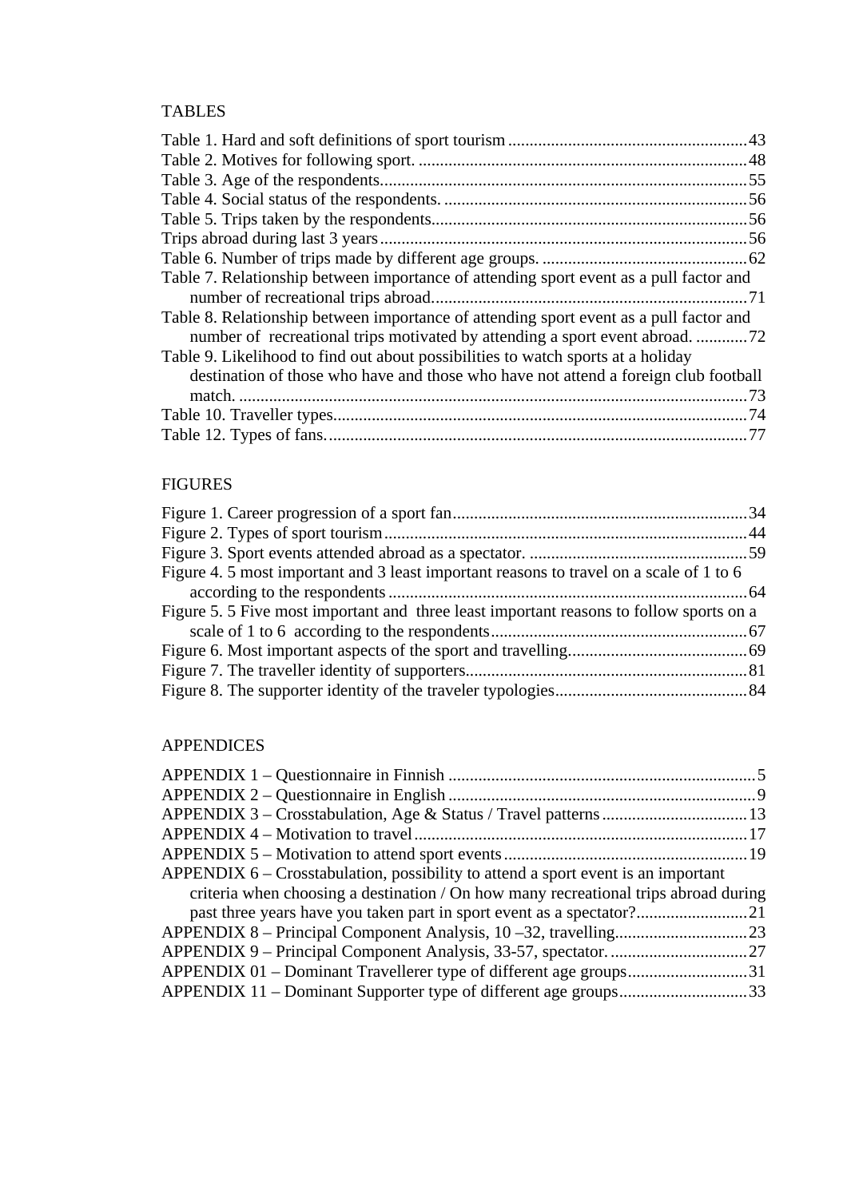TABLES

Table 1. Hard and soft definitions of sport tourism .......................................................43
Table 2. Motives for following sport. ............................................................................48
Table 3. Age of the respondents.....................................................................................55
Table 4. Social status of the respondents. ......................................................................56
Table 5. Trips taken by the respondents.........................................................................56
Trips abroad during last 3 years.....................................................................................56
Table 6. Number of trips made by different age groups. ...............................................62
Table 7. Relationship between importance of attending sport event as a pull factor and number of recreational trips abroad..........................................................................71
Table 8. Relationship between importance of attending sport event as a pull factor and number of recreational trips motivated by attending a sport event abroad. ............72
Table 9. Likelihood to find out about possibilities to watch sports at a holiday destination of those who have and those who have not attend a foreign club football match. .......................................................................................................................73
Table 10. Traveller types................................................................................................74
Table 12. Types of fans..................................................................................................77

FIGURES

Figure 1. Career progression of a sport fan....................................................................34
Figure 2. Types of sport tourism....................................................................................44
Figure 3. Sport events attended abroad as a spectator. ..................................................59
Figure 4. 5 most important and 3 least important reasons to travel on a scale of 1 to 6 according to the respondents ...................................................................................64
Figure 5. 5 Five most important and three least important reasons to follow sports on a scale of 1 to 6 according to the respondents...........................................................67
Figure 6. Most important aspects of the sport and travelling.........................................69
Figure 7. The traveller identity of supporters.................................................................81
Figure 8. The supporter identity of the traveler typologies............................................84

APPENDICES

APPENDIX 1 – Questionnaire in Finnish ........................................................................5
APPENDIX 2 – Questionnaire in English ........................................................................9
APPENDIX 3 – Crosstabulation, Age & Status / Travel patterns.................................13
APPENDIX 4 – Motivation to travel.............................................................................17
APPENDIX 5 – Motivation to attend sport events........................................................19
APPENDIX 6 – Crosstabulation, possibility to attend a sport event is an important criteria when choosing a destination / On how many recreational trips abroad during past three years have you taken part in sport event as a spectator?..........................21
APPENDIX 8 – Principal Component Analysis, 10 –32, travelling..............................23
APPENDIX 9 – Principal Component Analysis, 33-57, spectator. ................................27
APPENDIX 01 – Dominant Travellerer type of different age groups............................31
APPENDIX 11 – Dominant Supporter type of different age groups.............................33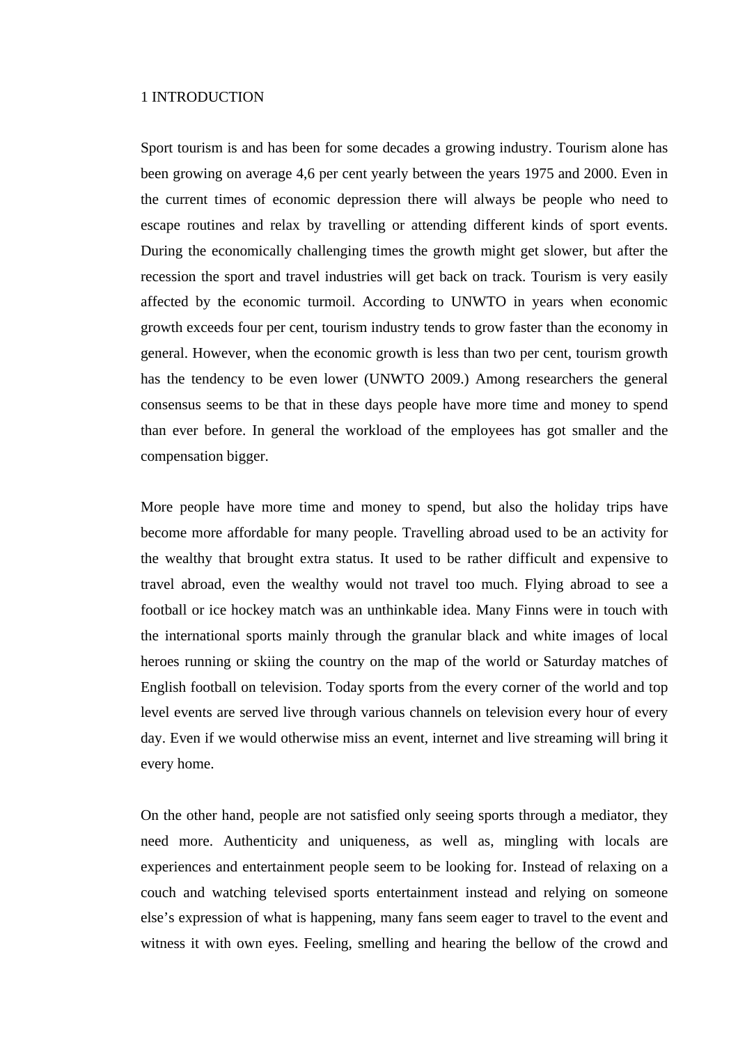# 1 INTRODUCTION

Sport tourism is and has been for some decades a growing industry. Tourism alone has been growing on average 4,6 per cent yearly between the years 1975 and 2000. Even in the current times of economic depression there will always be people who need to escape routines and relax by travelling or attending different kinds of sport events. During the economically challenging times the growth might get slower, but after the recession the sport and travel industries will get back on track. Tourism is very easily affected by the economic turmoil. According to UNWTO in years when economic growth exceeds four per cent, tourism industry tends to grow faster than the economy in general. However, when the economic growth is less than two per cent, tourism growth has the tendency to be even lower (UNWTO 2009.) Among researchers the general consensus seems to be that in these days people have more time and money to spend than ever before. In general the workload of the employees has got smaller and the compensation bigger.

More people have more time and money to spend, but also the holiday trips have become more affordable for many people. Travelling abroad used to be an activity for the wealthy that brought extra status. It used to be rather difficult and expensive to travel abroad, even the wealthy would not travel too much. Flying abroad to see a football or ice hockey match was an unthinkable idea. Many Finns were in touch with the international sports mainly through the granular black and white images of local heroes running or skiing the country on the map of the world or Saturday matches of English football on television. Today sports from the every corner of the world and top level events are served live through various channels on television every hour of every day. Even if we would otherwise miss an event, internet and live streaming will bring it every home.

On the other hand, people are not satisfied only seeing sports through a mediator, they need more. Authenticity and uniqueness, as well as, mingling with locals are experiences and entertainment people seem to be looking for. Instead of relaxing on a couch and watching televised sports entertainment instead and relying on someone else's expression of what is happening, many fans seem eager to travel to the event and witness it with own eyes. Feeling, smelling and hearing the bellow of the crowd and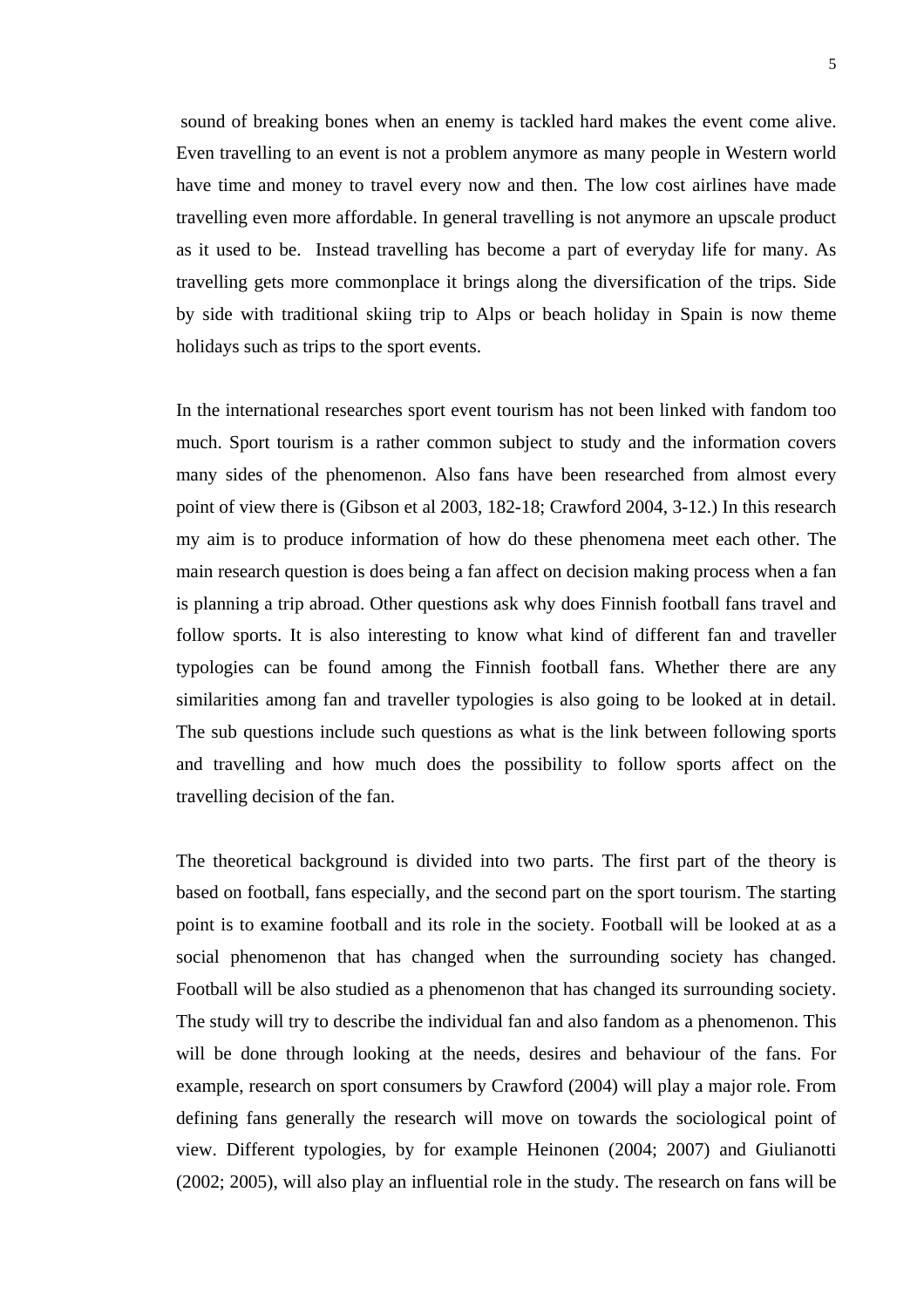sound of breaking bones when an enemy is tackled hard makes the event come alive. Even travelling to an event is not a problem anymore as many people in Western world have time and money to travel every now and then. The low cost airlines have made travelling even more affordable. In general travelling is not anymore an upscale product as it used to be. Instead travelling has become a part of everyday life for many. As travelling gets more commonplace it brings along the diversification of the trips. Side by side with traditional skiing trip to Alps or beach holiday in Spain is now theme holidays such as trips to the sport events.

In the international researches sport event tourism has not been linked with fandom too much. Sport tourism is a rather common subject to study and the information covers many sides of the phenomenon. Also fans have been researched from almost every point of view there is (Gibson et al 2003, 182-18; Crawford 2004, 3-12.) In this research my aim is to produce information of how do these phenomena meet each other. The main research question is does being a fan affect on decision making process when a fan is planning a trip abroad. Other questions ask why does Finnish football fans travel and follow sports. It is also interesting to know what kind of different fan and traveller typologies can be found among the Finnish football fans. Whether there are any similarities among fan and traveller typologies is also going to be looked at in detail. The sub questions include such questions as what is the link between following sports and travelling and how much does the possibility to follow sports affect on the travelling decision of the fan.

The theoretical background is divided into two parts. The first part of the theory is based on football, fans especially, and the second part on the sport tourism. The starting point is to examine football and its role in the society. Football will be looked at as a social phenomenon that has changed when the surrounding society has changed. Football will be also studied as a phenomenon that has changed its surrounding society. The study will try to describe the individual fan and also fandom as a phenomenon. This will be done through looking at the needs, desires and behaviour of the fans. For example, research on sport consumers by Crawford (2004) will play a major role. From defining fans generally the research will move on towards the sociological point of view. Different typologies, by for example Heinonen (2004; 2007) and Giulianotti (2002; 2005), will also play an influential role in the study. The research on fans will be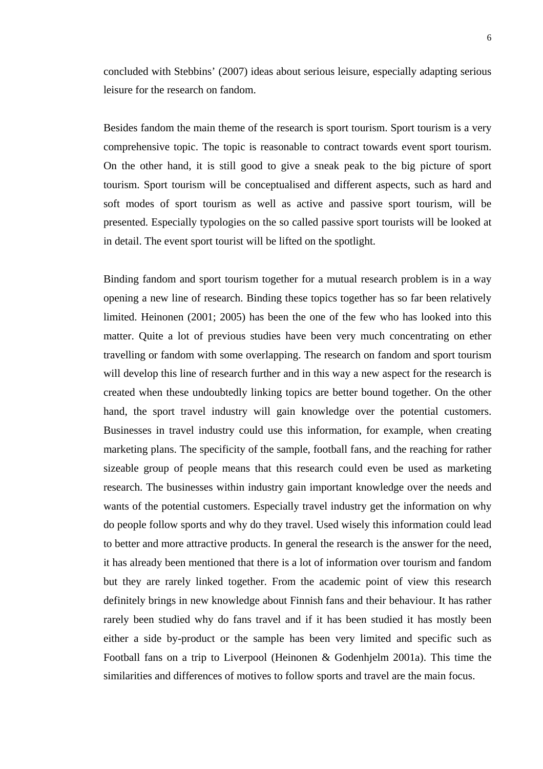concluded with Stebbins' (2007) ideas about serious leisure, especially adapting serious leisure for the research on fandom.

Besides fandom the main theme of the research is sport tourism. Sport tourism is a very comprehensive topic. The topic is reasonable to contract towards event sport tourism. On the other hand, it is still good to give a sneak peak to the big picture of sport tourism. Sport tourism will be conceptualised and different aspects, such as hard and soft modes of sport tourism as well as active and passive sport tourism, will be presented. Especially typologies on the so called passive sport tourists will be looked at in detail. The event sport tourist will be lifted on the spotlight.

Binding fandom and sport tourism together for a mutual research problem is in a way opening a new line of research. Binding these topics together has so far been relatively limited. Heinonen (2001; 2005) has been the one of the few who has looked into this matter. Quite a lot of previous studies have been very much concentrating on ether travelling or fandom with some overlapping. The research on fandom and sport tourism will develop this line of research further and in this way a new aspect for the research is created when these undoubtedly linking topics are better bound together. On the other hand, the sport travel industry will gain knowledge over the potential customers. Businesses in travel industry could use this information, for example, when creating marketing plans. The specificity of the sample, football fans, and the reaching for rather sizeable group of people means that this research could even be used as marketing research. The businesses within industry gain important knowledge over the needs and wants of the potential customers. Especially travel industry get the information on why do people follow sports and why do they travel. Used wisely this information could lead to better and more attractive products. In general the research is the answer for the need, it has already been mentioned that there is a lot of information over tourism and fandom but they are rarely linked together. From the academic point of view this research definitely brings in new knowledge about Finnish fans and their behaviour. It has rather rarely been studied why do fans travel and if it has been studied it has mostly been either a side by-product or the sample has been very limited and specific such as Football fans on a trip to Liverpool (Heinonen & Godenhjelm 2001a). This time the similarities and differences of motives to follow sports and travel are the main focus.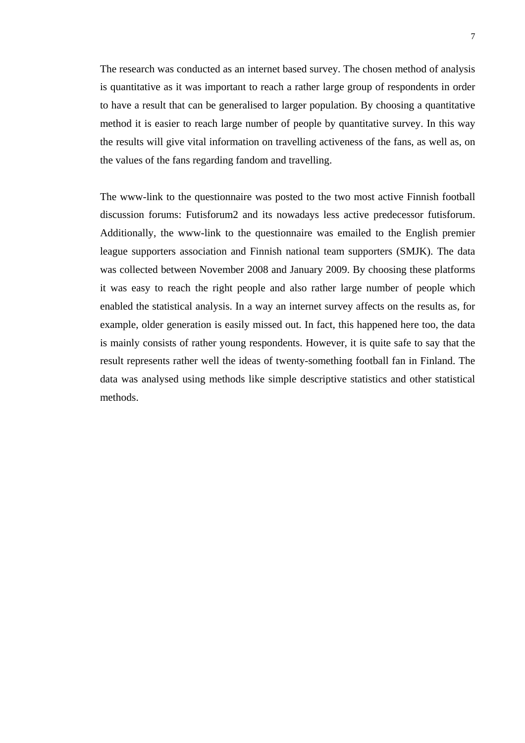The research was conducted as an internet based survey. The chosen method of analysis is quantitative as it was important to reach a rather large group of respondents in order to have a result that can be generalised to larger population. By choosing a quantitative method it is easier to reach large number of people by quantitative survey. In this way the results will give vital information on travelling activeness of the fans, as well as, on the values of the fans regarding fandom and travelling.

The www-link to the questionnaire was posted to the two most active Finnish football discussion forums: Futisforum2 and its nowadays less active predecessor futisforum. Additionally, the www-link to the questionnaire was emailed to the English premier league supporters association and Finnish national team supporters (SMJK). The data was collected between November 2008 and January 2009. By choosing these platforms it was easy to reach the right people and also rather large number of people which enabled the statistical analysis. In a way an internet survey affects on the results as, for example, older generation is easily missed out. In fact, this happened here too, the data is mainly consists of rather young respondents. However, it is quite safe to say that the result represents rather well the ideas of twenty-something football fan in Finland. The data was analysed using methods like simple descriptive statistics and other statistical methods.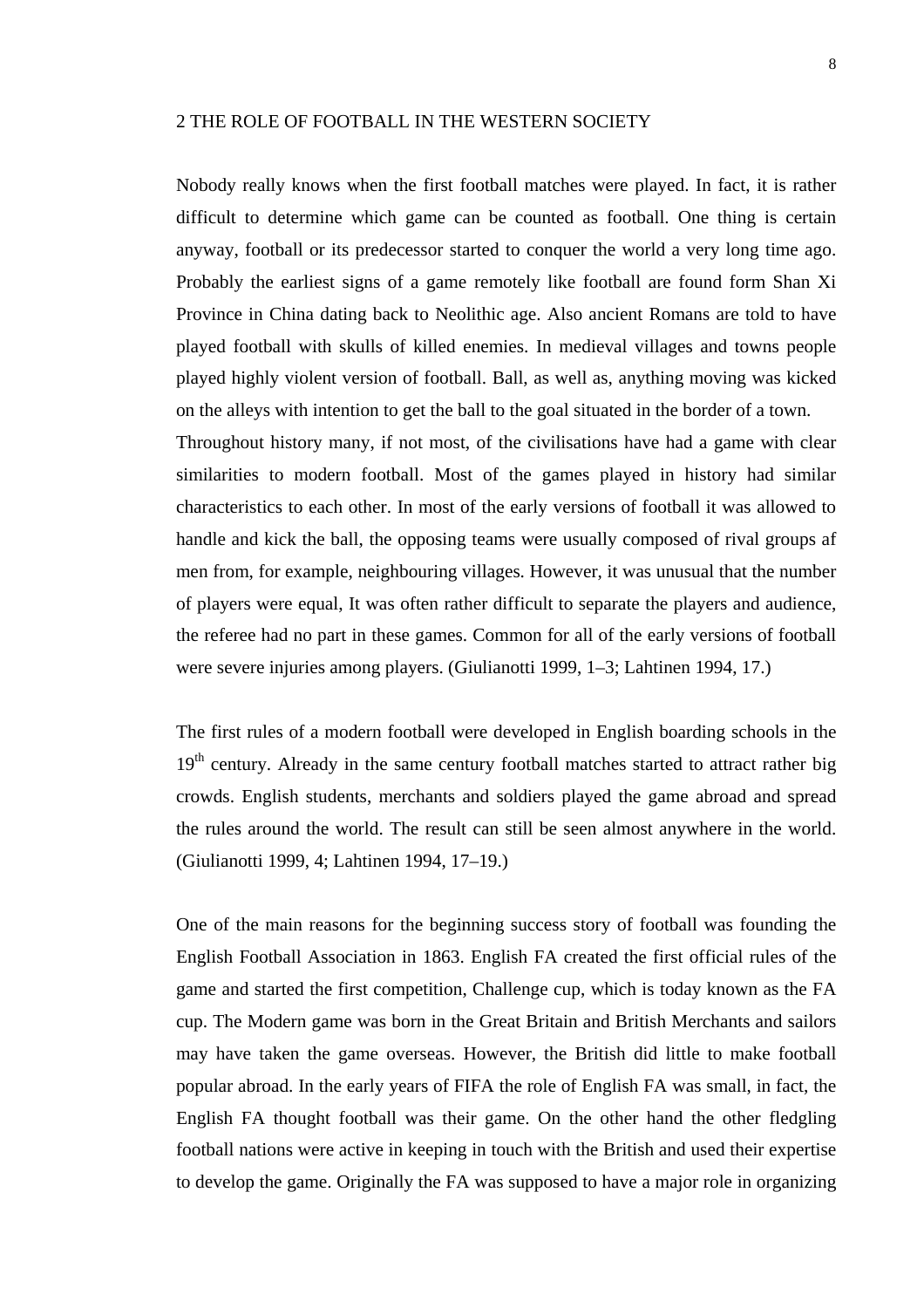## 2 THE ROLE OF FOOTBALL IN THE WESTERN SOCIETY

Nobody really knows when the first football matches were played. In fact, it is rather difficult to determine which game can be counted as football. One thing is certain anyway, football or its predecessor started to conquer the world a very long time ago. Probably the earliest signs of a game remotely like football are found form Shan Xi Province in China dating back to Neolithic age. Also ancient Romans are told to have played football with skulls of killed enemies. In medieval villages and towns people played highly violent version of football. Ball, as well as, anything moving was kicked on the alleys with intention to get the ball to the goal situated in the border of a town. Throughout history many, if not most, of the civilisations have had a game with clear similarities to modern football. Most of the games played in history had similar characteristics to each other. In most of the early versions of football it was allowed to handle and kick the ball, the opposing teams were usually composed of rival groups af men from, for example, neighbouring villages. However, it was unusual that the number of players were equal, It was often rather difficult to separate the players and audience, the referee had no part in these games. Common for all of the early versions of football were severe injuries among players. (Giulianotti 1999, 1–3; Lahtinen 1994, 17.)

The first rules of a modern football were developed in English boarding schools in the 19th century. Already in the same century football matches started to attract rather big crowds. English students, merchants and soldiers played the game abroad and spread the rules around the world. The result can still be seen almost anywhere in the world. (Giulianotti 1999, 4; Lahtinen 1994, 17–19.)

One of the main reasons for the beginning success story of football was founding the English Football Association in 1863. English FA created the first official rules of the game and started the first competition, Challenge cup, which is today known as the FA cup. The Modern game was born in the Great Britain and British Merchants and sailors may have taken the game overseas. However, the British did little to make football popular abroad. In the early years of FIFA the role of English FA was small, in fact, the English FA thought football was their game. On the other hand the other fledgling football nations were active in keeping in touch with the British and used their expertise to develop the game. Originally the FA was supposed to have a major role in organizing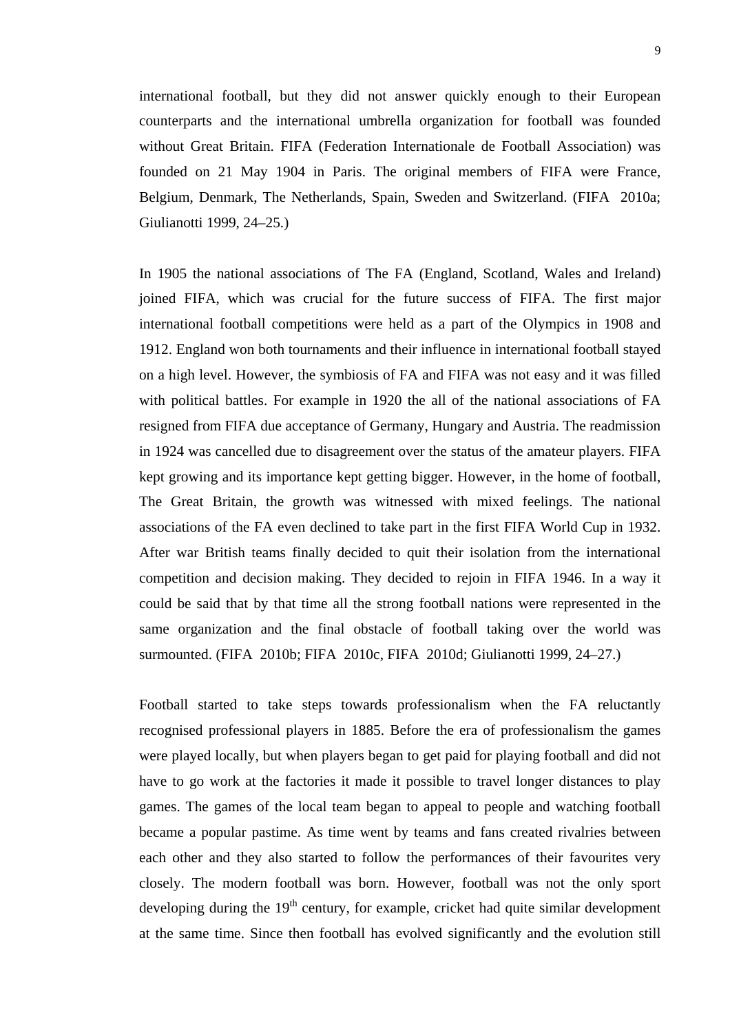international football, but they did not answer quickly enough to their European counterparts and the international umbrella organization for football was founded without Great Britain. FIFA (Federation Internationale de Football Association) was founded on 21 May 1904 in Paris. The original members of FIFA were France, Belgium, Denmark, The Netherlands, Spain, Sweden and Switzerland. (FIFA 2010a; Giulianotti 1999, 24–25.)

In 1905 the national associations of The FA (England, Scotland, Wales and Ireland) joined FIFA, which was crucial for the future success of FIFA. The first major international football competitions were held as a part of the Olympics in 1908 and 1912. England won both tournaments and their influence in international football stayed on a high level. However, the symbiosis of FA and FIFA was not easy and it was filled with political battles. For example in 1920 the all of the national associations of FA resigned from FIFA due acceptance of Germany, Hungary and Austria. The readmission in 1924 was cancelled due to disagreement over the status of the amateur players. FIFA kept growing and its importance kept getting bigger. However, in the home of football, The Great Britain, the growth was witnessed with mixed feelings. The national associations of the FA even declined to take part in the first FIFA World Cup in 1932. After war British teams finally decided to quit their isolation from the international competition and decision making. They decided to rejoin in FIFA 1946. In a way it could be said that by that time all the strong football nations were represented in the same organization and the final obstacle of football taking over the world was surmounted. (FIFA 2010b; FIFA 2010c, FIFA 2010d; Giulianotti 1999, 24–27.)

Football started to take steps towards professionalism when the FA reluctantly recognised professional players in 1885. Before the era of professionalism the games were played locally, but when players began to get paid for playing football and did not have to go work at the factories it made it possible to travel longer distances to play games. The games of the local team began to appeal to people and watching football became a popular pastime. As time went by teams and fans created rivalries between each other and they also started to follow the performances of their favourites very closely. The modern football was born. However, football was not the only sport developing during the 19th century, for example, cricket had quite similar development at the same time. Since then football has evolved significantly and the evolution still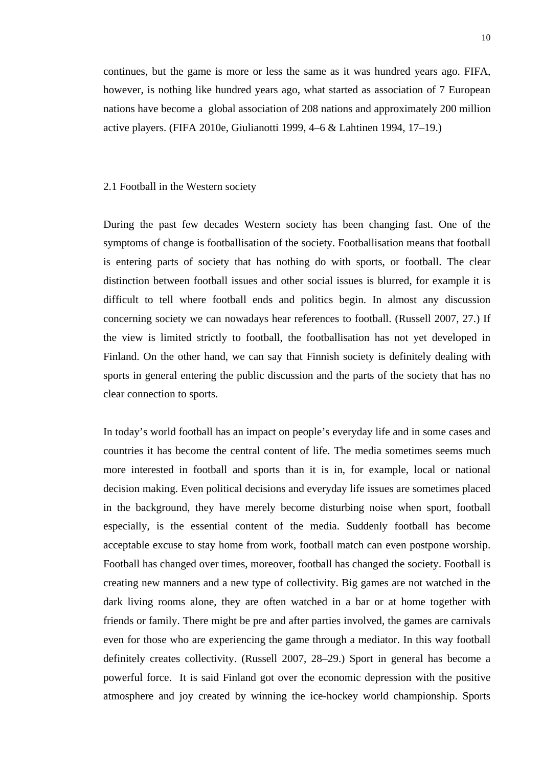continues, but the game is more or less the same as it was hundred years ago. FIFA, however, is nothing like hundred years ago, what started as association of 7 European nations have become a global association of 208 nations and approximately 200 million active players. (FIFA 2010e, Giulianotti 1999, 4–6 & Lahtinen 1994, 17–19.)

## 2.1 Football in the Western society

During the past few decades Western society has been changing fast. One of the symptoms of change is footballisation of the society. Footballisation means that football is entering parts of society that has nothing do with sports, or football. The clear distinction between football issues and other social issues is blurred, for example it is difficult to tell where football ends and politics begin. In almost any discussion concerning society we can nowadays hear references to football. (Russell 2007, 27.) If the view is limited strictly to football, the footballisation has not yet developed in Finland. On the other hand, we can say that Finnish society is definitely dealing with sports in general entering the public discussion and the parts of the society that has no clear connection to sports.

In today's world football has an impact on people's everyday life and in some cases and countries it has become the central content of life. The media sometimes seems much more interested in football and sports than it is in, for example, local or national decision making. Even political decisions and everyday life issues are sometimes placed in the background, they have merely become disturbing noise when sport, football especially, is the essential content of the media. Suddenly football has become acceptable excuse to stay home from work, football match can even postpone worship. Football has changed over times, moreover, football has changed the society. Football is creating new manners and a new type of collectivity. Big games are not watched in the dark living rooms alone, they are often watched in a bar or at home together with friends or family. There might be pre and after parties involved, the games are carnivals even for those who are experiencing the game through a mediator. In this way football definitely creates collectivity. (Russell 2007, 28–29.) Sport in general has become a powerful force. It is said Finland got over the economic depression with the positive atmosphere and joy created by winning the ice-hockey world championship. Sports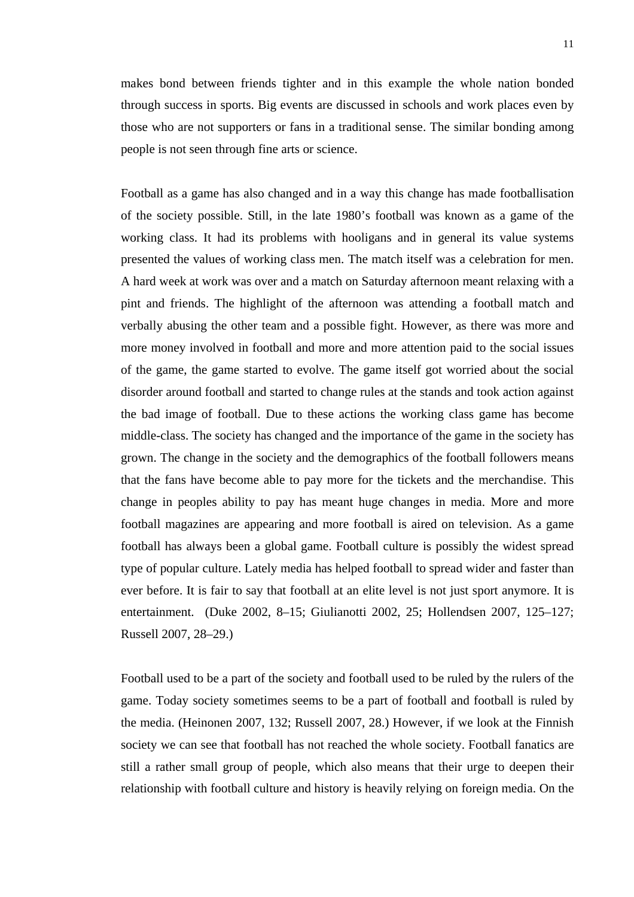makes bond between friends tighter and in this example the whole nation bonded through success in sports. Big events are discussed in schools and work places even by those who are not supporters or fans in a traditional sense. The similar bonding among people is not seen through fine arts or science.

Football as a game has also changed and in a way this change has made footballisation of the society possible. Still, in the late 1980's football was known as a game of the working class. It had its problems with hooligans and in general its value systems presented the values of working class men. The match itself was a celebration for men. A hard week at work was over and a match on Saturday afternoon meant relaxing with a pint and friends. The highlight of the afternoon was attending a football match and verbally abusing the other team and a possible fight. However, as there was more and more money involved in football and more and more attention paid to the social issues of the game, the game started to evolve. The game itself got worried about the social disorder around football and started to change rules at the stands and took action against the bad image of football. Due to these actions the working class game has become middle-class. The society has changed and the importance of the game in the society has grown. The change in the society and the demographics of the football followers means that the fans have become able to pay more for the tickets and the merchandise. This change in peoples ability to pay has meant huge changes in media. More and more football magazines are appearing and more football is aired on television. As a game football has always been a global game. Football culture is possibly the widest spread type of popular culture. Lately media has helped football to spread wider and faster than ever before. It is fair to say that football at an elite level is not just sport anymore. It is entertainment. (Duke 2002, 8–15; Giulianotti 2002, 25; Hollendsen 2007, 125–127; Russell 2007, 28–29.)

Football used to be a part of the society and football used to be ruled by the rulers of the game. Today society sometimes seems to be a part of football and football is ruled by the media. (Heinonen 2007, 132; Russell 2007, 28.) However, if we look at the Finnish society we can see that football has not reached the whole society. Football fanatics are still a rather small group of people, which also means that their urge to deepen their relationship with football culture and history is heavily relying on foreign media. On the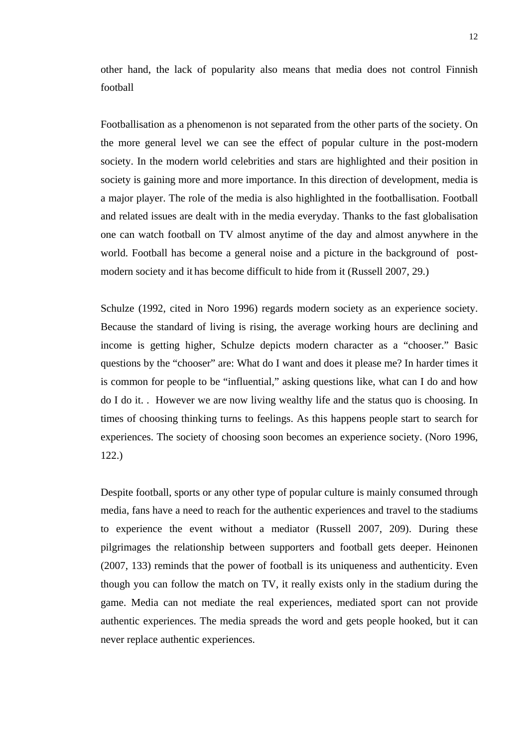other hand, the lack of popularity also means that media does not control Finnish football

Footballisation as a phenomenon is not separated from the other parts of the society. On the more general level we can see the effect of popular culture in the post-modern society. In the modern world celebrities and stars are highlighted and their position in society is gaining more and more importance. In this direction of development, media is a major player. The role of the media is also highlighted in the footballisation. Football and related issues are dealt with in the media everyday. Thanks to the fast globalisation one can watch football on TV almost anytime of the day and almost anywhere in the world. Football has become a general noise and a picture in the background of post-modern society and it has become difficult to hide from it (Russell 2007, 29.)

Schulze (1992, cited in Noro 1996) regards modern society as an experience society. Because the standard of living is rising, the average working hours are declining and income is getting higher, Schulze depicts modern character as a "chooser." Basic questions by the "chooser" are: What do I want and does it please me? In harder times it is common for people to be "influential," asking questions like, what can I do and how do I do it. . However we are now living wealthy life and the status quo is choosing. In times of choosing thinking turns to feelings. As this happens people start to search for experiences. The society of choosing soon becomes an experience society. (Noro 1996, 122.)

Despite football, sports or any other type of popular culture is mainly consumed through media, fans have a need to reach for the authentic experiences and travel to the stadiums to experience the event without a mediator (Russell 2007, 209). During these pilgrimages the relationship between supporters and football gets deeper. Heinonen (2007, 133) reminds that the power of football is its uniqueness and authenticity. Even though you can follow the match on TV, it really exists only in the stadium during the game. Media can not mediate the real experiences, mediated sport can not provide authentic experiences. The media spreads the word and gets people hooked, but it can never replace authentic experiences.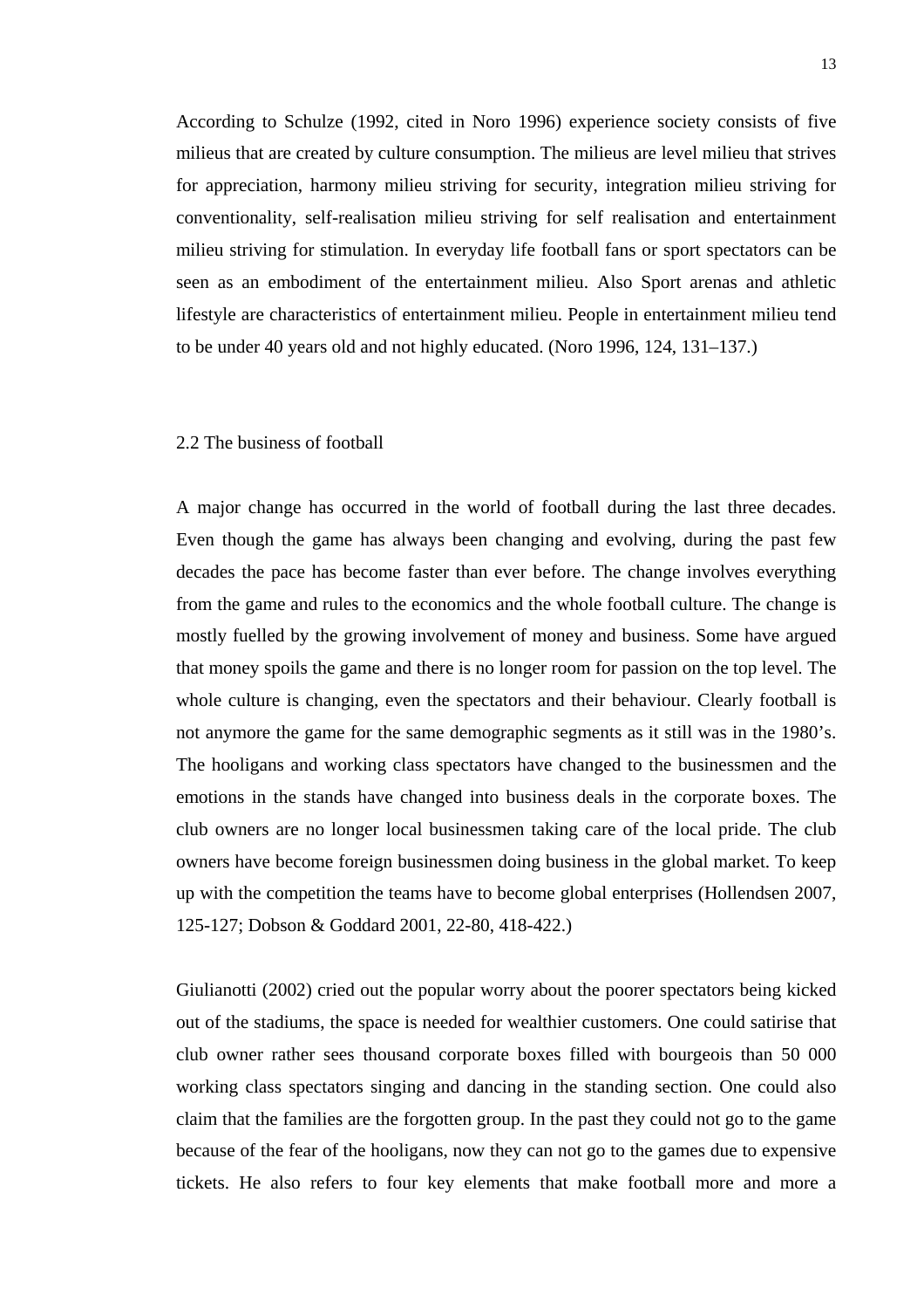According to Schulze (1992, cited in Noro 1996) experience society consists of five milieus that are created by culture consumption. The milieus are level milieu that strives for appreciation, harmony milieu striving for security, integration milieu striving for conventionality, self-realisation milieu striving for self realisation and entertainment milieu striving for stimulation. In everyday life football fans or sport spectators can be seen as an embodiment of the entertainment milieu. Also Sport arenas and athletic lifestyle are characteristics of entertainment milieu. People in entertainment milieu tend to be under 40 years old and not highly educated. (Noro 1996, 124, 131–137.)

## 2.2 The business of football

A major change has occurred in the world of football during the last three decades. Even though the game has always been changing and evolving, during the past few decades the pace has become faster than ever before. The change involves everything from the game and rules to the economics and the whole football culture. The change is mostly fuelled by the growing involvement of money and business. Some have argued that money spoils the game and there is no longer room for passion on the top level. The whole culture is changing, even the spectators and their behaviour. Clearly football is not anymore the game for the same demographic segments as it still was in the 1980’s. The hooligans and working class spectators have changed to the businessmen and the emotions in the stands have changed into business deals in the corporate boxes. The club owners are no longer local businessmen taking care of the local pride. The club owners have become foreign businessmen doing business in the global market. To keep up with the competition the teams have to become global enterprises (Hollendsen 2007, 125-127; Dobson & Goddard 2001, 22-80, 418-422.)

Giulianotti (2002) cried out the popular worry about the poorer spectators being kicked out of the stadiums, the space is needed for wealthier customers. One could satirise that club owner rather sees thousand corporate boxes filled with bourgeois than 50 000 working class spectators singing and dancing in the standing section. One could also claim that the families are the forgotten group. In the past they could not go to the game because of the fear of the hooligans, now they can not go to the games due to expensive tickets. He also refers to four key elements that make football more and more a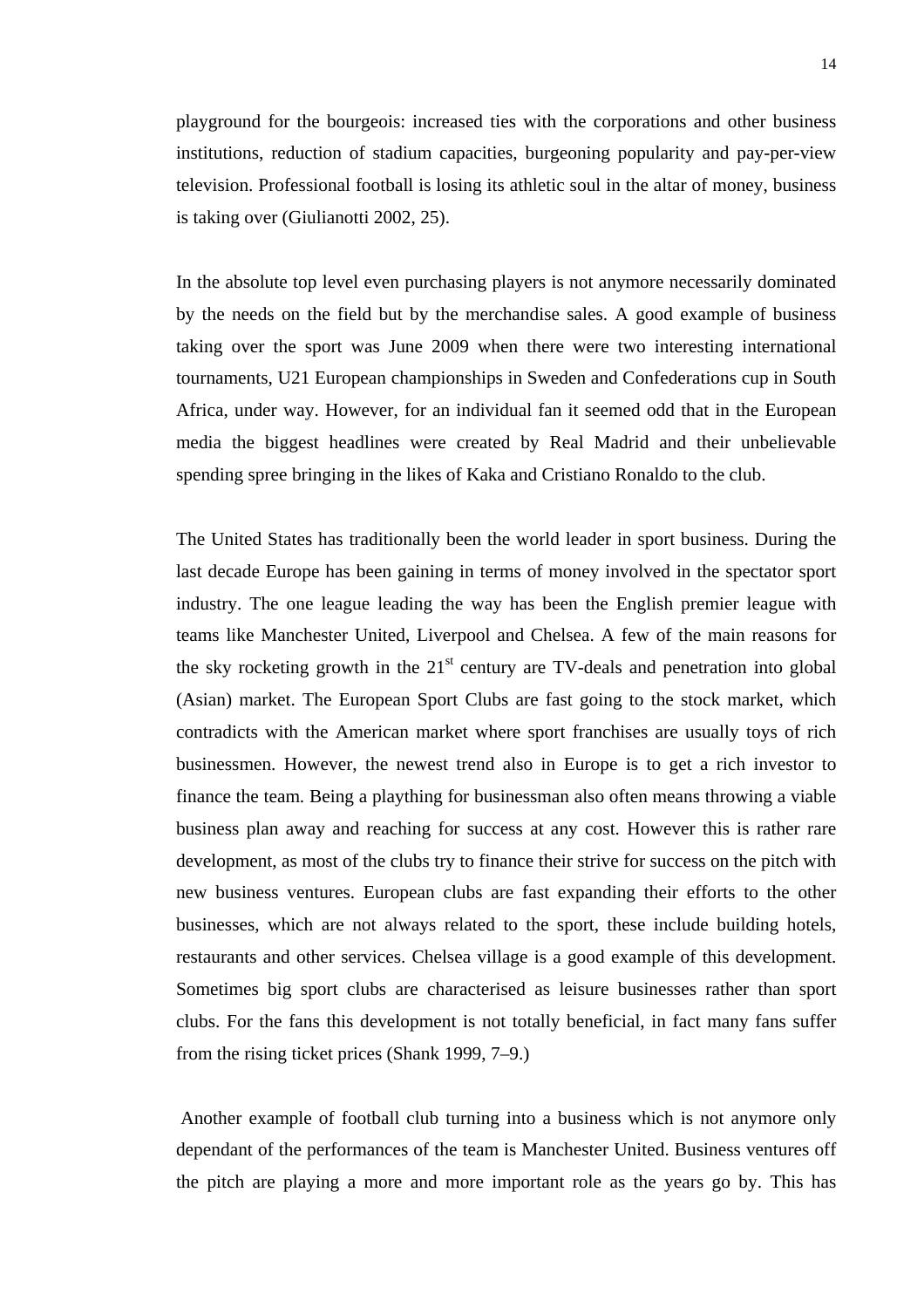playground for the bourgeois: increased ties with the corporations and other business institutions, reduction of stadium capacities, burgeoning popularity and pay-per-view television. Professional football is losing its athletic soul in the altar of money, business is taking over (Giulianotti 2002, 25).

In the absolute top level even purchasing players is not anymore necessarily dominated by the needs on the field but by the merchandise sales. A good example of business taking over the sport was June 2009 when there were two interesting international tournaments, U21 European championships in Sweden and Confederations cup in South Africa, under way. However, for an individual fan it seemed odd that in the European media the biggest headlines were created by Real Madrid and their unbelievable spending spree bringing in the likes of Kaka and Cristiano Ronaldo to the club.

The United States has traditionally been the world leader in sport business. During the last decade Europe has been gaining in terms of money involved in the spectator sport industry. The one league leading the way has been the English premier league with teams like Manchester United, Liverpool and Chelsea. A few of the main reasons for the sky rocketing growth in the 21st century are TV-deals and penetration into global (Asian) market. The European Sport Clubs are fast going to the stock market, which contradicts with the American market where sport franchises are usually toys of rich businessmen. However, the newest trend also in Europe is to get a rich investor to finance the team. Being a plaything for businessman also often means throwing a viable business plan away and reaching for success at any cost. However this is rather rare development, as most of the clubs try to finance their strive for success on the pitch with new business ventures. European clubs are fast expanding their efforts to the other businesses, which are not always related to the sport, these include building hotels, restaurants and other services. Chelsea village is a good example of this development. Sometimes big sport clubs are characterised as leisure businesses rather than sport clubs. For the fans this development is not totally beneficial, in fact many fans suffer from the rising ticket prices (Shank 1999, 7–9.)

Another example of football club turning into a business which is not anymore only dependant of the performances of the team is Manchester United. Business ventures off the pitch are playing a more and more important role as the years go by. This has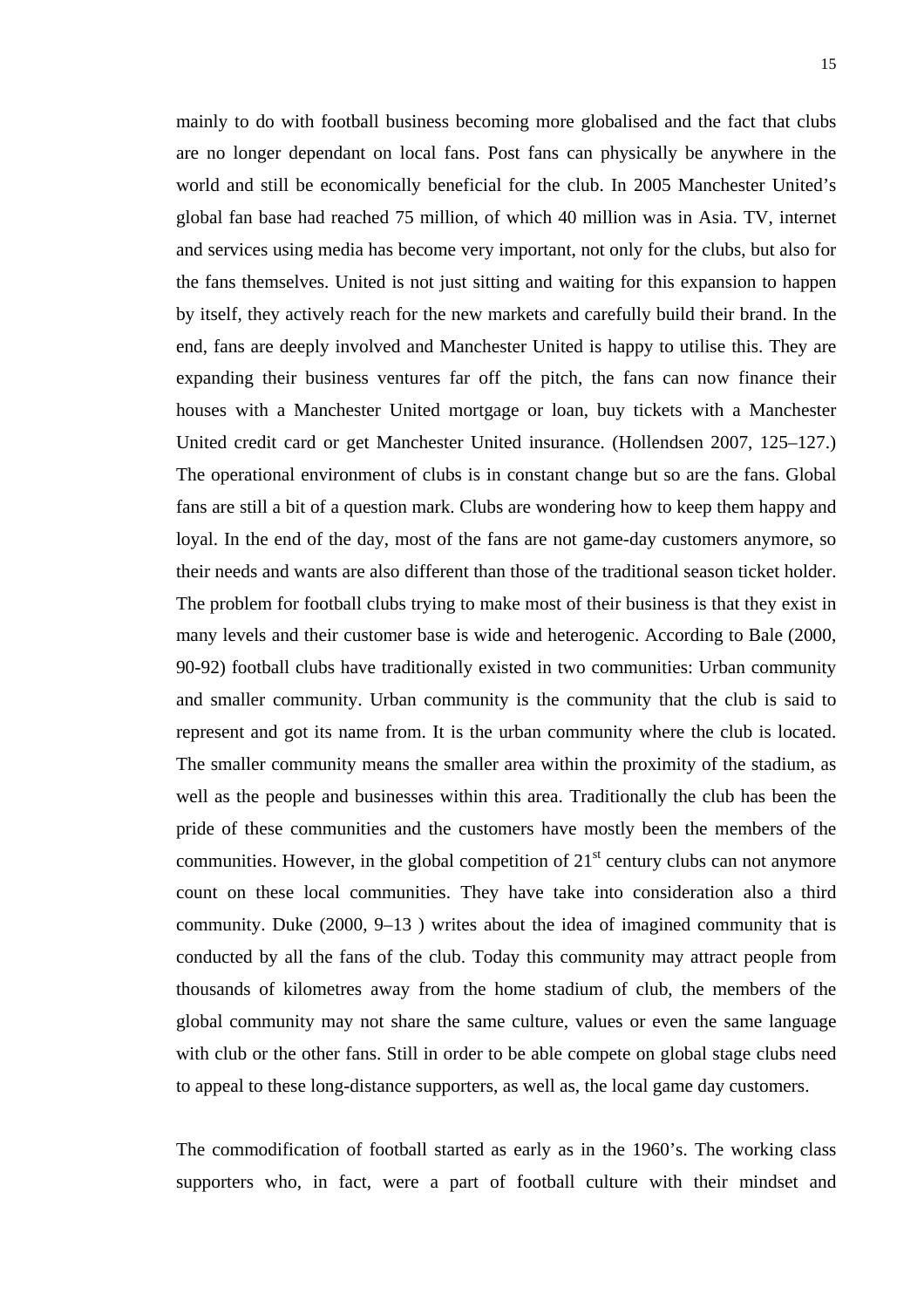mainly to do with football business becoming more globalised and the fact that clubs are no longer dependant on local fans. Post fans can physically be anywhere in the world and still be economically beneficial for the club. In 2005 Manchester United's global fan base had reached 75 million, of which 40 million was in Asia. TV, internet and services using media has become very important, not only for the clubs, but also for the fans themselves. United is not just sitting and waiting for this expansion to happen by itself, they actively reach for the new markets and carefully build their brand. In the end, fans are deeply involved and Manchester United is happy to utilise this. They are expanding their business ventures far off the pitch, the fans can now finance their houses with a Manchester United mortgage or loan, buy tickets with a Manchester United credit card or get Manchester United insurance. (Hollendsen 2007, 125–127.) The operational environment of clubs is in constant change but so are the fans. Global fans are still a bit of a question mark. Clubs are wondering how to keep them happy and loyal. In the end of the day, most of the fans are not game-day customers anymore, so their needs and wants are also different than those of the traditional season ticket holder. The problem for football clubs trying to make most of their business is that they exist in many levels and their customer base is wide and heterogenic. According to Bale (2000, 90-92) football clubs have traditionally existed in two communities: Urban community and smaller community. Urban community is the community that the club is said to represent and got its name from. It is the urban community where the club is located. The smaller community means the smaller area within the proximity of the stadium, as well as the people and businesses within this area. Traditionally the club has been the pride of these communities and the customers have mostly been the members of the communities. However, in the global competition of 21st century clubs can not anymore count on these local communities. They have take into consideration also a third community. Duke (2000, 9–13 ) writes about the idea of imagined community that is conducted by all the fans of the club. Today this community may attract people from thousands of kilometres away from the home stadium of club, the members of the global community may not share the same culture, values or even the same language with club or the other fans. Still in order to be able compete on global stage clubs need to appeal to these long-distance supporters, as well as, the local game day customers.

The commodification of football started as early as in the 1960's. The working class supporters who, in fact, were a part of football culture with their mindset and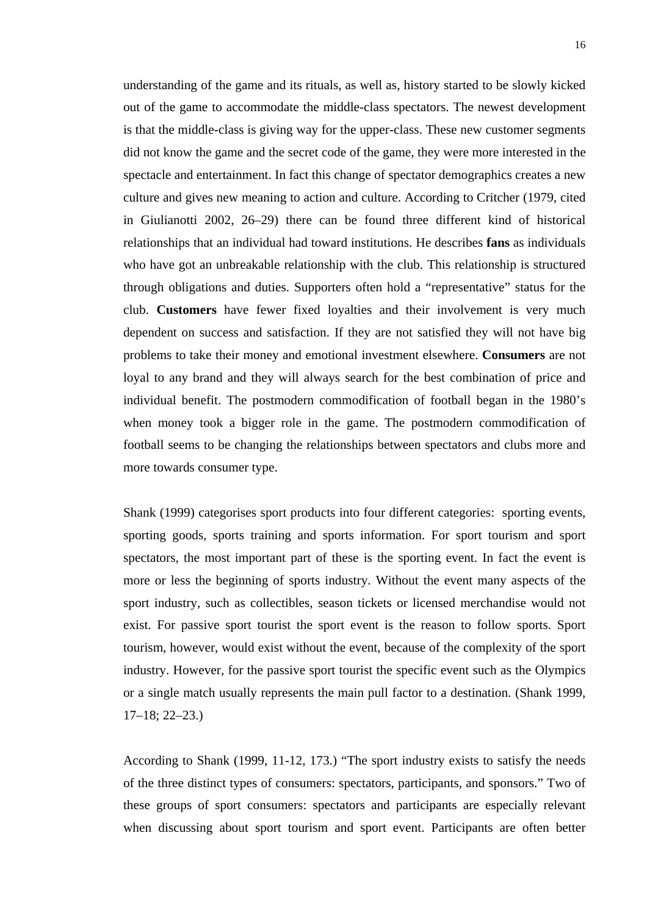understanding of the game and its rituals, as well as, history started to be slowly kicked out of the game to accommodate the middle-class spectators. The newest development is that the middle-class is giving way for the upper-class. These new customer segments did not know the game and the secret code of the game, they were more interested in the spectacle and entertainment. In fact this change of spectator demographics creates a new culture and gives new meaning to action and culture. According to Critcher (1979, cited in Giulianotti 2002, 26–29) there can be found three different kind of historical relationships that an individual had toward institutions. He describes **fans** as individuals who have got an unbreakable relationship with the club. This relationship is structured through obligations and duties. Supporters often hold a “representative” status for the club. **Customers** have fewer fixed loyalties and their involvement is very much dependent on success and satisfaction. If they are not satisfied they will not have big problems to take their money and emotional investment elsewhere. **Consumers** are not loyal to any brand and they will always search for the best combination of price and individual benefit. The postmodern commodification of football began in the 1980’s when money took a bigger role in the game. The postmodern commodification of football seems to be changing the relationships between spectators and clubs more and more towards consumer type.

Shank (1999) categorises sport products into four different categories: sporting events, sporting goods, sports training and sports information. For sport tourism and sport spectators, the most important part of these is the sporting event. In fact the event is more or less the beginning of sports industry. Without the event many aspects of the sport industry, such as collectibles, season tickets or licensed merchandise would not exist. For passive sport tourist the sport event is the reason to follow sports. Sport tourism, however, would exist without the event, because of the complexity of the sport industry. However, for the passive sport tourist the specific event such as the Olympics or a single match usually represents the main pull factor to a destination. (Shank 1999, 17–18; 22–23.)

According to Shank (1999, 11-12, 173.) “The sport industry exists to satisfy the needs of the three distinct types of consumers: spectators, participants, and sponsors.” Two of these groups of sport consumers: spectators and participants are especially relevant when discussing about sport tourism and sport event. Participants are often better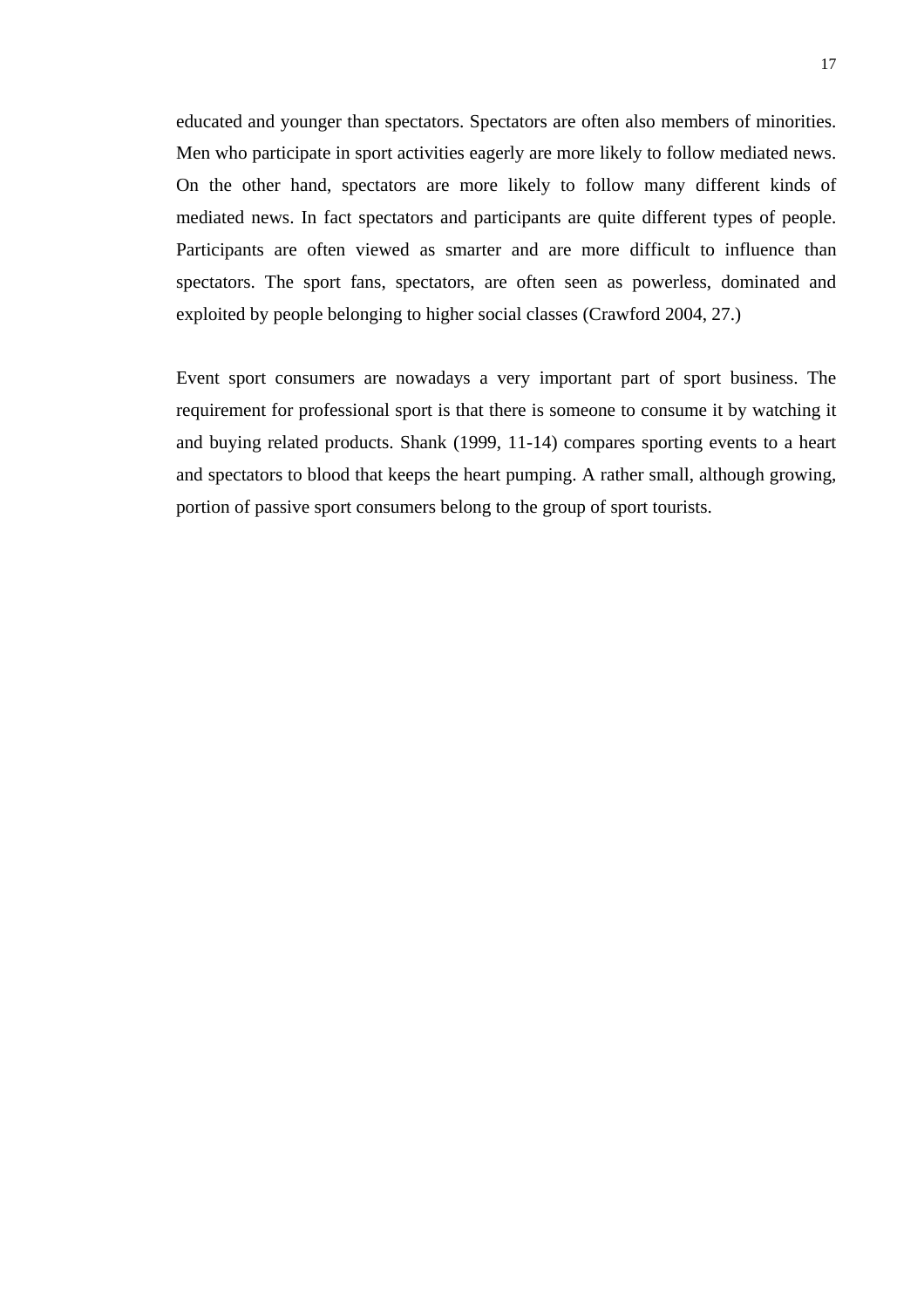educated and younger than spectators. Spectators are often also members of minorities. Men who participate in sport activities eagerly are more likely to follow mediated news. On the other hand, spectators are more likely to follow many different kinds of mediated news. In fact spectators and participants are quite different types of people. Participants are often viewed as smarter and are more difficult to influence than spectators. The sport fans, spectators, are often seen as powerless, dominated and exploited by people belonging to higher social classes (Crawford 2004, 27.)

Event sport consumers are nowadays a very important part of sport business. The requirement for professional sport is that there is someone to consume it by watching it and buying related products. Shank (1999, 11-14) compares sporting events to a heart and spectators to blood that keeps the heart pumping. A rather small, although growing, portion of passive sport consumers belong to the group of sport tourists.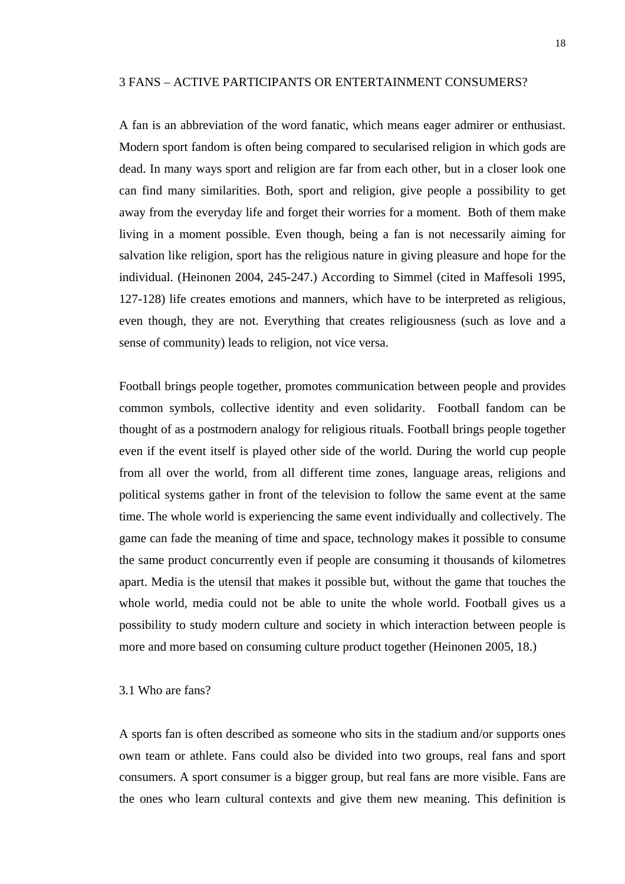# 3 FANS – ACTIVE PARTICIPANTS OR ENTERTAINMENT CONSUMERS?

A fan is an abbreviation of the word fanatic, which means eager admirer or enthusiast. Modern sport fandom is often being compared to secularised religion in which gods are dead. In many ways sport and religion are far from each other, but in a closer look one can find many similarities. Both, sport and religion, give people a possibility to get away from the everyday life and forget their worries for a moment. Both of them make living in a moment possible. Even though, being a fan is not necessarily aiming for salvation like religion, sport has the religious nature in giving pleasure and hope for the individual. (Heinonen 2004, 245-247.) According to Simmel (cited in Maffesoli 1995, 127-128) life creates emotions and manners, which have to be interpreted as religious, even though, they are not. Everything that creates religiousness (such as love and a sense of community) leads to religion, not vice versa.

Football brings people together, promotes communication between people and provides common symbols, collective identity and even solidarity. Football fandom can be thought of as a postmodern analogy for religious rituals. Football brings people together even if the event itself is played other side of the world. During the world cup people from all over the world, from all different time zones, language areas, religions and political systems gather in front of the television to follow the same event at the same time. The whole world is experiencing the same event individually and collectively. The game can fade the meaning of time and space, technology makes it possible to consume the same product concurrently even if people are consuming it thousands of kilometres apart. Media is the utensil that makes it possible but, without the game that touches the whole world, media could not be able to unite the whole world. Football gives us a possibility to study modern culture and society in which interaction between people is more and more based on consuming culture product together (Heinonen 2005, 18.)

## 3.1 Who are fans?

A sports fan is often described as someone who sits in the stadium and/or supports ones own team or athlete. Fans could also be divided into two groups, real fans and sport consumers. A sport consumer is a bigger group, but real fans are more visible. Fans are the ones who learn cultural contexts and give them new meaning. This definition is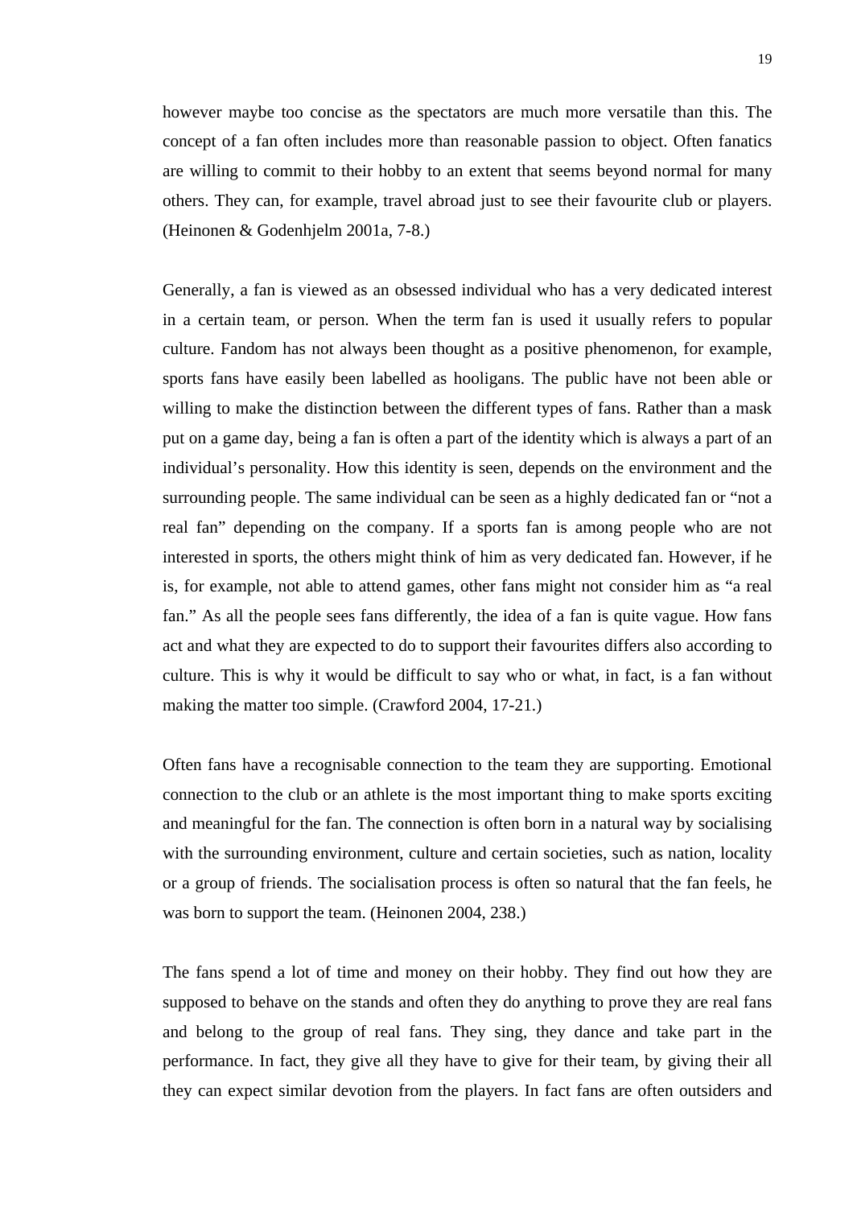however maybe too concise as the spectators are much more versatile than this. The concept of a fan often includes more than reasonable passion to object. Often fanatics are willing to commit to their hobby to an extent that seems beyond normal for many others. They can, for example, travel abroad just to see their favourite club or players. (Heinonen & Godenhjelm 2001a, 7-8.)

Generally, a fan is viewed as an obsessed individual who has a very dedicated interest in a certain team, or person. When the term fan is used it usually refers to popular culture. Fandom has not always been thought as a positive phenomenon, for example, sports fans have easily been labelled as hooligans. The public have not been able or willing to make the distinction between the different types of fans. Rather than a mask put on a game day, being a fan is often a part of the identity which is always a part of an individual's personality. How this identity is seen, depends on the environment and the surrounding people. The same individual can be seen as a highly dedicated fan or "not a real fan" depending on the company. If a sports fan is among people who are not interested in sports, the others might think of him as very dedicated fan. However, if he is, for example, not able to attend games, other fans might not consider him as "a real fan." As all the people sees fans differently, the idea of a fan is quite vague. How fans act and what they are expected to do to support their favourites differs also according to culture. This is why it would be difficult to say who or what, in fact, is a fan without making the matter too simple. (Crawford 2004, 17-21.)

Often fans have a recognisable connection to the team they are supporting. Emotional connection to the club or an athlete is the most important thing to make sports exciting and meaningful for the fan. The connection is often born in a natural way by socialising with the surrounding environment, culture and certain societies, such as nation, locality or a group of friends. The socialisation process is often so natural that the fan feels, he was born to support the team. (Heinonen 2004, 238.)

The fans spend a lot of time and money on their hobby. They find out how they are supposed to behave on the stands and often they do anything to prove they are real fans and belong to the group of real fans. They sing, they dance and take part in the performance. In fact, they give all they have to give for their team, by giving their all they can expect similar devotion from the players. In fact fans are often outsiders and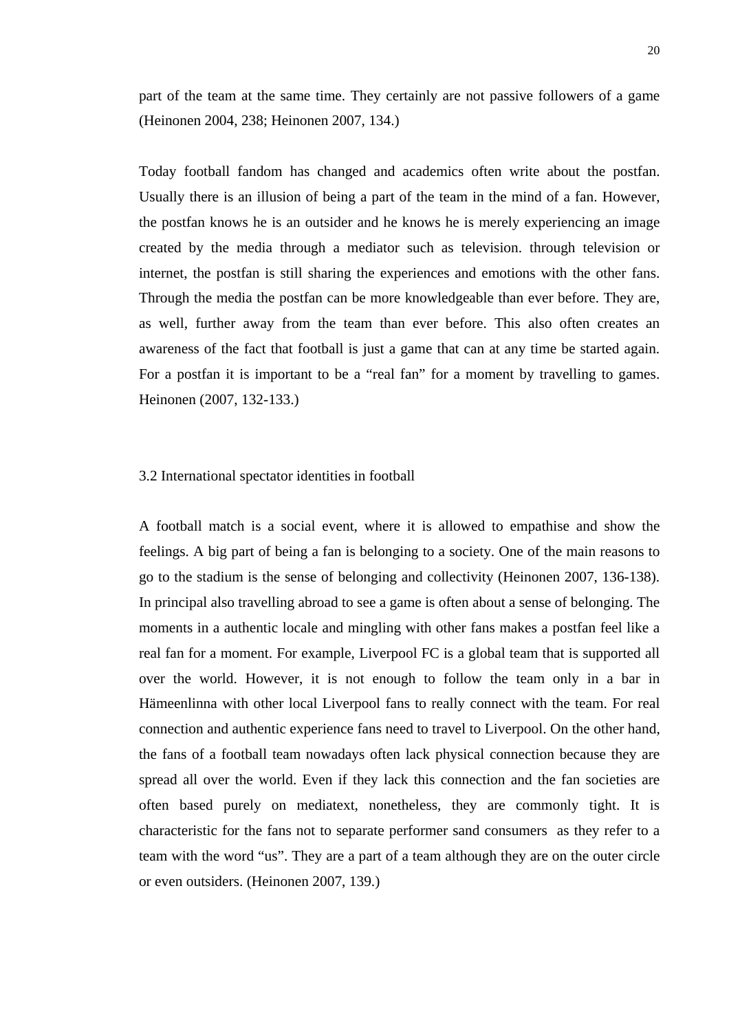part of the team at the same time. They certainly are not passive followers of a game (Heinonen 2004, 238; Heinonen 2007, 134.)

Today football fandom has changed and academics often write about the postfan. Usually there is an illusion of being a part of the team in the mind of a fan. However, the postfan knows he is an outsider and he knows he is merely experiencing an image created by the media through a mediator such as television. through television or internet, the postfan is still sharing the experiences and emotions with the other fans. Through the media the postfan can be more knowledgeable than ever before. They are, as well, further away from the team than ever before. This also often creates an awareness of the fact that football is just a game that can at any time be started again. For a postfan it is important to be a “real fan” for a moment by travelling to games. Heinonen (2007, 132-133.)

## 3.2 International spectator identities in football

A football match is a social event, where it is allowed to empathise and show the feelings. A big part of being a fan is belonging to a society. One of the main reasons to go to the stadium is the sense of belonging and collectivity (Heinonen 2007, 136-138). In principal also travelling abroad to see a game is often about a sense of belonging. The moments in a authentic locale and mingling with other fans makes a postfan feel like a real fan for a moment. For example, Liverpool FC is a global team that is supported all over the world. However, it is not enough to follow the team only in a bar in Hämeenlinna with other local Liverpool fans to really connect with the team. For real connection and authentic experience fans need to travel to Liverpool. On the other hand, the fans of a football team nowadays often lack physical connection because they are spread all over the world. Even if they lack this connection and the fan societies are often based purely on mediatext, nonetheless, they are commonly tight. It is characteristic for the fans not to separate performer sand consumers as they refer to a team with the word “us”. They are a part of a team although they are on the outer circle or even outsiders. (Heinonen 2007, 139.)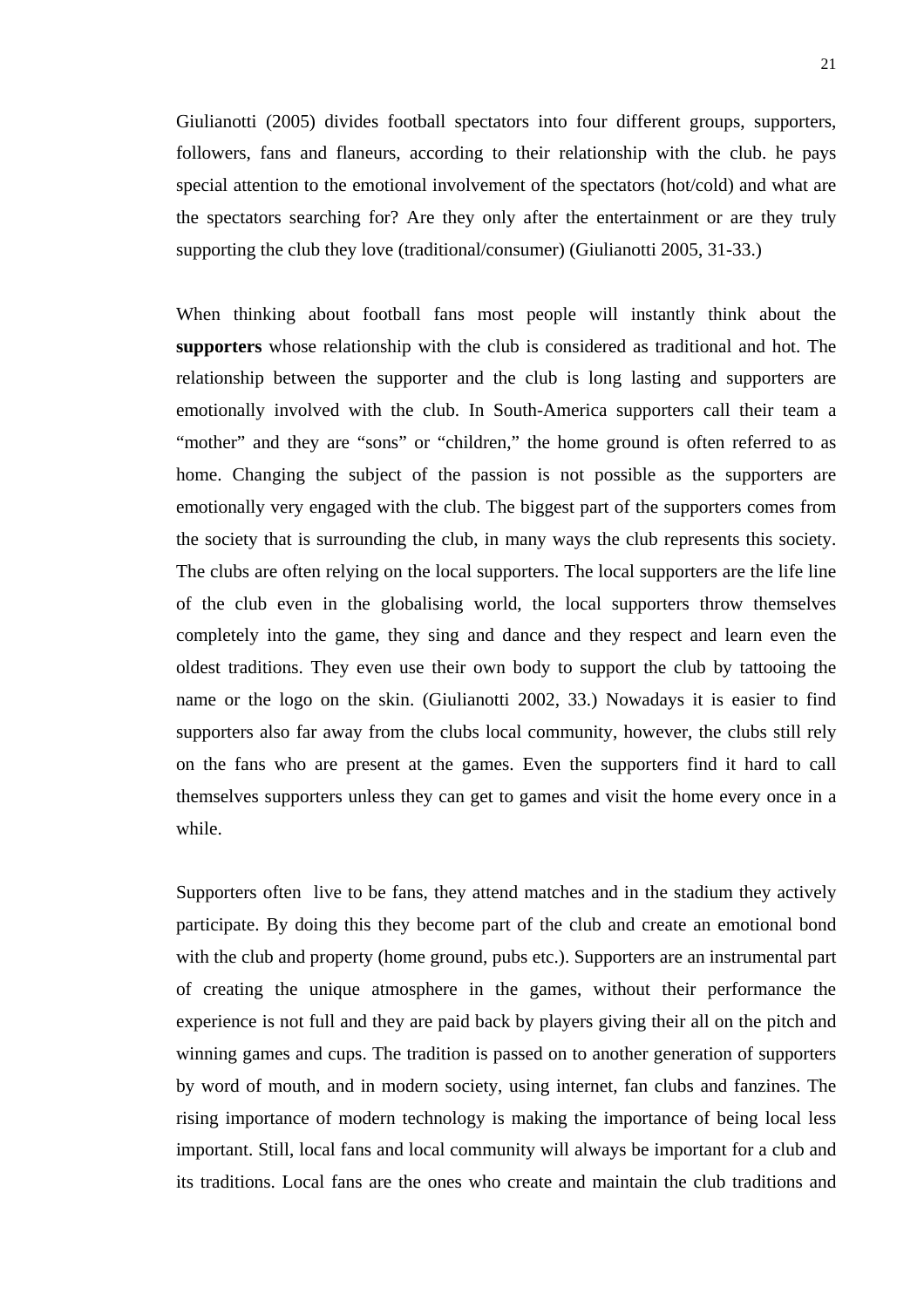Giulianotti (2005) divides football spectators into four different groups, supporters, followers, fans and flaneurs, according to their relationship with the club. he pays special attention to the emotional involvement of the spectators (hot/cold) and what are the spectators searching for? Are they only after the entertainment or are they truly supporting the club they love (traditional/consumer) (Giulianotti 2005, 31-33.)

When thinking about football fans most people will instantly think about the **supporters** whose relationship with the club is considered as traditional and hot. The relationship between the supporter and the club is long lasting and supporters are emotionally involved with the club. In South-America supporters call their team a “mother” and they are “sons” or “children,” the home ground is often referred to as home. Changing the subject of the passion is not possible as the supporters are emotionally very engaged with the club. The biggest part of the supporters comes from the society that is surrounding the club, in many ways the club represents this society. The clubs are often relying on the local supporters. The local supporters are the life line of the club even in the globalising world, the local supporters throw themselves completely into the game, they sing and dance and they respect and learn even the oldest traditions. They even use their own body to support the club by tattooing the name or the logo on the skin. (Giulianotti 2002, 33.) Nowadays it is easier to find supporters also far away from the clubs local community, however, the clubs still rely on the fans who are present at the games. Even the supporters find it hard to call themselves supporters unless they can get to games and visit the home every once in a while.

Supporters often live to be fans, they attend matches and in the stadium they actively participate. By doing this they become part of the club and create an emotional bond with the club and property (home ground, pubs etc.). Supporters are an instrumental part of creating the unique atmosphere in the games, without their performance the experience is not full and they are paid back by players giving their all on the pitch and winning games and cups. The tradition is passed on to another generation of supporters by word of mouth, and in modern society, using internet, fan clubs and fanzines. The rising importance of modern technology is making the importance of being local less important. Still, local fans and local community will always be important for a club and its traditions. Local fans are the ones who create and maintain the club traditions and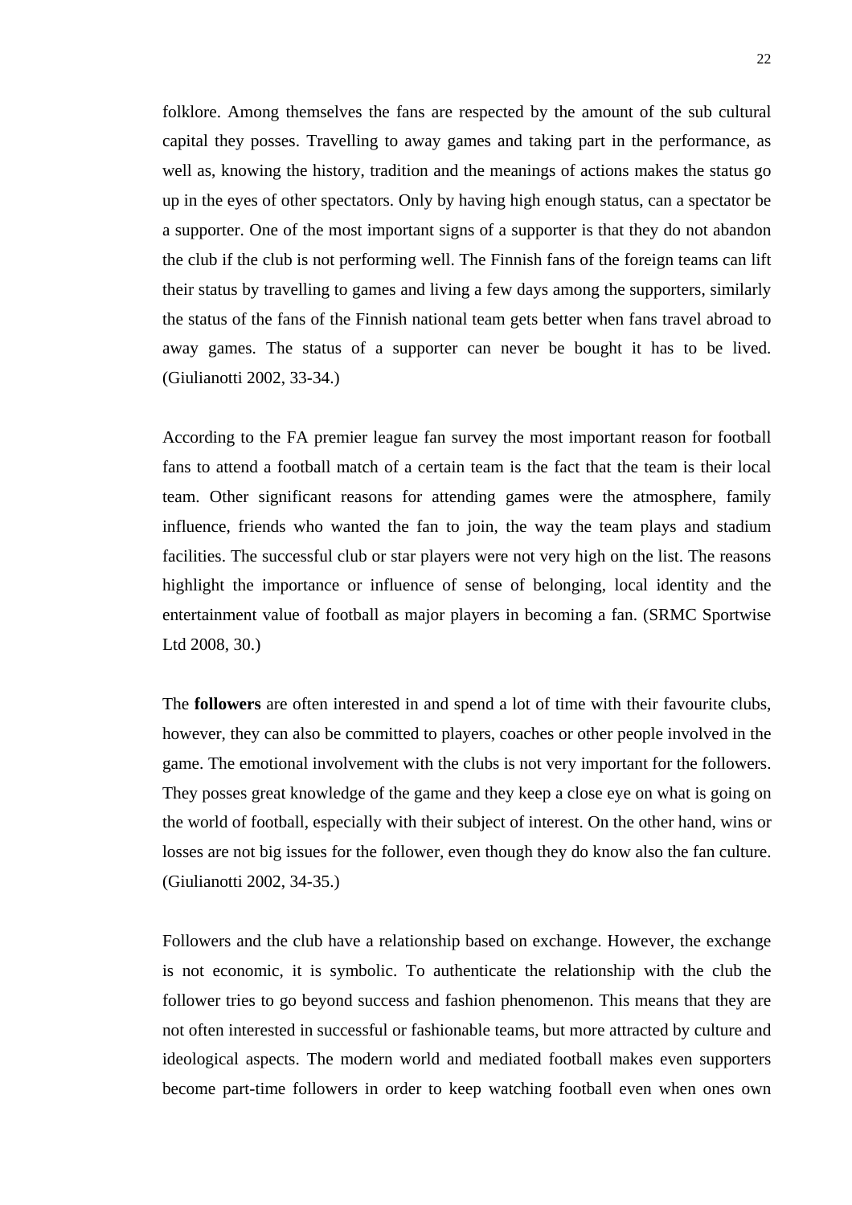folklore. Among themselves the fans are respected by the amount of the sub cultural capital they posses. Travelling to away games and taking part in the performance, as well as, knowing the history, tradition and the meanings of actions makes the status go up in the eyes of other spectators. Only by having high enough status, can a spectator be a supporter. One of the most important signs of a supporter is that they do not abandon the club if the club is not performing well. The Finnish fans of the foreign teams can lift their status by travelling to games and living a few days among the supporters, similarly the status of the fans of the Finnish national team gets better when fans travel abroad to away games. The status of a supporter can never be bought it has to be lived. (Giulianotti 2002, 33-34.)

According to the FA premier league fan survey the most important reason for football fans to attend a football match of a certain team is the fact that the team is their local team. Other significant reasons for attending games were the atmosphere, family influence, friends who wanted the fan to join, the way the team plays and stadium facilities. The successful club or star players were not very high on the list. The reasons highlight the importance or influence of sense of belonging, local identity and the entertainment value of football as major players in becoming a fan. (SRMC Sportwise Ltd 2008, 30.)

The **followers** are often interested in and spend a lot of time with their favourite clubs, however, they can also be committed to players, coaches or other people involved in the game. The emotional involvement with the clubs is not very important for the followers. They posses great knowledge of the game and they keep a close eye on what is going on the world of football, especially with their subject of interest. On the other hand, wins or losses are not big issues for the follower, even though they do know also the fan culture. (Giulianotti 2002, 34-35.)

Followers and the club have a relationship based on exchange. However, the exchange is not economic, it is symbolic. To authenticate the relationship with the club the follower tries to go beyond success and fashion phenomenon. This means that they are not often interested in successful or fashionable teams, but more attracted by culture and ideological aspects. The modern world and mediated football makes even supporters become part-time followers in order to keep watching football even when ones own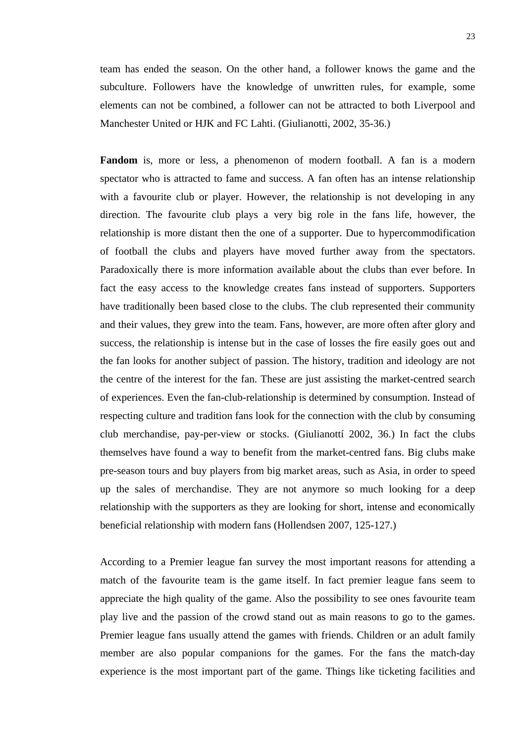team has ended the season. On the other hand, a follower knows the game and the subculture. Followers have the knowledge of unwritten rules, for example, some elements can not be combined, a follower can not be attracted to both Liverpool and Manchester United or HJK and FC Lahti. (Giulianotti, 2002, 35-36.)

**Fandom** is, more or less, a phenomenon of modern football. A fan is a modern spectator who is attracted to fame and success. A fan often has an intense relationship with a favourite club or player. However, the relationship is not developing in any direction. The favourite club plays a very big role in the fans life, however, the relationship is more distant then the one of a supporter. Due to hypercommodification of football the clubs and players have moved further away from the spectators. Paradoxically there is more information available about the clubs than ever before. In fact the easy access to the knowledge creates fans instead of supporters. Supporters have traditionally been based close to the clubs. The club represented their community and their values, they grew into the team. Fans, however, are more often after glory and success, the relationship is intense but in the case of losses the fire easily goes out and the fan looks for another subject of passion. The history, tradition and ideology are not the centre of the interest for the fan. These are just assisting the market-centred search of experiences. Even the fan-club-relationship is determined by consumption. Instead of respecting culture and tradition fans look for the connection with the club by consuming club merchandise, pay-per-view or stocks. (Giulianottí 2002, 36.) In fact the clubs themselves have found a way to benefit from the market-centred fans. Big clubs make pre-season tours and buy players from big market areas, such as Asia, in order to speed up the sales of merchandise. They are not anymore so much looking for a deep relationship with the supporters as they are looking for short, intense and economically beneficial relationship with modern fans (Hollendsen 2007, 125-127.)

According to a Premier league fan survey the most important reasons for attending a match of the favourite team is the game itself. In fact premier league fans seem to appreciate the high quality of the game. Also the possibility to see ones favourite team play live and the passion of the crowd stand out as main reasons to go to the games. Premier league fans usually attend the games with friends. Children or an adult family member are also popular companions for the games. For the fans the match-day experience is the most important part of the game. Things like ticketing facilities and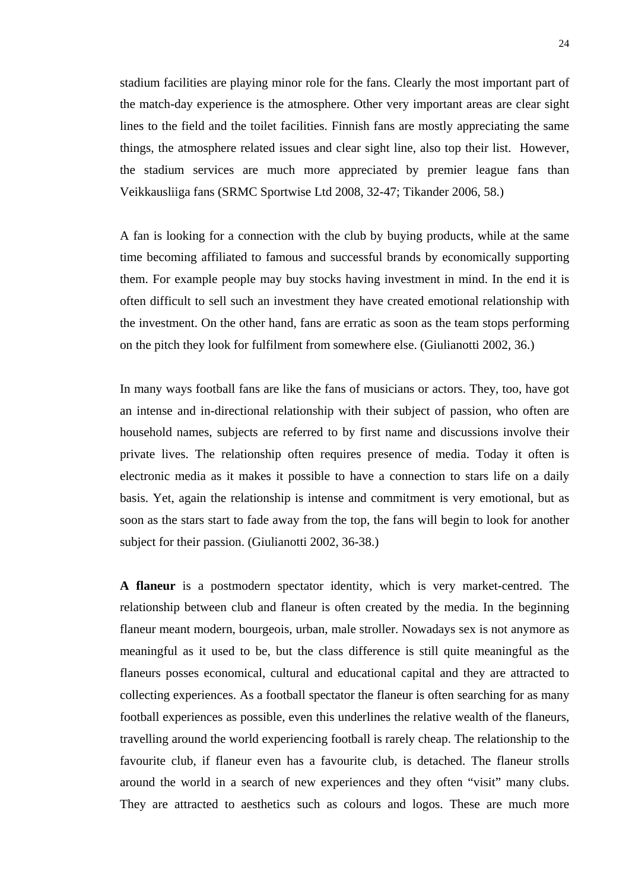stadium facilities are playing minor role for the fans. Clearly the most important part of the match-day experience is the atmosphere. Other very important areas are clear sight lines to the field and the toilet facilities. Finnish fans are mostly appreciating the same things, the atmosphere related issues and clear sight line, also top their list. However, the stadium services are much more appreciated by premier league fans than Veikkausliiga fans (SRMC Sportwise Ltd 2008, 32-47; Tikander 2006, 58.)

A fan is looking for a connection with the club by buying products, while at the same time becoming affiliated to famous and successful brands by economically supporting them. For example people may buy stocks having investment in mind. In the end it is often difficult to sell such an investment they have created emotional relationship with the investment. On the other hand, fans are erratic as soon as the team stops performing on the pitch they look for fulfilment from somewhere else. (Giulianotti 2002, 36.)

In many ways football fans are like the fans of musicians or actors. They, too, have got an intense and in-directional relationship with their subject of passion, who often are household names, subjects are referred to by first name and discussions involve their private lives. The relationship often requires presence of media. Today it often is electronic media as it makes it possible to have a connection to stars life on a daily basis. Yet, again the relationship is intense and commitment is very emotional, but as soon as the stars start to fade away from the top, the fans will begin to look for another subject for their passion. (Giulianotti 2002, 36-38.)

**A flaneur** is a postmodern spectator identity, which is very market-centred. The relationship between club and flaneur is often created by the media. In the beginning flaneur meant modern, bourgeois, urban, male stroller. Nowadays sex is not anymore as meaningful as it used to be, but the class difference is still quite meaningful as the flaneurs posses economical, cultural and educational capital and they are attracted to collecting experiences. As a football spectator the flaneur is often searching for as many football experiences as possible, even this underlines the relative wealth of the flaneurs, travelling around the world experiencing football is rarely cheap. The relationship to the favourite club, if flaneur even has a favourite club, is detached. The flaneur strolls around the world in a search of new experiences and they often "visit" many clubs. They are attracted to aesthetics such as colours and logos. These are much more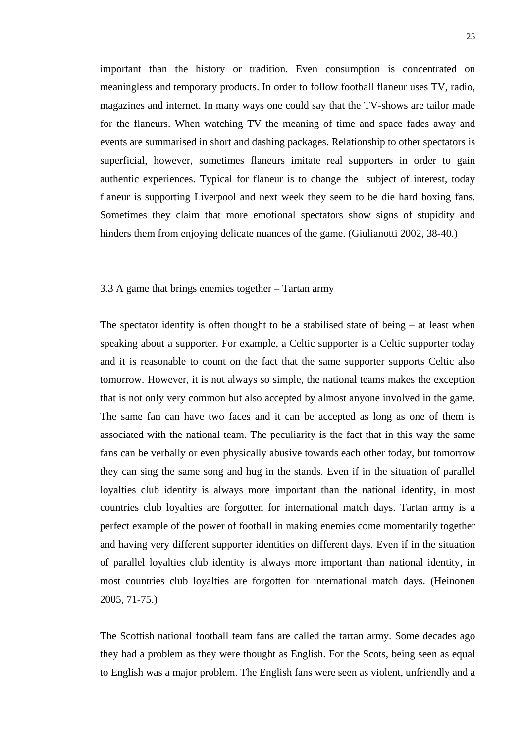important than the history or tradition. Even consumption is concentrated on meaningless and temporary products. In order to follow football flaneur uses TV, radio, magazines and internet. In many ways one could say that the TV-shows are tailor made for the flaneurs. When watching TV the meaning of time and space fades away and events are summarised in short and dashing packages. Relationship to other spectators is superficial, however, sometimes flaneurs imitate real supporters in order to gain authentic experiences. Typical for flaneur is to change the subject of interest, today flaneur is supporting Liverpool and next week they seem to be die hard boxing fans. Sometimes they claim that more emotional spectators show signs of stupidity and hinders them from enjoying delicate nuances of the game. (Giulianotti 2002, 38-40.)

### 3.3 A game that brings enemies together – Tartan army

The spectator identity is often thought to be a stabilised state of being – at least when speaking about a supporter. For example, a Celtic supporter is a Celtic supporter today and it is reasonable to count on the fact that the same supporter supports Celtic also tomorrow. However, it is not always so simple, the national teams makes the exception that is not only very common but also accepted by almost anyone involved in the game. The same fan can have two faces and it can be accepted as long as one of them is associated with the national team. The peculiarity is the fact that in this way the same fans can be verbally or even physically abusive towards each other today, but tomorrow they can sing the same song and hug in the stands. Even if in the situation of parallel loyalties club identity is always more important than the national identity, in most countries club loyalties are forgotten for international match days. Tartan army is a perfect example of the power of football in making enemies come momentarily together and having very different supporter identities on different days. Even if in the situation of parallel loyalties club identity is always more important than national identity, in most countries club loyalties are forgotten for international match days. (Heinonen 2005, 71-75.)

The Scottish national football team fans are called the tartan army. Some decades ago they had a problem as they were thought as English. For the Scots, being seen as equal to English was a major problem. The English fans were seen as violent, unfriendly and a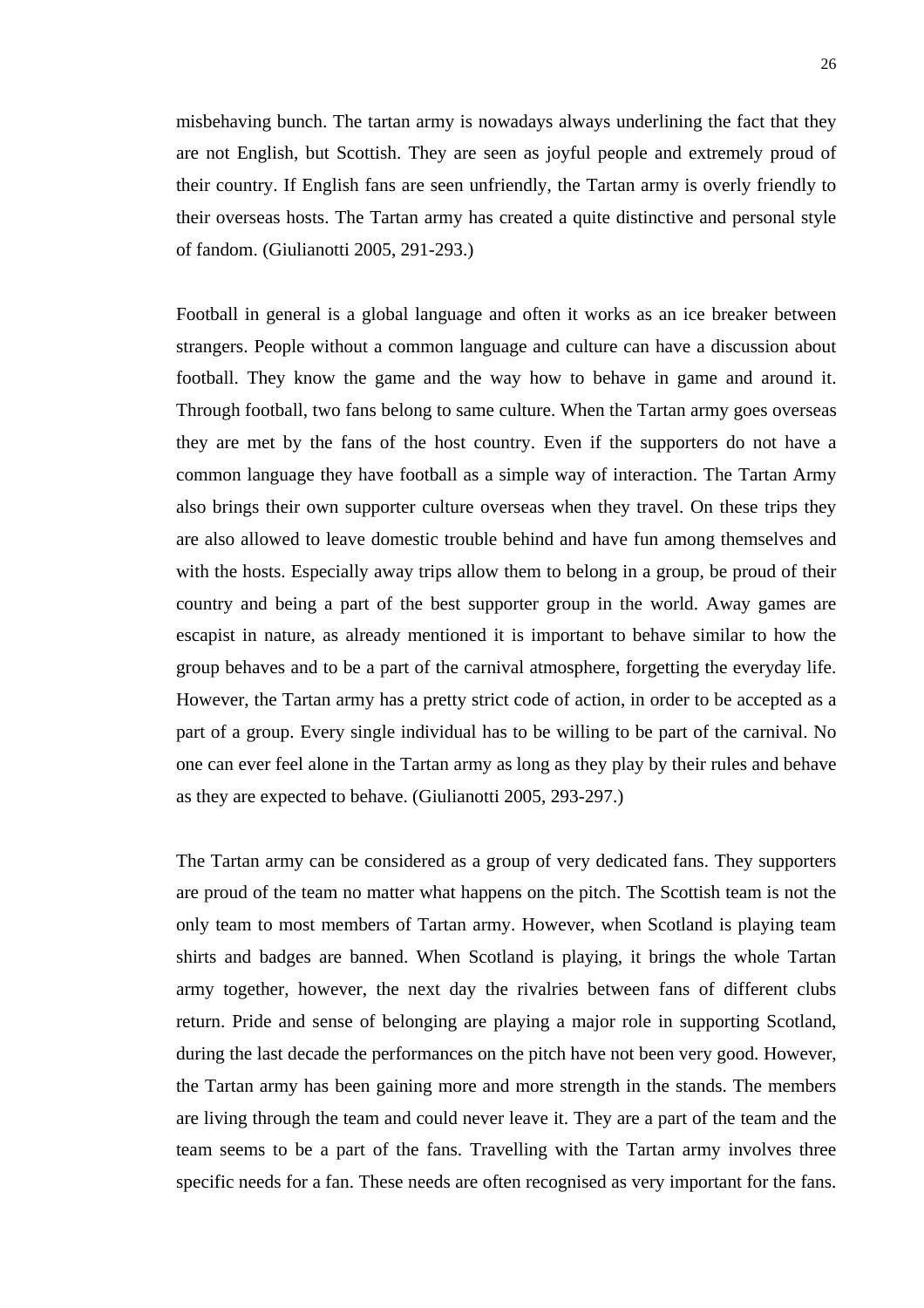misbehaving bunch. The tartan army is nowadays always underlining the fact that they are not English, but Scottish. They are seen as joyful people and extremely proud of their country. If English fans are seen unfriendly, the Tartan army is overly friendly to their overseas hosts. The Tartan army has created a quite distinctive and personal style of fandom. (Giulianotti 2005, 291-293.)

Football in general is a global language and often it works as an ice breaker between strangers. People without a common language and culture can have a discussion about football. They know the game and the way how to behave in game and around it. Through football, two fans belong to same culture. When the Tartan army goes overseas they are met by the fans of the host country. Even if the supporters do not have a common language they have football as a simple way of interaction. The Tartan Army also brings their own supporter culture overseas when they travel. On these trips they are also allowed to leave domestic trouble behind and have fun among themselves and with the hosts. Especially away trips allow them to belong in a group, be proud of their country and being a part of the best supporter group in the world. Away games are escapist in nature, as already mentioned it is important to behave similar to how the group behaves and to be a part of the carnival atmosphere, forgetting the everyday life. However, the Tartan army has a pretty strict code of action, in order to be accepted as a part of a group. Every single individual has to be willing to be part of the carnival. No one can ever feel alone in the Tartan army as long as they play by their rules and behave as they are expected to behave. (Giulianotti 2005, 293-297.)

The Tartan army can be considered as a group of very dedicated fans. They supporters are proud of the team no matter what happens on the pitch. The Scottish team is not the only team to most members of Tartan army. However, when Scotland is playing team shirts and badges are banned. When Scotland is playing, it brings the whole Tartan army together, however, the next day the rivalries between fans of different clubs return. Pride and sense of belonging are playing a major role in supporting Scotland, during the last decade the performances on the pitch have not been very good. However, the Tartan army has been gaining more and more strength in the stands. The members are living through the team and could never leave it. They are a part of the team and the team seems to be a part of the fans. Travelling with the Tartan army involves three specific needs for a fan. These needs are often recognised as very important for the fans.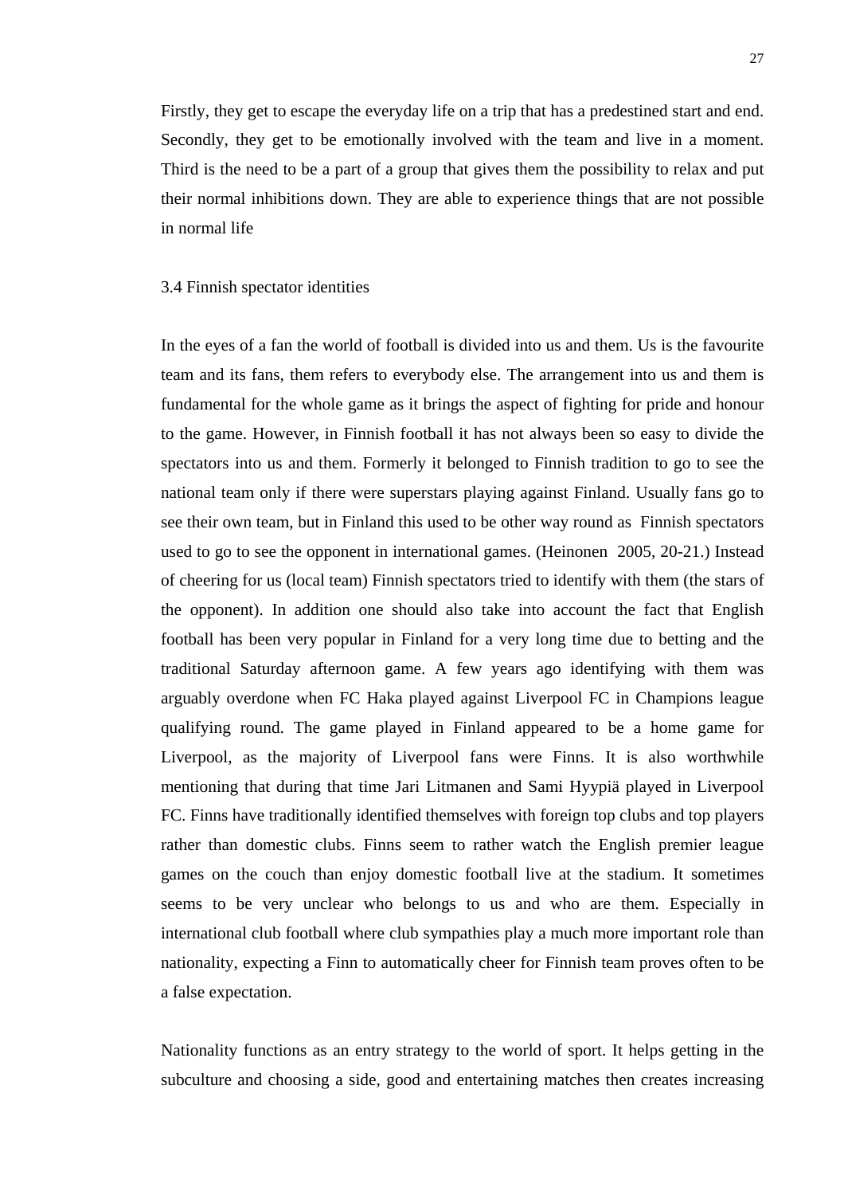Firstly, they get to escape the everyday life on a trip that has a predestined start and end. Secondly, they get to be emotionally involved with the team and live in a moment. Third is the need to be a part of a group that gives them the possibility to relax and put their normal inhibitions down. They are able to experience things that are not possible in normal life

### 3.4 Finnish spectator identities

In the eyes of a fan the world of football is divided into us and them. Us is the favourite team and its fans, them refers to everybody else. The arrangement into us and them is fundamental for the whole game as it brings the aspect of fighting for pride and honour to the game. However, in Finnish football it has not always been so easy to divide the spectators into us and them. Formerly it belonged to Finnish tradition to go to see the national team only if there were superstars playing against Finland. Usually fans go to see their own team, but in Finland this used to be other way round as Finnish spectators used to go to see the opponent in international games. (Heinonen 2005, 20-21.) Instead of cheering for us (local team) Finnish spectators tried to identify with them (the stars of the opponent). In addition one should also take into account the fact that English football has been very popular in Finland for a very long time due to betting and the traditional Saturday afternoon game. A few years ago identifying with them was arguably overdone when FC Haka played against Liverpool FC in Champions league qualifying round. The game played in Finland appeared to be a home game for Liverpool, as the majority of Liverpool fans were Finns. It is also worthwhile mentioning that during that time Jari Litmanen and Sami Hyypiä played in Liverpool FC. Finns have traditionally identified themselves with foreign top clubs and top players rather than domestic clubs. Finns seem to rather watch the English premier league games on the couch than enjoy domestic football live at the stadium. It sometimes seems to be very unclear who belongs to us and who are them. Especially in international club football where club sympathies play a much more important role than nationality, expecting a Finn to automatically cheer for Finnish team proves often to be a false expectation.

Nationality functions as an entry strategy to the world of sport. It helps getting in the subculture and choosing a side, good and entertaining matches then creates increasing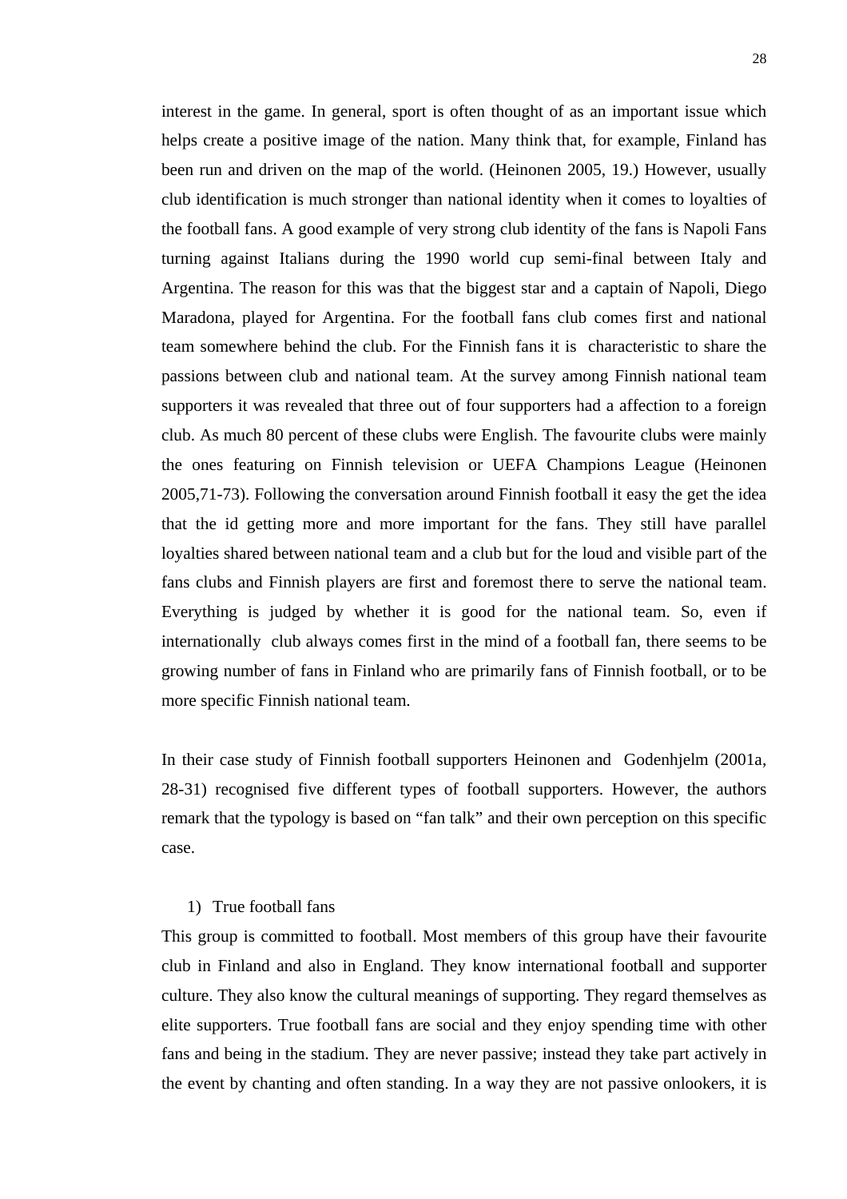interest in the game. In general, sport is often thought of as an important issue which helps create a positive image of the nation. Many think that, for example, Finland has been run and driven on the map of the world. (Heinonen 2005, 19.) However, usually club identification is much stronger than national identity when it comes to loyalties of the football fans. A good example of very strong club identity of the fans is Napoli Fans turning against Italians during the 1990 world cup semi-final between Italy and Argentina. The reason for this was that the biggest star and a captain of Napoli, Diego Maradona, played for Argentina. For the football fans club comes first and national team somewhere behind the club. For the Finnish fans it is characteristic to share the passions between club and national team. At the survey among Finnish national team supporters it was revealed that three out of four supporters had a affection to a foreign club. As much 80 percent of these clubs were English. The favourite clubs were mainly the ones featuring on Finnish television or UEFA Champions League (Heinonen 2005,71-73). Following the conversation around Finnish football it easy the get the idea that the id getting more and more important for the fans. They still have parallel loyalties shared between national team and a club but for the loud and visible part of the fans clubs and Finnish players are first and foremost there to serve the national team. Everything is judged by whether it is good for the national team. So, even if internationally club always comes first in the mind of a football fan, there seems to be growing number of fans in Finland who are primarily fans of Finnish football, or to be more specific Finnish national team.

In their case study of Finnish football supporters Heinonen and Godenhjelm (2001a, 28-31) recognised five different types of football supporters. However, the authors remark that the typology is based on "fan talk" and their own perception on this specific case.

1) True football fans

This group is committed to football. Most members of this group have their favourite club in Finland and also in England. They know international football and supporter culture. They also know the cultural meanings of supporting. They regard themselves as elite supporters. True football fans are social and they enjoy spending time with other fans and being in the stadium. They are never passive; instead they take part actively in the event by chanting and often standing. In a way they are not passive onlookers, it is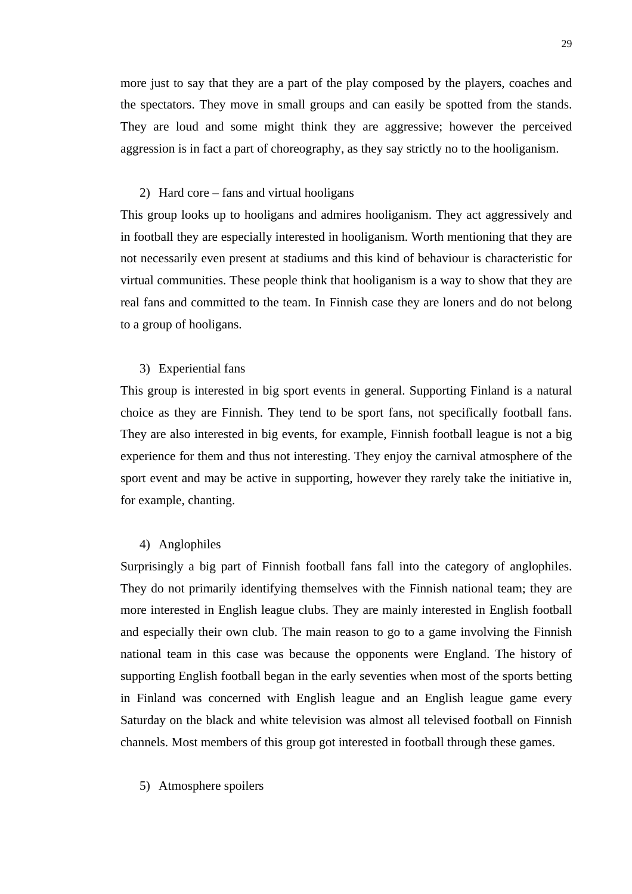more just to say that they are a part of the play composed by the players, coaches and the spectators. They move in small groups and can easily be spotted from the stands. They are loud and some might think they are aggressive; however the perceived aggression is in fact a part of choreography, as they say strictly no to the hooliganism.

2) Hard core – fans and virtual hooligans

This group looks up to hooligans and admires hooliganism. They act aggressively and in football they are especially interested in hooliganism. Worth mentioning that they are not necessarily even present at stadiums and this kind of behaviour is characteristic for virtual communities. These people think that hooliganism is a way to show that they are real fans and committed to the team. In Finnish case they are loners and do not belong to a group of hooligans.

3) Experiential fans

This group is interested in big sport events in general. Supporting Finland is a natural choice as they are Finnish. They tend to be sport fans, not specifically football fans. They are also interested in big events, for example, Finnish football league is not a big experience for them and thus not interesting. They enjoy the carnival atmosphere of the sport event and may be active in supporting, however they rarely take the initiative in, for example, chanting.

4) Anglophiles

Surprisingly a big part of Finnish football fans fall into the category of anglophiles. They do not primarily identifying themselves with the Finnish national team; they are more interested in English league clubs. They are mainly interested in English football and especially their own club. The main reason to go to a game involving the Finnish national team in this case was because the opponents were England. The history of supporting English football began in the early seventies when most of the sports betting in Finland was concerned with English league and an English league game every Saturday on the black and white television was almost all televised football on Finnish channels. Most members of this group got interested in football through these games.

5) Atmosphere spoilers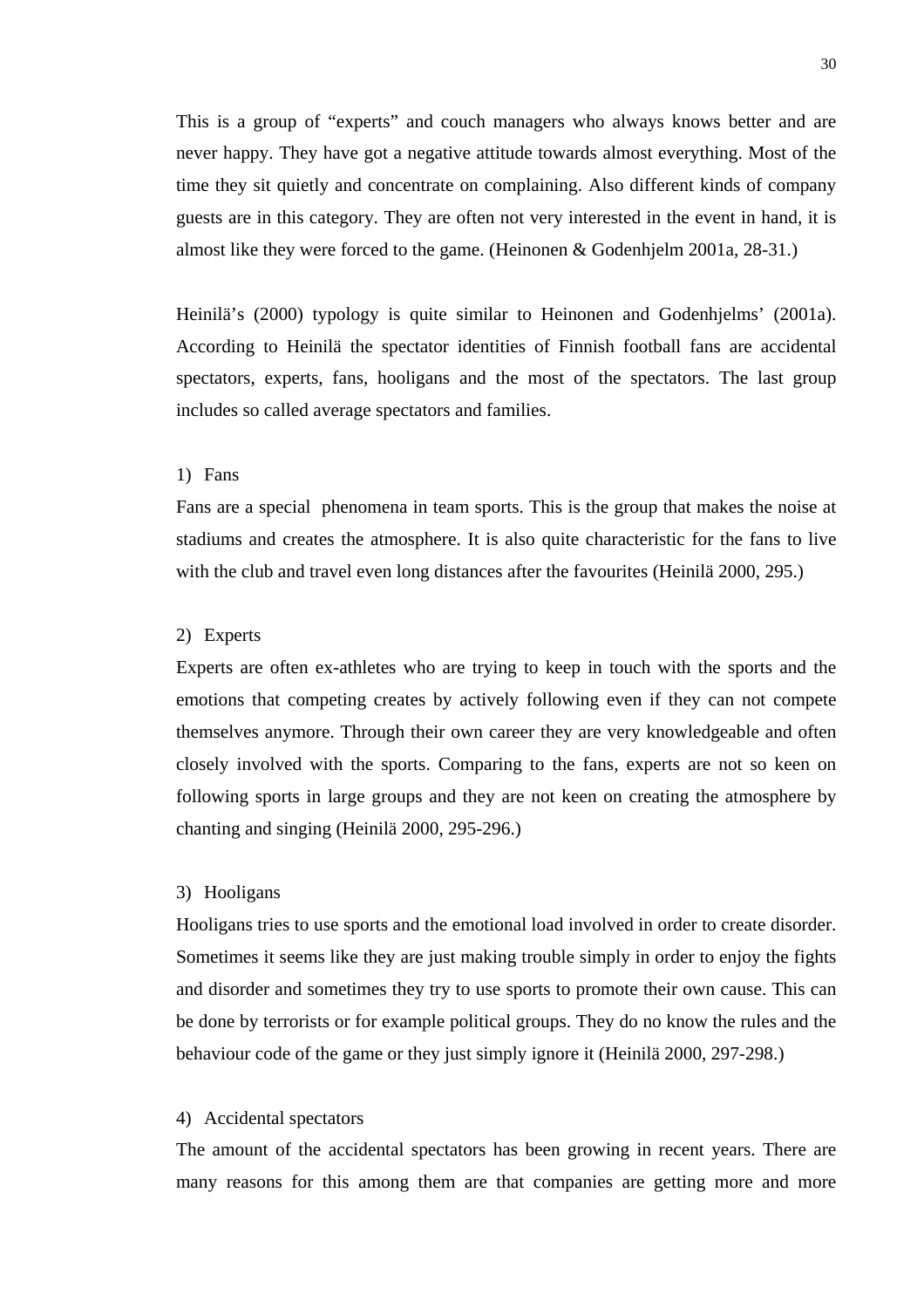This is a group of “experts” and couch managers who always knows better and are never happy. They have got a negative attitude towards almost everything. Most of the time they sit quietly and concentrate on complaining. Also different kinds of company guests are in this category. They are often not very interested in the event in hand, it is almost like they were forced to the game. (Heinonen & Godenhjelm 2001a, 28-31.)

Heinilä’s (2000) typology is quite similar to Heinonen and Godenhjelms’ (2001a). According to Heinilä the spectator identities of Finnish football fans are accidental spectators, experts, fans, hooligans and the most of the spectators. The last group includes so called average spectators and families.

1) Fans

Fans are a special  phenomena in team sports. This is the group that makes the noise at stadiums and creates the atmosphere. It is also quite characteristic for the fans to live with the club and travel even long distances after the favourites (Heinilä 2000, 295.)

2) Experts

Experts are often ex-athletes who are trying to keep in touch with the sports and the emotions that competing creates by actively following even if they can not compete themselves anymore. Through their own career they are very knowledgeable and often closely involved with the sports. Comparing to the fans, experts are not so keen on following sports in large groups and they are not keen on creating the atmosphere by chanting and singing (Heinilä 2000, 295-296.)

3) Hooligans

Hooligans tries to use sports and the emotional load involved in order to create disorder. Sometimes it seems like they are just making trouble simply in order to enjoy the fights and disorder and sometimes they try to use sports to promote their own cause. This can be done by terrorists or for example political groups. They do no know the rules and the behaviour code of the game or they just simply ignore it (Heinilä 2000, 297-298.)

4) Accidental spectators

The amount of the accidental spectators has been growing in recent years. There are many reasons for this among them are that companies are getting more and more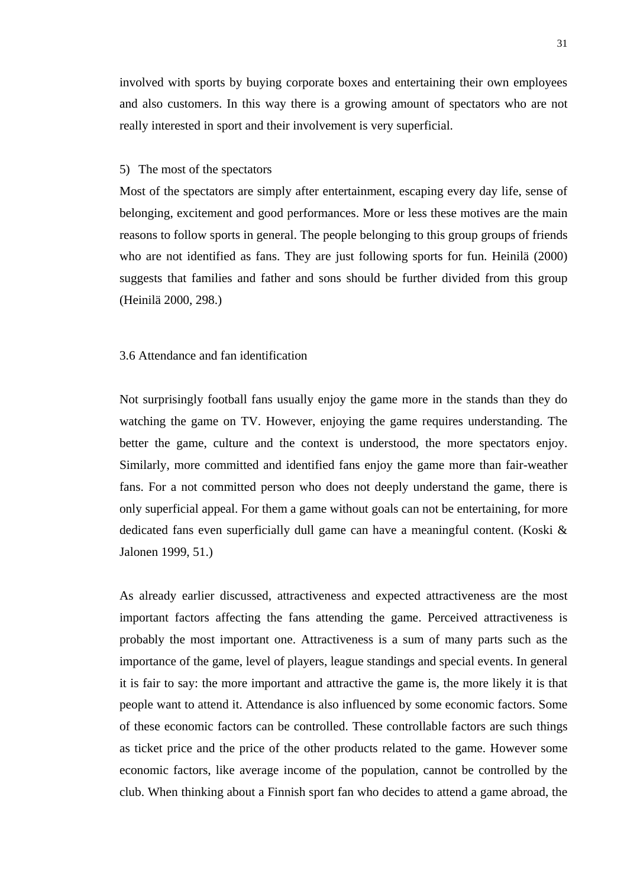involved with sports by buying corporate boxes and entertaining their own employees and also customers. In this way there is a growing amount of spectators who are not really interested in sport and their involvement is very superficial.

5) The most of the spectators

Most of the spectators are simply after entertainment, escaping every day life, sense of belonging, excitement and good performances. More or less these motives are the main reasons to follow sports in general. The people belonging to this group groups of friends who are not identified as fans. They are just following sports for fun. Heinilä (2000) suggests that families and father and sons should be further divided from this group (Heinilä 2000, 298.)

### 3.6 Attendance and fan identification

Not surprisingly football fans usually enjoy the game more in the stands than they do watching the game on TV. However, enjoying the game requires understanding. The better the game, culture and the context is understood, the more spectators enjoy. Similarly, more committed and identified fans enjoy the game more than fair-weather fans. For a not committed person who does not deeply understand the game, there is only superficial appeal. For them a game without goals can not be entertaining, for more dedicated fans even superficially dull game can have a meaningful content. (Koski & Jalonen 1999, 51.)

As already earlier discussed, attractiveness and expected attractiveness are the most important factors affecting the fans attending the game. Perceived attractiveness is probably the most important one. Attractiveness is a sum of many parts such as the importance of the game, level of players, league standings and special events. In general it is fair to say: the more important and attractive the game is, the more likely it is that people want to attend it. Attendance is also influenced by some economic factors. Some of these economic factors can be controlled. These controllable factors are such things as ticket price and the price of the other products related to the game. However some economic factors, like average income of the population, cannot be controlled by the club. When thinking about a Finnish sport fan who decides to attend a game abroad, the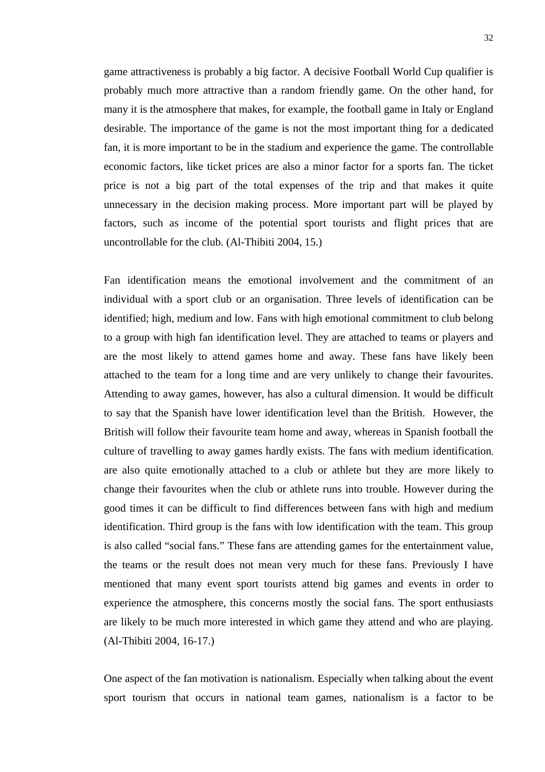game attractiveness is probably a big factor. A decisive Football World Cup qualifier is probably much more attractive than a random friendly game. On the other hand, for many it is the atmosphere that makes, for example, the football game in Italy or England desirable. The importance of the game is not the most important thing for a dedicated fan, it is more important to be in the stadium and experience the game. The controllable economic factors, like ticket prices are also a minor factor for a sports fan. The ticket price is not a big part of the total expenses of the trip and that makes it quite unnecessary in the decision making process. More important part will be played by factors, such as income of the potential sport tourists and flight prices that are uncontrollable for the club. (Al-Thibiti 2004, 15.)

Fan identification means the emotional involvement and the commitment of an individual with a sport club or an organisation. Three levels of identification can be identified; high, medium and low. Fans with high emotional commitment to club belong to a group with high fan identification level. They are attached to teams or players and are the most likely to attend games home and away. These fans have likely been attached to the team for a long time and are very unlikely to change their favourites. Attending to away games, however, has also a cultural dimension. It would be difficult to say that the Spanish have lower identification level than the British. However, the British will follow their favourite team home and away, whereas in Spanish football the culture of travelling to away games hardly exists. The fans with medium identification, are also quite emotionally attached to a club or athlete but they are more likely to change their favourites when the club or athlete runs into trouble. However during the good times it can be difficult to find differences between fans with high and medium identification. Third group is the fans with low identification with the team. This group is also called "social fans." These fans are attending games for the entertainment value, the teams or the result does not mean very much for these fans. Previously I have mentioned that many event sport tourists attend big games and events in order to experience the atmosphere, this concerns mostly the social fans. The sport enthusiasts are likely to be much more interested in which game they attend and who are playing. (Al-Thibiti 2004, 16-17.)

One aspect of the fan motivation is nationalism. Especially when talking about the event sport tourism that occurs in national team games, nationalism is a factor to be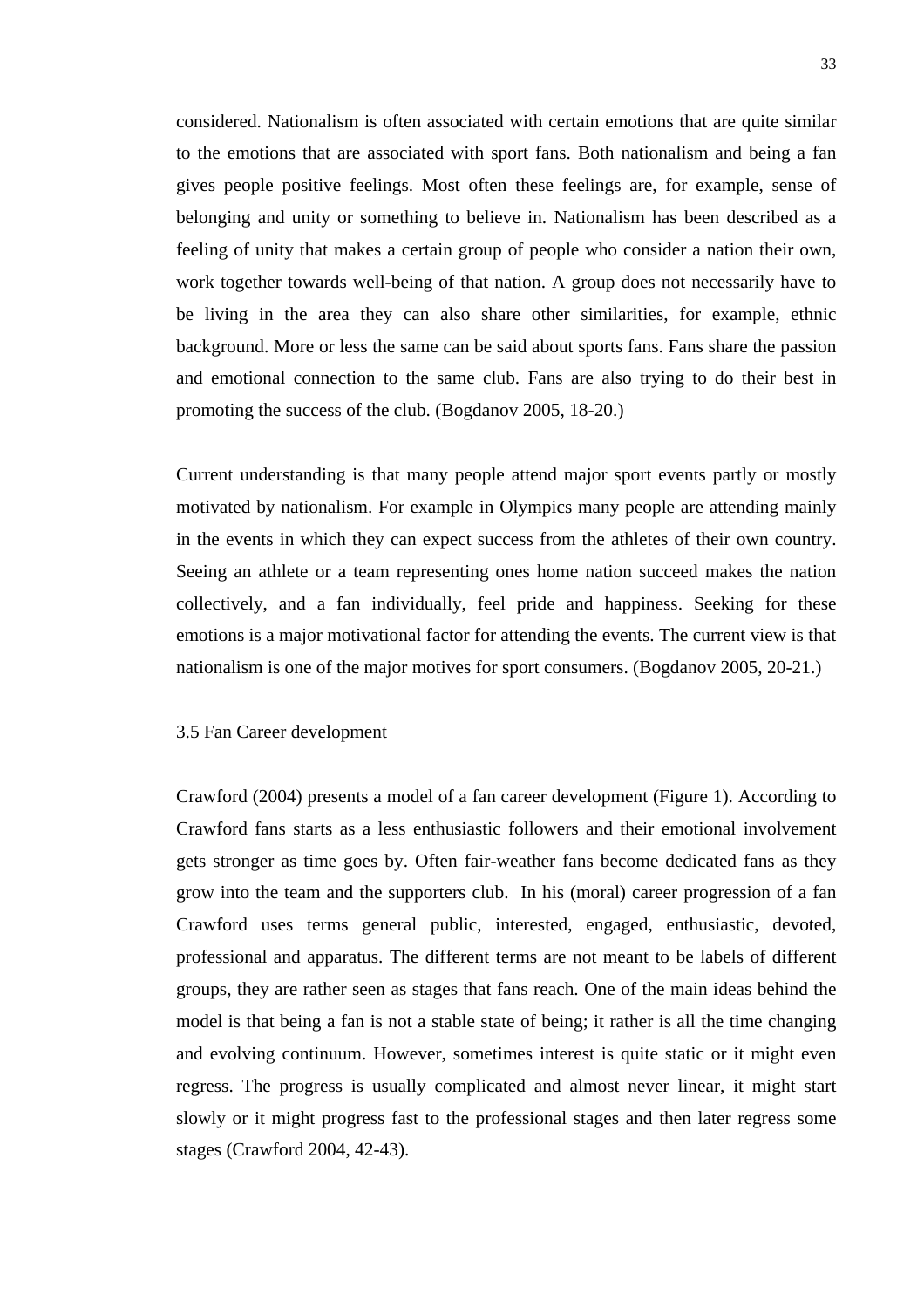considered. Nationalism is often associated with certain emotions that are quite similar to the emotions that are associated with sport fans. Both nationalism and being a fan gives people positive feelings. Most often these feelings are, for example, sense of belonging and unity or something to believe in. Nationalism has been described as a feeling of unity that makes a certain group of people who consider a nation their own, work together towards well-being of that nation. A group does not necessarily have to be living in the area they can also share other similarities, for example, ethnic background. More or less the same can be said about sports fans. Fans share the passion and emotional connection to the same club. Fans are also trying to do their best in promoting the success of the club. (Bogdanov 2005, 18-20.)

Current understanding is that many people attend major sport events partly or mostly motivated by nationalism. For example in Olympics many people are attending mainly in the events in which they can expect success from the athletes of their own country. Seeing an athlete or a team representing ones home nation succeed makes the nation collectively, and a fan individually, feel pride and happiness. Seeking for these emotions is a major motivational factor for attending the events. The current view is that nationalism is one of the major motives for sport consumers. (Bogdanov 2005, 20-21.)

### 3.5 Fan Career development

Crawford (2004) presents a model of a fan career development (Figure 1). According to Crawford fans starts as a less enthusiastic followers and their emotional involvement gets stronger as time goes by. Often fair-weather fans become dedicated fans as they grow into the team and the supporters club.  In his (moral) career progression of a fan Crawford uses terms general public, interested, engaged, enthusiastic, devoted, professional and apparatus. The different terms are not meant to be labels of different groups, they are rather seen as stages that fans reach. One of the main ideas behind the model is that being a fan is not a stable state of being; it rather is all the time changing and evolving continuum. However, sometimes interest is quite static or it might even regress. The progress is usually complicated and almost never linear, it might start slowly or it might progress fast to the professional stages and then later regress some stages (Crawford 2004, 42-43).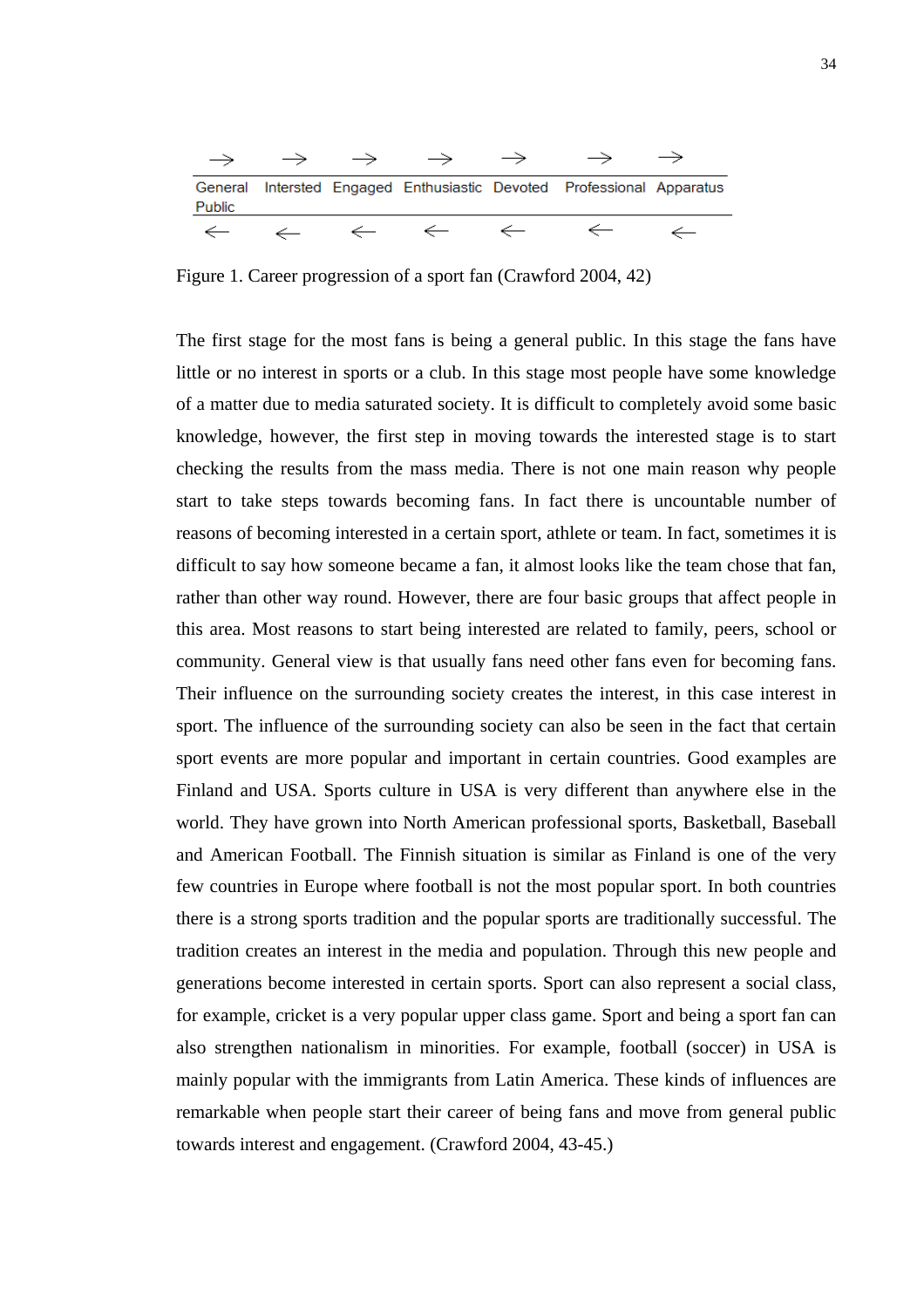| → | → | → | → | → | → | → |
|---|---|---|---|---|---|---|
| General Public | Intersted | Engaged | Enthusiastic | Devoted | Professional | Apparatus |
| ← | ← | ← | ← | ← | ← | ← |

Figure 1. Career progression of a sport fan (Crawford 2004, 42)

The first stage for the most fans is being a general public. In this stage the fans have little or no interest in sports or a club. In this stage most people have some knowledge of a matter due to media saturated society. It is difficult to completely avoid some basic knowledge, however, the first step in moving towards the interested stage is to start checking the results from the mass media. There is not one main reason why people start to take steps towards becoming fans. In fact there is uncountable number of reasons of becoming interested in a certain sport, athlete or team. In fact, sometimes it is difficult to say how someone became a fan, it almost looks like the team chose that fan, rather than other way round. However, there are four basic groups that affect people in this area. Most reasons to start being interested are related to family, peers, school or community. General view is that usually fans need other fans even for becoming fans. Their influence on the surrounding society creates the interest, in this case interest in sport. The influence of the surrounding society can also be seen in the fact that certain sport events are more popular and important in certain countries. Good examples are Finland and USA. Sports culture in USA is very different than anywhere else in the world. They have grown into North American professional sports, Basketball, Baseball and American Football. The Finnish situation is similar as Finland is one of the very few countries in Europe where football is not the most popular sport. In both countries there is a strong sports tradition and the popular sports are traditionally successful. The tradition creates an interest in the media and population. Through this new people and generations become interested in certain sports. Sport can also represent a social class, for example, cricket is a very popular upper class game. Sport and being a sport fan can also strengthen nationalism in minorities. For example, football (soccer) in USA is mainly popular with the immigrants from Latin America. These kinds of influences are remarkable when people start their career of being fans and move from general public towards interest and engagement. (Crawford 2004, 43-45.)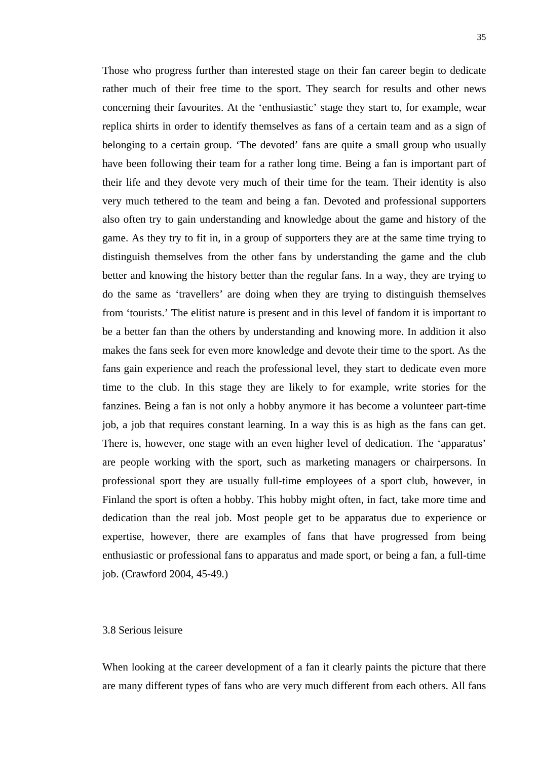Those who progress further than interested stage on their fan career begin to dedicate rather much of their free time to the sport. They search for results and other news concerning their favourites. At the ‘enthusiastic’ stage they start to, for example, wear replica shirts in order to identify themselves as fans of a certain team and as a sign of belonging to a certain group. ‘The devoted’ fans are quite a small group who usually have been following their team for a rather long time. Being a fan is important part of their life and they devote very much of their time for the team. Their identity is also very much tethered to the team and being a fan. Devoted and professional supporters also often try to gain understanding and knowledge about the game and history of the game. As they try to fit in, in a group of supporters they are at the same time trying to distinguish themselves from the other fans by understanding the game and the club better and knowing the history better than the regular fans. In a way, they are trying to do the same as ‘travellers’ are doing when they are trying to distinguish themselves from ‘tourists.’ The elitist nature is present and in this level of fandom it is important to be a better fan than the others by understanding and knowing more. In addition it also makes the fans seek for even more knowledge and devote their time to the sport. As the fans gain experience and reach the professional level, they start to dedicate even more time to the club. In this stage they are likely to for example, write stories for the fanzines. Being a fan is not only a hobby anymore it has become a volunteer part-time job, a job that requires constant learning. In a way this is as high as the fans can get. There is, however, one stage with an even higher level of dedication. The ‘apparatus’ are people working with the sport, such as marketing managers or chairpersons. In professional sport they are usually full-time employees of a sport club, however, in Finland the sport is often a hobby. This hobby might often, in fact, take more time and dedication than the real job. Most people get to be apparatus due to experience or expertise, however, there are examples of fans that have progressed from being enthusiastic or professional fans to apparatus and made sport, or being a fan, a full-time job. (Crawford 2004, 45-49.)

### 3.8 Serious leisure

When looking at the career development of a fan it clearly paints the picture that there are many different types of fans who are very much different from each others. All fans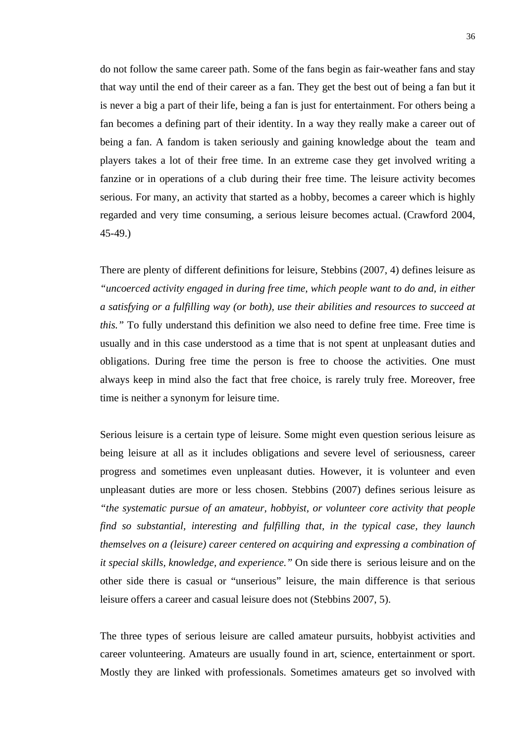do not follow the same career path. Some of the fans begin as fair-weather fans and stay that way until the end of their career as a fan. They get the best out of being a fan but it is never a big a part of their life, being a fan is just for entertainment. For others being a fan becomes a defining part of their identity. In a way they really make a career out of being a fan. A fandom is taken seriously and gaining knowledge about the team and players takes a lot of their free time. In an extreme case they get involved writing a fanzine or in operations of a club during their free time. The leisure activity becomes serious. For many, an activity that started as a hobby, becomes a career which is highly regarded and very time consuming, a serious leisure becomes actual. (Crawford 2004, 45-49.)

There are plenty of different definitions for leisure, Stebbins (2007, 4) defines leisure as *"uncoerced activity engaged in during free time, which people want to do and, in either a satisfying or a fulfilling way (or both), use their abilities and resources to succeed at this."* To fully understand this definition we also need to define free time. Free time is usually and in this case understood as a time that is not spent at unpleasant duties and obligations. During free time the person is free to choose the activities. One must always keep in mind also the fact that free choice, is rarely truly free. Moreover, free time is neither a synonym for leisure time.

Serious leisure is a certain type of leisure. Some might even question serious leisure as being leisure at all as it includes obligations and severe level of seriousness, career progress and sometimes even unpleasant duties. However, it is volunteer and even unpleasant duties are more or less chosen. Stebbins (2007) defines serious leisure as *"the systematic pursue of an amateur, hobbyist, or volunteer core activity that people find so substantial, interesting and fulfilling that, in the typical case, they launch themselves on a (leisure) career centered on acquiring and expressing a combination of it special skills, knowledge, and experience."* On side there is serious leisure and on the other side there is casual or "unserious" leisure, the main difference is that serious leisure offers a career and casual leisure does not (Stebbins 2007, 5).

The three types of serious leisure are called amateur pursuits, hobbyist activities and career volunteering. Amateurs are usually found in art, science, entertainment or sport. Mostly they are linked with professionals. Sometimes amateurs get so involved with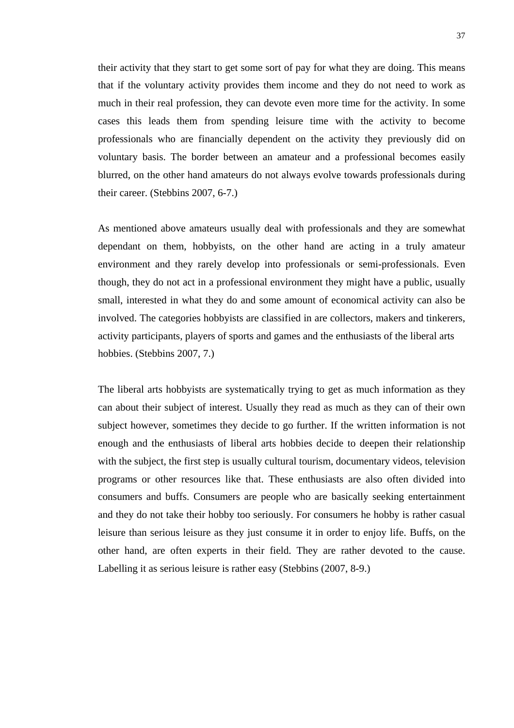their activity that they start to get some sort of pay for what they are doing. This means that if the voluntary activity provides them income and they do not need to work as much in their real profession, they can devote even more time for the activity. In some cases this leads them from spending leisure time with the activity to become professionals who are financially dependent on the activity they previously did on voluntary basis. The border between an amateur and a professional becomes easily blurred, on the other hand amateurs do not always evolve towards professionals during their career. (Stebbins 2007, 6-7.)

As mentioned above amateurs usually deal with professionals and they are somewhat dependant on them, hobbyists, on the other hand are acting in a truly amateur environment and they rarely develop into professionals or semi-professionals. Even though, they do not act in a professional environment they might have a public, usually small, interested in what they do and some amount of economical activity can also be involved. The categories hobbyists are classified in are collectors, makers and tinkerers, activity participants, players of sports and games and the enthusiasts of the liberal arts hobbies. (Stebbins 2007, 7.)

The liberal arts hobbyists are systematically trying to get as much information as they can about their subject of interest. Usually they read as much as they can of their own subject however, sometimes they decide to go further. If the written information is not enough and the enthusiasts of liberal arts hobbies decide to deepen their relationship with the subject, the first step is usually cultural tourism, documentary videos, television programs or other resources like that. These enthusiasts are also often divided into consumers and buffs. Consumers are people who are basically seeking entertainment and they do not take their hobby too seriously. For consumers he hobby is rather casual leisure than serious leisure as they just consume it in order to enjoy life. Buffs, on the other hand, are often experts in their field. They are rather devoted to the cause. Labelling it as serious leisure is rather easy (Stebbins (2007, 8-9.)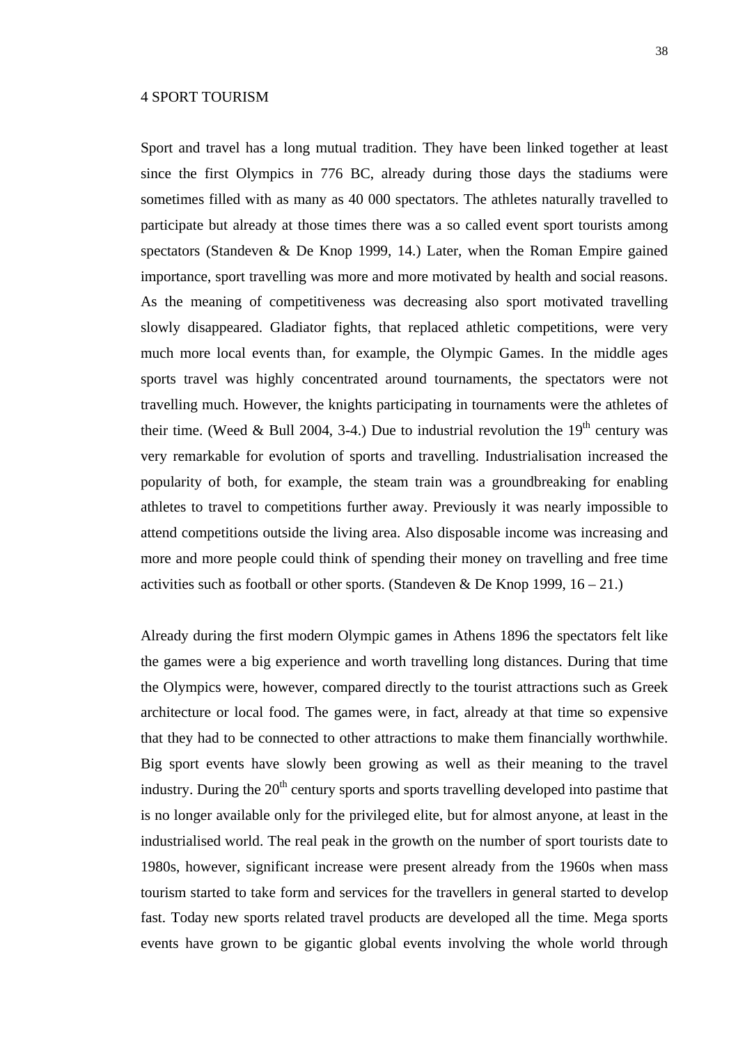# 4 SPORT TOURISM

Sport and travel has a long mutual tradition. They have been linked together at least since the first Olympics in 776 BC, already during those days the stadiums were sometimes filled with as many as 40 000 spectators. The athletes naturally travelled to participate but already at those times there was a so called event sport tourists among spectators (Standeven & De Knop 1999, 14.) Later, when the Roman Empire gained importance, sport travelling was more and more motivated by health and social reasons. As the meaning of competitiveness was decreasing also sport motivated travelling slowly disappeared. Gladiator fights, that replaced athletic competitions, were very much more local events than, for example, the Olympic Games. In the middle ages sports travel was highly concentrated around tournaments, the spectators were not travelling much. However, the knights participating in tournaments were the athletes of their time. (Weed & Bull 2004, 3-4.) Due to industrial revolution the 19th century was very remarkable for evolution of sports and travelling. Industrialisation increased the popularity of both, for example, the steam train was a groundbreaking for enabling athletes to travel to competitions further away. Previously it was nearly impossible to attend competitions outside the living area. Also disposable income was increasing and more and more people could think of spending their money on travelling and free time activities such as football or other sports. (Standeven & De Knop 1999, 16 – 21.)

Already during the first modern Olympic games in Athens 1896 the spectators felt like the games were a big experience and worth travelling long distances. During that time the Olympics were, however, compared directly to the tourist attractions such as Greek architecture or local food. The games were, in fact, already at that time so expensive that they had to be connected to other attractions to make them financially worthwhile. Big sport events have slowly been growing as well as their meaning to the travel industry. During the 20th century sports and sports travelling developed into pastime that is no longer available only for the privileged elite, but for almost anyone, at least in the industrialised world. The real peak in the growth on the number of sport tourists date to 1980s, however, significant increase were present already from the 1960s when mass tourism started to take form and services for the travellers in general started to develop fast. Today new sports related travel products are developed all the time. Mega sports events have grown to be gigantic global events involving the whole world through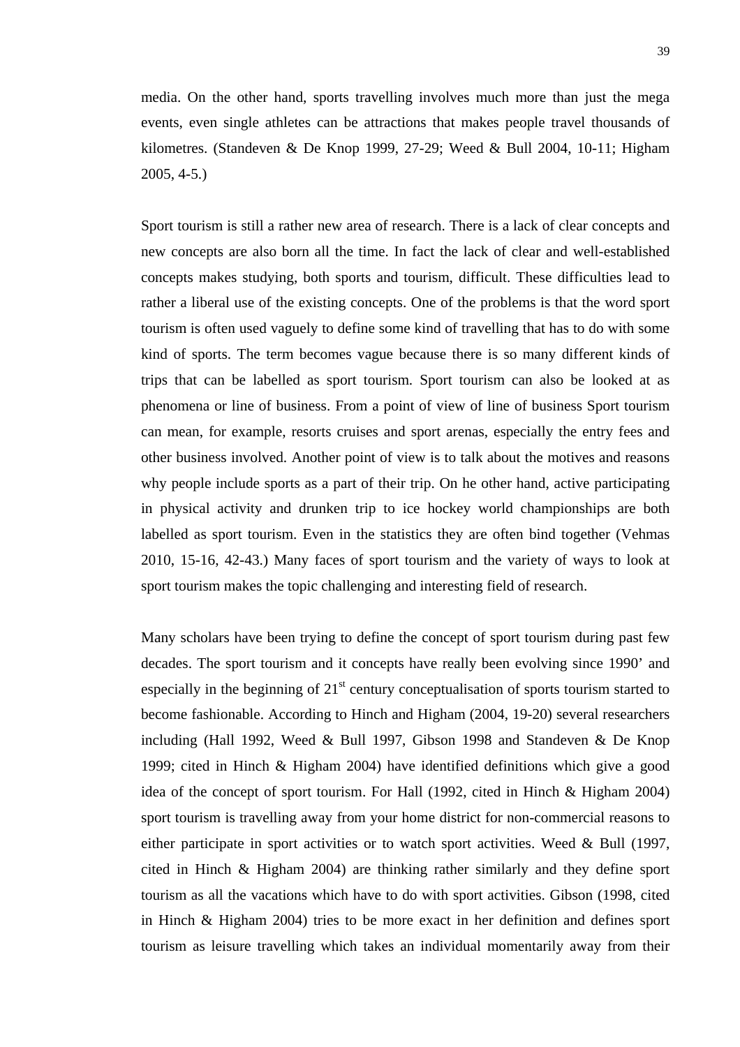media. On the other hand, sports travelling involves much more than just the mega events, even single athletes can be attractions that makes people travel thousands of kilometres. (Standeven & De Knop 1999, 27-29; Weed & Bull 2004, 10-11; Higham 2005, 4-5.)

Sport tourism is still a rather new area of research. There is a lack of clear concepts and new concepts are also born all the time. In fact the lack of clear and well-established concepts makes studying, both sports and tourism, difficult. These difficulties lead to rather a liberal use of the existing concepts. One of the problems is that the word sport tourism is often used vaguely to define some kind of travelling that has to do with some kind of sports. The term becomes vague because there is so many different kinds of trips that can be labelled as sport tourism. Sport tourism can also be looked at as phenomena or line of business. From a point of view of line of business Sport tourism can mean, for example, resorts cruises and sport arenas, especially the entry fees and other business involved. Another point of view is to talk about the motives and reasons why people include sports as a part of their trip. On he other hand, active participating in physical activity and drunken trip to ice hockey world championships are both labelled as sport tourism. Even in the statistics they are often bind together (Vehmas 2010, 15-16, 42-43.) Many faces of sport tourism and the variety of ways to look at sport tourism makes the topic challenging and interesting field of research.

Many scholars have been trying to define the concept of sport tourism during past few decades. The sport tourism and it concepts have really been evolving since 1990' and especially in the beginning of 21st century conceptualisation of sports tourism started to become fashionable. According to Hinch and Higham (2004, 19-20) several researchers including (Hall 1992, Weed & Bull 1997, Gibson 1998 and Standeven & De Knop 1999; cited in Hinch & Higham 2004) have identified definitions which give a good idea of the concept of sport tourism. For Hall (1992, cited in Hinch & Higham 2004) sport tourism is travelling away from your home district for non-commercial reasons to either participate in sport activities or to watch sport activities. Weed & Bull (1997, cited in Hinch & Higham 2004) are thinking rather similarly and they define sport tourism as all the vacations which have to do with sport activities. Gibson (1998, cited in Hinch & Higham 2004) tries to be more exact in her definition and defines sport tourism as leisure travelling which takes an individual momentarily away from their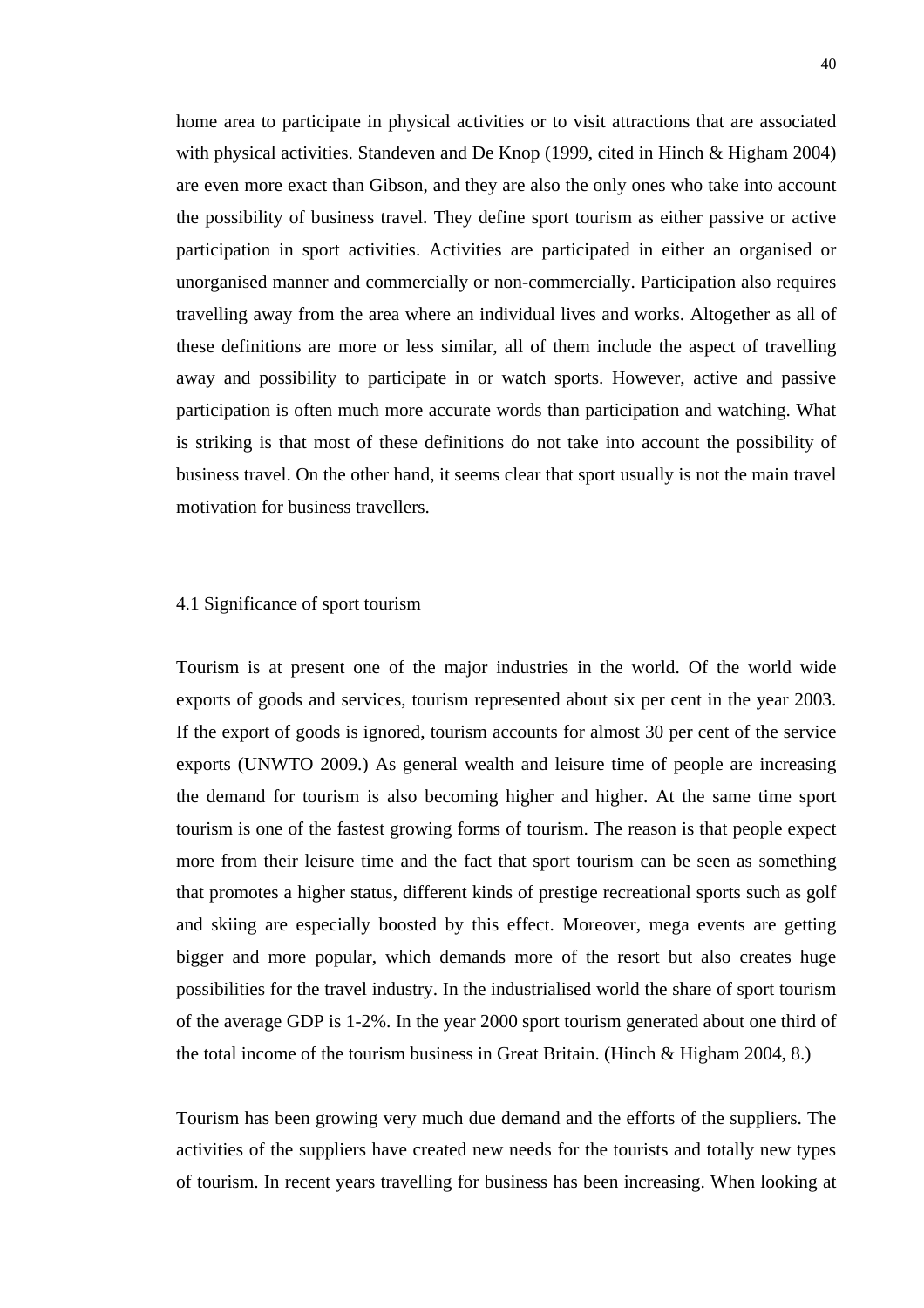home area to participate in physical activities or to visit attractions that are associated with physical activities. Standeven and De Knop (1999, cited in Hinch & Higham 2004) are even more exact than Gibson, and they are also the only ones who take into account the possibility of business travel. They define sport tourism as either passive or active participation in sport activities. Activities are participated in either an organised or unorganised manner and commercially or non-commercially. Participation also requires travelling away from the area where an individual lives and works. Altogether as all of these definitions are more or less similar, all of them include the aspect of travelling away and possibility to participate in or watch sports. However, active and passive participation is often much more accurate words than participation and watching. What is striking is that most of these definitions do not take into account the possibility of business travel. On the other hand, it seems clear that sport usually is not the main travel motivation for business travellers.

## 4.1 Significance of sport tourism

Tourism is at present one of the major industries in the world. Of the world wide exports of goods and services, tourism represented about six per cent in the year 2003. If the export of goods is ignored, tourism accounts for almost 30 per cent of the service exports (UNWTO 2009.) As general wealth and leisure time of people are increasing the demand for tourism is also becoming higher and higher. At the same time sport tourism is one of the fastest growing forms of tourism. The reason is that people expect more from their leisure time and the fact that sport tourism can be seen as something that promotes a higher status, different kinds of prestige recreational sports such as golf and skiing are especially boosted by this effect. Moreover, mega events are getting bigger and more popular, which demands more of the resort but also creates huge possibilities for the travel industry. In the industrialised world the share of sport tourism of the average GDP is 1-2%. In the year 2000 sport tourism generated about one third of the total income of the tourism business in Great Britain. (Hinch & Higham 2004, 8.)

Tourism has been growing very much due demand and the efforts of the suppliers. The activities of the suppliers have created new needs for the tourists and totally new types of tourism. In recent years travelling for business has been increasing. When looking at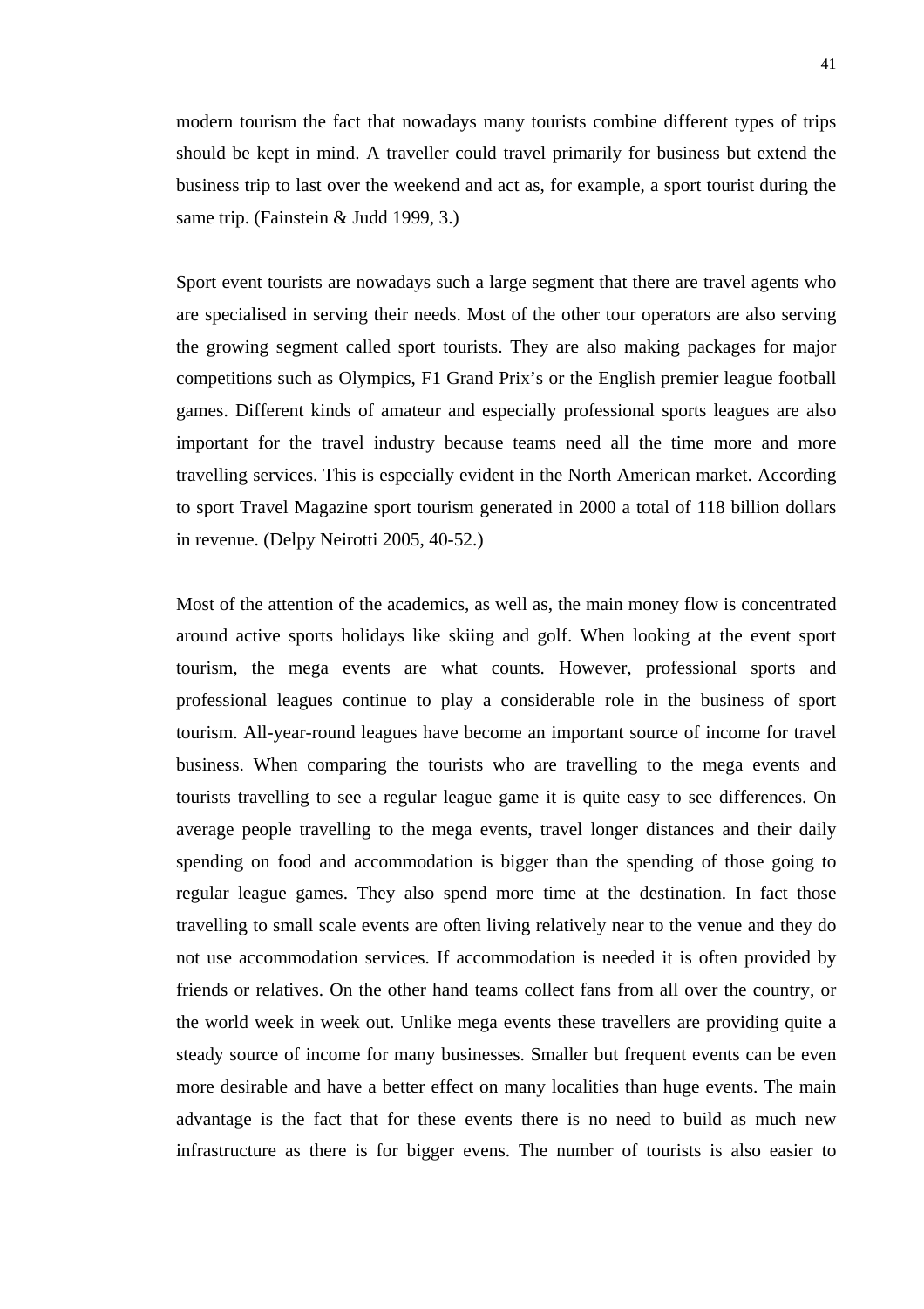modern tourism the fact that nowadays many tourists combine different types of trips should be kept in mind. A traveller could travel primarily for business but extend the business trip to last over the weekend and act as, for example, a sport tourist during the same trip. (Fainstein & Judd 1999, 3.)

Sport event tourists are nowadays such a large segment that there are travel agents who are specialised in serving their needs. Most of the other tour operators are also serving the growing segment called sport tourists. They are also making packages for major competitions such as Olympics, F1 Grand Prix's or the English premier league football games. Different kinds of amateur and especially professional sports leagues are also important for the travel industry because teams need all the time more and more travelling services. This is especially evident in the North American market. According to sport Travel Magazine sport tourism generated in 2000 a total of 118 billion dollars in revenue. (Delpy Neirotti 2005, 40-52.)

Most of the attention of the academics, as well as, the main money flow is concentrated around active sports holidays like skiing and golf. When looking at the event sport tourism, the mega events are what counts. However, professional sports and professional leagues continue to play a considerable role in the business of sport tourism. All-year-round leagues have become an important source of income for travel business. When comparing the tourists who are travelling to the mega events and tourists travelling to see a regular league game it is quite easy to see differences. On average people travelling to the mega events, travel longer distances and their daily spending on food and accommodation is bigger than the spending of those going to regular league games. They also spend more time at the destination. In fact those travelling to small scale events are often living relatively near to the venue and they do not use accommodation services. If accommodation is needed it is often provided by friends or relatives. On the other hand teams collect fans from all over the country, or the world week in week out. Unlike mega events these travellers are providing quite a steady source of income for many businesses. Smaller but frequent events can be even more desirable and have a better effect on many localities than huge events. The main advantage is the fact that for these events there is no need to build as much new infrastructure as there is for bigger evens. The number of tourists is also easier to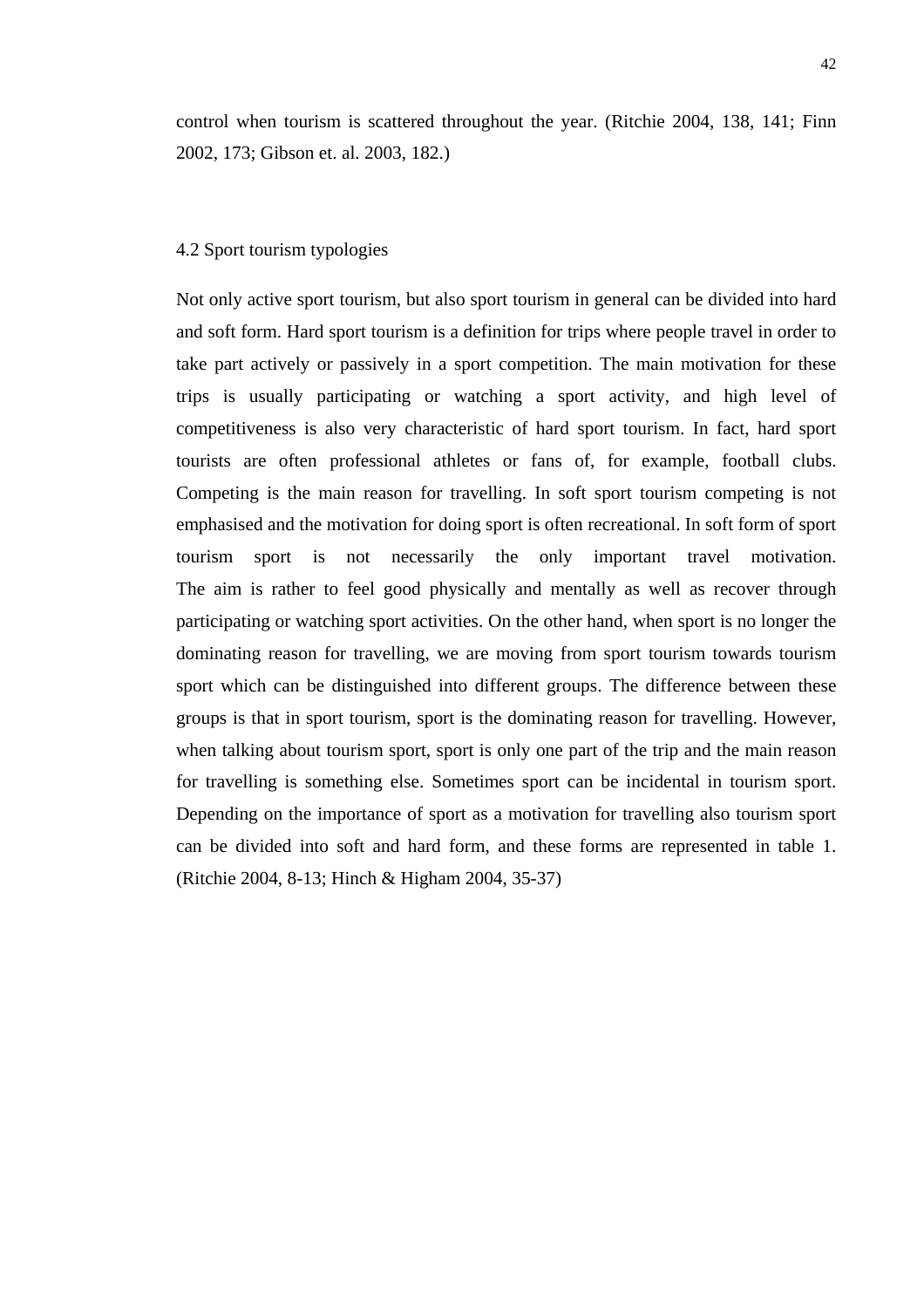control when tourism is scattered throughout the year. (Ritchie 2004, 138, 141; Finn 2002, 173; Gibson et. al. 2003, 182.)

## 4.2 Sport tourism typologies

Not only active sport tourism, but also sport tourism in general can be divided into hard and soft form. Hard sport tourism is a definition for trips where people travel in order to take part actively or passively in a sport competition. The main motivation for these trips is usually participating or watching a sport activity, and high level of competitiveness is also very characteristic of hard sport tourism. In fact, hard sport tourists are often professional athletes or fans of, for example, football clubs. Competing is the main reason for travelling. In soft sport tourism competing is not emphasised and the motivation for doing sport is often recreational. In soft form of sport tourism sport is not necessarily the only important travel motivation. The aim is rather to feel good physically and mentally as well as recover through participating or watching sport activities. On the other hand, when sport is no longer the dominating reason for travelling, we are moving from sport tourism towards tourism sport which can be distinguished into different groups. The difference between these groups is that in sport tourism, sport is the dominating reason for travelling. However, when talking about tourism sport, sport is only one part of the trip and the main reason for travelling is something else. Sometimes sport can be incidental in tourism sport. Depending on the importance of sport as a motivation for travelling also tourism sport can be divided into soft and hard form, and these forms are represented in table 1. (Ritchie 2004, 8-13; Hinch & Higham 2004, 35-37)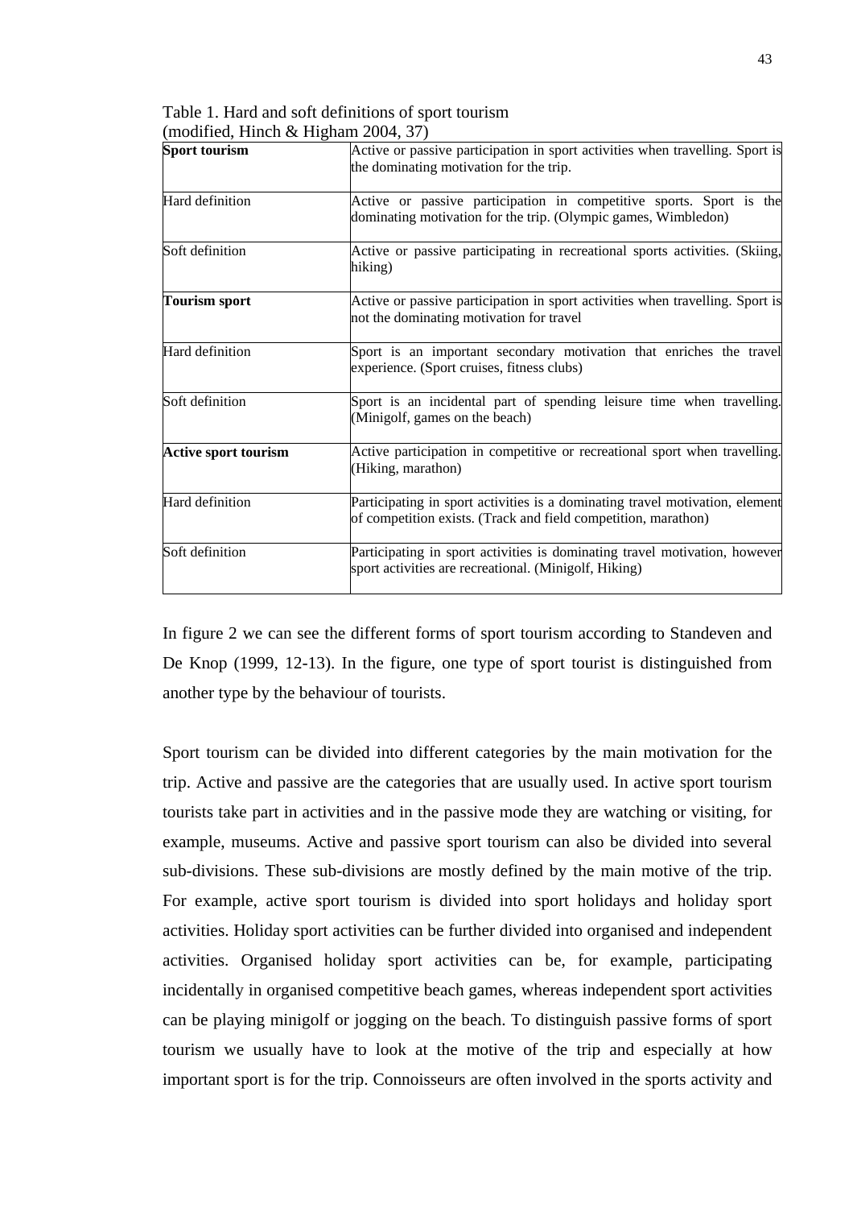Table 1. Hard and soft definitions of sport tourism
(modified, Hinch & Higham 2004, 37)

| **Sport tourism** | Active or passive participation in sport activities when travelling. Sport is the dominating motivation for the trip. |
|---|---|
| Hard definition | Active or passive participation in competitive sports. Sport is the dominating motivation for the trip. (Olympic games, Wimbledon) |
| Soft definition | Active or passive participating in recreational sports activities. (Skiing, hiking) |
| **Tourism sport** | Active or passive participation in sport activities when travelling. Sport is not the dominating motivation for travel |
| Hard definition | Sport is an important secondary motivation that enriches the travel experience. (Sport cruises, fitness clubs) |
| Soft definition | Sport is an incidental part of spending leisure time when travelling. (Minigolf, games on the beach) |
| **Active sport tourism** | Active participation in competitive or recreational sport when travelling. (Hiking, marathon) |
| Hard definition | Participating in sport activities is a dominating travel motivation, element of competition exists. (Track and field competition, marathon) |
| Soft definition | Participating in sport activities is dominating travel motivation, however sport activities are recreational. (Minigolf, Hiking) |

In figure 2 we can see the different forms of sport tourism according to Standeven and De Knop (1999, 12-13). In the figure, one type of sport tourist is distinguished from another type by the behaviour of tourists.

Sport tourism can be divided into different categories by the main motivation for the trip. Active and passive are the categories that are usually used. In active sport tourism tourists take part in activities and in the passive mode they are watching or visiting, for example, museums. Active and passive sport tourism can also be divided into several sub-divisions. These sub-divisions are mostly defined by the main motive of the trip. For example, active sport tourism is divided into sport holidays and holiday sport activities. Holiday sport activities can be further divided into organised and independent activities. Organised holiday sport activities can be, for example, participating incidentally in organised competitive beach games, whereas independent sport activities can be playing minigolf or jogging on the beach. To distinguish passive forms of sport tourism we usually have to look at the motive of the trip and especially at how important sport is for the trip. Connoisseurs are often involved in the sports activity and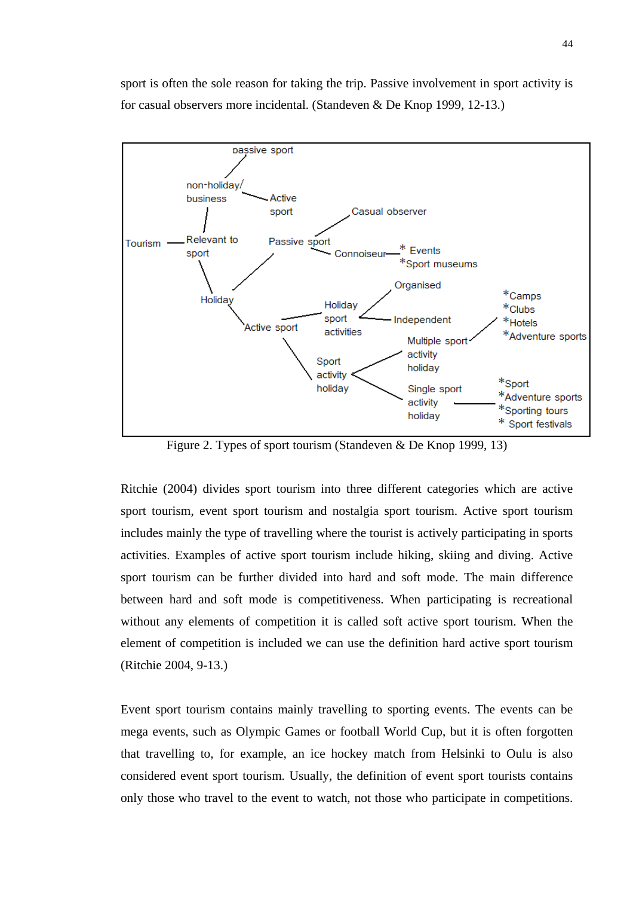sport is often the sole reason for taking the trip. Passive involvement in sport activity is for casual observers more incidental. (Standeven & De Knop 1999, 12-13.)

- Tourism
  - Relevant to sport
    - non-holiday/ business
      - passive sport
      - Active sport
    - Holiday
      - Passive sport
        - Casual observer
        - Connoisseur
          - * Events
          - *Sport museums
      - Active sport
        - Holiday sport activities
          - Organised
          - Independent
        - Sport activity holiday
          - Multiple sport activity holiday
            - *Camps
            - *Clubs
            - *Hotels
            - *Adventure sports
          - Single sport activity holiday
            - *Sport
            - *Adventure sports
            - *Sporting tours
            - * Sport festivals

Figure 2. Types of sport tourism (Standeven & De Knop 1999, 13)

Ritchie (2004) divides sport tourism into three different categories which are active sport tourism, event sport tourism and nostalgia sport tourism. Active sport tourism includes mainly the type of travelling where the tourist is actively participating in sports activities. Examples of active sport tourism include hiking, skiing and diving. Active sport tourism can be further divided into hard and soft mode. The main difference between hard and soft mode is competitiveness. When participating is recreational without any elements of competition it is called soft active sport tourism. When the element of competition is included we can use the definition hard active sport tourism (Ritchie 2004, 9-13.)

Event sport tourism contains mainly travelling to sporting events. The events can be mega events, such as Olympic Games or football World Cup, but it is often forgotten that travelling to, for example, an ice hockey match from Helsinki to Oulu is also considered event sport tourism. Usually, the definition of event sport tourists contains only those who travel to the event to watch, not those who participate in competitions.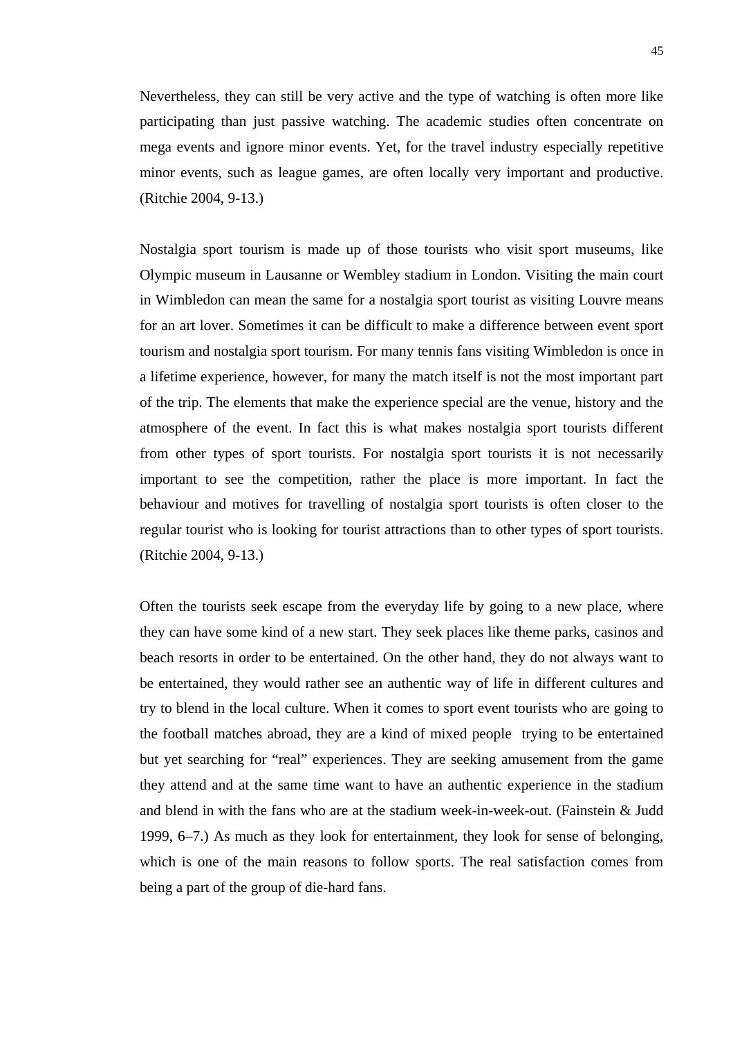Nevertheless, they can still be very active and the type of watching is often more like participating than just passive watching. The academic studies often concentrate on mega events and ignore minor events. Yet, for the travel industry especially repetitive minor events, such as league games, are often locally very important and productive. (Ritchie 2004, 9-13.)

Nostalgia sport tourism is made up of those tourists who visit sport museums, like Olympic museum in Lausanne or Wembley stadium in London. Visiting the main court in Wimbledon can mean the same for a nostalgia sport tourist as visiting Louvre means for an art lover. Sometimes it can be difficult to make a difference between event sport tourism and nostalgia sport tourism. For many tennis fans visiting Wimbledon is once in a lifetime experience, however, for many the match itself is not the most important part of the trip. The elements that make the experience special are the venue, history and the atmosphere of the event. In fact this is what makes nostalgia sport tourists different from other types of sport tourists. For nostalgia sport tourists it is not necessarily important to see the competition, rather the place is more important. In fact the behaviour and motives for travelling of nostalgia sport tourists is often closer to the regular tourist who is looking for tourist attractions than to other types of sport tourists. (Ritchie 2004, 9-13.)

Often the tourists seek escape from the everyday life by going to a new place, where they can have some kind of a new start. They seek places like theme parks, casinos and beach resorts in order to be entertained. On the other hand, they do not always want to be entertained, they would rather see an authentic way of life in different cultures and try to blend in the local culture. When it comes to sport event tourists who are going to the football matches abroad, they are a kind of mixed people trying to be entertained but yet searching for "real" experiences. They are seeking amusement from the game they attend and at the same time want to have an authentic experience in the stadium and blend in with the fans who are at the stadium week-in-week-out. (Fainstein & Judd 1999, 6–7.) As much as they look for entertainment, they look for sense of belonging, which is one of the main reasons to follow sports. The real satisfaction comes from being a part of the group of die-hard fans.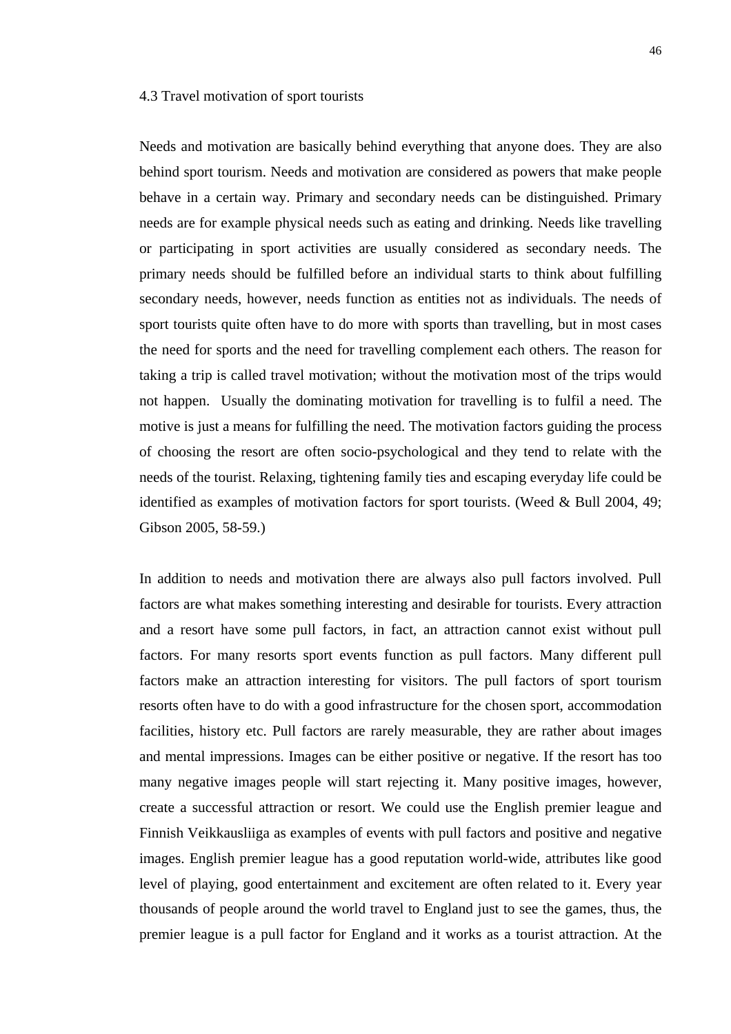### 4.3 Travel motivation of sport tourists

Needs and motivation are basically behind everything that anyone does. They are also behind sport tourism. Needs and motivation are considered as powers that make people behave in a certain way. Primary and secondary needs can be distinguished. Primary needs are for example physical needs such as eating and drinking. Needs like travelling or participating in sport activities are usually considered as secondary needs. The primary needs should be fulfilled before an individual starts to think about fulfilling secondary needs, however, needs function as entities not as individuals. The needs of sport tourists quite often have to do more with sports than travelling, but in most cases the need for sports and the need for travelling complement each others. The reason for taking a trip is called travel motivation; without the motivation most of the trips would not happen. Usually the dominating motivation for travelling is to fulfil a need. The motive is just a means for fulfilling the need. The motivation factors guiding the process of choosing the resort are often socio-psychological and they tend to relate with the needs of the tourist. Relaxing, tightening family ties and escaping everyday life could be identified as examples of motivation factors for sport tourists. (Weed & Bull 2004, 49; Gibson 2005, 58-59.)

In addition to needs and motivation there are always also pull factors involved. Pull factors are what makes something interesting and desirable for tourists. Every attraction and a resort have some pull factors, in fact, an attraction cannot exist without pull factors. For many resorts sport events function as pull factors. Many different pull factors make an attraction interesting for visitors. The pull factors of sport tourism resorts often have to do with a good infrastructure for the chosen sport, accommodation facilities, history etc. Pull factors are rarely measurable, they are rather about images and mental impressions. Images can be either positive or negative. If the resort has too many negative images people will start rejecting it. Many positive images, however, create a successful attraction or resort. We could use the English premier league and Finnish Veikkausliiga as examples of events with pull factors and positive and negative images. English premier league has a good reputation world-wide, attributes like good level of playing, good entertainment and excitement are often related to it. Every year thousands of people around the world travel to England just to see the games, thus, the premier league is a pull factor for England and it works as a tourist attraction. At the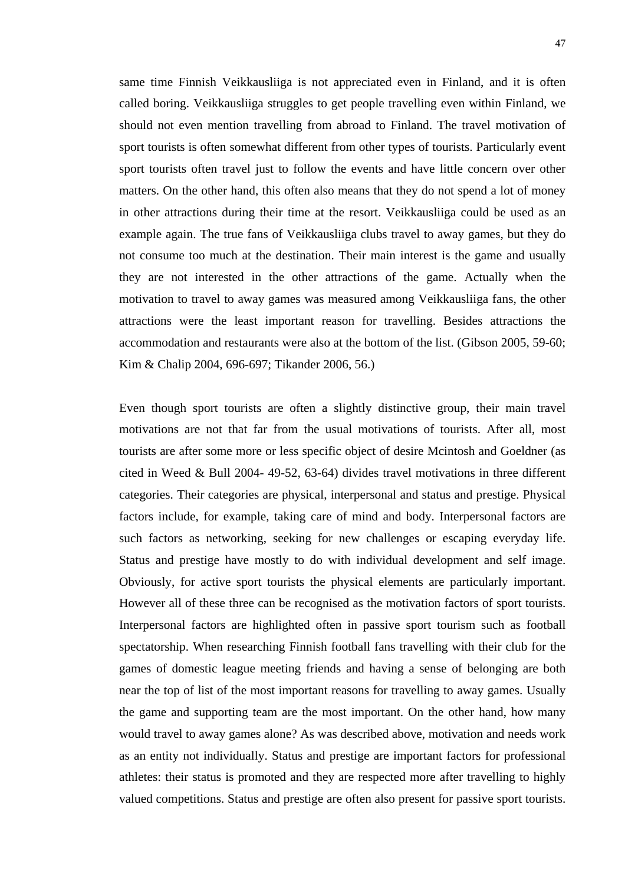same time Finnish Veikkausliiga is not appreciated even in Finland, and it is often called boring. Veikkausliiga struggles to get people travelling even within Finland, we should not even mention travelling from abroad to Finland. The travel motivation of sport tourists is often somewhat different from other types of tourists. Particularly event sport tourists often travel just to follow the events and have little concern over other matters. On the other hand, this often also means that they do not spend a lot of money in other attractions during their time at the resort. Veikkausliiga could be used as an example again. The true fans of Veikkausliiga clubs travel to away games, but they do not consume too much at the destination. Their main interest is the game and usually they are not interested in the other attractions of the game. Actually when the motivation to travel to away games was measured among Veikkausliiga fans, the other attractions were the least important reason for travelling. Besides attractions the accommodation and restaurants were also at the bottom of the list. (Gibson 2005, 59-60; Kim & Chalip 2004, 696-697; Tikander 2006, 56.)

Even though sport tourists are often a slightly distinctive group, their main travel motivations are not that far from the usual motivations of tourists. After all, most tourists are after some more or less specific object of desire Mcintosh and Goeldner (as cited in Weed & Bull 2004- 49-52, 63-64) divides travel motivations in three different categories. Their categories are physical, interpersonal and status and prestige. Physical factors include, for example, taking care of mind and body. Interpersonal factors are such factors as networking, seeking for new challenges or escaping everyday life. Status and prestige have mostly to do with individual development and self image. Obviously, for active sport tourists the physical elements are particularly important. However all of these three can be recognised as the motivation factors of sport tourists. Interpersonal factors are highlighted often in passive sport tourism such as football spectatorship. When researching Finnish football fans travelling with their club for the games of domestic league meeting friends and having a sense of belonging are both near the top of list of the most important reasons for travelling to away games. Usually the game and supporting team are the most important. On the other hand, how many would travel to away games alone? As was described above, motivation and needs work as an entity not individually. Status and prestige are important factors for professional athletes: their status is promoted and they are respected more after travelling to highly valued competitions. Status and prestige are often also present for passive sport tourists.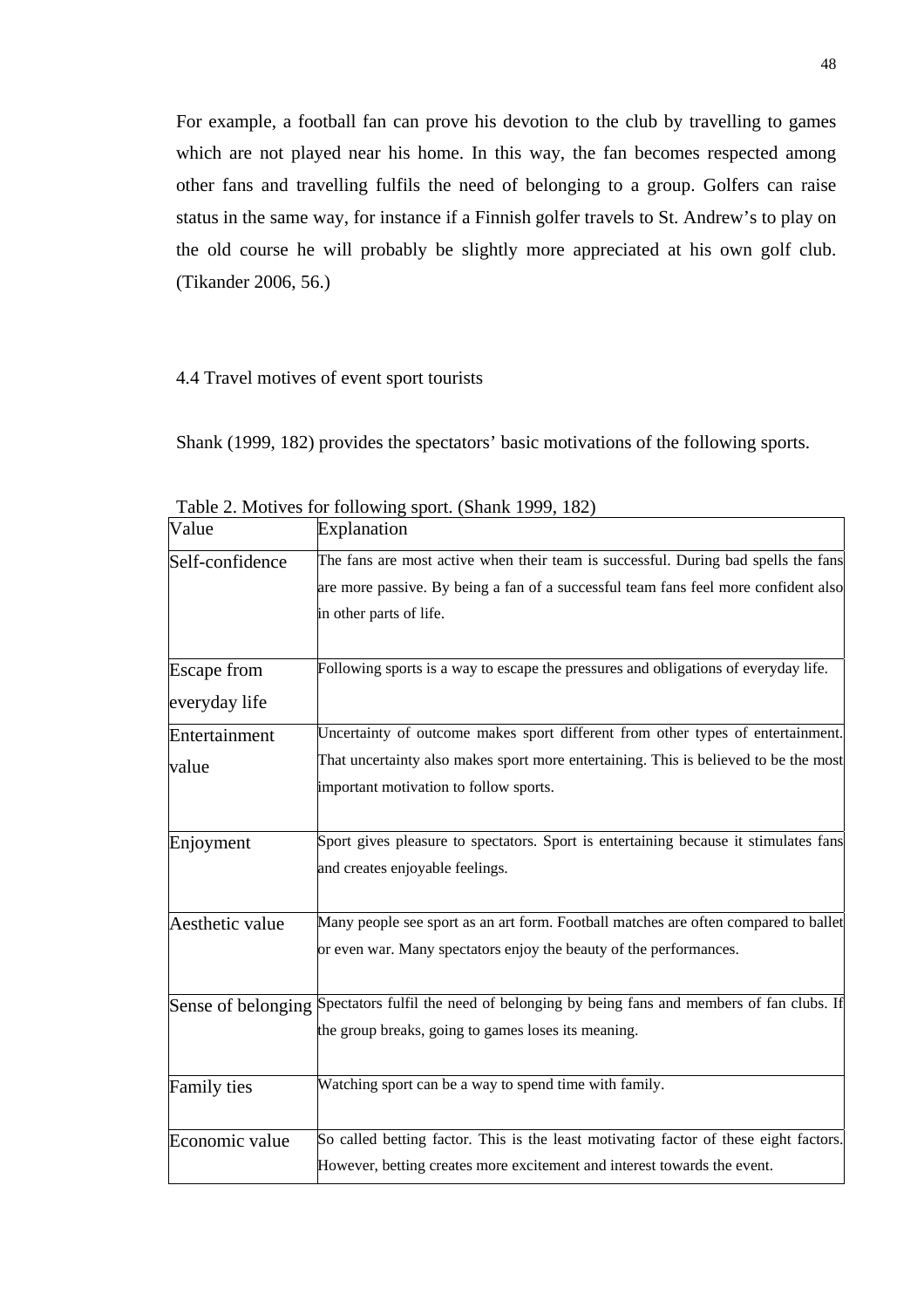For example, a football fan can prove his devotion to the club by travelling to games which are not played near his home. In this way, the fan becomes respected among other fans and travelling fulfils the need of belonging to a group. Golfers can raise status in the same way, for instance if a Finnish golfer travels to St. Andrew's to play on the old course he will probably be slightly more appreciated at his own golf club. (Tikander 2006, 56.)

## 4.4 Travel motives of event sport tourists

Shank (1999, 182) provides the spectators' basic motivations of the following sports.

Table 2. Motives for following sport. (Shank 1999, 182)

| Value | Explanation |
|---|---|
| Self-confidence | The fans are most active when their team is successful. During bad spells the fans are more passive. By being a fan of a successful team fans feel more confident also in other parts of life. |
| Escape from everyday life | Following sports is a way to escape the pressures and obligations of everyday life. |
| Entertainment value | Uncertainty of outcome makes sport different from other types of entertainment. That uncertainty also makes sport more entertaining. This is believed to be the most important motivation to follow sports. |
| Enjoyment | Sport gives pleasure to spectators. Sport is entertaining because it stimulates fans and creates enjoyable feelings. |
| Aesthetic value | Many people see sport as an art form. Football matches are often compared to ballet or even war. Many spectators enjoy the beauty of the performances. |
| Sense of belonging | Spectators fulfil the need of belonging by being fans and members of fan clubs. If the group breaks, going to games loses its meaning. |
| Family ties | Watching sport can be a way to spend time with family. |
| Economic value | So called betting factor. This is the least motivating factor of these eight factors. However, betting creates more excitement and interest towards the event. |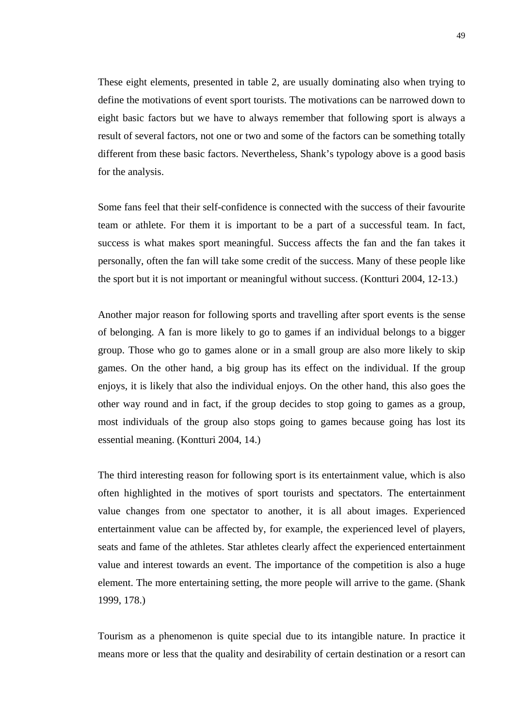These eight elements, presented in table 2, are usually dominating also when trying to define the motivations of event sport tourists. The motivations can be narrowed down to eight basic factors but we have to always remember that following sport is always a result of several factors, not one or two and some of the factors can be something totally different from these basic factors. Nevertheless, Shank's typology above is a good basis for the analysis.

Some fans feel that their self-confidence is connected with the success of their favourite team or athlete. For them it is important to be a part of a successful team. In fact, success is what makes sport meaningful. Success affects the fan and the fan takes it personally, often the fan will take some credit of the success. Many of these people like the sport but it is not important or meaningful without success. (Kontturi 2004, 12-13.)

Another major reason for following sports and travelling after sport events is the sense of belonging. A fan is more likely to go to games if an individual belongs to a bigger group. Those who go to games alone or in a small group are also more likely to skip games. On the other hand, a big group has its effect on the individual. If the group enjoys, it is likely that also the individual enjoys. On the other hand, this also goes the other way round and in fact, if the group decides to stop going to games as a group, most individuals of the group also stops going to games because going has lost its essential meaning. (Kontturi 2004, 14.)

The third interesting reason for following sport is its entertainment value, which is also often highlighted in the motives of sport tourists and spectators. The entertainment value changes from one spectator to another, it is all about images. Experienced entertainment value can be affected by, for example, the experienced level of players, seats and fame of the athletes. Star athletes clearly affect the experienced entertainment value and interest towards an event. The importance of the competition is also a huge element. The more entertaining setting, the more people will arrive to the game. (Shank 1999, 178.)

Tourism as a phenomenon is quite special due to its intangible nature. In practice it means more or less that the quality and desirability of certain destination or a resort can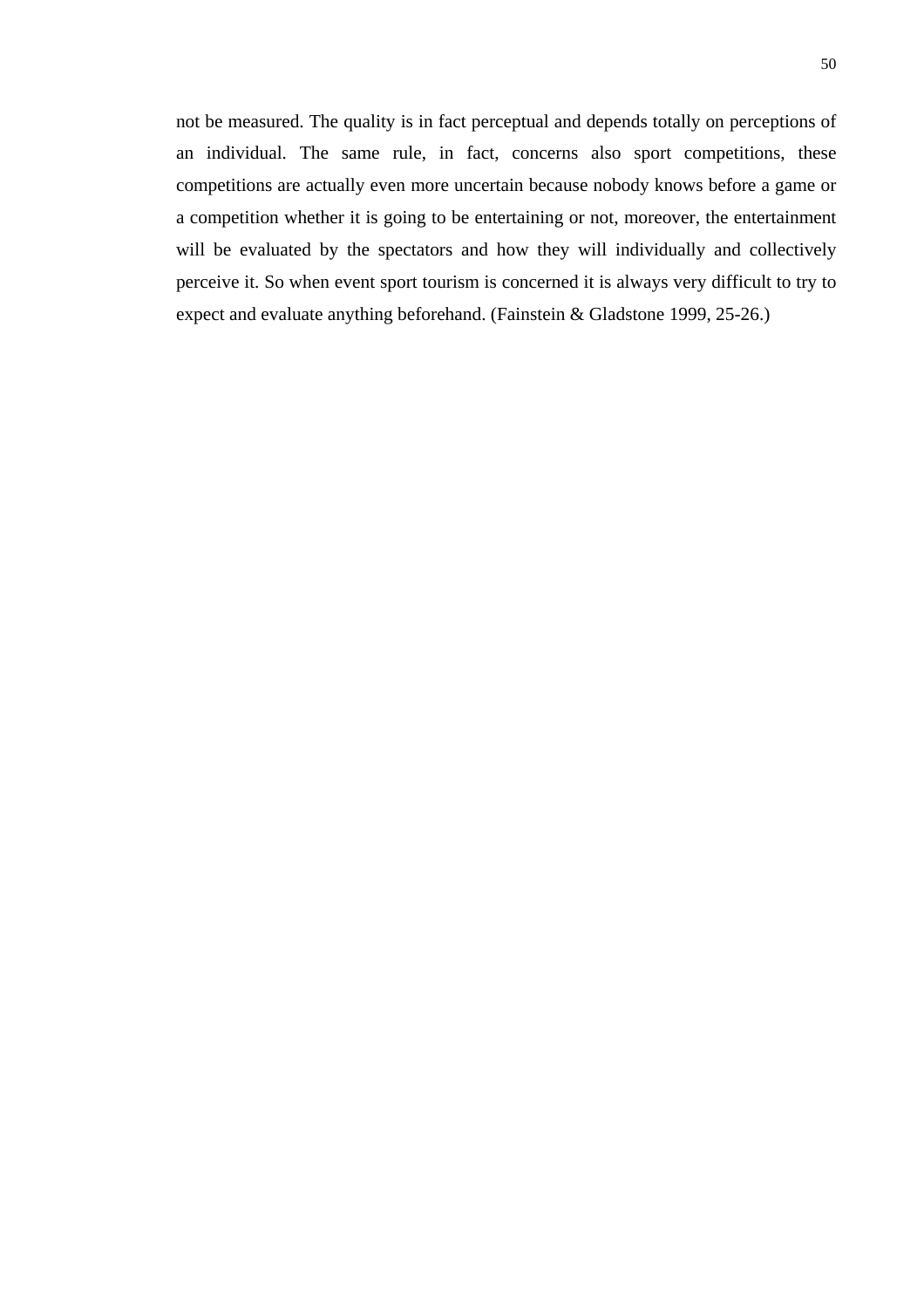not be measured. The quality is in fact perceptual and depends totally on perceptions of an individual. The same rule, in fact, concerns also sport competitions, these competitions are actually even more uncertain because nobody knows before a game or a competition whether it is going to be entertaining or not, moreover, the entertainment will be evaluated by the spectators and how they will individually and collectively perceive it. So when event sport tourism is concerned it is always very difficult to try to expect and evaluate anything beforehand. (Fainstein & Gladstone 1999, 25-26.)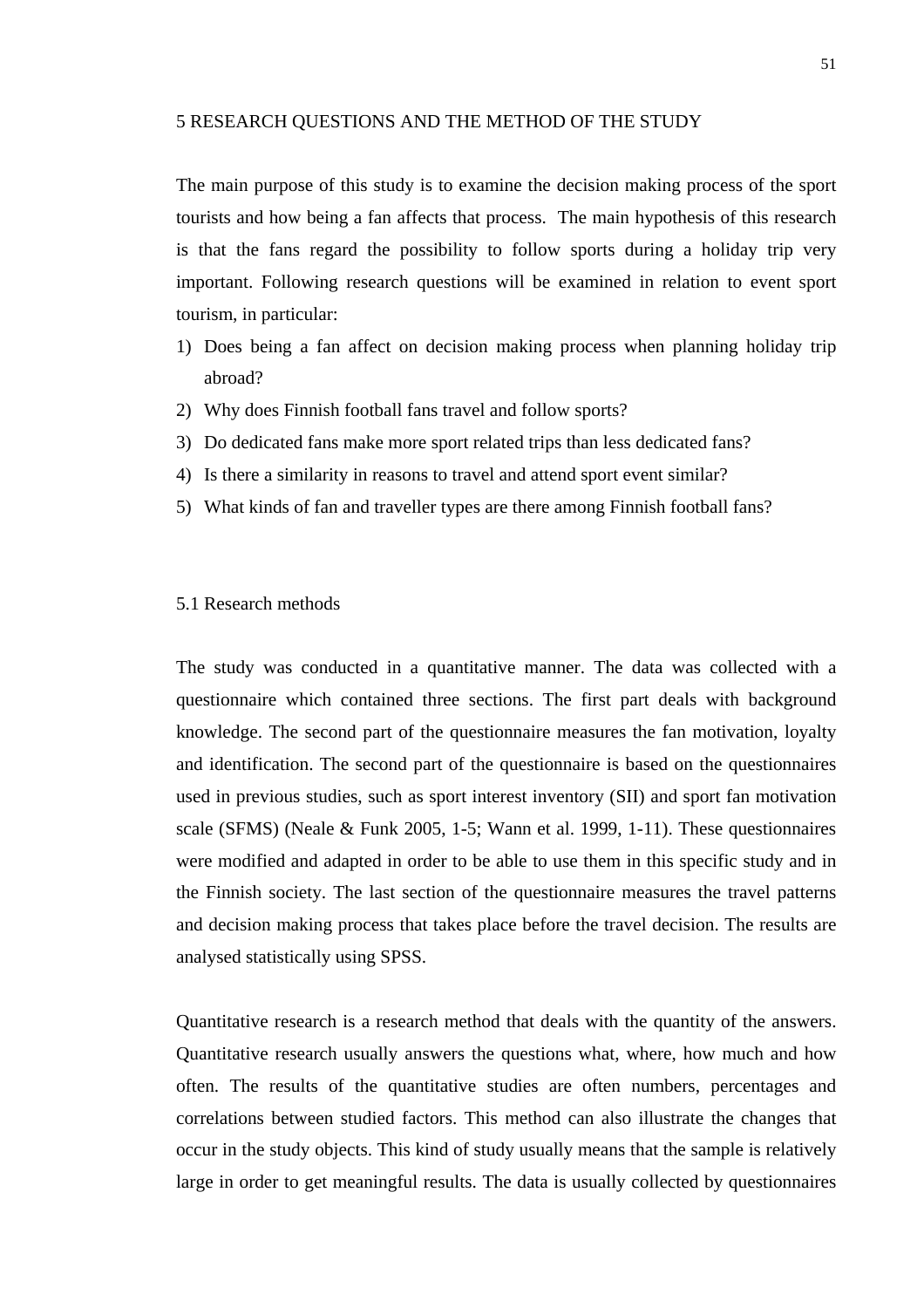# 5 RESEARCH QUESTIONS AND THE METHOD OF THE STUDY

The main purpose of this study is to examine the decision making process of the sport tourists and how being a fan affects that process. The main hypothesis of this research is that the fans regard the possibility to follow sports during a holiday trip very important. Following research questions will be examined in relation to event sport tourism, in particular:

1) Does being a fan affect on decision making process when planning holiday trip abroad?
2) Why does Finnish football fans travel and follow sports?
3) Do dedicated fans make more sport related trips than less dedicated fans?
4) Is there a similarity in reasons to travel and attend sport event similar?
5) What kinds of fan and traveller types are there among Finnish football fans?

## 5.1 Research methods

The study was conducted in a quantitative manner. The data was collected with a questionnaire which contained three sections. The first part deals with background knowledge. The second part of the questionnaire measures the fan motivation, loyalty and identification. The second part of the questionnaire is based on the questionnaires used in previous studies, such as sport interest inventory (SII) and sport fan motivation scale (SFMS) (Neale & Funk 2005, 1-5; Wann et al. 1999, 1-11). These questionnaires were modified and adapted in order to be able to use them in this specific study and in the Finnish society. The last section of the questionnaire measures the travel patterns and decision making process that takes place before the travel decision. The results are analysed statistically using SPSS.

Quantitative research is a research method that deals with the quantity of the answers. Quantitative research usually answers the questions what, where, how much and how often. The results of the quantitative studies are often numbers, percentages and correlations between studied factors. This method can also illustrate the changes that occur in the study objects. This kind of study usually means that the sample is relatively large in order to get meaningful results. The data is usually collected by questionnaires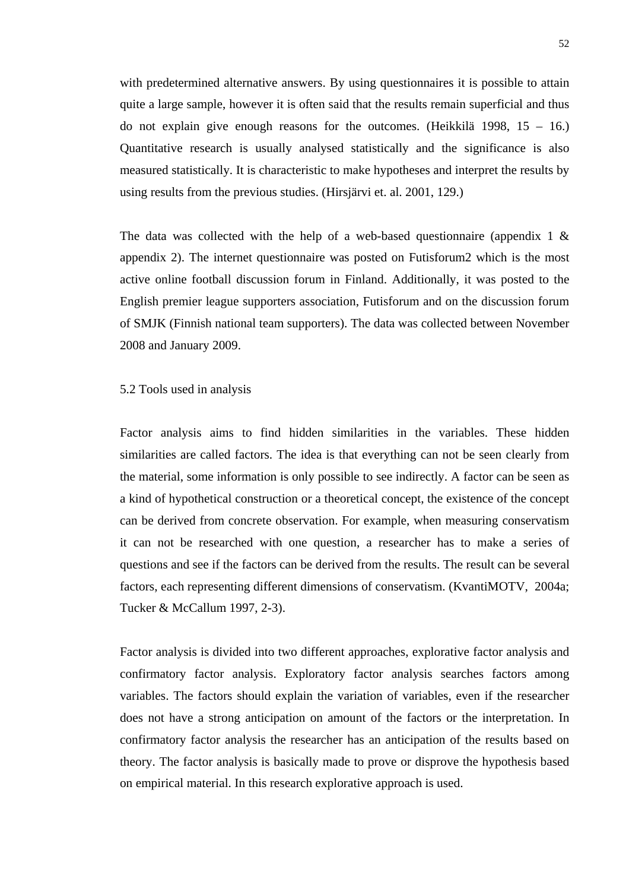with predetermined alternative answers. By using questionnaires it is possible to attain quite a large sample, however it is often said that the results remain superficial and thus do not explain give enough reasons for the outcomes. (Heikkilä 1998, 15 – 16.) Quantitative research is usually analysed statistically and the significance is also measured statistically. It is characteristic to make hypotheses and interpret the results by using results from the previous studies. (Hirsjärvi et. al. 2001, 129.)

The data was collected with the help of a web-based questionnaire (appendix 1 & appendix 2). The internet questionnaire was posted on Futisforum2 which is the most active online football discussion forum in Finland. Additionally, it was posted to the English premier league supporters association, Futisforum and on the discussion forum of SMJK (Finnish national team supporters). The data was collected between November 2008 and January 2009.

## 5.2 Tools used in analysis

Factor analysis aims to find hidden similarities in the variables. These hidden similarities are called factors. The idea is that everything can not be seen clearly from the material, some information is only possible to see indirectly. A factor can be seen as a kind of hypothetical construction or a theoretical concept, the existence of the concept can be derived from concrete observation. For example, when measuring conservatism it can not be researched with one question, a researcher has to make a series of questions and see if the factors can be derived from the results. The result can be several factors, each representing different dimensions of conservatism. (KvantiMOTV, 2004a; Tucker & McCallum 1997, 2-3).

Factor analysis is divided into two different approaches, explorative factor analysis and confirmatory factor analysis. Exploratory factor analysis searches factors among variables. The factors should explain the variation of variables, even if the researcher does not have a strong anticipation on amount of the factors or the interpretation. In confirmatory factor analysis the researcher has an anticipation of the results based on theory. The factor analysis is basically made to prove or disprove the hypothesis based on empirical material. In this research explorative approach is used.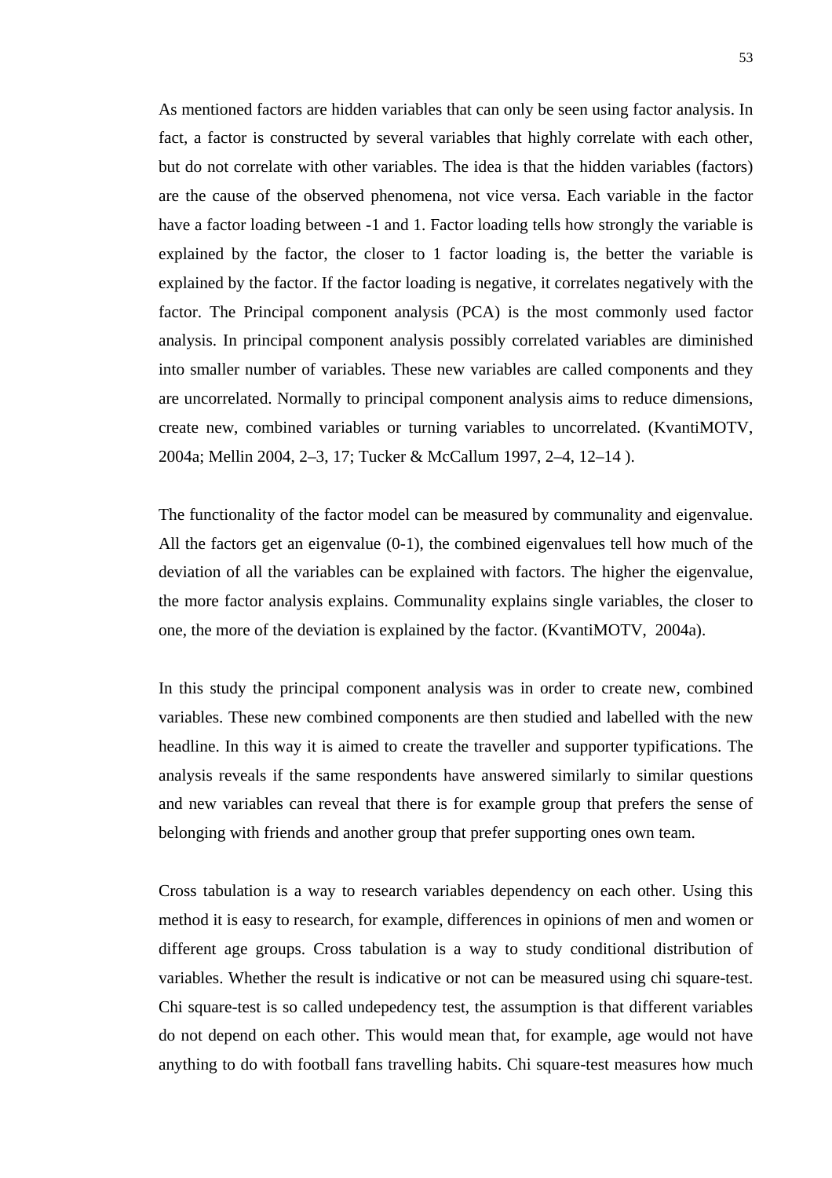As mentioned factors are hidden variables that can only be seen using factor analysis. In fact, a factor is constructed by several variables that highly correlate with each other, but do not correlate with other variables. The idea is that the hidden variables (factors) are the cause of the observed phenomena, not vice versa. Each variable in the factor have a factor loading between -1 and 1. Factor loading tells how strongly the variable is explained by the factor, the closer to 1 factor loading is, the better the variable is explained by the factor. If the factor loading is negative, it correlates negatively with the factor. The Principal component analysis (PCA) is the most commonly used factor analysis. In principal component analysis possibly correlated variables are diminished into smaller number of variables. These new variables are called components and they are uncorrelated. Normally to principal component analysis aims to reduce dimensions, create new, combined variables or turning variables to uncorrelated. (KvantiMOTV, 2004a; Mellin 2004, 2–3, 17; Tucker & McCallum 1997, 2–4, 12–14 ).

The functionality of the factor model can be measured by communality and eigenvalue. All the factors get an eigenvalue (0-1), the combined eigenvalues tell how much of the deviation of all the variables can be explained with factors. The higher the eigenvalue, the more factor analysis explains. Communality explains single variables, the closer to one, the more of the deviation is explained by the factor. (KvantiMOTV, 2004a).

In this study the principal component analysis was in order to create new, combined variables. These new combined components are then studied and labelled with the new headline. In this way it is aimed to create the traveller and supporter typifications. The analysis reveals if the same respondents have answered similarly to similar questions and new variables can reveal that there is for example group that prefers the sense of belonging with friends and another group that prefer supporting ones own team.

Cross tabulation is a way to research variables dependency on each other. Using this method it is easy to research, for example, differences in opinions of men and women or different age groups. Cross tabulation is a way to study conditional distribution of variables. Whether the result is indicative or not can be measured using chi square-test. Chi square-test is so called undepedency test, the assumption is that different variables do not depend on each other. This would mean that, for example, age would not have anything to do with football fans travelling habits. Chi square-test measures how much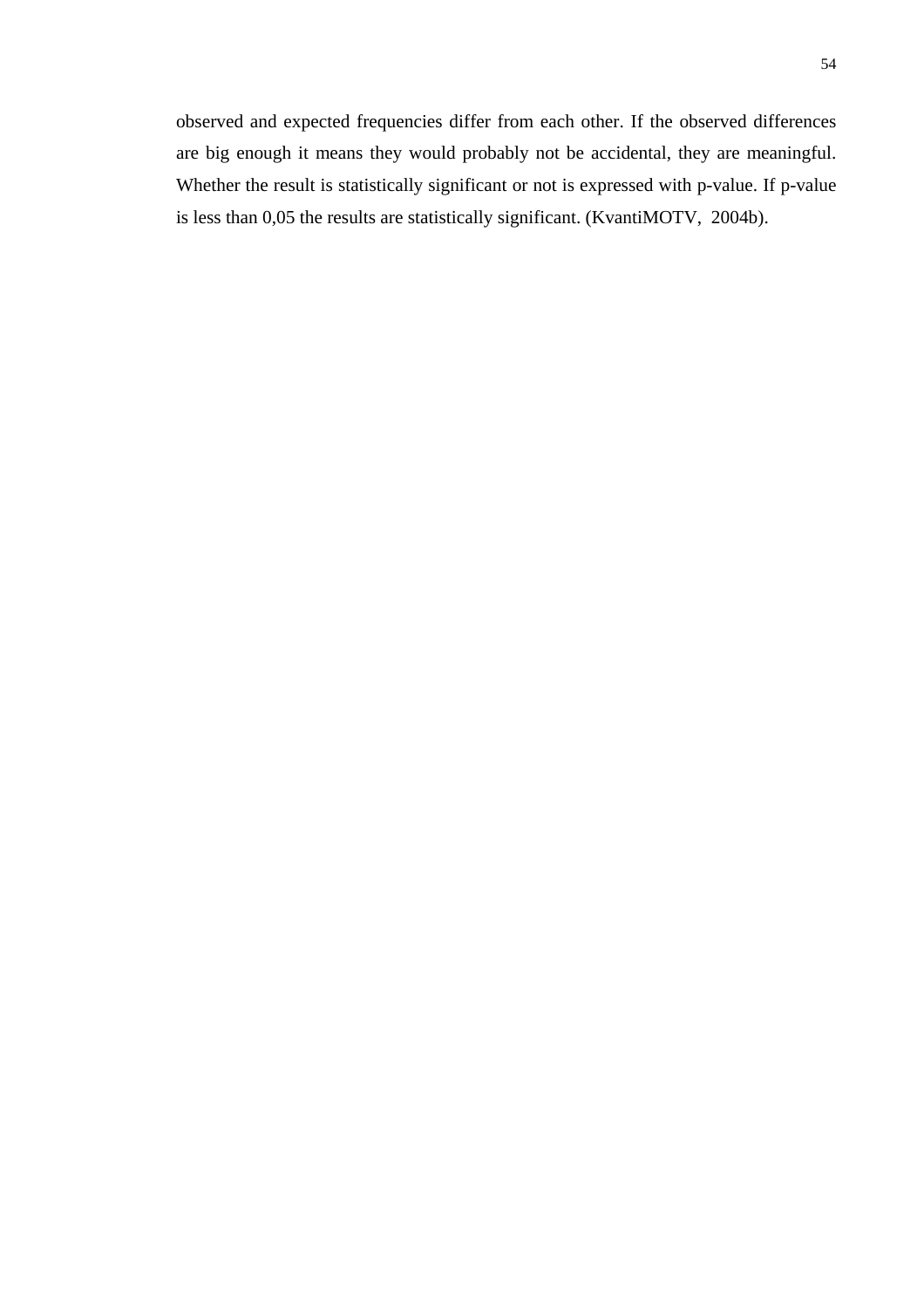observed and expected frequencies differ from each other. If the observed differences are big enough it means they would probably not be accidental, they are meaningful. Whether the result is statistically significant or not is expressed with p-value. If p-value is less than 0,05 the results are statistically significant. (KvantiMOTV,  2004b).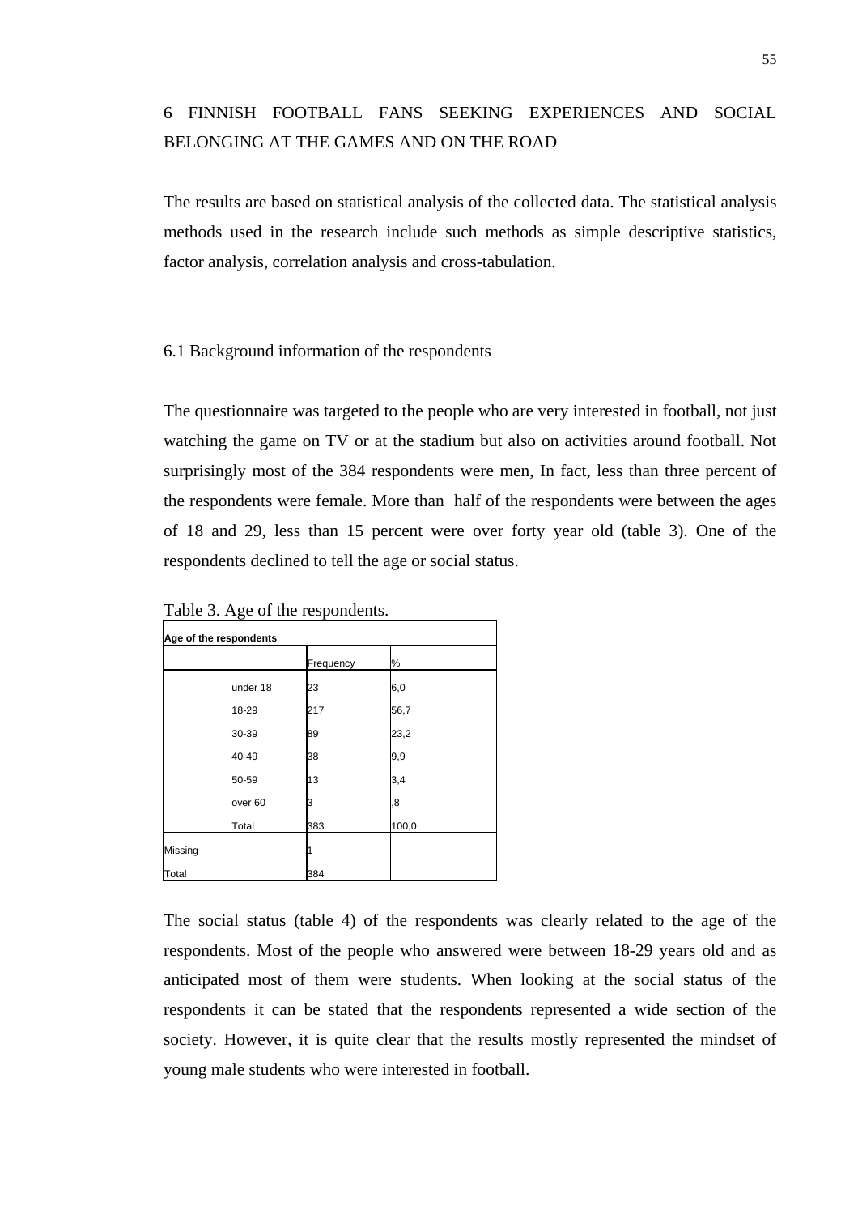# 6 FINNISH FOOTBALL FANS SEEKING EXPERIENCES AND SOCIAL BELONGING AT THE GAMES AND ON THE ROAD

The results are based on statistical analysis of the collected data. The statistical analysis methods used in the research include such methods as simple descriptive statistics, factor analysis, correlation analysis and cross-tabulation.

## 6.1 Background information of the respondents

The questionnaire was targeted to the people who are very interested in football, not just watching the game on TV or at the stadium but also on activities around football. Not surprisingly most of the 384 respondents were men, In fact, less than three percent of the respondents were female. More than half of the respondents were between the ages of 18 and 29, less than 15 percent were over forty year old (table 3). One of the respondents declined to tell the age or social status.

Table 3. Age of the respondents.

| Age of the respondents | | Frequency | % |
|---|---|---|---|
| | under 18 | 23 | 6,0 |
| | 18-29 | 217 | 56,7 |
| | 30-39 | 89 | 23,2 |
| | 40-49 | 38 | 9,9 |
| | 50-59 | 13 | 3,4 |
| | over 60 | 3 | ,8 |
| | Total | 383 | 100,0 |
| Missing | | 1 | |
| Total | | 384 | |

The social status (table 4) of the respondents was clearly related to the age of the respondents. Most of the people who answered were between 18-29 years old and as anticipated most of them were students. When looking at the social status of the respondents it can be stated that the respondents represented a wide section of the society. However, it is quite clear that the results mostly represented the mindset of young male students who were interested in football.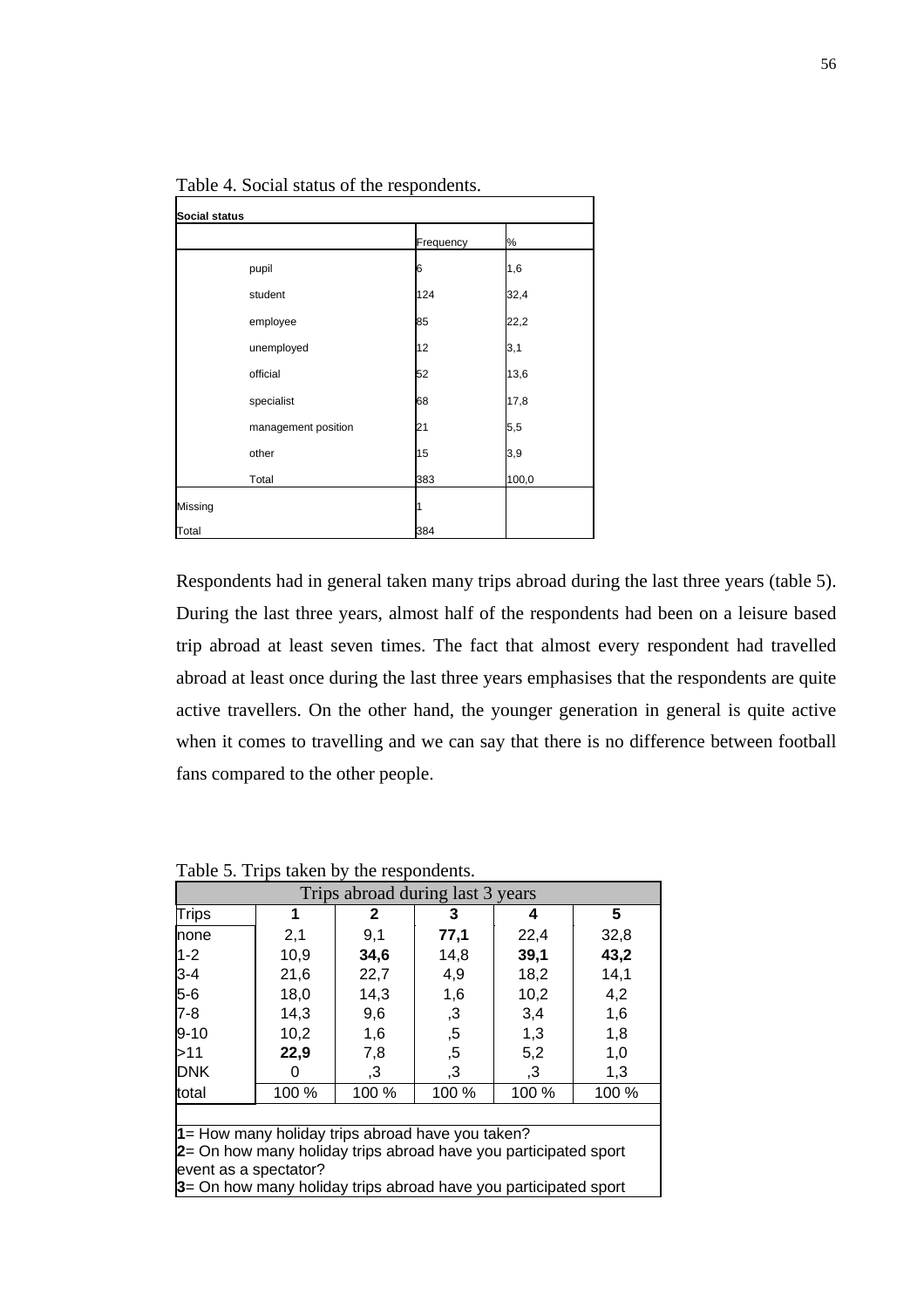Table 4. Social status of the respondents.

| Social status | | | |
|---|---|---|---|
| | | Frequency | % |
| | pupil | 6 | 1,6 |
| | student | 124 | 32,4 |
| | employee | 85 | 22,2 |
| | unemployed | 12 | 3,1 |
| | official | 52 | 13,6 |
| | specialist | 68 | 17,8 |
| | management position | 21 | 5,5 |
| | other | 15 | 3,9 |
| | Total | 383 | 100,0 |
| Missing | | 1 | |
| Total | | 384 | |

Respondents had in general taken many trips abroad during the last three years (table 5). During the last three years, almost half of the respondents had been on a leisure based trip abroad at least seven times. The fact that almost every respondent had travelled abroad at least once during the last three years emphasises that the respondents are quite active travellers. On the other hand, the younger generation in general is quite active when it comes to travelling and we can say that there is no difference between football fans compared to the other people.

Table 5. Trips taken by the respondents.

| Trips abroad during last 3 years | | | | | |
|---|---|---|---|---|---|
| Trips | **1** | **2** | **3** | **4** | **5** |
| none | 2,1 | 9,1 | **77,1** | 22,4 | 32,8 |
| 1-2 | 10,9 | **34,6** | 14,8 | **39,1** | **43,2** |
| 3-4 | 21,6 | 22,7 | 4,9 | 18,2 | 14,1 |
| 5-6 | 18,0 | 14,3 | 1,6 | 10,2 | 4,2 |
| 7-8 | 14,3 | 9,6 | ,3 | 3,4 | 1,6 |
| 9-10 | 10,2 | 1,6 | ,5 | 1,3 | 1,8 |
| >11 | **22,9** | 7,8 | ,5 | 5,2 | 1,0 |
| DNK | 0 | ,3 | ,3 | ,3 | 1,3 |
| total | 100 % | 100 % | 100 % | 100 % | 100 % |

**1**= How many holiday trips abroad have you taken?
**2**= On how many holiday trips abroad have you participated sport event as a spectator?
**3**= On how many holiday trips abroad have you participated sport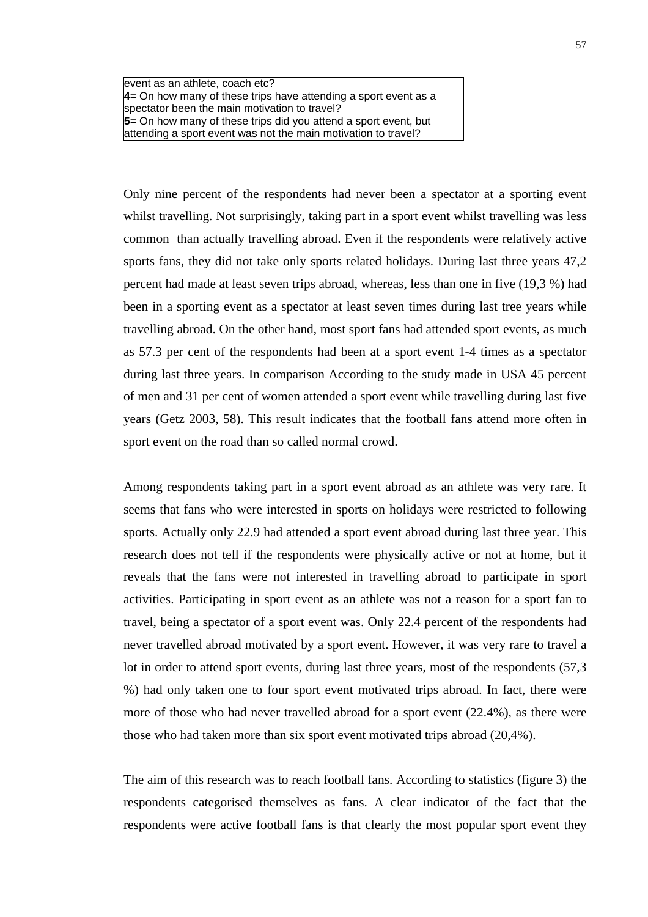event as an athlete, coach etc?
**4**= On how many of these trips have attending a sport event as a spectator been the main motivation to travel?
**5**= On how many of these trips did you attend a sport event, but attending a sport event was not the main motivation to travel?

Only nine percent of the respondents had never been a spectator at a sporting event whilst travelling. Not surprisingly, taking part in a sport event whilst travelling was less common than actually travelling abroad. Even if the respondents were relatively active sports fans, they did not take only sports related holidays. During last three years 47,2 percent had made at least seven trips abroad, whereas, less than one in five (19,3 %) had been in a sporting event as a spectator at least seven times during last tree years while travelling abroad. On the other hand, most sport fans had attended sport events, as much as 57.3 per cent of the respondents had been at a sport event 1-4 times as a spectator during last three years. In comparison According to the study made in USA 45 percent of men and 31 per cent of women attended a sport event while travelling during last five years (Getz 2003, 58). This result indicates that the football fans attend more often in sport event on the road than so called normal crowd.

Among respondents taking part in a sport event abroad as an athlete was very rare. It seems that fans who were interested in sports on holidays were restricted to following sports. Actually only 22.9 had attended a sport event abroad during last three year. This research does not tell if the respondents were physically active or not at home, but it reveals that the fans were not interested in travelling abroad to participate in sport activities. Participating in sport event as an athlete was not a reason for a sport fan to travel, being a spectator of a sport event was. Only 22.4 percent of the respondents had never travelled abroad motivated by a sport event. However, it was very rare to travel a lot in order to attend sport events, during last three years, most of the respondents (57,3 %) had only taken one to four sport event motivated trips abroad. In fact, there were more of those who had never travelled abroad for a sport event (22.4%), as there were those who had taken more than six sport event motivated trips abroad (20,4%).

The aim of this research was to reach football fans. According to statistics (figure 3) the respondents categorised themselves as fans. A clear indicator of the fact that the respondents were active football fans is that clearly the most popular sport event they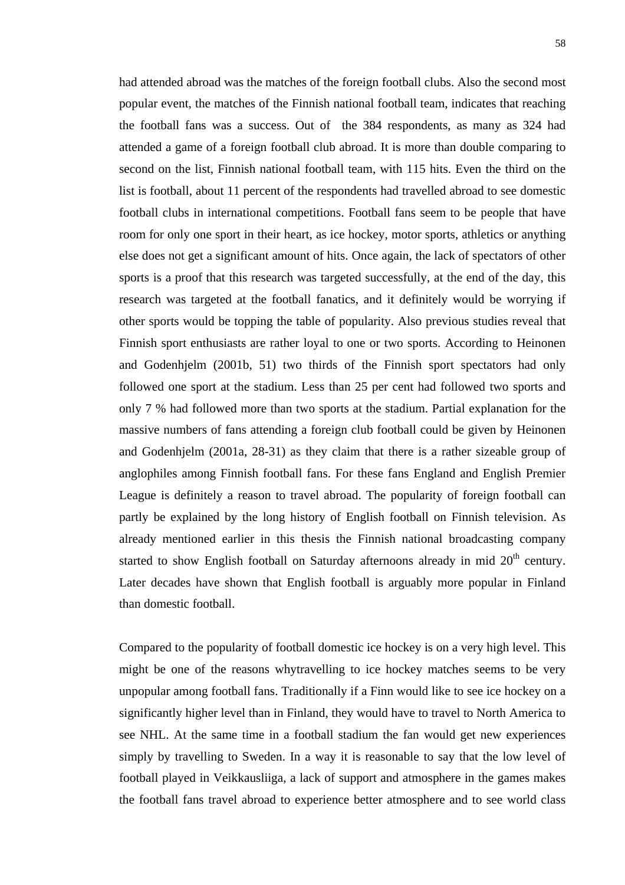had attended abroad was the matches of the foreign football clubs. Also the second most popular event, the matches of the Finnish national football team, indicates that reaching the football fans was a success. Out of the 384 respondents, as many as 324 had attended a game of a foreign football club abroad. It is more than double comparing to second on the list, Finnish national football team, with 115 hits. Even the third on the list is football, about 11 percent of the respondents had travelled abroad to see domestic football clubs in international competitions. Football fans seem to be people that have room for only one sport in their heart, as ice hockey, motor sports, athletics or anything else does not get a significant amount of hits. Once again, the lack of spectators of other sports is a proof that this research was targeted successfully, at the end of the day, this research was targeted at the football fanatics, and it definitely would be worrying if other sports would be topping the table of popularity. Also previous studies reveal that Finnish sport enthusiasts are rather loyal to one or two sports. According to Heinonen and Godenhjelm (2001b, 51) two thirds of the Finnish sport spectators had only followed one sport at the stadium. Less than 25 per cent had followed two sports and only 7 % had followed more than two sports at the stadium. Partial explanation for the massive numbers of fans attending a foreign club football could be given by Heinonen and Godenhjelm (2001a, 28-31) as they claim that there is a rather sizeable group of anglophiles among Finnish football fans. For these fans England and English Premier League is definitely a reason to travel abroad. The popularity of foreign football can partly be explained by the long history of English football on Finnish television. As already mentioned earlier in this thesis the Finnish national broadcasting company started to show English football on Saturday afternoons already in mid 20$^{th}$ century. Later decades have shown that English football is arguably more popular in Finland than domestic football.

Compared to the popularity of football domestic ice hockey is on a very high level. This might be one of the reasons whytravelling to ice hockey matches seems to be very unpopular among football fans. Traditionally if a Finn would like to see ice hockey on a significantly higher level than in Finland, they would have to travel to North America to see NHL. At the same time in a football stadium the fan would get new experiences simply by travelling to Sweden. In a way it is reasonable to say that the low level of football played in Veikkausliiga, a lack of support and atmosphere in the games makes the football fans travel abroad to experience better atmosphere and to see world class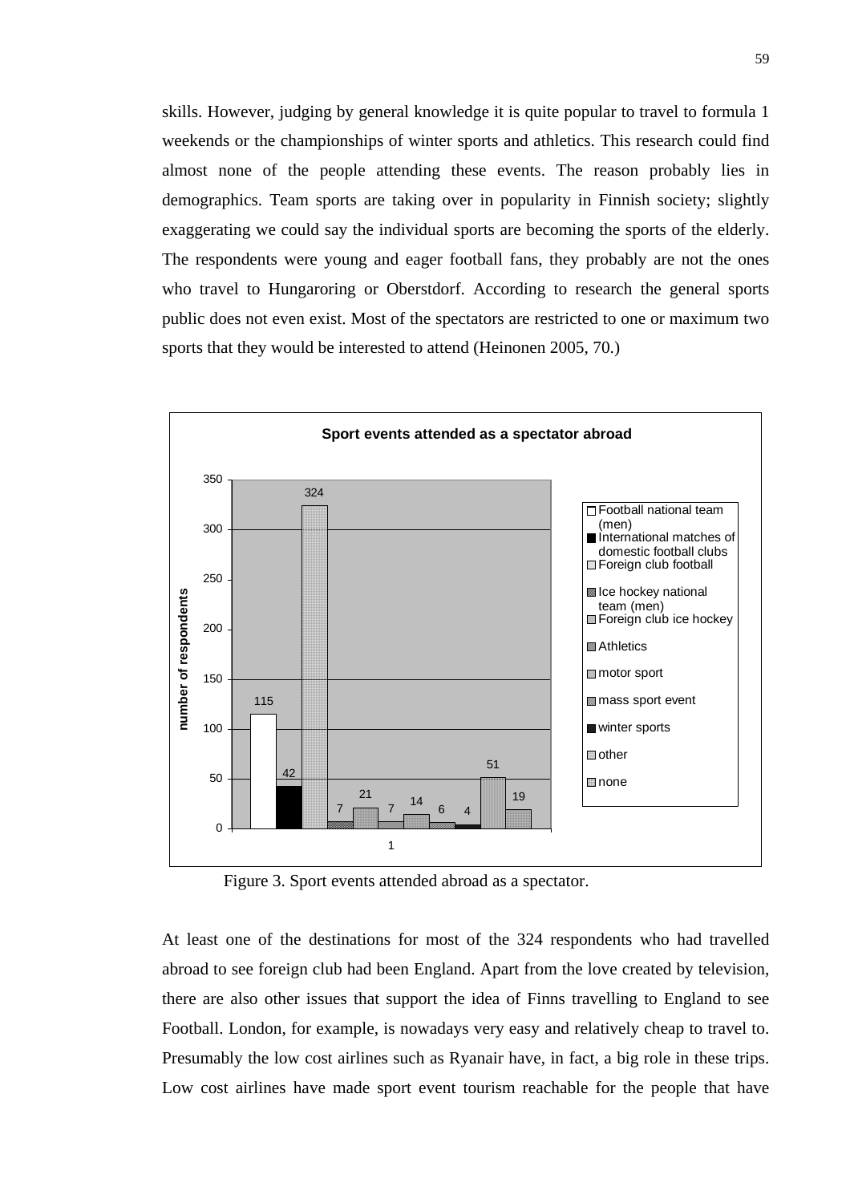skills. However, judging by general knowledge it is quite popular to travel to formula 1 weekends or the championships of winter sports and athletics. This research could find almost none of the people attending these events. The reason probably lies in demographics. Team sports are taking over in popularity in Finnish society; slightly exaggerating we could say the individual sports are becoming the sports of the elderly. The respondents were young and eager football fans, they probably are not the ones who travel to Hungaroring or Oberstdorf. According to research the general sports public does not even exist. Most of the spectators are restricted to one or maximum two sports that they would be interested to attend (Heinonen 2005, 70.)

**Sport events attended as a spectator abroad**

| Event | number of respondents |
| --- | --- |
| Football national team (men) | 115 |
| International matches of domestic football clubs | 42 |
| Foreign club football | 324 |
| Ice hockey national team (men) | 7 |
| Foreign club ice hockey | 21 |
| Athletics | 7 |
| motor sport | 14 |
| mass sport event | 6 |
| winter sports | 4 |
| other | 51 |
| none | 19 |

Figure 3. Sport events attended abroad as a spectator.

At least one of the destinations for most of the 324 respondents who had travelled abroad to see foreign club had been England. Apart from the love created by television, there are also other issues that support the idea of Finns travelling to England to see Football. London, for example, is nowadays very easy and relatively cheap to travel to. Presumably the low cost airlines such as Ryanair have, in fact, a big role in these trips. Low cost airlines have made sport event tourism reachable for the people that have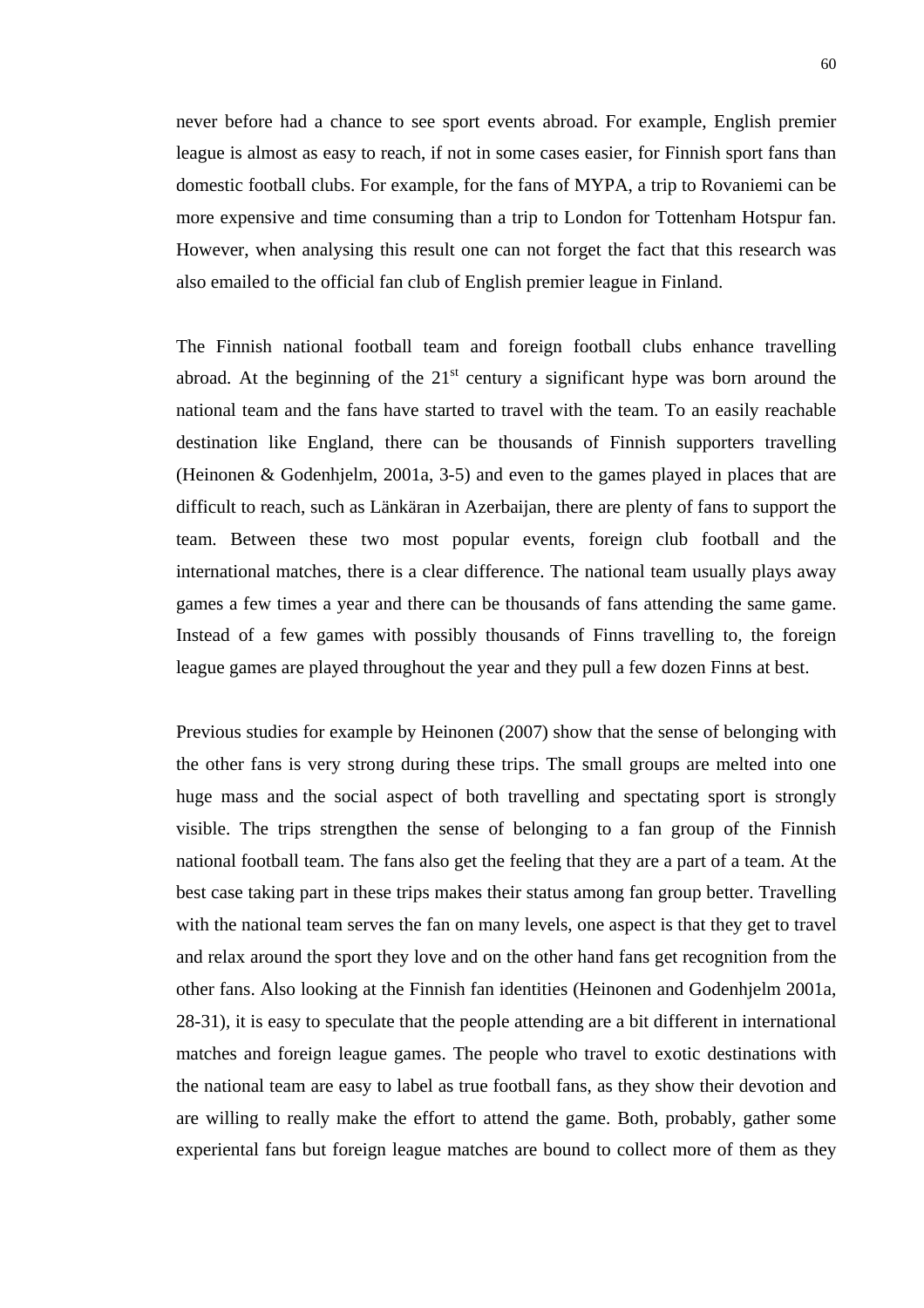never before had a chance to see sport events abroad. For example, English premier league is almost as easy to reach, if not in some cases easier, for Finnish sport fans than domestic football clubs. For example, for the fans of MYPA, a trip to Rovaniemi can be more expensive and time consuming than a trip to London for Tottenham Hotspur fan. However, when analysing this result one can not forget the fact that this research was also emailed to the official fan club of English premier league in Finland.

The Finnish national football team and foreign football clubs enhance travelling abroad. At the beginning of the 21st century a significant hype was born around the national team and the fans have started to travel with the team. To an easily reachable destination like England, there can be thousands of Finnish supporters travelling (Heinonen & Godenhjelm, 2001a, 3-5) and even to the games played in places that are difficult to reach, such as Länkäran in Azerbaijan, there are plenty of fans to support the team. Between these two most popular events, foreign club football and the international matches, there is a clear difference. The national team usually plays away games a few times a year and there can be thousands of fans attending the same game. Instead of a few games with possibly thousands of Finns travelling to, the foreign league games are played throughout the year and they pull a few dozen Finns at best.

Previous studies for example by Heinonen (2007) show that the sense of belonging with the other fans is very strong during these trips. The small groups are melted into one huge mass and the social aspect of both travelling and spectating sport is strongly visible. The trips strengthen the sense of belonging to a fan group of the Finnish national football team. The fans also get the feeling that they are a part of a team. At the best case taking part in these trips makes their status among fan group better. Travelling with the national team serves the fan on many levels, one aspect is that they get to travel and relax around the sport they love and on the other hand fans get recognition from the other fans. Also looking at the Finnish fan identities (Heinonen and Godenhjelm 2001a, 28-31), it is easy to speculate that the people attending are a bit different in international matches and foreign league games. The people who travel to exotic destinations with the national team are easy to label as true football fans, as they show their devotion and are willing to really make the effort to attend the game. Both, probably, gather some experiental fans but foreign league matches are bound to collect more of them as they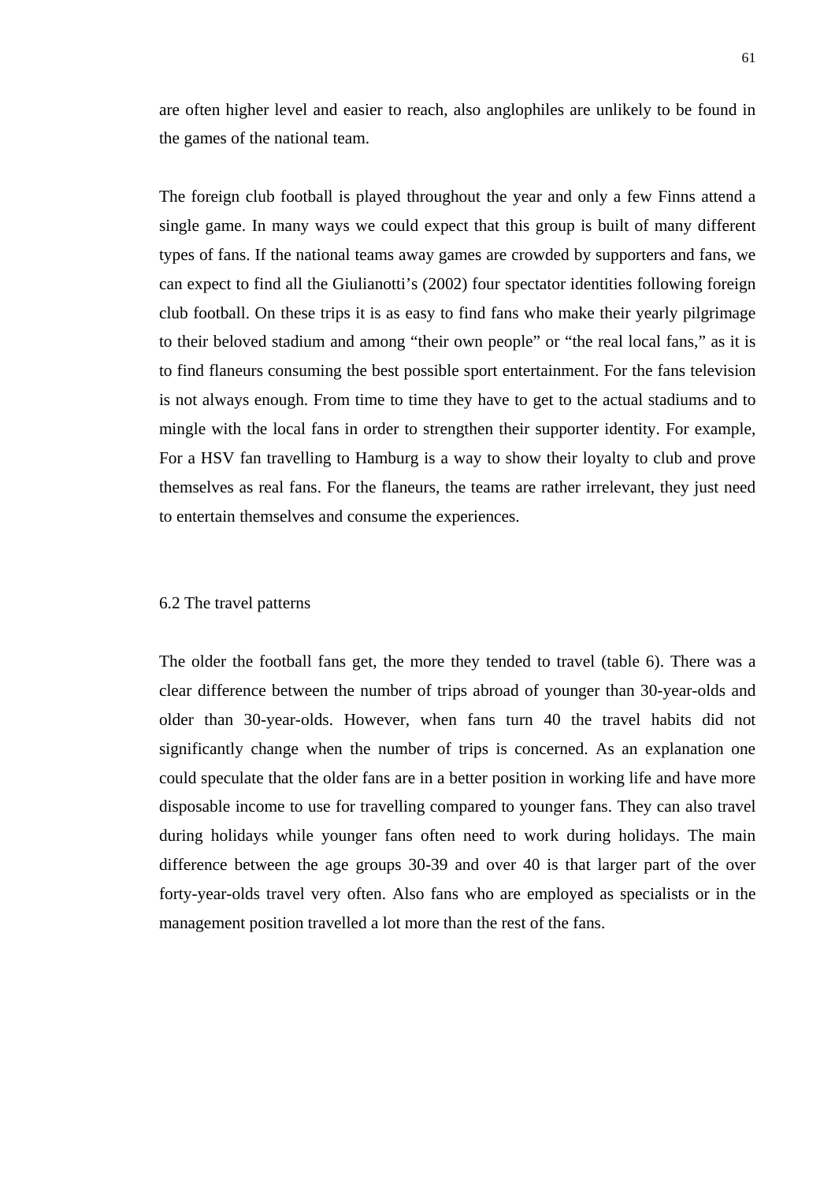are often higher level and easier to reach, also anglophiles are unlikely to be found in the games of the national team.

The foreign club football is played throughout the year and only a few Finns attend a single game. In many ways we could expect that this group is built of many different types of fans. If the national teams away games are crowded by supporters and fans, we can expect to find all the Giulianotti's (2002) four spectator identities following foreign club football. On these trips it is as easy to find fans who make their yearly pilgrimage to their beloved stadium and among "their own people" or "the real local fans," as it is to find flaneurs consuming the best possible sport entertainment. For the fans television is not always enough. From time to time they have to get to the actual stadiums and to mingle with the local fans in order to strengthen their supporter identity. For example, For a HSV fan travelling to Hamburg is a way to show their loyalty to club and prove themselves as real fans. For the flaneurs, the teams are rather irrelevant, they just need to entertain themselves and consume the experiences.

## 6.2 The travel patterns

The older the football fans get, the more they tended to travel (table 6). There was a clear difference between the number of trips abroad of younger than 30-year-olds and older than 30-year-olds. However, when fans turn 40 the travel habits did not significantly change when the number of trips is concerned. As an explanation one could speculate that the older fans are in a better position in working life and have more disposable income to use for travelling compared to younger fans. They can also travel during holidays while younger fans often need to work during holidays. The main difference between the age groups 30-39 and over 40 is that larger part of the over forty-year-olds travel very often. Also fans who are employed as specialists or in the management position travelled a lot more than the rest of the fans.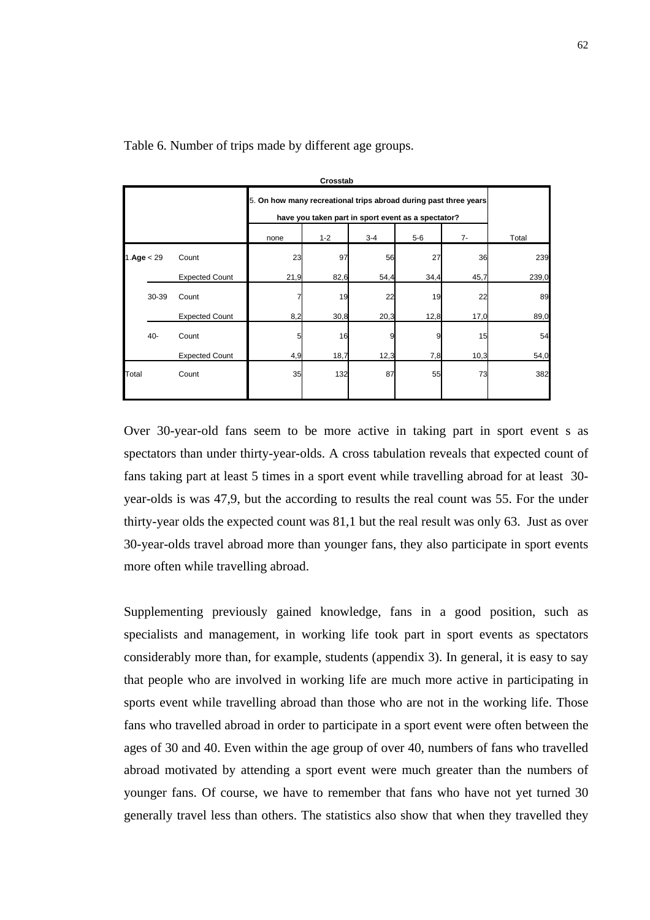Table 6. Number of trips made by different age groups.

**Crosstab**

| | | 5. **On how many recreational trips abroad during past three years have you taken part in sport event as a spectator?** | | | | | |
|---|---|---|---|---|---|---|---|
| | | none | 1-2 | 3-4 | 5-6 | 7- | Total |
| 1.**Age** < 29 | Count | 23 | 97 | 56 | 27 | 36 | 239 |
| | Expected Count | 21,9 | 82,6 | 54,4 | 34,4 | 45,7 | 239,0 |
| 30-39 | Count | 7 | 19 | 22 | 19 | 22 | 89 |
| | Expected Count | 8,2 | 30,8 | 20,3 | 12,8 | 17,0 | 89,0 |
| 40- | Count | 5 | 16 | 9 | 9 | 15 | 54 |
| | Expected Count | 4,9 | 18,7 | 12,3 | 7,8 | 10,3 | 54,0 |
| Total | Count | 35 | 132 | 87 | 55 | 73 | 382 |

Over 30-year-old fans seem to be more active in taking part in sport event s as spectators than under thirty-year-olds. A cross tabulation reveals that expected count of fans taking part at least 5 times in a sport event while travelling abroad for at least 30-year-olds is was 47,9, but the according to results the real count was 55. For the under thirty-year olds the expected count was 81,1 but the real result was only 63. Just as over 30-year-olds travel abroad more than younger fans, they also participate in sport events more often while travelling abroad.

Supplementing previously gained knowledge, fans in a good position, such as specialists and management, in working life took part in sport events as spectators considerably more than, for example, students (appendix 3). In general, it is easy to say that people who are involved in working life are much more active in participating in sports event while travelling abroad than those who are not in the working life. Those fans who travelled abroad in order to participate in a sport event were often between the ages of 30 and 40. Even within the age group of over 40, numbers of fans who travelled abroad motivated by attending a sport event were much greater than the numbers of younger fans. Of course, we have to remember that fans who have not yet turned 30 generally travel less than others. The statistics also show that when they travelled they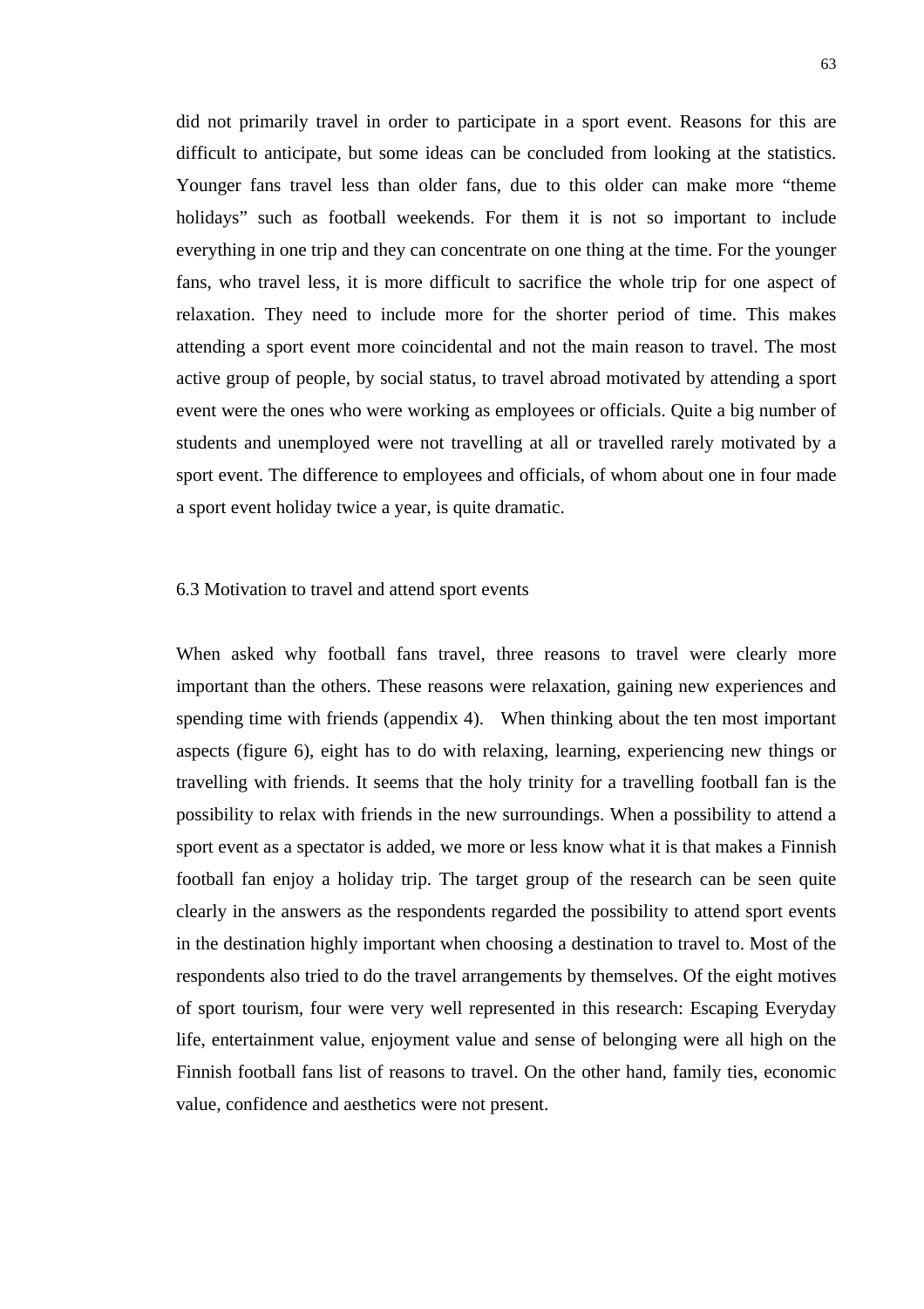did not primarily travel in order to participate in a sport event. Reasons for this are difficult to anticipate, but some ideas can be concluded from looking at the statistics. Younger fans travel less than older fans, due to this older can make more "theme holidays" such as football weekends. For them it is not so important to include everything in one trip and they can concentrate on one thing at the time. For the younger fans, who travel less, it is more difficult to sacrifice the whole trip for one aspect of relaxation. They need to include more for the shorter period of time. This makes attending a sport event more coincidental and not the main reason to travel. The most active group of people, by social status, to travel abroad motivated by attending a sport event were the ones who were working as employees or officials. Quite a big number of students and unemployed were not travelling at all or travelled rarely motivated by a sport event. The difference to employees and officials, of whom about one in four made a sport event holiday twice a year, is quite dramatic.

### 6.3 Motivation to travel and attend sport events

When asked why football fans travel, three reasons to travel were clearly more important than the others. These reasons were relaxation, gaining new experiences and spending time with friends (appendix 4). When thinking about the ten most important aspects (figure 6), eight has to do with relaxing, learning, experiencing new things or travelling with friends. It seems that the holy trinity for a travelling football fan is the possibility to relax with friends in the new surroundings. When a possibility to attend a sport event as a spectator is added, we more or less know what it is that makes a Finnish football fan enjoy a holiday trip. The target group of the research can be seen quite clearly in the answers as the respondents regarded the possibility to attend sport events in the destination highly important when choosing a destination to travel to. Most of the respondents also tried to do the travel arrangements by themselves. Of the eight motives of sport tourism, four were very well represented in this research: Escaping Everyday life, entertainment value, enjoyment value and sense of belonging were all high on the Finnish football fans list of reasons to travel. On the other hand, family ties, economic value, confidence and aesthetics were not present.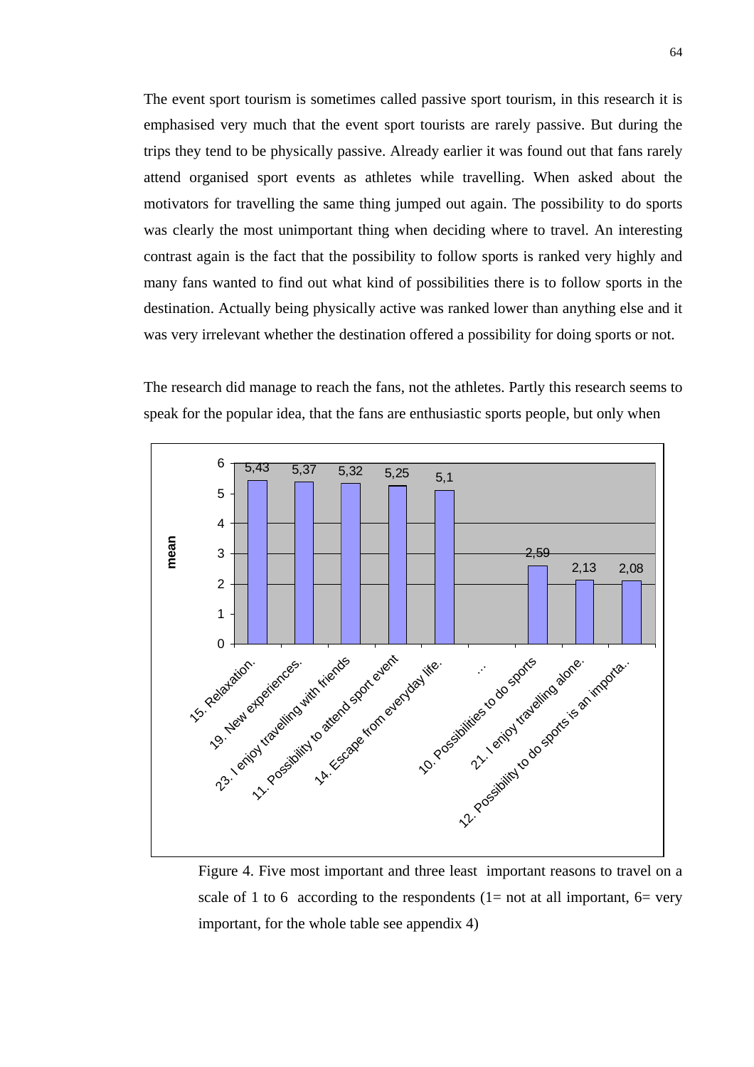The event sport tourism is sometimes called passive sport tourism, in this research it is emphasised very much that the event sport tourists are rarely passive. But during the trips they tend to be physically passive. Already earlier it was found out that fans rarely attend organised sport events as athletes while travelling. When asked about the motivators for travelling the same thing jumped out again. The possibility to do sports was clearly the most unimportant thing when deciding where to travel. An interesting contrast again is the fact that the possibility to follow sports is ranked very highly and many fans wanted to find out what kind of possibilities there is to follow sports in the destination. Actually being physically active was ranked lower than anything else and it was very irrelevant whether the destination offered a possibility for doing sports or not.

The research did manage to reach the fans, not the athletes. Partly this research seems to speak for the popular idea, that the fans are enthusiastic sports people, but only when

| Reason | mean |
|---|---|
| 15. Relaxation. | 5,43 |
| 19. New experiences. | 5,37 |
| 23. I enjoy travelling with friends | 5,32 |
| 11. Possibility to attend sport event | 5,25 |
| 14. Escape from everyday life. | 5,1 |
| ... | |
| 10. Possibilities to do sports | 2,59 |
| 21. I enjoy travelling alone. | 2,13 |
| 12. Possibility to do sports is an importa.. | 2,08 |

Figure 4. Five most important and three least important reasons to travel on a scale of 1 to 6 according to the respondents (1= not at all important, 6= very important, for the whole table see appendix 4)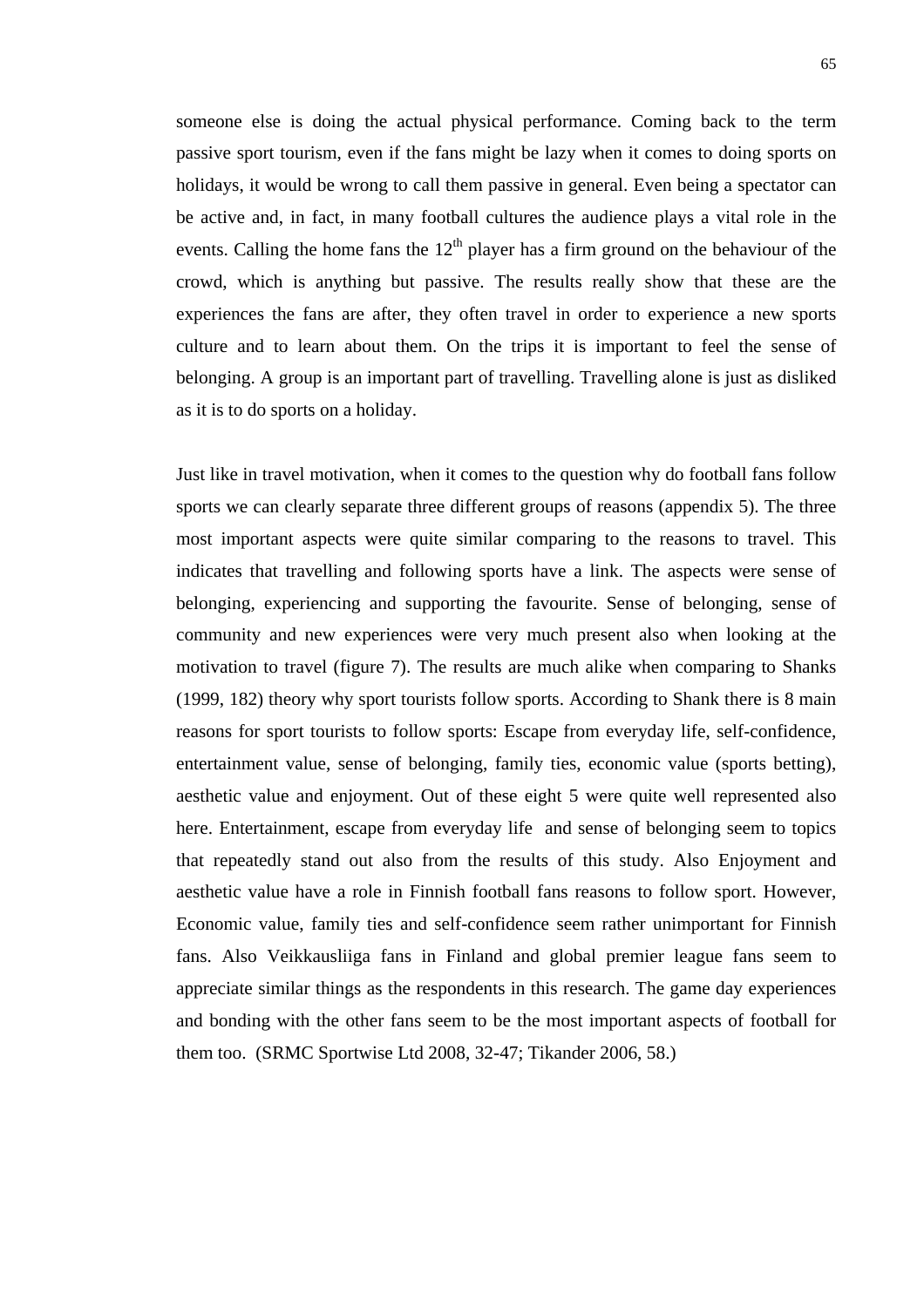someone else is doing the actual physical performance. Coming back to the term passive sport tourism, even if the fans might be lazy when it comes to doing sports on holidays, it would be wrong to call them passive in general. Even being a spectator can be active and, in fact, in many football cultures the audience plays a vital role in the events. Calling the home fans the 12th player has a firm ground on the behaviour of the crowd, which is anything but passive. The results really show that these are the experiences the fans are after, they often travel in order to experience a new sports culture and to learn about them. On the trips it is important to feel the sense of belonging. A group is an important part of travelling. Travelling alone is just as disliked as it is to do sports on a holiday.

Just like in travel motivation, when it comes to the question why do football fans follow sports we can clearly separate three different groups of reasons (appendix 5). The three most important aspects were quite similar comparing to the reasons to travel. This indicates that travelling and following sports have a link. The aspects were sense of belonging, experiencing and supporting the favourite. Sense of belonging, sense of community and new experiences were very much present also when looking at the motivation to travel (figure 7). The results are much alike when comparing to Shanks (1999, 182) theory why sport tourists follow sports. According to Shank there is 8 main reasons for sport tourists to follow sports: Escape from everyday life, self-confidence, entertainment value, sense of belonging, family ties, economic value (sports betting), aesthetic value and enjoyment. Out of these eight 5 were quite well represented also here. Entertainment, escape from everyday life and sense of belonging seem to topics that repeatedly stand out also from the results of this study. Also Enjoyment and aesthetic value have a role in Finnish football fans reasons to follow sport. However, Economic value, family ties and self-confidence seem rather unimportant for Finnish fans. Also Veikkausliiga fans in Finland and global premier league fans seem to appreciate similar things as the respondents in this research. The game day experiences and bonding with the other fans seem to be the most important aspects of football for them too. (SRMC Sportwise Ltd 2008, 32-47; Tikander 2006, 58.)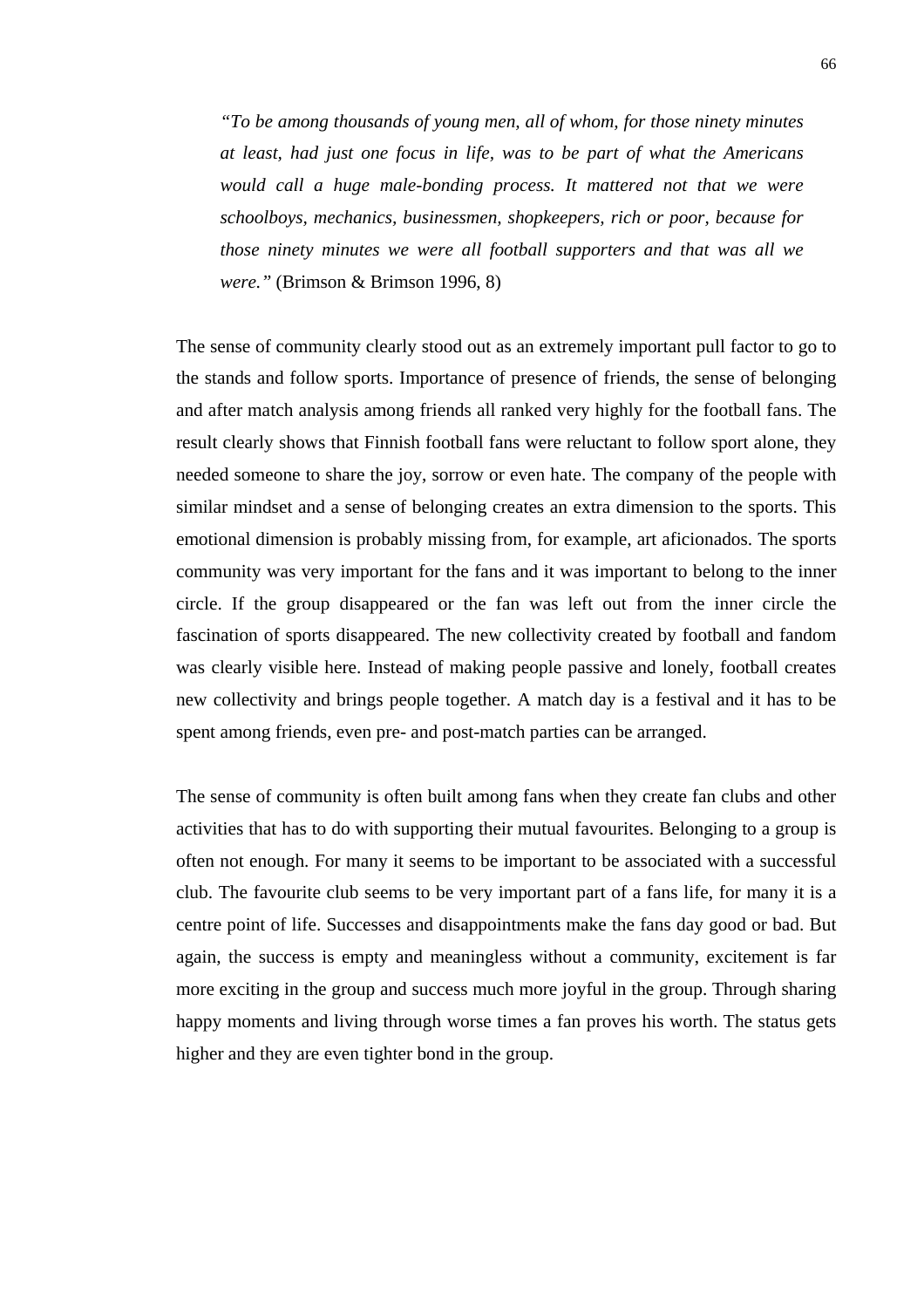> *"To be among thousands of young men, all of whom, for those ninety minutes at least, had just one focus in life, was to be part of what the Americans would call a huge male-bonding process. It mattered not that we were schoolboys, mechanics, businessmen, shopkeepers, rich or poor, because for those ninety minutes we were all football supporters and that was all we were."* (Brimson & Brimson 1996, 8)

The sense of community clearly stood out as an extremely important pull factor to go to the stands and follow sports. Importance of presence of friends, the sense of belonging and after match analysis among friends all ranked very highly for the football fans. The result clearly shows that Finnish football fans were reluctant to follow sport alone, they needed someone to share the joy, sorrow or even hate. The company of the people with similar mindset and a sense of belonging creates an extra dimension to the sports. This emotional dimension is probably missing from, for example, art aficionados. The sports community was very important for the fans and it was important to belong to the inner circle. If the group disappeared or the fan was left out from the inner circle the fascination of sports disappeared. The new collectivity created by football and fandom was clearly visible here. Instead of making people passive and lonely, football creates new collectivity and brings people together. A match day is a festival and it has to be spent among friends, even pre- and post-match parties can be arranged.

The sense of community is often built among fans when they create fan clubs and other activities that has to do with supporting their mutual favourites. Belonging to a group is often not enough. For many it seems to be important to be associated with a successful club. The favourite club seems to be very important part of a fans life, for many it is a centre point of life. Successes and disappointments make the fans day good or bad. But again, the success is empty and meaningless without a community, excitement is far more exciting in the group and success much more joyful in the group. Through sharing happy moments and living through worse times a fan proves his worth. The status gets higher and they are even tighter bond in the group.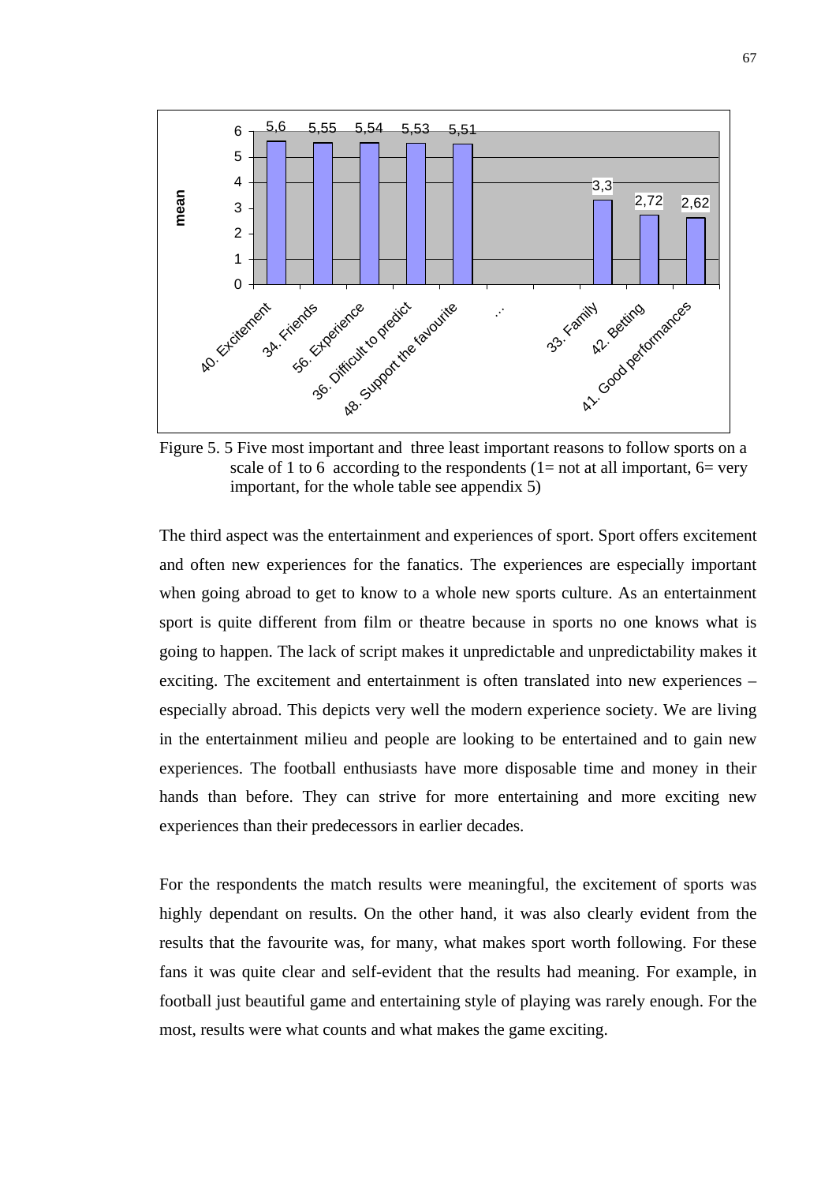| | 40. Excitement | 34. Friends | 56. Experience | 36. Difficult to predict | 48. Support the favourite | ... | 33. Family | 42. Betting | 41. Good performances |
|---|---|---|---|---|---|---|---|---|---|
| mean | 5,6 | 5,55 | 5,54 | 5,53 | 5,51 | | 3,3 | 2,72 | 2,62 |

Figure 5. 5 Five most important and three least important reasons to follow sports on a scale of 1 to 6 according to the respondents (1= not at all important, 6= very important, for the whole table see appendix 5)

The third aspect was the entertainment and experiences of sport. Sport offers excitement and often new experiences for the fanatics. The experiences are especially important when going abroad to get to know to a whole new sports culture. As an entertainment sport is quite different from film or theatre because in sports no one knows what is going to happen. The lack of script makes it unpredictable and unpredictability makes it exciting. The excitement and entertainment is often translated into new experiences – especially abroad. This depicts very well the modern experience society. We are living in the entertainment milieu and people are looking to be entertained and to gain new experiences. The football enthusiasts have more disposable time and money in their hands than before. They can strive for more entertaining and more exciting new experiences than their predecessors in earlier decades.

For the respondents the match results were meaningful, the excitement of sports was highly dependant on results. On the other hand, it was also clearly evident from the results that the favourite was, for many, what makes sport worth following. For these fans it was quite clear and self-evident that the results had meaning. For example, in football just beautiful game and entertaining style of playing was rarely enough. For the most, results were what counts and what makes the game exciting.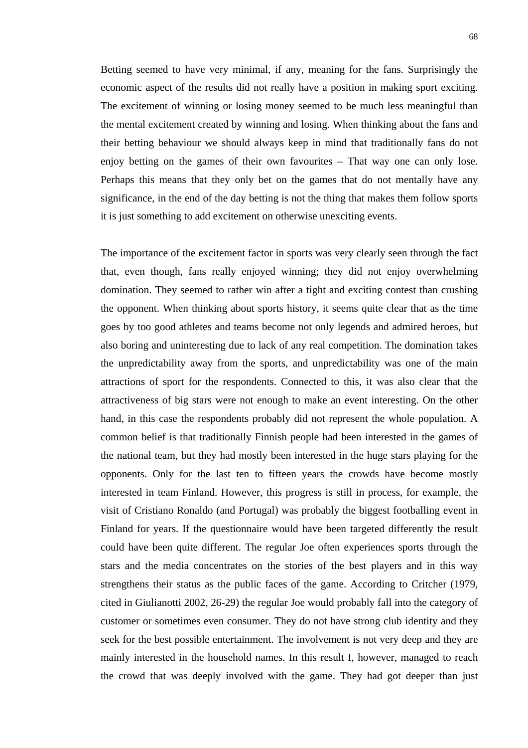Betting seemed to have very minimal, if any, meaning for the fans. Surprisingly the economic aspect of the results did not really have a position in making sport exciting. The excitement of winning or losing money seemed to be much less meaningful than the mental excitement created by winning and losing. When thinking about the fans and their betting behaviour we should always keep in mind that traditionally fans do not enjoy betting on the games of their own favourites – That way one can only lose. Perhaps this means that they only bet on the games that do not mentally have any significance, in the end of the day betting is not the thing that makes them follow sports it is just something to add excitement on otherwise unexciting events.

The importance of the excitement factor in sports was very clearly seen through the fact that, even though, fans really enjoyed winning; they did not enjoy overwhelming domination. They seemed to rather win after a tight and exciting contest than crushing the opponent. When thinking about sports history, it seems quite clear that as the time goes by too good athletes and teams become not only legends and admired heroes, but also boring and uninteresting due to lack of any real competition. The domination takes the unpredictability away from the sports, and unpredictability was one of the main attractions of sport for the respondents. Connected to this, it was also clear that the attractiveness of big stars were not enough to make an event interesting. On the other hand, in this case the respondents probably did not represent the whole population. A common belief is that traditionally Finnish people had been interested in the games of the national team, but they had mostly been interested in the huge stars playing for the opponents. Only for the last ten to fifteen years the crowds have become mostly interested in team Finland. However, this progress is still in process, for example, the visit of Cristiano Ronaldo (and Portugal) was probably the biggest footballing event in Finland for years. If the questionnaire would have been targeted differently the result could have been quite different. The regular Joe often experiences sports through the stars and the media concentrates on the stories of the best players and in this way strengthens their status as the public faces of the game. According to Critcher (1979, cited in Giulianotti 2002, 26-29) the regular Joe would probably fall into the category of customer or sometimes even consumer. They do not have strong club identity and they seek for the best possible entertainment. The involvement is not very deep and they are mainly interested in the household names. In this result I, however, managed to reach the crowd that was deeply involved with the game. They had got deeper than just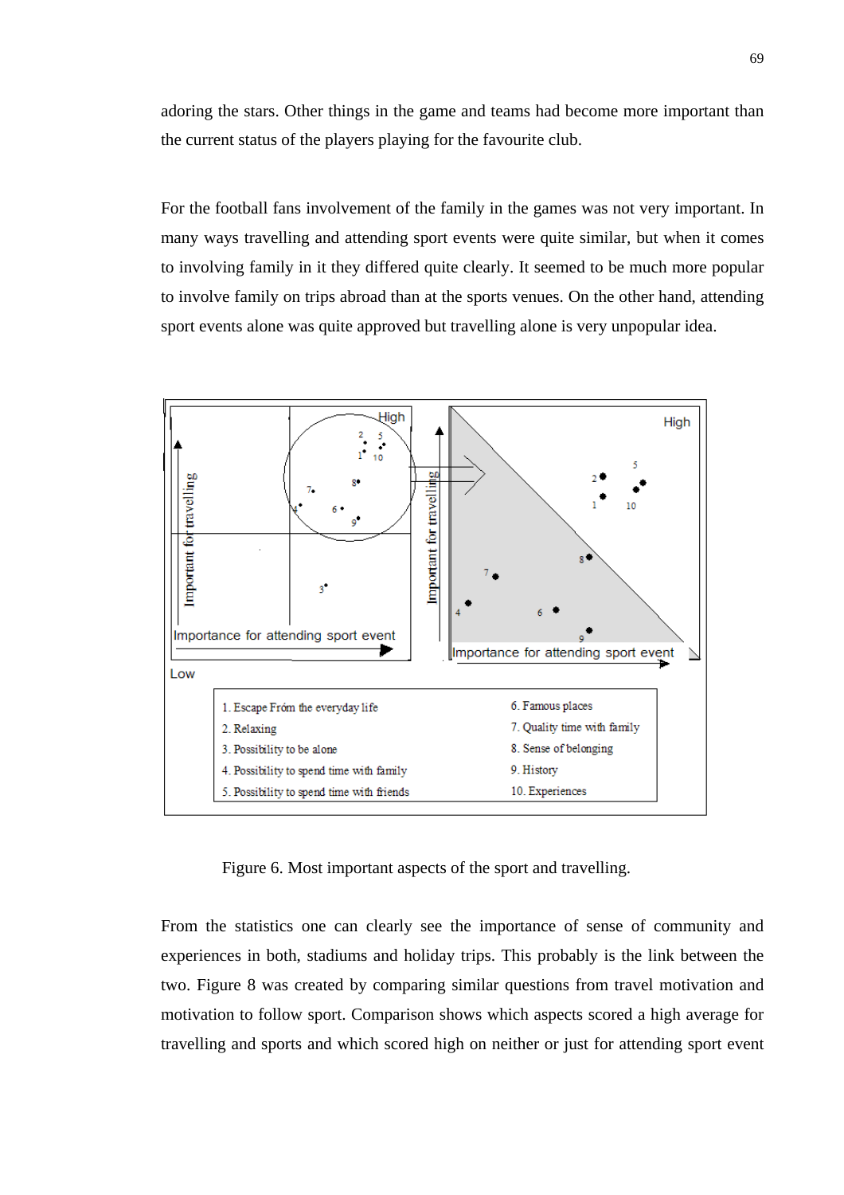adoring the stars. Other things in the game and teams had become more important than the current status of the players playing for the favourite club.

For the football fans involvement of the family in the games was not very important. In many ways travelling and attending sport events were quite similar, but when it comes to involving family in it they differed quite clearly. It seemed to be much more popular to involve family on trips abroad than at the sports venues. On the other hand, attending sport events alone was quite approved but travelling alone is very unpopular idea.

| | |
|---|---|
| 1. Escape From the everyday life | 6. Famous places |
| 2. Relaxing | 7. Quality time with family |
| 3. Possibility to be alone | 8. Sense of belonging |
| 4. Possibility to spend time with family | 9. History |
| 5. Possibility to spend time with friends | 10. Experiences |

Figure 6. Most important aspects of the sport and travelling.

From the statistics one can clearly see the importance of sense of community and experiences in both, stadiums and holiday trips. This probably is the link between the two. Figure 8 was created by comparing similar questions from travel motivation and motivation to follow sport. Comparison shows which aspects scored a high average for travelling and sports and which scored high on neither or just for attending sport event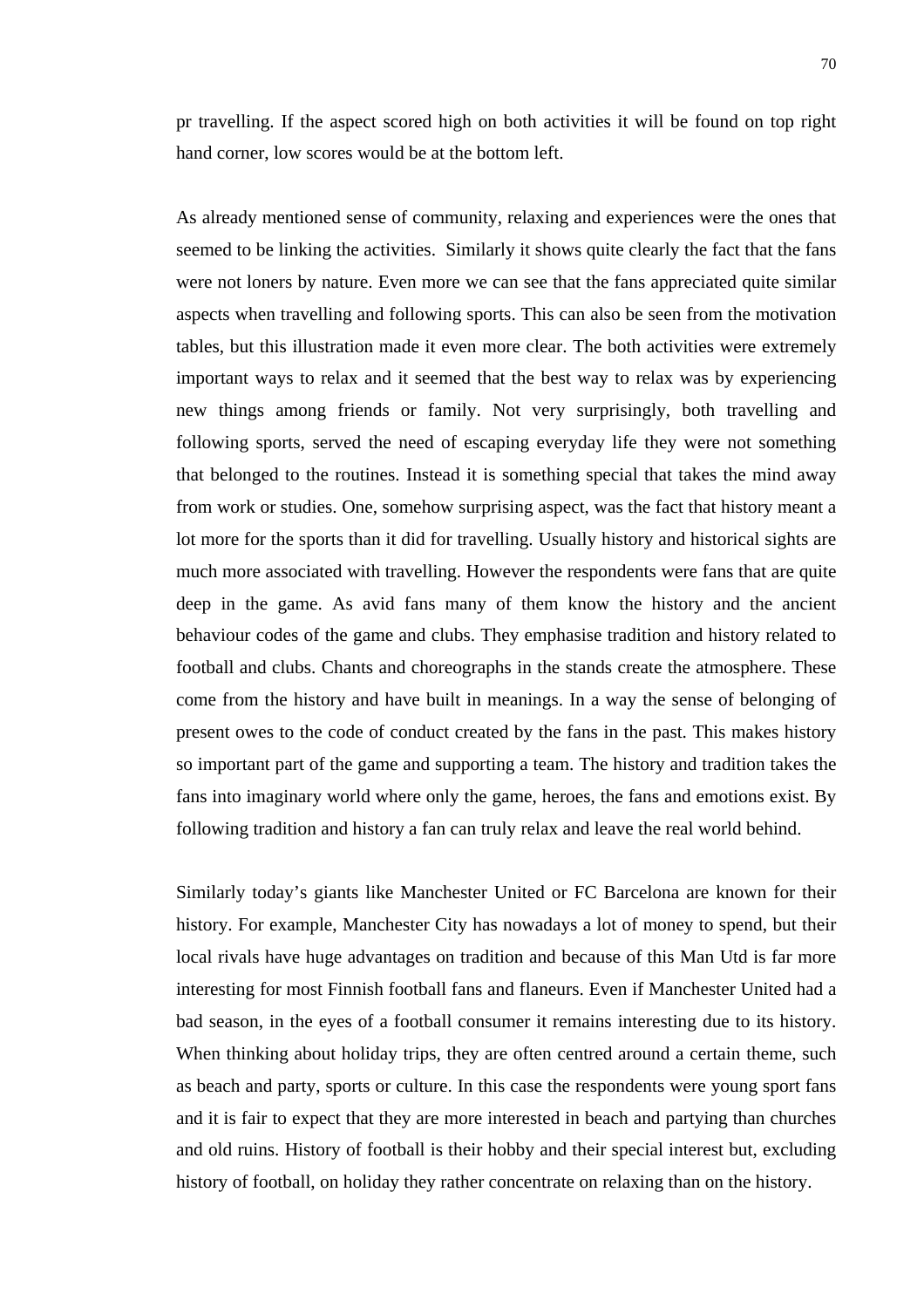pr travelling. If the aspect scored high on both activities it will be found on top right hand corner, low scores would be at the bottom left.

As already mentioned sense of community, relaxing and experiences were the ones that seemed to be linking the activities.  Similarly it shows quite clearly the fact that the fans were not loners by nature. Even more we can see that the fans appreciated quite similar aspects when travelling and following sports. This can also be seen from the motivation tables, but this illustration made it even more clear. The both activities were extremely important ways to relax and it seemed that the best way to relax was by experiencing new things among friends or family. Not very surprisingly, both travelling and following sports, served the need of escaping everyday life they were not something that belonged to the routines. Instead it is something special that takes the mind away from work or studies. One, somehow surprising aspect, was the fact that history meant a lot more for the sports than it did for travelling. Usually history and historical sights are much more associated with travelling. However the respondents were fans that are quite deep in the game. As avid fans many of them know the history and the ancient behaviour codes of the game and clubs. They emphasise tradition and history related to football and clubs. Chants and choreographs in the stands create the atmosphere. These come from the history and have built in meanings. In a way the sense of belonging of present owes to the code of conduct created by the fans in the past. This makes history so important part of the game and supporting a team. The history and tradition takes the fans into imaginary world where only the game, heroes, the fans and emotions exist. By following tradition and history a fan can truly relax and leave the real world behind.

Similarly today's giants like Manchester United or FC Barcelona are known for their history. For example, Manchester City has nowadays a lot of money to spend, but their local rivals have huge advantages on tradition and because of this Man Utd is far more interesting for most Finnish football fans and flaneurs. Even if Manchester United had a bad season, in the eyes of a football consumer it remains interesting due to its history. When thinking about holiday trips, they are often centred around a certain theme, such as beach and party, sports or culture. In this case the respondents were young sport fans and it is fair to expect that they are more interested in beach and partying than churches and old ruins. History of football is their hobby and their special interest but, excluding history of football, on holiday they rather concentrate on relaxing than on the history.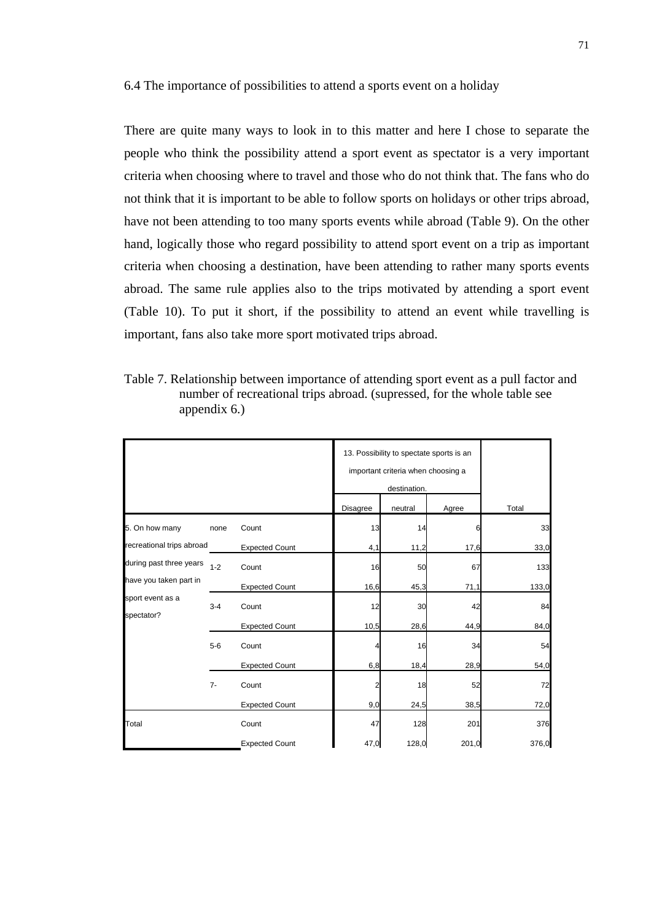6.4 The importance of possibilities to attend a sports event on a holiday

There are quite many ways to look in to this matter and here I chose to separate the people who think the possibility attend a sport event as spectator is a very important criteria when choosing where to travel and those who do not think that. The fans who do not think that it is important to be able to follow sports on holidays or other trips abroad, have not been attending to too many sports events while abroad (Table 9). On the other hand, logically those who regard possibility to attend sport event on a trip as important criteria when choosing a destination, have been attending to rather many sports events abroad. The same rule applies also to the trips motivated by attending a sport event (Table 10). To put it short, if the possibility to attend an event while travelling is important, fans also take more sport motivated trips abroad.

Table 7. Relationship between importance of attending sport event as a pull factor and number of recreational trips abroad. (supressed, for the whole table see appendix 6.)

| | | | 13. Possibility to spectate sports is an important criteria when choosing a destination. | | | |
|---|---|---|---|---|---|---|
| | | | Disagree | neutral | Agree | Total |
| 5. On how many recreational trips abroad during past three years have you taken part in sport event as a spectator? | none | Count | 13 | 14 | 6 | 33 |
| | | Expected Count | 4,1 | 11,2 | 17,6 | 33,0 |
| | 1-2 | Count | 16 | 50 | 67 | 133 |
| | | Expected Count | 16,6 | 45,3 | 71,1 | 133,0 |
| | 3-4 | Count | 12 | 30 | 42 | 84 |
| | | Expected Count | 10,5 | 28,6 | 44,9 | 84,0 |
| | 5-6 | Count | 4 | 16 | 34 | 54 |
| | | Expected Count | 6,8 | 18,4 | 28,9 | 54,0 |
| | 7- | Count | 2 | 18 | 52 | 72 |
| | | Expected Count | 9,0 | 24,5 | 38,5 | 72,0 |
| Total | | Count | 47 | 128 | 201 | 376 |
| | | Expected Count | 47,0 | 128,0 | 201,0 | 376,0 |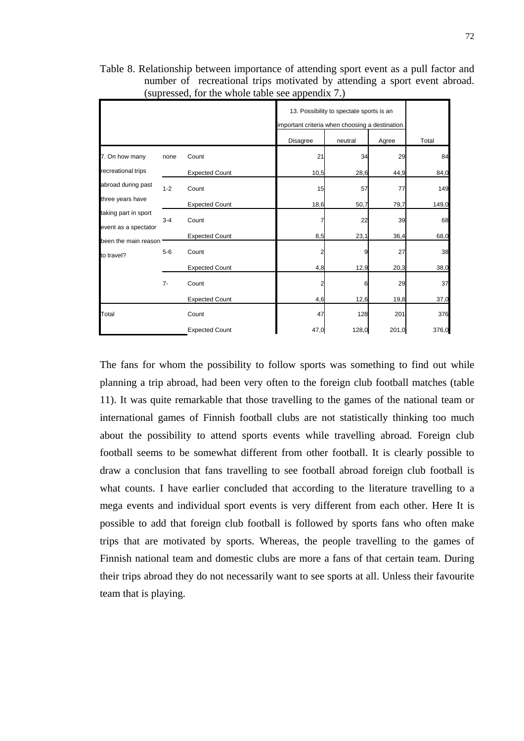Table 8. Relationship between importance of attending sport event as a pull factor and number of recreational trips motivated by attending a sport event abroad. (supressed, for the whole table see appendix 7.)

| | | | 13. Possibility to spectate sports is an important criteria when choosing a destination. | | | |
|---|---|---|---|---|---|---|
| | | | Disagree | neutral | Agree | Total |
| 7. On how many recreational trips abroad during past three years have taking part in sport event as a spectator been the main reason to travel? | none | Count | 21 | 34 | 29 | 84 |
| | | Expected Count | 10,5 | 28,6 | 44,9 | 84,0 |
| | 1-2 | Count | 15 | 57 | 77 | 149 |
| | | Expected Count | 18,6 | 50,7 | 79,7 | 149,0 |
| | 3-4 | Count | 7 | 22 | 39 | 68 |
| | | Expected Count | 8,5 | 23,1 | 36,4 | 68,0 |
| | 5-6 | Count | 2 | 9 | 27 | 38 |
| | | Expected Count | 4,8 | 12,9 | 20,3 | 38,0 |
| | 7- | Count | 2 | 6 | 29 | 37 |
| | | Expected Count | 4,6 | 12,6 | 19,8 | 37,0 |
| Total | | Count | 47 | 128 | 201 | 376 |
| | | Expected Count | 47,0 | 128,0 | 201,0 | 376,0 |

The fans for whom the possibility to follow sports was something to find out while planning a trip abroad, had been very often to the foreign club football matches (table 11). It was quite remarkable that those travelling to the games of the national team or international games of Finnish football clubs are not statistically thinking too much about the possibility to attend sports events while travelling abroad. Foreign club football seems to be somewhat different from other football. It is clearly possible to draw a conclusion that fans travelling to see football abroad foreign club football is what counts. I have earlier concluded that according to the literature travelling to a mega events and individual sport events is very different from each other. Here It is possible to add that foreign club football is followed by sports fans who often make trips that are motivated by sports. Whereas, the people travelling to the games of Finnish national team and domestic clubs are more a fans of that certain team. During their trips abroad they do not necessarily want to see sports at all. Unless their favourite team that is playing.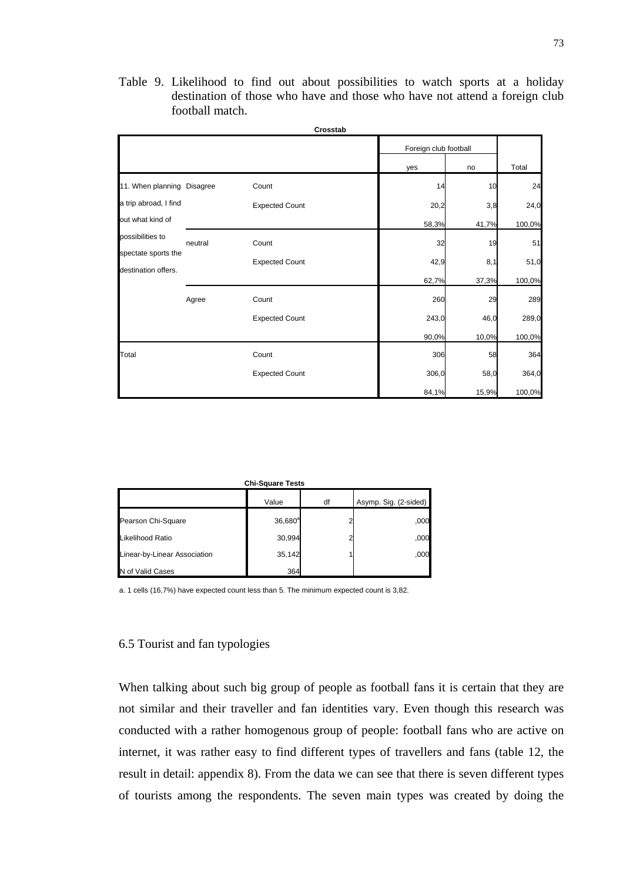Table 9. Likelihood to find out about possibilities to watch sports at a holiday destination of those who have and those who have not attend a foreign club football match.

**Crosstab**

| | | | Foreign club football | | |
|---|---|---|---|---|---|
| | | | yes | no | Total |
| 11. When planning a trip abroad, I find out what kind of possibilities to spectate sports the destination offers. | Disagree | Count | 14 | 10 | 24 |
| | | Expected Count | 20,2 | 3,8 | 24,0 |
| | | | 58,3% | 41,7% | 100,0% |
| | neutral | Count | 32 | 19 | 51 |
| | | Expected Count | 42,9 | 8,1 | 51,0 |
| | | | 62,7% | 37,3% | 100,0% |
| | Agree | Count | 260 | 29 | 289 |
| | | Expected Count | 243,0 | 46,0 | 289,0 |
| | | | 90,0% | 10,0% | 100,0% |
| Total | | Count | 306 | 58 | 364 |
| | | Expected Count | 306,0 | 58,0 | 364,0 |
| | | | 84,1% | 15,9% | 100,0% |

**Chi-Square Tests**

| | Value | df | Asymp. Sig. (2-sided) |
|---|---|---|---|
| Pearson Chi-Square | 36,680[a] | 2 | ,000 |
| Likelihood Ratio | 30,994 | 2 | ,000 |
| Linear-by-Linear Association | 35,142 | 1 | ,000 |
| N of Valid Cases | 364 | | |

a. 1 cells (16,7%) have expected count less than 5. The minimum expected count is 3,82.

## 6.5 Tourist and fan typologies

When talking about such big group of people as football fans it is certain that they are not similar and their traveller and fan identities vary. Even though this research was conducted with a rather homogenous group of people: football fans who are active on internet, it was rather easy to find different types of travellers and fans (table 12, the result in detail: appendix 8). From the data we can see that there is seven different types of tourists among the respondents. The seven main types was created by doing the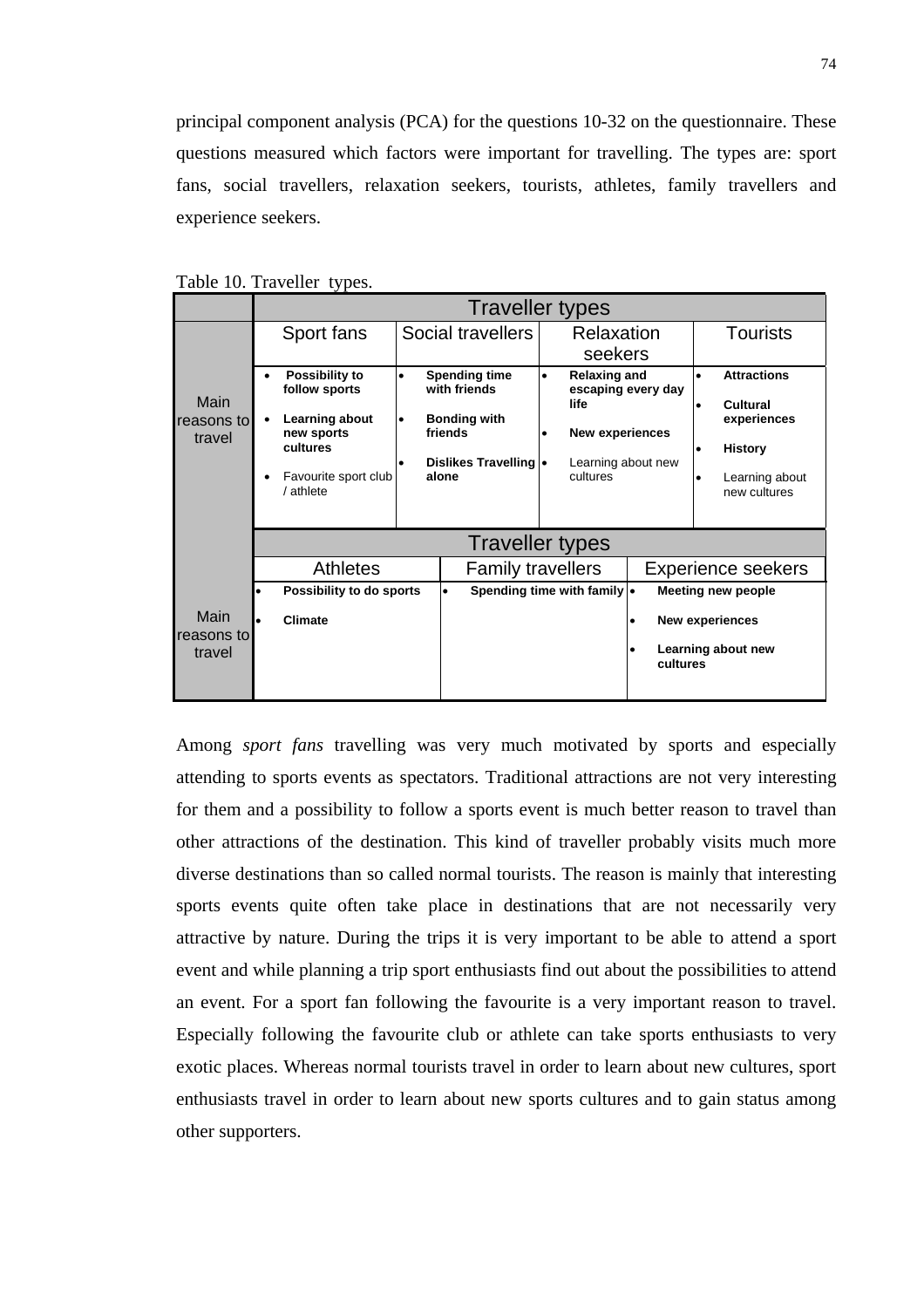principal component analysis (PCA) for the questions 10-32 on the questionnaire. These questions measured which factors were important for travelling. The types are: sport fans, social travellers, relaxation seekers, tourists, athletes, family travellers and experience seekers.

Table 10. Traveller types.

| | Traveller types | | | |
|---|---|---|---|---|
| | Sport fans | Social travellers | Relaxation seekers | Tourists |
| Main reasons to travel | • **Possibility to follow sports**<br>• **Learning about new sports cultures**<br>• Favourite sport club / athlete | • **Spending time with friends**<br>• **Bonding with friends**<br>• **Dislikes Travelling alone** | • **Relaxing and escaping every day life**<br>• **New experiences**<br>• Learning about new cultures | • **Attractions**<br>• **Cultural experiences**<br>• **History**<br>• Learning about new cultures |

| | Traveller types | | |
|---|---|---|---|
| | Athletes | Family travellers | Experience seekers |
| Main reasons to travel | • **Possibility to do sports**<br>• **Climate** | • **Spending time with family** | • **Meeting new people**<br>• **New experiences**<br>• **Learning about new cultures** |

Among *sport fans* travelling was very much motivated by sports and especially attending to sports events as spectators. Traditional attractions are not very interesting for them and a possibility to follow a sports event is much better reason to travel than other attractions of the destination. This kind of traveller probably visits much more diverse destinations than so called normal tourists. The reason is mainly that interesting sports events quite often take place in destinations that are not necessarily very attractive by nature. During the trips it is very important to be able to attend a sport event and while planning a trip sport enthusiasts find out about the possibilities to attend an event. For a sport fan following the favourite is a very important reason to travel. Especially following the favourite club or athlete can take sports enthusiasts to very exotic places. Whereas normal tourists travel in order to learn about new cultures, sport enthusiasts travel in order to learn about new sports cultures and to gain status among other supporters.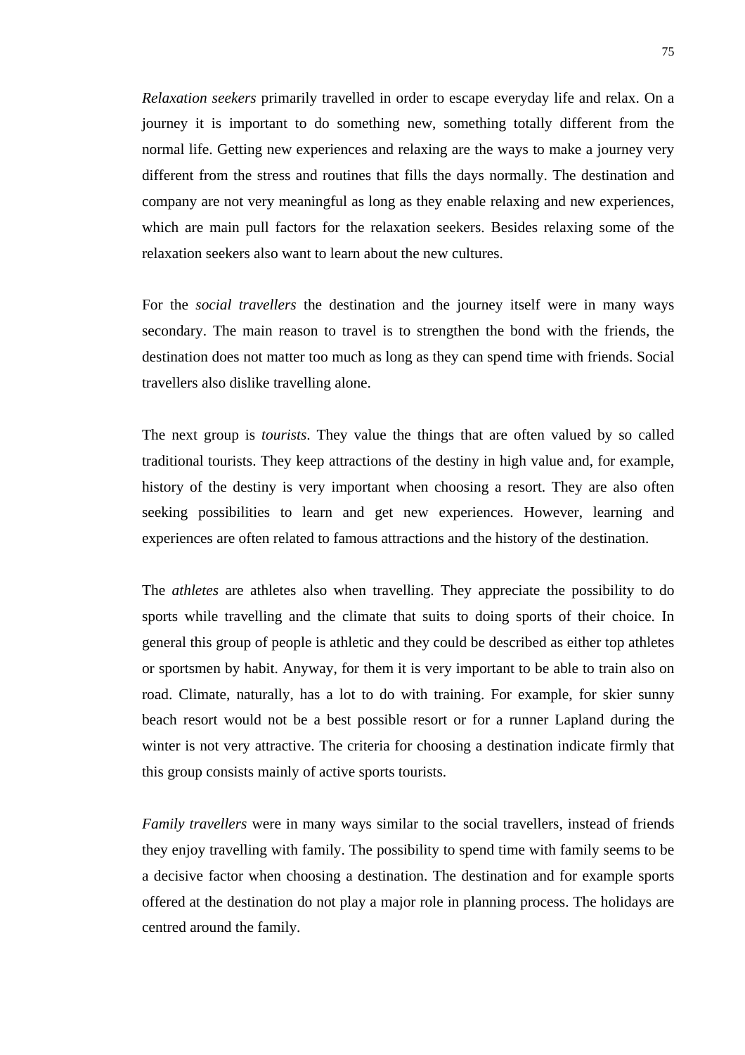*Relaxation seekers* primarily travelled in order to escape everyday life and relax. On a journey it is important to do something new, something totally different from the normal life. Getting new experiences and relaxing are the ways to make a journey very different from the stress and routines that fills the days normally. The destination and company are not very meaningful as long as they enable relaxing and new experiences, which are main pull factors for the relaxation seekers. Besides relaxing some of the relaxation seekers also want to learn about the new cultures.

For the *social travellers* the destination and the journey itself were in many ways secondary. The main reason to travel is to strengthen the bond with the friends, the destination does not matter too much as long as they can spend time with friends. Social travellers also dislike travelling alone.

The next group is *tourists*. They value the things that are often valued by so called traditional tourists. They keep attractions of the destiny in high value and, for example, history of the destiny is very important when choosing a resort. They are also often seeking possibilities to learn and get new experiences. However, learning and experiences are often related to famous attractions and the history of the destination.

The *athletes* are athletes also when travelling. They appreciate the possibility to do sports while travelling and the climate that suits to doing sports of their choice. In general this group of people is athletic and they could be described as either top athletes or sportsmen by habit. Anyway, for them it is very important to be able to train also on road. Climate, naturally, has a lot to do with training. For example, for skier sunny beach resort would not be a best possible resort or for a runner Lapland during the winter is not very attractive. The criteria for choosing a destination indicate firmly that this group consists mainly of active sports tourists.

*Family travellers* were in many ways similar to the social travellers, instead of friends they enjoy travelling with family. The possibility to spend time with family seems to be a decisive factor when choosing a destination. The destination and for example sports offered at the destination do not play a major role in planning process. The holidays are centred around the family.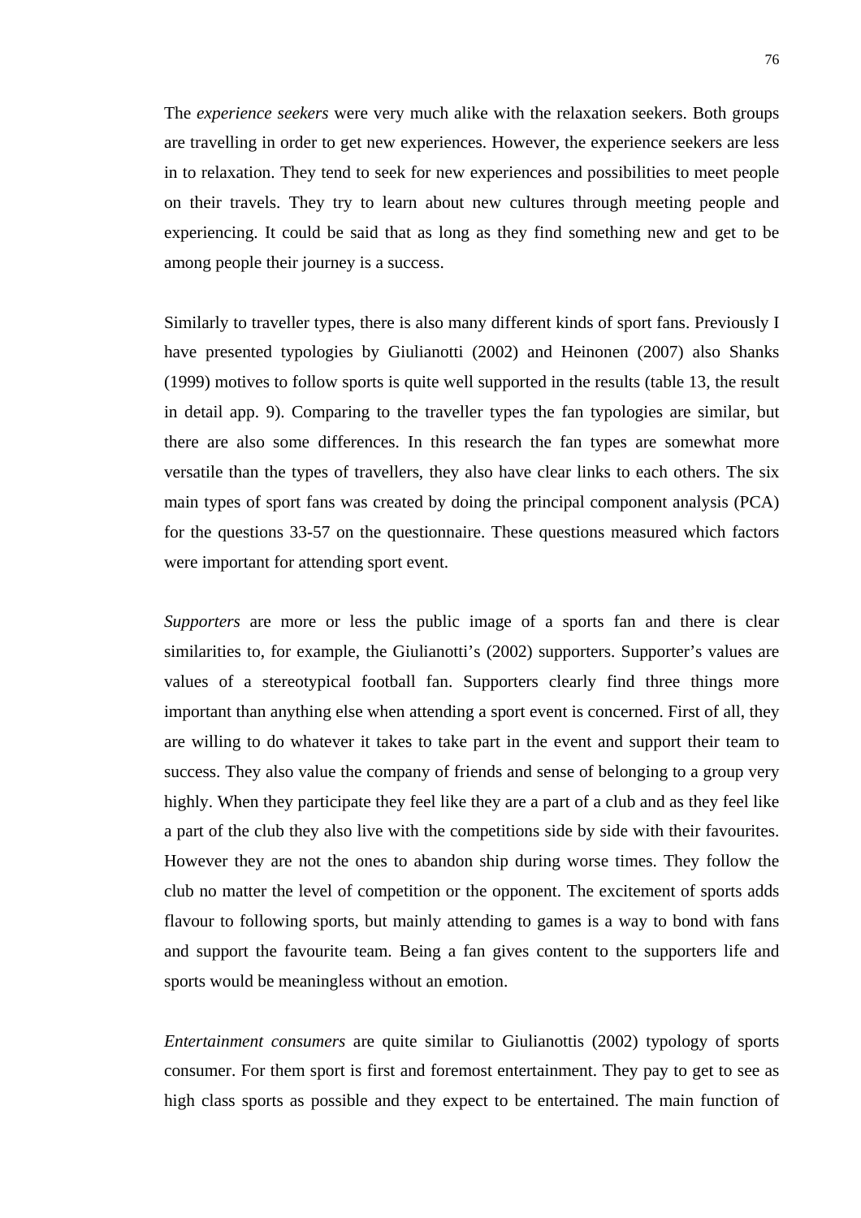The *experience seekers* were very much alike with the relaxation seekers. Both groups are travelling in order to get new experiences. However, the experience seekers are less in to relaxation. They tend to seek for new experiences and possibilities to meet people on their travels. They try to learn about new cultures through meeting people and experiencing. It could be said that as long as they find something new and get to be among people their journey is a success.

Similarly to traveller types, there is also many different kinds of sport fans. Previously I have presented typologies by Giulianotti (2002) and Heinonen (2007) also Shanks (1999) motives to follow sports is quite well supported in the results (table 13, the result in detail app. 9). Comparing to the traveller types the fan typologies are similar, but there are also some differences. In this research the fan types are somewhat more versatile than the types of travellers, they also have clear links to each others. The six main types of sport fans was created by doing the principal component analysis (PCA) for the questions 33-57 on the questionnaire. These questions measured which factors were important for attending sport event.

*Supporters* are more or less the public image of a sports fan and there is clear similarities to, for example, the Giulianotti's (2002) supporters. Supporter's values are values of a stereotypical football fan. Supporters clearly find three things more important than anything else when attending a sport event is concerned. First of all, they are willing to do whatever it takes to take part in the event and support their team to success. They also value the company of friends and sense of belonging to a group very highly. When they participate they feel like they are a part of a club and as they feel like a part of the club they also live with the competitions side by side with their favourites. However they are not the ones to abandon ship during worse times. They follow the club no matter the level of competition or the opponent. The excitement of sports adds flavour to following sports, but mainly attending to games is a way to bond with fans and support the favourite team. Being a fan gives content to the supporters life and sports would be meaningless without an emotion.

*Entertainment consumers* are quite similar to Giulianottis (2002) typology of sports consumer. For them sport is first and foremost entertainment. They pay to get to see as high class sports as possible and they expect to be entertained. The main function of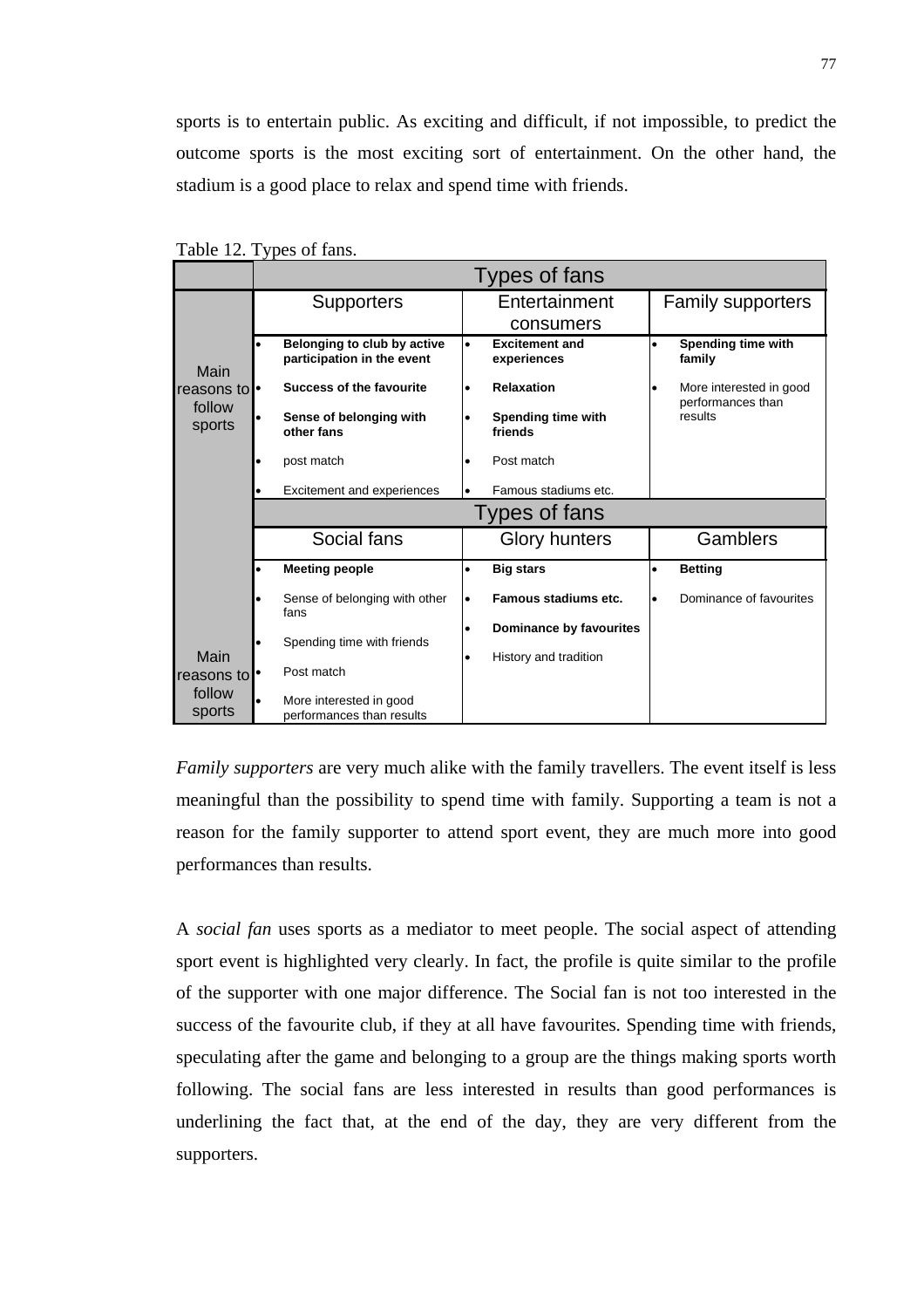sports is to entertain public. As exciting and difficult, if not impossible, to predict the outcome sports is the most exciting sort of entertainment. On the other hand, the stadium is a good place to relax and spend time with friends.

Table 12. Types of fans.

| | Types of fans | | |
|---|---|---|---|
| | Supporters | Entertainment consumers | Family supporters |
| Main reasons to follow sports | • **Belonging to club by active participation in the event**<br>• **Success of the favourite**<br>• **Sense of belonging with other fans**<br>• post match<br>• Excitement and experiences | • **Excitement and experiences**<br>• **Relaxation**<br>• **Spending time with friends**<br>• Post match<br>• Famous stadiums etc. | • **Spending time with family**<br>• More interested in good performances than results |
| | Types of fans | | |
| | Social fans | Glory hunters | Gamblers |
| Main reasons to follow sports | • **Meeting people**<br>• Sense of belonging with other fans<br>• Spending time with friends<br>• Post match<br>• More interested in good performances than results | • **Big stars**<br>• **Famous stadiums etc.**<br>• **Dominance by favourites**<br>• History and tradition | • **Betting**<br>• Dominance of favourites |

*Family supporters* are very much alike with the family travellers. The event itself is less meaningful than the possibility to spend time with family. Supporting a team is not a reason for the family supporter to attend sport event, they are much more into good performances than results.

A *social fan* uses sports as a mediator to meet people. The social aspect of attending sport event is highlighted very clearly. In fact, the profile is quite similar to the profile of the supporter with one major difference. The Social fan is not too interested in the success of the favourite club, if they at all have favourites. Spending time with friends, speculating after the game and belonging to a group are the things making sports worth following. The social fans are less interested in results than good performances is underlining the fact that, at the end of the day, they are very different from the supporters.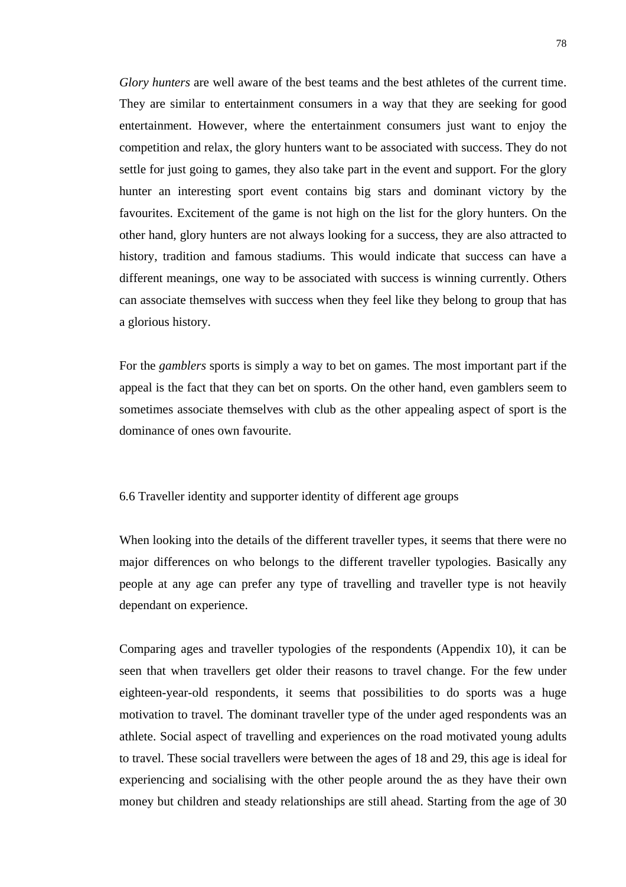*Glory hunters* are well aware of the best teams and the best athletes of the current time. They are similar to entertainment consumers in a way that they are seeking for good entertainment. However, where the entertainment consumers just want to enjoy the competition and relax, the glory hunters want to be associated with success. They do not settle for just going to games, they also take part in the event and support. For the glory hunter an interesting sport event contains big stars and dominant victory by the favourites. Excitement of the game is not high on the list for the glory hunters. On the other hand, glory hunters are not always looking for a success, they are also attracted to history, tradition and famous stadiums. This would indicate that success can have a different meanings, one way to be associated with success is winning currently. Others can associate themselves with success when they feel like they belong to group that has a glorious history.

For the *gamblers* sports is simply a way to bet on games. The most important part if the appeal is the fact that they can bet on sports. On the other hand, even gamblers seem to sometimes associate themselves with club as the other appealing aspect of sport is the dominance of ones own favourite.

## 6.6 Traveller identity and supporter identity of different age groups

When looking into the details of the different traveller types, it seems that there were no major differences on who belongs to the different traveller typologies. Basically any people at any age can prefer any type of travelling and traveller type is not heavily dependant on experience.

Comparing ages and traveller typologies of the respondents (Appendix 10), it can be seen that when travellers get older their reasons to travel change. For the few under eighteen-year-old respondents, it seems that possibilities to do sports was a huge motivation to travel. The dominant traveller type of the under aged respondents was an athlete. Social aspect of travelling and experiences on the road motivated young adults to travel. These social travellers were between the ages of 18 and 29, this age is ideal for experiencing and socialising with the other people around the as they have their own money but children and steady relationships are still ahead. Starting from the age of 30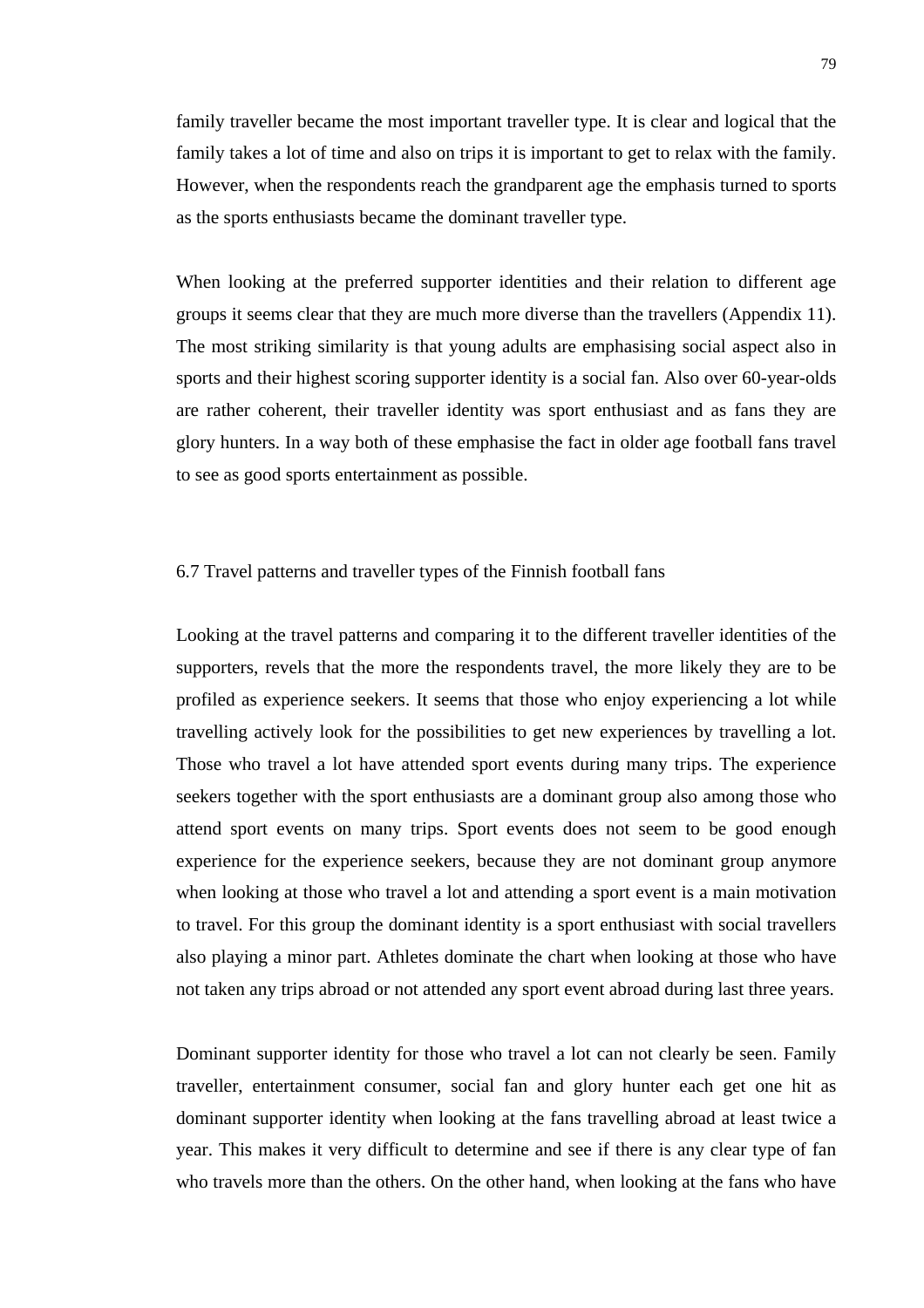family traveller became the most important traveller type. It is clear and logical that the family takes a lot of time and also on trips it is important to get to relax with the family. However, when the respondents reach the grandparent age the emphasis turned to sports as the sports enthusiasts became the dominant traveller type.

When looking at the preferred supporter identities and their relation to different age groups it seems clear that they are much more diverse than the travellers (Appendix 11). The most striking similarity is that young adults are emphasising social aspect also in sports and their highest scoring supporter identity is a social fan. Also over 60-year-olds are rather coherent, their traveller identity was sport enthusiast and as fans they are glory hunters. In a way both of these emphasise the fact in older age football fans travel to see as good sports entertainment as possible.

## 6.7 Travel patterns and traveller types of the Finnish football fans

Looking at the travel patterns and comparing it to the different traveller identities of the supporters, revels that the more the respondents travel, the more likely they are to be profiled as experience seekers. It seems that those who enjoy experiencing a lot while travelling actively look for the possibilities to get new experiences by travelling a lot. Those who travel a lot have attended sport events during many trips. The experience seekers together with the sport enthusiasts are a dominant group also among those who attend sport events on many trips. Sport events does not seem to be good enough experience for the experience seekers, because they are not dominant group anymore when looking at those who travel a lot and attending a sport event is a main motivation to travel. For this group the dominant identity is a sport enthusiast with social travellers also playing a minor part. Athletes dominate the chart when looking at those who have not taken any trips abroad or not attended any sport event abroad during last three years.

Dominant supporter identity for those who travel a lot can not clearly be seen. Family traveller, entertainment consumer, social fan and glory hunter each get one hit as dominant supporter identity when looking at the fans travelling abroad at least twice a year. This makes it very difficult to determine and see if there is any clear type of fan who travels more than the others. On the other hand, when looking at the fans who have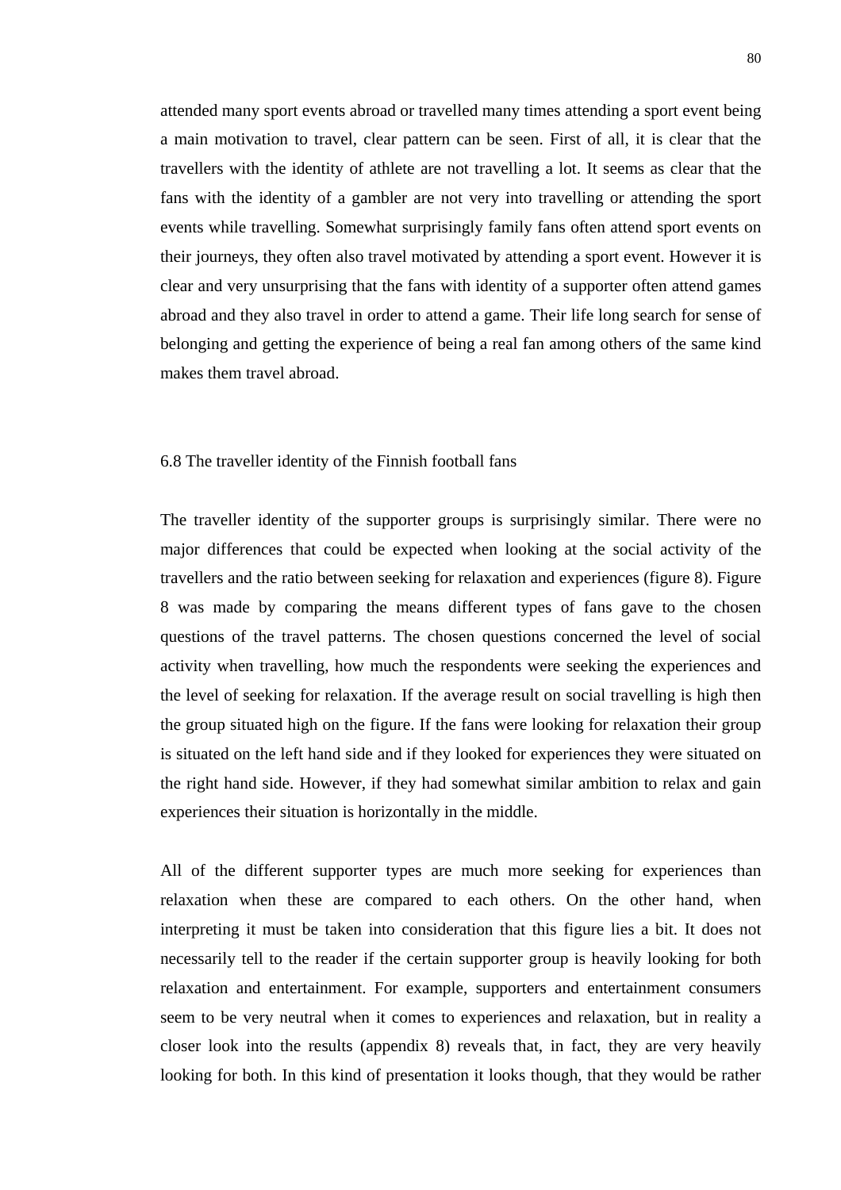attended many sport events abroad or travelled many times attending a sport event being a main motivation to travel, clear pattern can be seen. First of all, it is clear that the travellers with the identity of athlete are not travelling a lot. It seems as clear that the fans with the identity of a gambler are not very into travelling or attending the sport events while travelling. Somewhat surprisingly family fans often attend sport events on their journeys, they often also travel motivated by attending a sport event. However it is clear and very unsurprising that the fans with identity of a supporter often attend games abroad and they also travel in order to attend a game. Their life long search for sense of belonging and getting the experience of being a real fan among others of the same kind makes them travel abroad.

## 6.8 The traveller identity of the Finnish football fans

The traveller identity of the supporter groups is surprisingly similar. There were no major differences that could be expected when looking at the social activity of the travellers and the ratio between seeking for relaxation and experiences (figure 8). Figure 8 was made by comparing the means different types of fans gave to the chosen questions of the travel patterns. The chosen questions concerned the level of social activity when travelling, how much the respondents were seeking the experiences and the level of seeking for relaxation. If the average result on social travelling is high then the group situated high on the figure. If the fans were looking for relaxation their group is situated on the left hand side and if they looked for experiences they were situated on the right hand side. However, if they had somewhat similar ambition to relax and gain experiences their situation is horizontally in the middle.

All of the different supporter types are much more seeking for experiences than relaxation when these are compared to each others. On the other hand, when interpreting it must be taken into consideration that this figure lies a bit. It does not necessarily tell to the reader if the certain supporter group is heavily looking for both relaxation and entertainment. For example, supporters and entertainment consumers seem to be very neutral when it comes to experiences and relaxation, but in reality a closer look into the results (appendix 8) reveals that, in fact, they are very heavily looking for both. In this kind of presentation it looks though, that they would be rather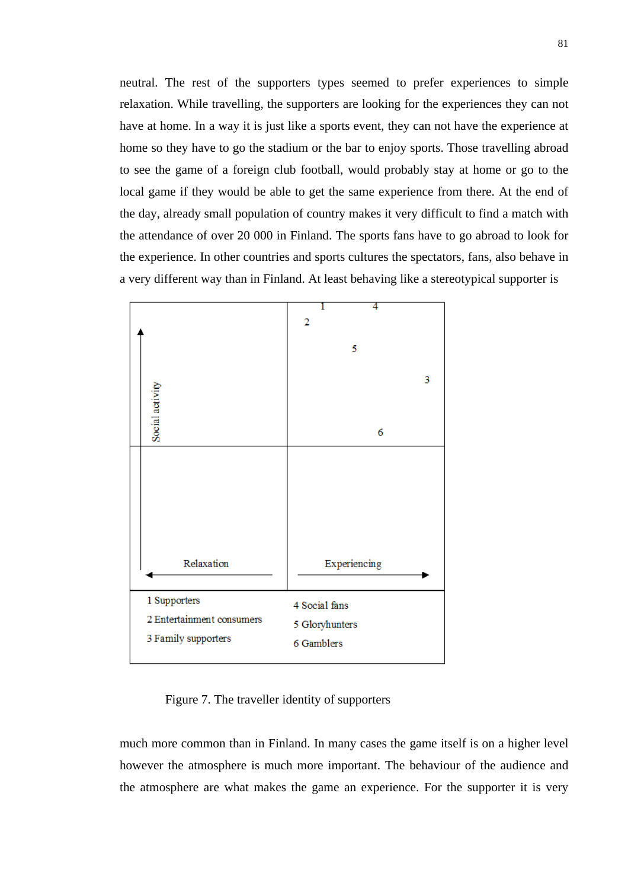neutral. The rest of the supporters types seemed to prefer experiences to simple relaxation. While travelling, the supporters are looking for the experiences they can not have at home. In a way it is just like a sports event, they can not have the experience at home so they have to go the stadium or the bar to enjoy sports. Those travelling abroad to see the game of a foreign club football, would probably stay at home or go to the local game if they would be able to get the same experience from there. At the end of the day, already small population of country makes it very difficult to find a match with the attendance of over 20 000 in Finland. The sports fans have to go abroad to look for the experience. In other countries and sports cultures the spectators, fans, also behave in a very different way than in Finland. At least behaving like a stereotypical supporter is

| | |
|---|---|
| Social activity ↑ | 1 4 2 5 3 6 |
| Relaxation ← | Experiencing → |
| 1 Supporters<br>2 Entertainment consumers<br>3 Family supporters | 4 Social fans<br>5 Gloryhunters<br>6 Gamblers |

Figure 7. The traveller identity of supporters

much more common than in Finland. In many cases the game itself is on a higher level however the atmosphere is much more important. The behaviour of the audience and the atmosphere are what makes the game an experience. For the supporter it is very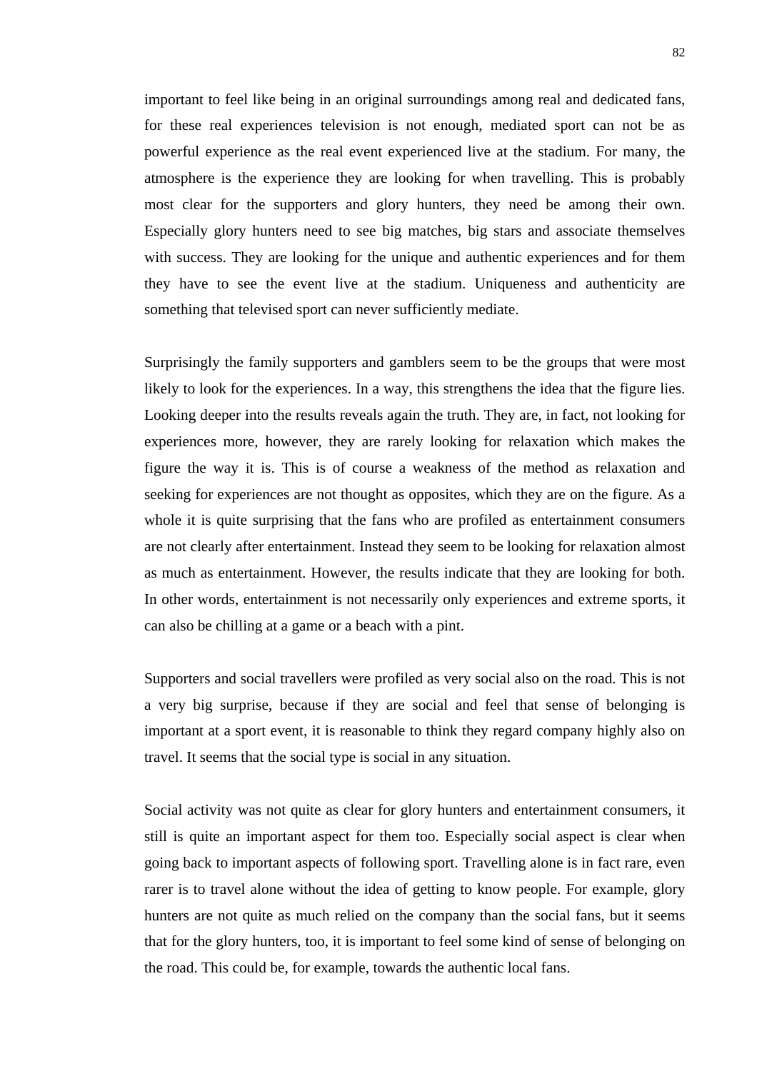important to feel like being in an original surroundings among real and dedicated fans, for these real experiences television is not enough, mediated sport can not be as powerful experience as the real event experienced live at the stadium. For many, the atmosphere is the experience they are looking for when travelling. This is probably most clear for the supporters and glory hunters, they need be among their own. Especially glory hunters need to see big matches, big stars and associate themselves with success. They are looking for the unique and authentic experiences and for them they have to see the event live at the stadium. Uniqueness and authenticity are something that televised sport can never sufficiently mediate.

Surprisingly the family supporters and gamblers seem to be the groups that were most likely to look for the experiences. In a way, this strengthens the idea that the figure lies. Looking deeper into the results reveals again the truth. They are, in fact, not looking for experiences more, however, they are rarely looking for relaxation which makes the figure the way it is. This is of course a weakness of the method as relaxation and seeking for experiences are not thought as opposites, which they are on the figure. As a whole it is quite surprising that the fans who are profiled as entertainment consumers are not clearly after entertainment. Instead they seem to be looking for relaxation almost as much as entertainment. However, the results indicate that they are looking for both. In other words, entertainment is not necessarily only experiences and extreme sports, it can also be chilling at a game or a beach with a pint.

Supporters and social travellers were profiled as very social also on the road. This is not a very big surprise, because if they are social and feel that sense of belonging is important at a sport event, it is reasonable to think they regard company highly also on travel. It seems that the social type is social in any situation.

Social activity was not quite as clear for glory hunters and entertainment consumers, it still is quite an important aspect for them too. Especially social aspect is clear when going back to important aspects of following sport. Travelling alone is in fact rare, even rarer is to travel alone without the idea of getting to know people. For example, glory hunters are not quite as much relied on the company than the social fans, but it seems that for the glory hunters, too, it is important to feel some kind of sense of belonging on the road. This could be, for example, towards the authentic local fans.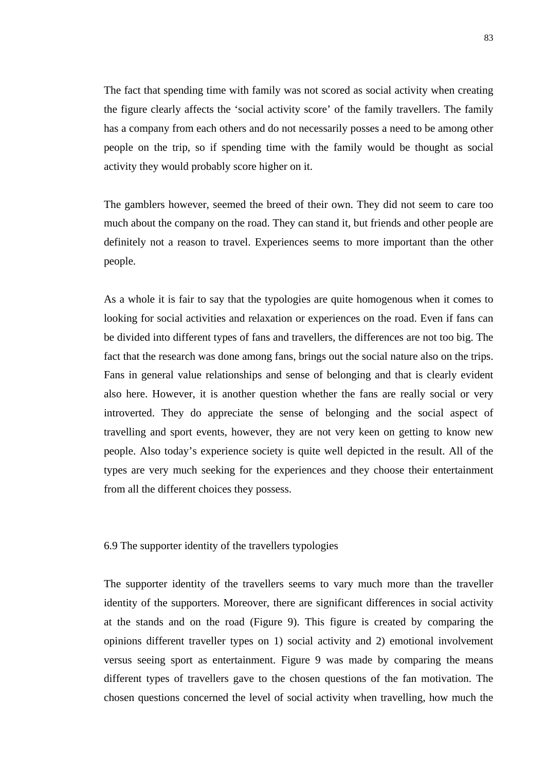The fact that spending time with family was not scored as social activity when creating the figure clearly affects the 'social activity score' of the family travellers. The family has a company from each others and do not necessarily posses a need to be among other people on the trip, so if spending time with the family would be thought as social activity they would probably score higher on it.

The gamblers however, seemed the breed of their own. They did not seem to care too much about the company on the road. They can stand it, but friends and other people are definitely not a reason to travel. Experiences seems to more important than the other people.

As a whole it is fair to say that the typologies are quite homogenous when it comes to looking for social activities and relaxation or experiences on the road. Even if fans can be divided into different types of fans and travellers, the differences are not too big. The fact that the research was done among fans, brings out the social nature also on the trips. Fans in general value relationships and sense of belonging and that is clearly evident also here. However, it is another question whether the fans are really social or very introverted. They do appreciate the sense of belonging and the social aspect of travelling and sport events, however, they are not very keen on getting to know new people. Also today's experience society is quite well depicted in the result. All of the types are very much seeking for the experiences and they choose their entertainment from all the different choices they possess.

## 6.9 The supporter identity of the travellers typologies

The supporter identity of the travellers seems to vary much more than the traveller identity of the supporters. Moreover, there are significant differences in social activity at the stands and on the road (Figure 9). This figure is created by comparing the opinions different traveller types on 1) social activity and 2) emotional involvement versus seeing sport as entertainment. Figure 9 was made by comparing the means different types of travellers gave to the chosen questions of the fan motivation. The chosen questions concerned the level of social activity when travelling, how much the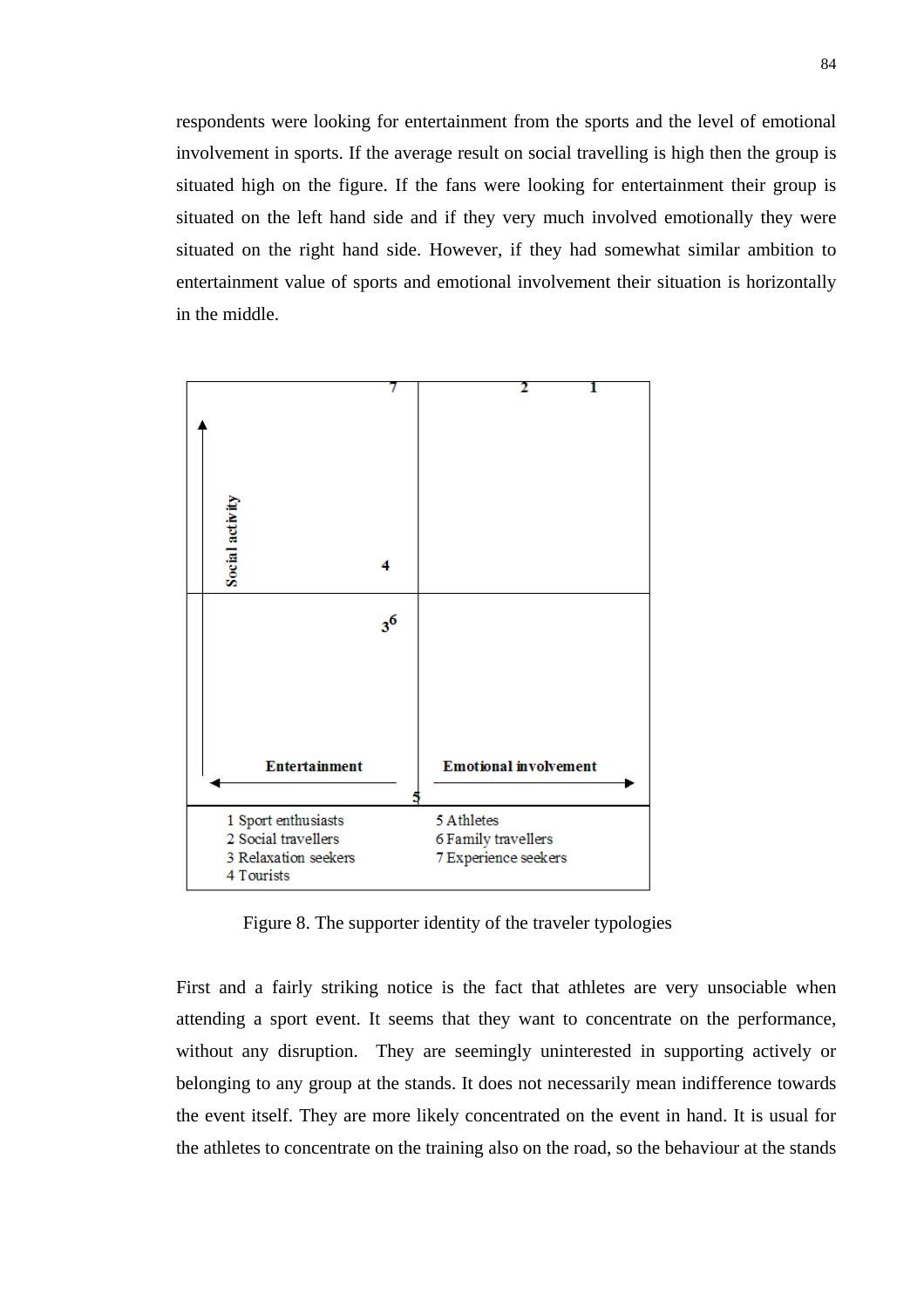respondents were looking for entertainment from the sports and the level of emotional involvement in sports. If the average result on social travelling is high then the group is situated high on the figure. If the fans were looking for entertainment their group is situated on the left hand side and if they very much involved emotionally they were situated on the right hand side. However, if they had somewhat similar ambition to entertainment value of sports and emotional involvement their situation is horizontally in the middle.

Social activity

7 2 1

4

3 6

Entertainment Emotional involvement

5

1 Sport enthusiasts
2 Social travellers
3 Relaxation seekers
4 Tourists
5 Athletes
6 Family travellers
7 Experience seekers

Figure 8. The supporter identity of the traveler typologies

First and a fairly striking notice is the fact that athletes are very unsociable when attending a sport event. It seems that they want to concentrate on the performance, without any disruption. They are seemingly uninterested in supporting actively or belonging to any group at the stands. It does not necessarily mean indifference towards the event itself. They are more likely concentrated on the event in hand. It is usual for the athletes to concentrate on the training also on the road, so the behaviour at the stands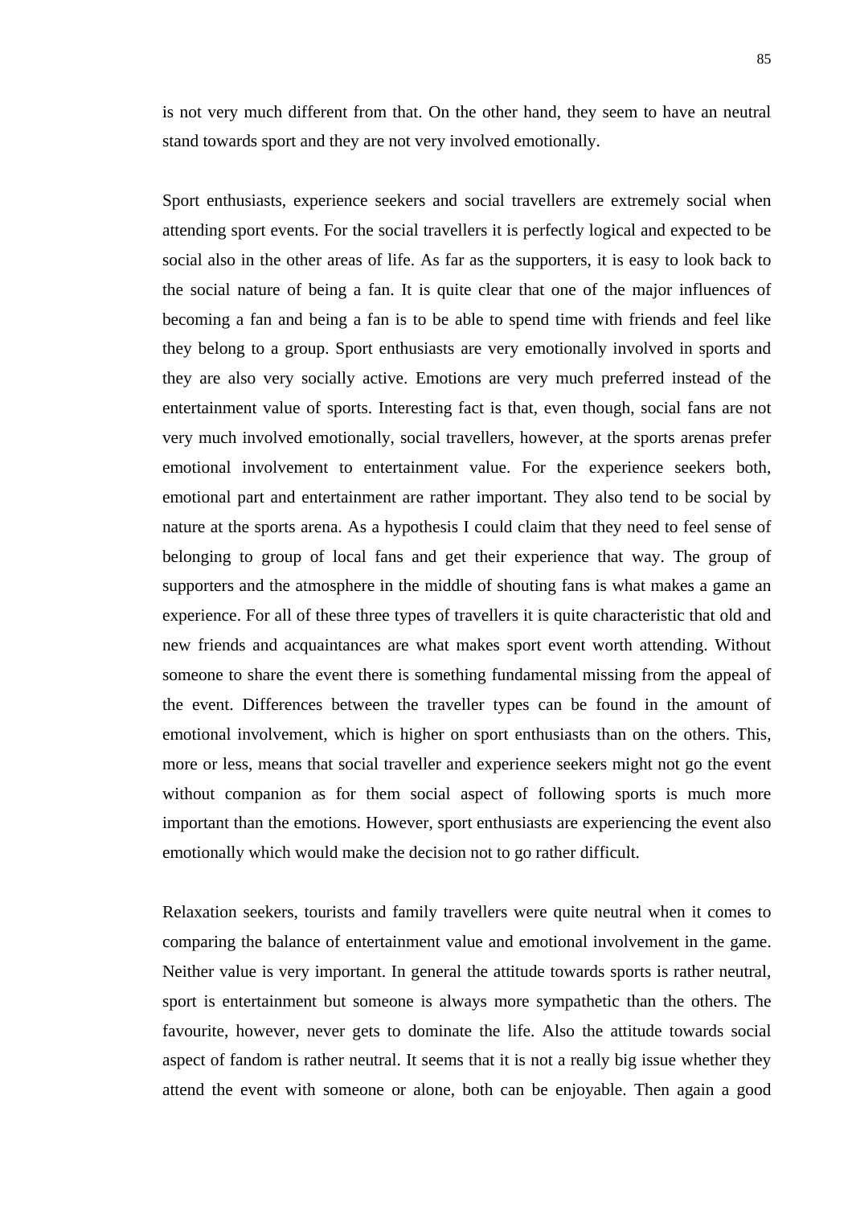is not very much different from that. On the other hand, they seem to have an neutral stand towards sport and they are not very involved emotionally.

Sport enthusiasts, experience seekers and social travellers are extremely social when attending sport events. For the social travellers it is perfectly logical and expected to be social also in the other areas of life. As far as the supporters, it is easy to look back to the social nature of being a fan. It is quite clear that one of the major influences of becoming a fan and being a fan is to be able to spend time with friends and feel like they belong to a group. Sport enthusiasts are very emotionally involved in sports and they are also very socially active. Emotions are very much preferred instead of the entertainment value of sports. Interesting fact is that, even though, social fans are not very much involved emotionally, social travellers, however, at the sports arenas prefer emotional involvement to entertainment value. For the experience seekers both, emotional part and entertainment are rather important. They also tend to be social by nature at the sports arena. As a hypothesis I could claim that they need to feel sense of belonging to group of local fans and get their experience that way. The group of supporters and the atmosphere in the middle of shouting fans is what makes a game an experience. For all of these three types of travellers it is quite characteristic that old and new friends and acquaintances are what makes sport event worth attending. Without someone to share the event there is something fundamental missing from the appeal of the event. Differences between the traveller types can be found in the amount of emotional involvement, which is higher on sport enthusiasts than on the others. This, more or less, means that social traveller and experience seekers might not go the event without companion as for them social aspect of following sports is much more important than the emotions. However, sport enthusiasts are experiencing the event also emotionally which would make the decision not to go rather difficult.

Relaxation seekers, tourists and family travellers were quite neutral when it comes to comparing the balance of entertainment value and emotional involvement in the game. Neither value is very important. In general the attitude towards sports is rather neutral, sport is entertainment but someone is always more sympathetic than the others. The favourite, however, never gets to dominate the life. Also the attitude towards social aspect of fandom is rather neutral. It seems that it is not a really big issue whether they attend the event with someone or alone, both can be enjoyable. Then again a good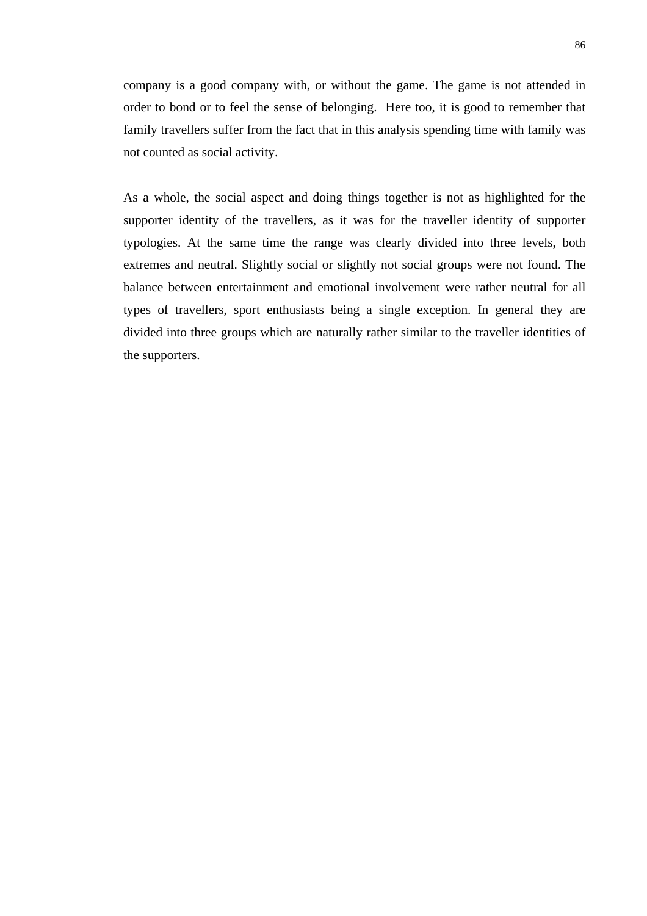company is a good company with, or without the game. The game is not attended in order to bond or to feel the sense of belonging.  Here too, it is good to remember that family travellers suffer from the fact that in this analysis spending time with family was not counted as social activity.

As a whole, the social aspect and doing things together is not as highlighted for the supporter identity of the travellers, as it was for the traveller identity of supporter typologies. At the same time the range was clearly divided into three levels, both extremes and neutral. Slightly social or slightly not social groups were not found. The balance between entertainment and emotional involvement were rather neutral for all types of travellers, sport enthusiasts being a single exception. In general they are divided into three groups which are naturally rather similar to the traveller identities of the supporters.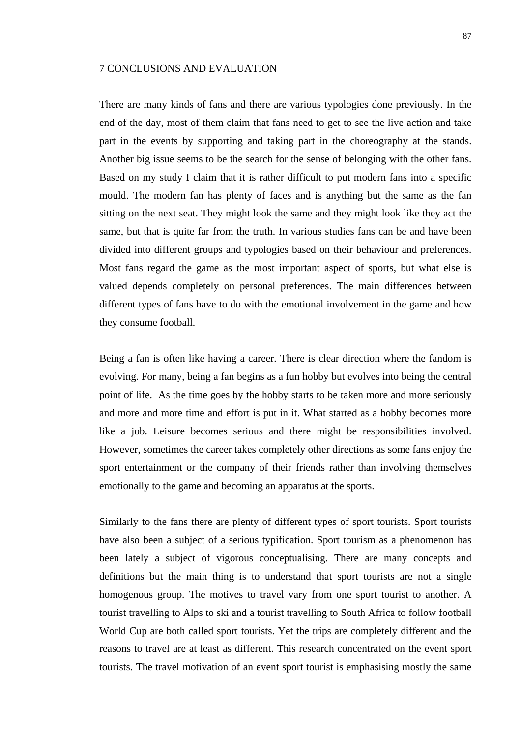# 7 CONCLUSIONS AND EVALUATION

There are many kinds of fans and there are various typologies done previously. In the end of the day, most of them claim that fans need to get to see the live action and take part in the events by supporting and taking part in the choreography at the stands. Another big issue seems to be the search for the sense of belonging with the other fans. Based on my study I claim that it is rather difficult to put modern fans into a specific mould. The modern fan has plenty of faces and is anything but the same as the fan sitting on the next seat. They might look the same and they might look like they act the same, but that is quite far from the truth. In various studies fans can be and have been divided into different groups and typologies based on their behaviour and preferences. Most fans regard the game as the most important aspect of sports, but what else is valued depends completely on personal preferences. The main differences between different types of fans have to do with the emotional involvement in the game and how they consume football.

Being a fan is often like having a career. There is clear direction where the fandom is evolving. For many, being a fan begins as a fun hobby but evolves into being the central point of life. As the time goes by the hobby starts to be taken more and more seriously and more and more time and effort is put in it. What started as a hobby becomes more like a job. Leisure becomes serious and there might be responsibilities involved. However, sometimes the career takes completely other directions as some fans enjoy the sport entertainment or the company of their friends rather than involving themselves emotionally to the game and becoming an apparatus at the sports.

Similarly to the fans there are plenty of different types of sport tourists. Sport tourists have also been a subject of a serious typification. Sport tourism as a phenomenon has been lately a subject of vigorous conceptualising. There are many concepts and definitions but the main thing is to understand that sport tourists are not a single homogenous group. The motives to travel vary from one sport tourist to another. A tourist travelling to Alps to ski and a tourist travelling to South Africa to follow football World Cup are both called sport tourists. Yet the trips are completely different and the reasons to travel are at least as different. This research concentrated on the event sport tourists. The travel motivation of an event sport tourist is emphasising mostly the same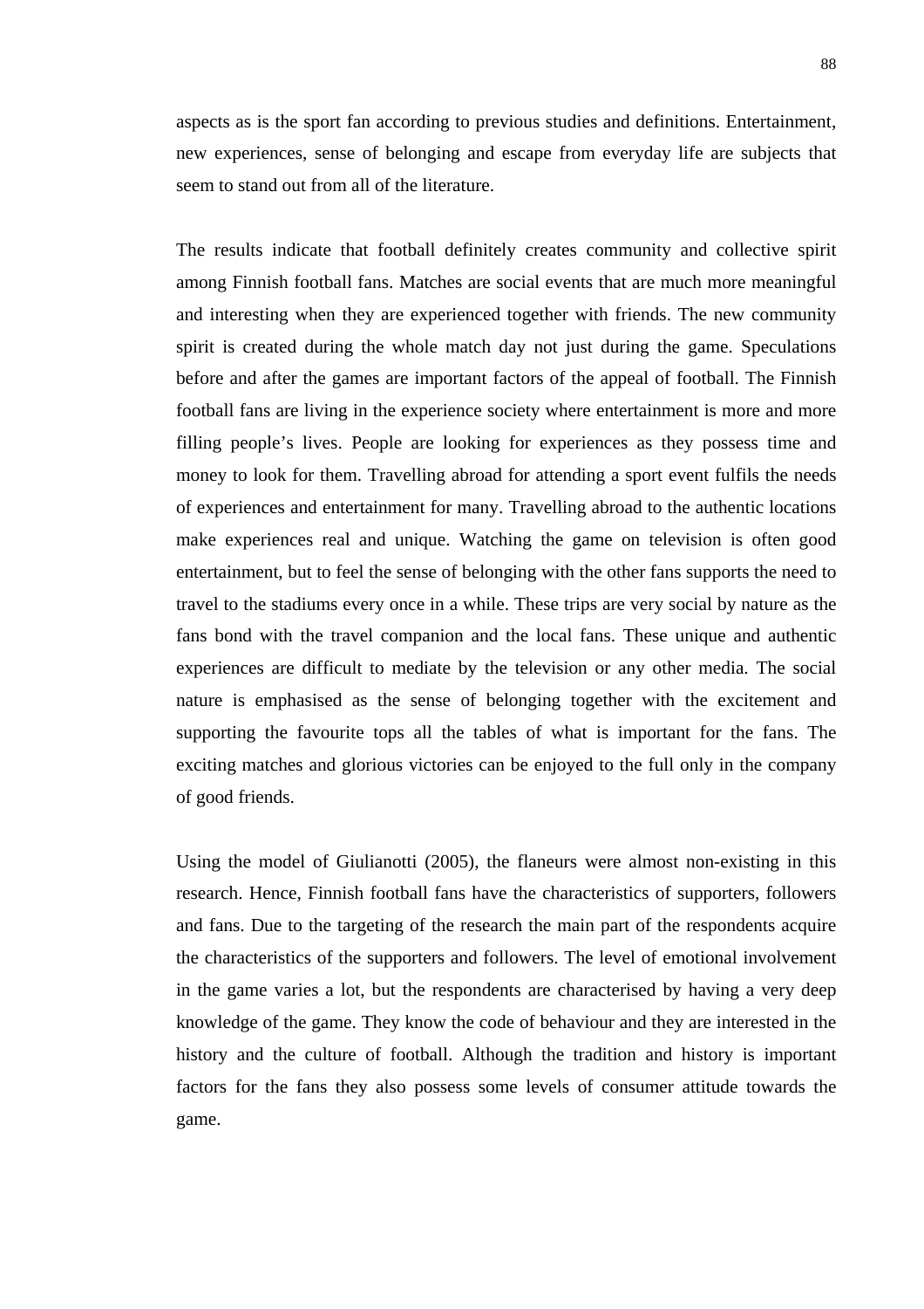aspects as is the sport fan according to previous studies and definitions. Entertainment, new experiences, sense of belonging and escape from everyday life are subjects that seem to stand out from all of the literature.

The results indicate that football definitely creates community and collective spirit among Finnish football fans. Matches are social events that are much more meaningful and interesting when they are experienced together with friends. The new community spirit is created during the whole match day not just during the game. Speculations before and after the games are important factors of the appeal of football. The Finnish football fans are living in the experience society where entertainment is more and more filling people's lives. People are looking for experiences as they possess time and money to look for them. Travelling abroad for attending a sport event fulfils the needs of experiences and entertainment for many. Travelling abroad to the authentic locations make experiences real and unique. Watching the game on television is often good entertainment, but to feel the sense of belonging with the other fans supports the need to travel to the stadiums every once in a while. These trips are very social by nature as the fans bond with the travel companion and the local fans. These unique and authentic experiences are difficult to mediate by the television or any other media. The social nature is emphasised as the sense of belonging together with the excitement and supporting the favourite tops all the tables of what is important for the fans. The exciting matches and glorious victories can be enjoyed to the full only in the company of good friends.

Using the model of Giulianotti (2005), the flaneurs were almost non-existing in this research. Hence, Finnish football fans have the characteristics of supporters, followers and fans. Due to the targeting of the research the main part of the respondents acquire the characteristics of the supporters and followers. The level of emotional involvement in the game varies a lot, but the respondents are characterised by having a very deep knowledge of the game. They know the code of behaviour and they are interested in the history and the culture of football. Although the tradition and history is important factors for the fans they also possess some levels of consumer attitude towards the game.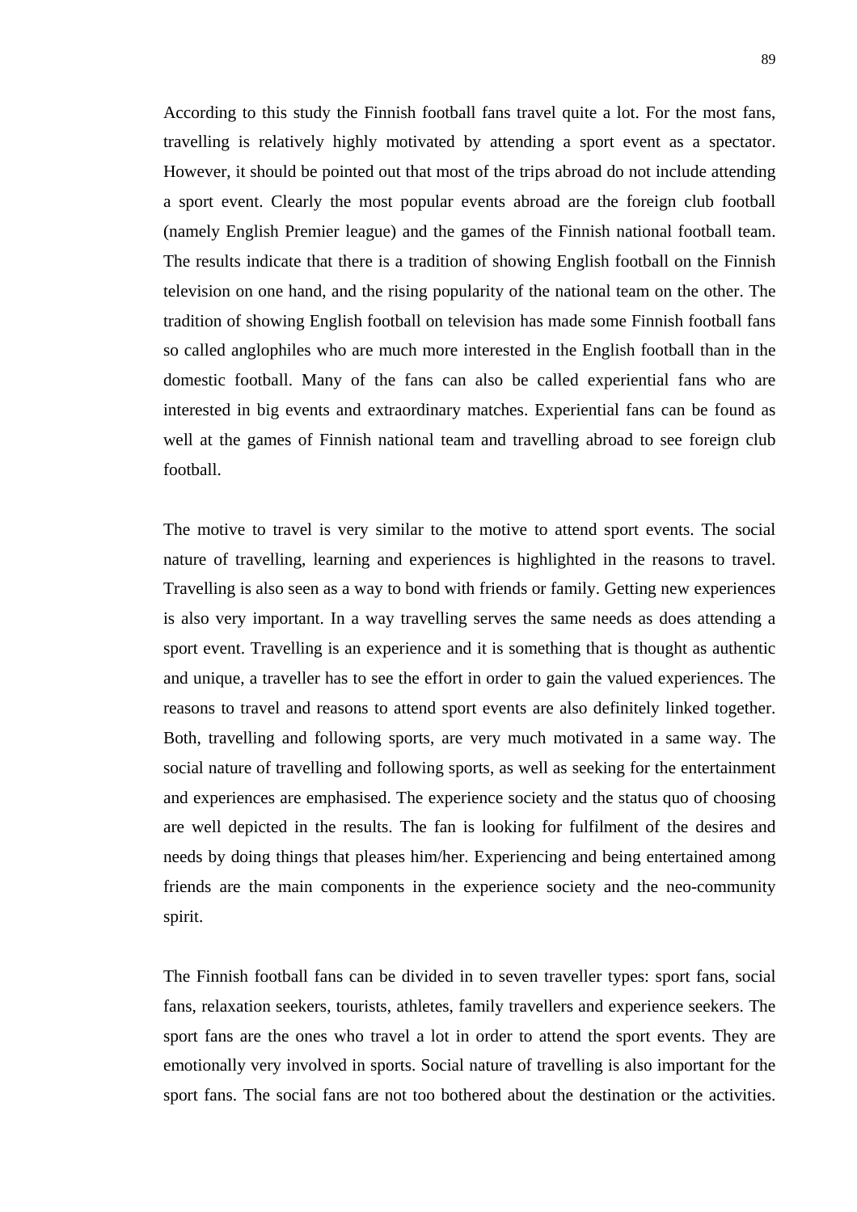According to this study the Finnish football fans travel quite a lot. For the most fans, travelling is relatively highly motivated by attending a sport event as a spectator. However, it should be pointed out that most of the trips abroad do not include attending a sport event. Clearly the most popular events abroad are the foreign club football (namely English Premier league) and the games of the Finnish national football team. The results indicate that there is a tradition of showing English football on the Finnish television on one hand, and the rising popularity of the national team on the other. The tradition of showing English football on television has made some Finnish football fans so called anglophiles who are much more interested in the English football than in the domestic football. Many of the fans can also be called experiential fans who are interested in big events and extraordinary matches. Experiential fans can be found as well at the games of Finnish national team and travelling abroad to see foreign club football.

The motive to travel is very similar to the motive to attend sport events. The social nature of travelling, learning and experiences is highlighted in the reasons to travel. Travelling is also seen as a way to bond with friends or family. Getting new experiences is also very important. In a way travelling serves the same needs as does attending a sport event. Travelling is an experience and it is something that is thought as authentic and unique, a traveller has to see the effort in order to gain the valued experiences. The reasons to travel and reasons to attend sport events are also definitely linked together. Both, travelling and following sports, are very much motivated in a same way. The social nature of travelling and following sports, as well as seeking for the entertainment and experiences are emphasised. The experience society and the status quo of choosing are well depicted in the results. The fan is looking for fulfilment of the desires and needs by doing things that pleases him/her. Experiencing and being entertained among friends are the main components in the experience society and the neo-community spirit.

The Finnish football fans can be divided in to seven traveller types: sport fans, social fans, relaxation seekers, tourists, athletes, family travellers and experience seekers. The sport fans are the ones who travel a lot in order to attend the sport events. They are emotionally very involved in sports. Social nature of travelling is also important for the sport fans. The social fans are not too bothered about the destination or the activities.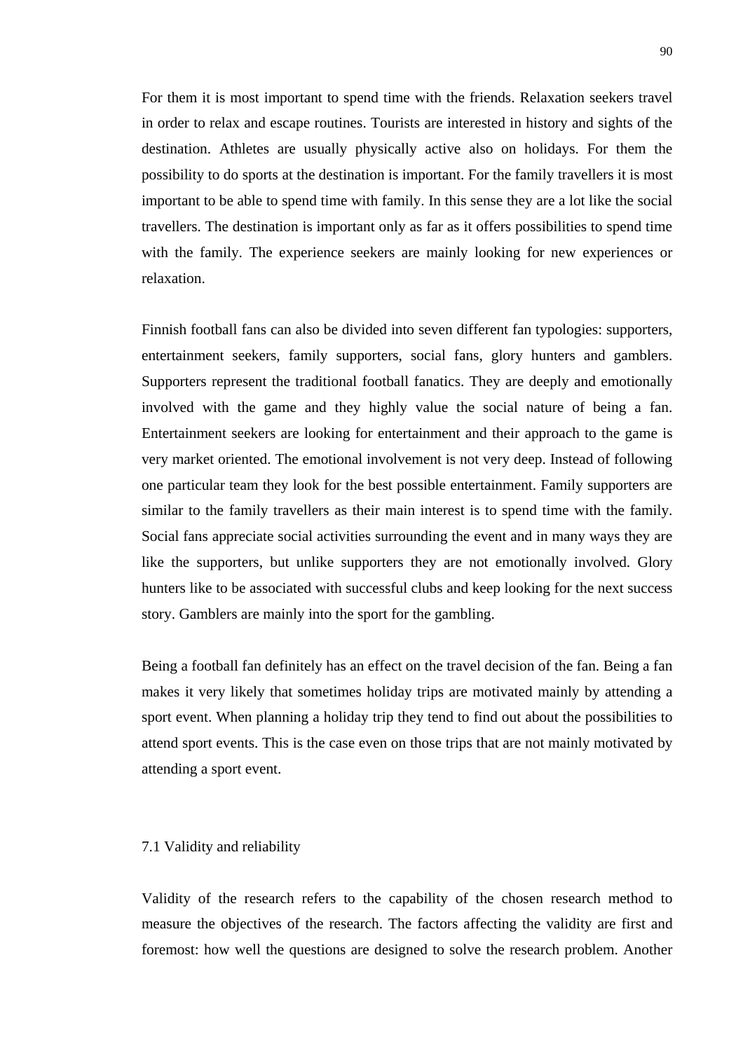For them it is most important to spend time with the friends. Relaxation seekers travel in order to relax and escape routines. Tourists are interested in history and sights of the destination. Athletes are usually physically active also on holidays. For them the possibility to do sports at the destination is important. For the family travellers it is most important to be able to spend time with family. In this sense they are a lot like the social travellers. The destination is important only as far as it offers possibilities to spend time with the family. The experience seekers are mainly looking for new experiences or relaxation.

Finnish football fans can also be divided into seven different fan typologies: supporters, entertainment seekers, family supporters, social fans, glory hunters and gamblers. Supporters represent the traditional football fanatics. They are deeply and emotionally involved with the game and they highly value the social nature of being a fan. Entertainment seekers are looking for entertainment and their approach to the game is very market oriented. The emotional involvement is not very deep. Instead of following one particular team they look for the best possible entertainment. Family supporters are similar to the family travellers as their main interest is to spend time with the family. Social fans appreciate social activities surrounding the event and in many ways they are like the supporters, but unlike supporters they are not emotionally involved. Glory hunters like to be associated with successful clubs and keep looking for the next success story. Gamblers are mainly into the sport for the gambling.

Being a football fan definitely has an effect on the travel decision of the fan. Being a fan makes it very likely that sometimes holiday trips are motivated mainly by attending a sport event. When planning a holiday trip they tend to find out about the possibilities to attend sport events. This is the case even on those trips that are not mainly motivated by attending a sport event.

## 7.1 Validity and reliability

Validity of the research refers to the capability of the chosen research method to measure the objectives of the research. The factors affecting the validity are first and foremost: how well the questions are designed to solve the research problem. Another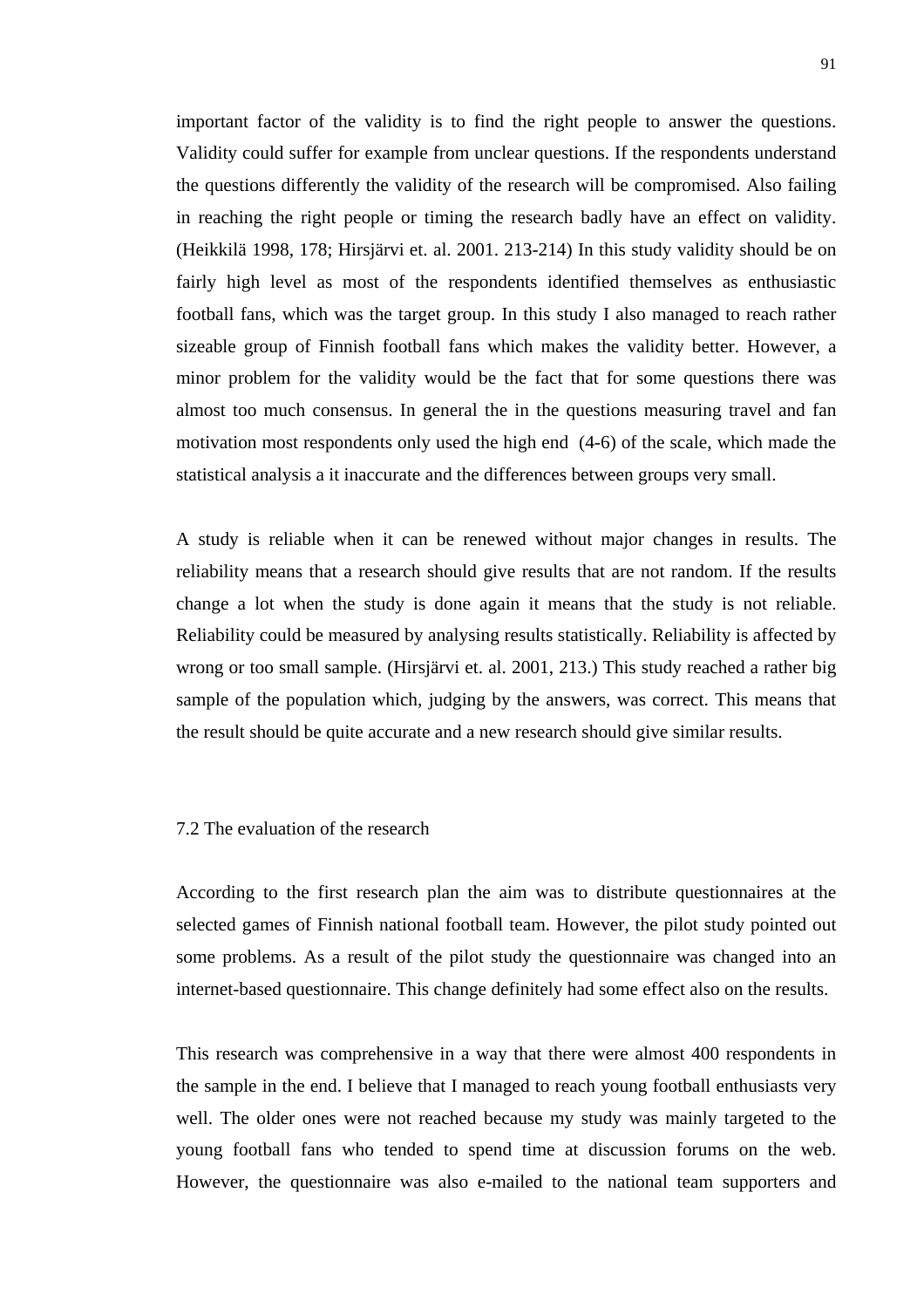important factor of the validity is to find the right people to answer the questions. Validity could suffer for example from unclear questions. If the respondents understand the questions differently the validity of the research will be compromised. Also failing in reaching the right people or timing the research badly have an effect on validity. (Heikkilä 1998, 178; Hirsjärvi et. al. 2001. 213-214) In this study validity should be on fairly high level as most of the respondents identified themselves as enthusiastic football fans, which was the target group. In this study I also managed to reach rather sizeable group of Finnish football fans which makes the validity better. However, a minor problem for the validity would be the fact that for some questions there was almost too much consensus. In general the in the questions measuring travel and fan motivation most respondents only used the high end (4-6) of the scale, which made the statistical analysis a it inaccurate and the differences between groups very small.

A study is reliable when it can be renewed without major changes in results. The reliability means that a research should give results that are not random. If the results change a lot when the study is done again it means that the study is not reliable. Reliability could be measured by analysing results statistically. Reliability is affected by wrong or too small sample. (Hirsjärvi et. al. 2001, 213.) This study reached a rather big sample of the population which, judging by the answers, was correct. This means that the result should be quite accurate and a new research should give similar results.

## 7.2 The evaluation of the research

According to the first research plan the aim was to distribute questionnaires at the selected games of Finnish national football team. However, the pilot study pointed out some problems. As a result of the pilot study the questionnaire was changed into an internet-based questionnaire. This change definitely had some effect also on the results.

This research was comprehensive in a way that there were almost 400 respondents in the sample in the end. I believe that I managed to reach young football enthusiasts very well. The older ones were not reached because my study was mainly targeted to the young football fans who tended to spend time at discussion forums on the web. However, the questionnaire was also e-mailed to the national team supporters and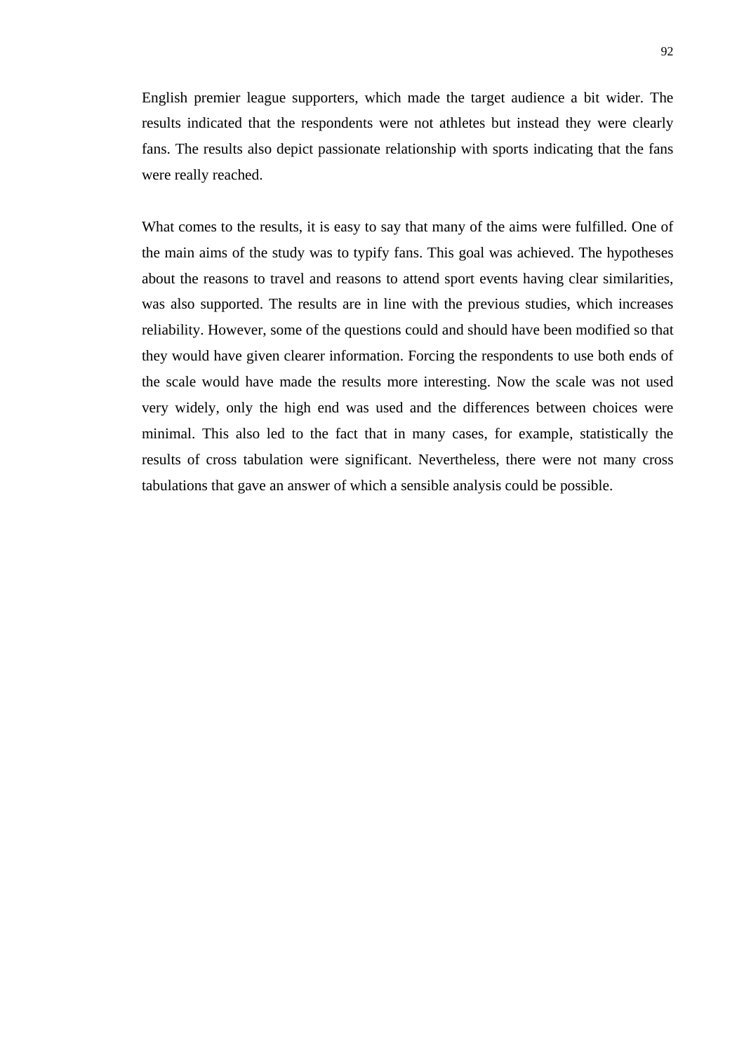English premier league supporters, which made the target audience a bit wider. The results indicated that the respondents were not athletes but instead they were clearly fans. The results also depict passionate relationship with sports indicating that the fans were really reached.

What comes to the results, it is easy to say that many of the aims were fulfilled. One of the main aims of the study was to typify fans. This goal was achieved. The hypotheses about the reasons to travel and reasons to attend sport events having clear similarities, was also supported. The results are in line with the previous studies, which increases reliability. However, some of the questions could and should have been modified so that they would have given clearer information. Forcing the respondents to use both ends of the scale would have made the results more interesting. Now the scale was not used very widely, only the high end was used and the differences between choices were minimal. This also led to the fact that in many cases, for example, statistically the results of cross tabulation were significant. Nevertheless, there were not many cross tabulations that gave an answer of which a sensible analysis could be possible.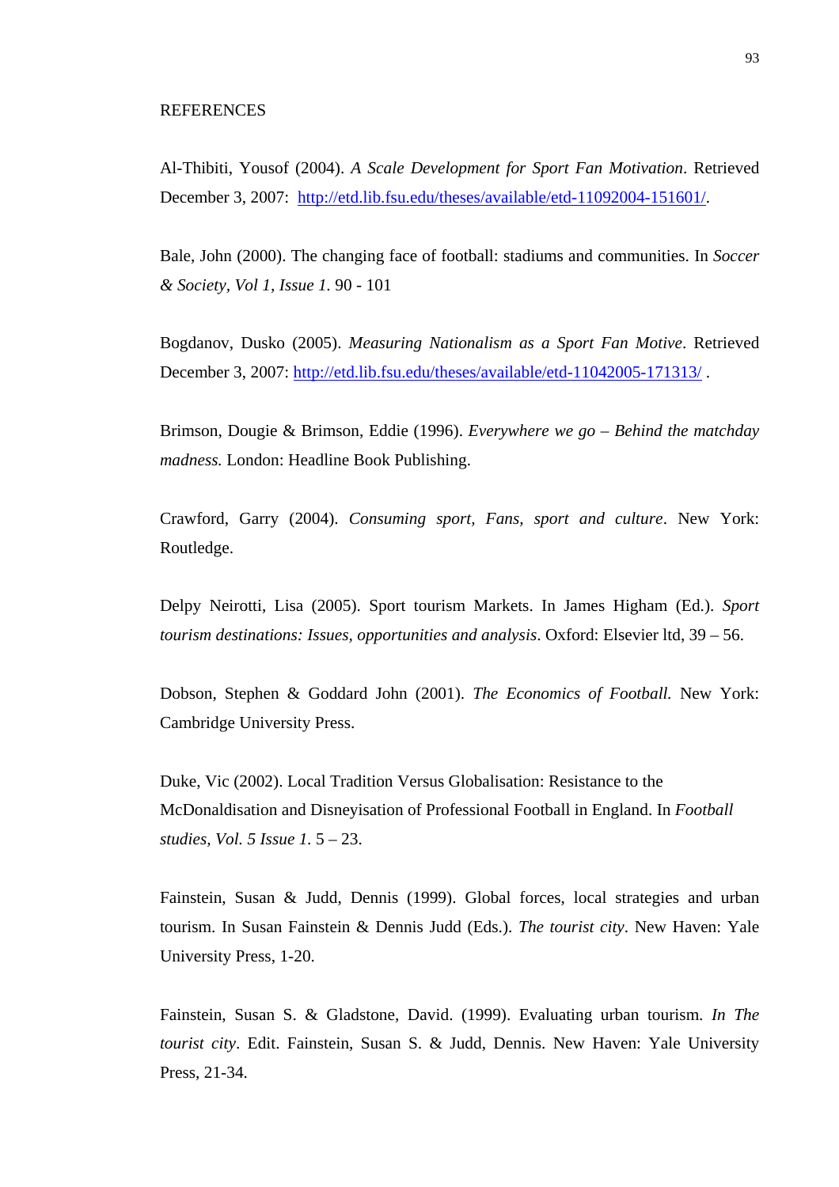# REFERENCES

Al-Thibiti, Yousof (2004). *A Scale Development for Sport Fan Motivation*. Retrieved December 3, 2007: http://etd.lib.fsu.edu/theses/available/etd-11092004-151601/.

Bale, John (2000). The changing face of football: stadiums and communities. In *Soccer & Society*, *Vol 1, Issue 1*. 90 - 101

Bogdanov, Dusko (2005). *Measuring Nationalism as a Sport Fan Motive*. Retrieved December 3, 2007: http://etd.lib.fsu.edu/theses/available/etd-11042005-171313/ .

Brimson, Dougie & Brimson, Eddie (1996). *Everywhere we go – Behind the matchday madness.* London: Headline Book Publishing.

Crawford, Garry (2004). *Consuming sport, Fans, sport and culture*. New York: Routledge.

Delpy Neirotti, Lisa (2005). Sport tourism Markets. In James Higham (Ed.). *Sport tourism destinations: Issues, opportunities and analysis*. Oxford: Elsevier ltd, 39 – 56.

Dobson, Stephen & Goddard John (2001). *The Economics of Football.* New York: Cambridge University Press.

Duke, Vic (2002). Local Tradition Versus Globalisation: Resistance to the McDonaldisation and Disneyisation of Professional Football in England. In *Football studies*, *Vol. 5 Issue 1*. 5 – 23.

Fainstein, Susan & Judd, Dennis (1999). Global forces, local strategies and urban tourism. In Susan Fainstein & Dennis Judd (Eds.). *The tourist city*. New Haven: Yale University Press, 1-20.

Fainstein, Susan S. & Gladstone, David. (1999). Evaluating urban tourism. *In The tourist city*. Edit. Fainstein, Susan S. & Judd, Dennis. New Haven: Yale University Press, 21-34.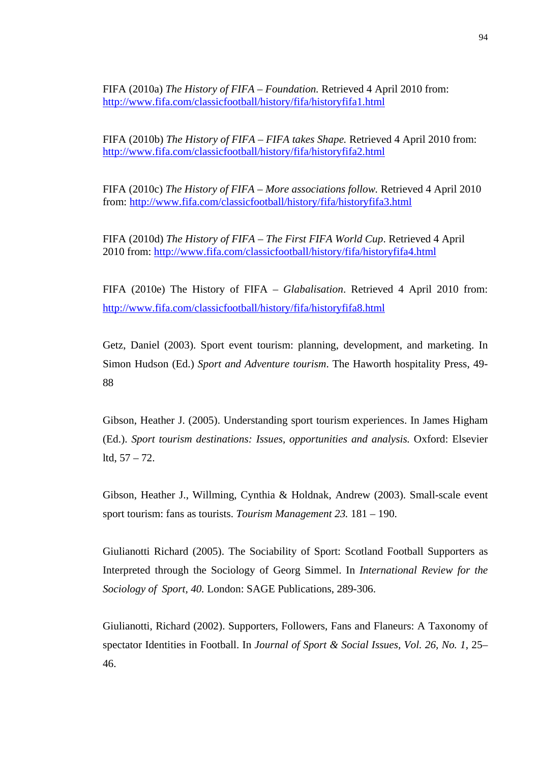FIFA (2010a) *The History of FIFA – Foundation.* Retrieved 4 April 2010 from: http://www.fifa.com/classicfootball/history/fifa/historyfifa1.html

FIFA (2010b) *The History of FIFA – FIFA takes Shape.* Retrieved 4 April 2010 from: http://www.fifa.com/classicfootball/history/fifa/historyfifa2.html

FIFA (2010c) *The History of FIFA – More associations follow.* Retrieved 4 April 2010 from: http://www.fifa.com/classicfootball/history/fifa/historyfifa3.html

FIFA (2010d) *The History of FIFA – The First FIFA World Cup*. Retrieved 4 April 2010 from: http://www.fifa.com/classicfootball/history/fifa/historyfifa4.html

FIFA (2010e) The History of FIFA – *Glabalisation*. Retrieved 4 April 2010 from: http://www.fifa.com/classicfootball/history/fifa/historyfifa8.html

Getz, Daniel (2003). Sport event tourism: planning, development, and marketing. In Simon Hudson (Ed.) *Sport and Adventure tourism*. The Haworth hospitality Press, 49-88

Gibson, Heather J. (2005). Understanding sport tourism experiences. In James Higham (Ed.). *Sport tourism destinations: Issues, opportunities and analysis.* Oxford: Elsevier ltd, 57 – 72.

Gibson, Heather J., Willming, Cynthia & Holdnak, Andrew (2003). Small-scale event sport tourism: fans as tourists. *Tourism Management 23.* 181 – 190.

Giulianotti Richard (2005). The Sociability of Sport: Scotland Football Supporters as Interpreted through the Sociology of Georg Simmel. In *International Review for the Sociology of Sport, 40.* London: SAGE Publications, 289-306.

Giulianotti, Richard (2002). Supporters, Followers, Fans and Flaneurs: A Taxonomy of spectator Identities in Football. In *Journal of Sport & Social Issues, Vol. 26, No. 1*, 25–46.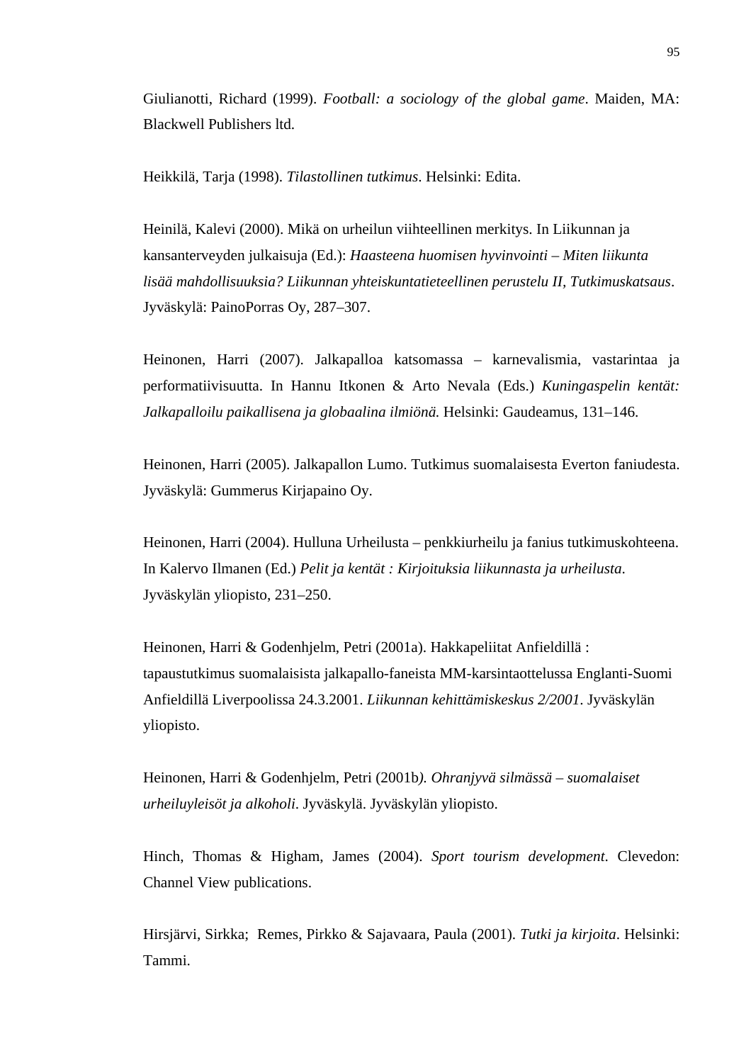Giulianotti, Richard (1999). *Football: a sociology of the global game*. Maiden, MA: Blackwell Publishers ltd.

Heikkilä, Tarja (1998). *Tilastollinen tutkimus*. Helsinki: Edita.

Heinilä, Kalevi (2000). Mikä on urheilun viihteellinen merkitys. In Liikunnan ja kansanterveyden julkaisuja (Ed.): *Haasteena huomisen hyvinvointi – Miten liikunta lisää mahdollisuuksia? Liikunnan yhteiskuntatieteellinen perustelu II, Tutkimuskatsaus*. Jyväskylä: PainoPorras Oy, 287–307.

Heinonen, Harri (2007). Jalkapalloa katsomassa – karnevalismia, vastarintaa ja performatiivisuutta. In Hannu Itkonen & Arto Nevala (Eds.) *Kuningaspelin kentät: Jalkapalloilu paikallisena ja globaalina ilmiönä.* Helsinki: Gaudeamus, 131–146.

Heinonen, Harri (2005). Jalkapallon Lumo. Tutkimus suomalaisesta Everton faniudesta. Jyväskylä: Gummerus Kirjapaino Oy.

Heinonen, Harri (2004). Hulluna Urheilusta – penkkiurheilu ja fanius tutkimuskohteena. In Kalervo Ilmanen (Ed.) *Pelit ja kentät : Kirjoituksia liikunnasta ja urheilusta*. Jyväskylän yliopisto, 231–250.

Heinonen, Harri & Godenhjelm, Petri (2001a). Hakkapeliitat Anfieldillä : tapaustutkimus suomalaisista jalkapallo-faneista MM-karsintaottelussa Englanti-Suomi Anfieldillä Liverpoolissa 24.3.2001. *Liikunnan kehittämiskeskus 2/2001*. Jyväskylän yliopisto.

Heinonen, Harri & Godenhjelm, Petri (2001b*). Ohranjyvä silmässä – suomalaiset urheiluyleisöt ja alkoholi*. Jyväskylä. Jyväskylän yliopisto.

Hinch, Thomas & Higham, James (2004). *Sport tourism development*. Clevedon: Channel View publications.

Hirsjärvi, Sirkka; Remes, Pirkko & Sajavaara, Paula (2001). *Tutki ja kirjoita*. Helsinki: Tammi.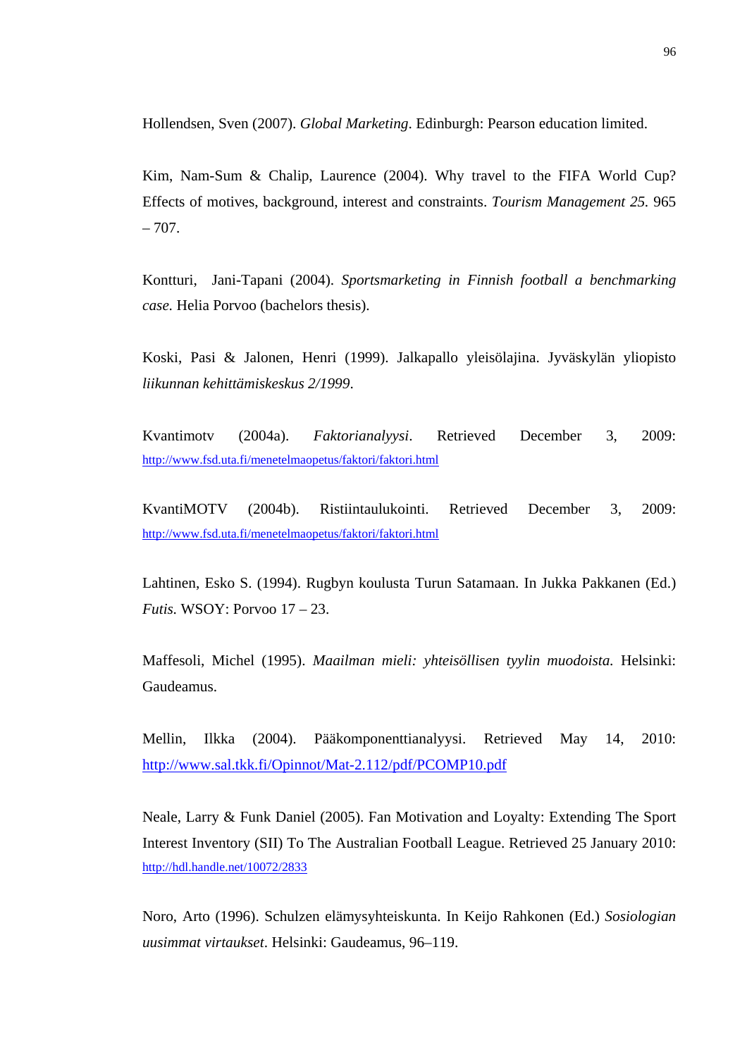Hollendsen, Sven (2007). *Global Marketing*. Edinburgh: Pearson education limited.

Kim, Nam-Sum & Chalip, Laurence (2004). Why travel to the FIFA World Cup? Effects of motives, background, interest and constraints. *Tourism Management 25*. 965 – 707.

Kontturi, Jani-Tapani (2004). *Sportsmarketing in Finnish football a benchmarking case.* Helia Porvoo (bachelors thesis).

Koski, Pasi & Jalonen, Henri (1999). Jalkapallo yleisölajina. Jyväskylän yliopisto *liikunnan kehittämiskeskus 2/1999*.

Kvantimotv (2004a). *Faktorianalyysi*. Retrieved December 3, 2009: http://www.fsd.uta.fi/menetelmaopetus/faktori/faktori.html

KvantiMOTV (2004b). Ristiintaulukointi. Retrieved December 3, 2009: http://www.fsd.uta.fi/menetelmaopetus/faktori/faktori.html

Lahtinen, Esko S. (1994). Rugbyn koulusta Turun Satamaan. In Jukka Pakkanen (Ed.) *Futis.* WSOY: Porvoo 17 – 23.

Maffesoli, Michel (1995). *Maailman mieli: yhteisöllisen tyylin muodoista.* Helsinki: Gaudeamus.

Mellin, Ilkka (2004). Pääkomponenttianalyysi. Retrieved May 14, 2010: http://www.sal.tkk.fi/Opinnot/Mat-2.112/pdf/PCOMP10.pdf

Neale, Larry & Funk Daniel (2005). Fan Motivation and Loyalty: Extending The Sport Interest Inventory (SII) To The Australian Football League. Retrieved 25 January 2010: http://hdl.handle.net/10072/2833

Noro, Arto (1996). Schulzen elämysyhteiskunta. In Keijo Rahkonen (Ed.) *Sosiologian uusimmat virtaukset*. Helsinki: Gaudeamus, 96–119.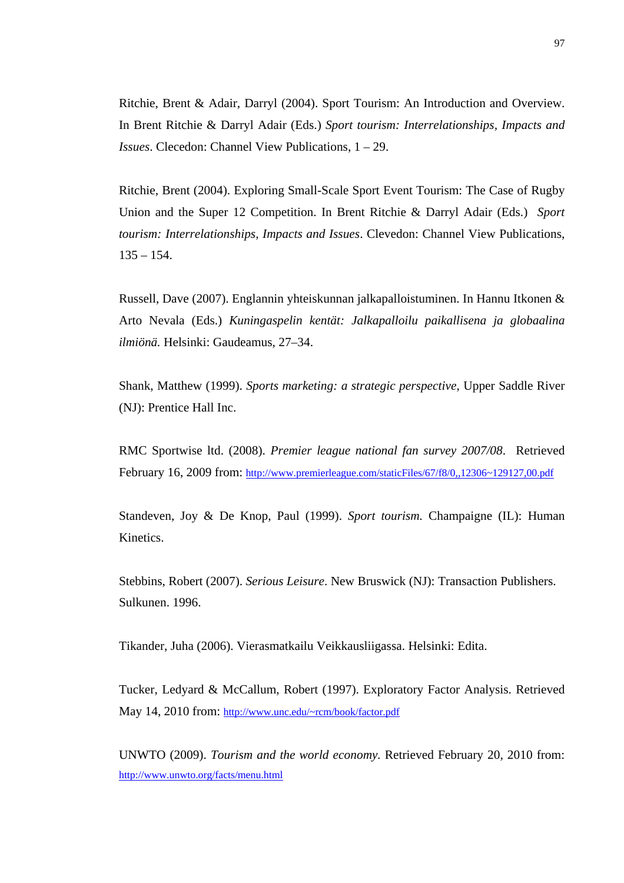Ritchie, Brent & Adair, Darryl (2004). Sport Tourism: An Introduction and Overview. In Brent Ritchie & Darryl Adair (Eds.) *Sport tourism: Interrelationships, Impacts and Issues*. Clecedon: Channel View Publications, 1 – 29.

Ritchie, Brent (2004). Exploring Small-Scale Sport Event Tourism: The Case of Rugby Union and the Super 12 Competition. In Brent Ritchie & Darryl Adair (Eds.) *Sport tourism: Interrelationships, Impacts and Issues*. Clevedon: Channel View Publications, 135 – 154.

Russell, Dave (2007). Englannin yhteiskunnan jalkapalloistuminen. In Hannu Itkonen & Arto Nevala (Eds.) *Kuningaspelin kentät: Jalkapalloilu paikallisena ja globaalina ilmiönä.* Helsinki: Gaudeamus, 27–34.

Shank, Matthew (1999). *Sports marketing: a strategic perspective*, Upper Saddle River (NJ): Prentice Hall Inc.

RMC Sportwise ltd. (2008). *Premier league national fan survey 2007/08*. Retrieved February 16, 2009 from: http://www.premierleague.com/staticFiles/67/f8/0,,12306~129127,00.pdf

Standeven, Joy & De Knop, Paul (1999). *Sport tourism.* Champaigne (IL): Human Kinetics.

Stebbins, Robert (2007). *Serious Leisure*. New Bruswick (NJ): Transaction Publishers.
Sulkunen. 1996.

Tikander, Juha (2006). Vierasmatkailu Veikkausliigassa. Helsinki: Edita.

Tucker, Ledyard & McCallum, Robert (1997). Exploratory Factor Analysis. Retrieved May 14, 2010 from: http://www.unc.edu/~rcm/book/factor.pdf

UNWTO (2009). *Tourism and the world economy.* Retrieved February 20, 2010 from: http://www.unwto.org/facts/menu.html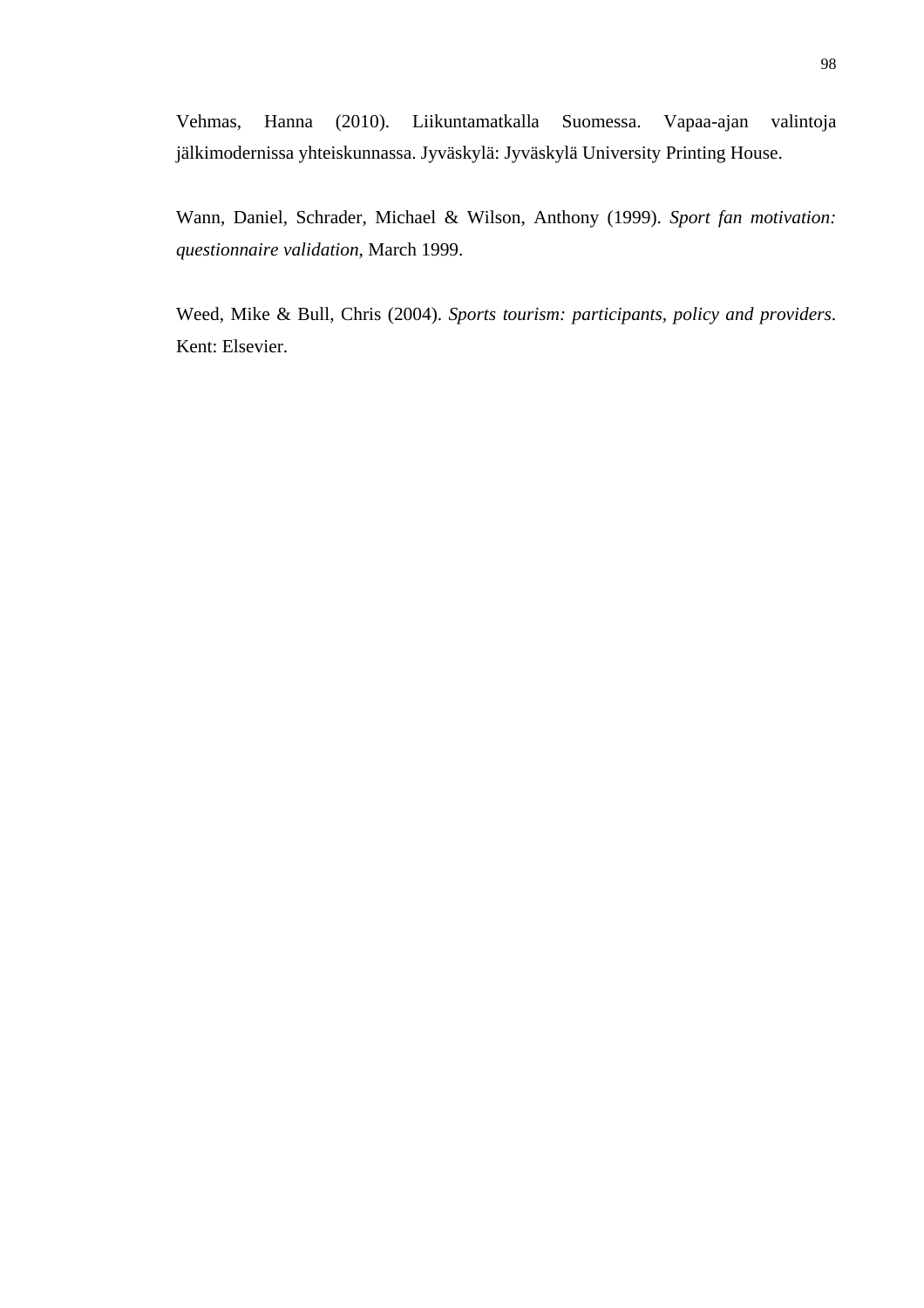Vehmas, Hanna (2010). Liikuntamatkalla Suomessa. Vapaa-ajan valintoja jälkimodernissa yhteiskunnassa. Jyväskylä: Jyväskylä University Printing House.

Wann, Daniel, Schrader, Michael & Wilson, Anthony (1999). *Sport fan motivation: questionnaire validation*, March 1999.

Weed, Mike & Bull, Chris (2004). *Sports tourism: participants, policy and providers*. Kent: Elsevier.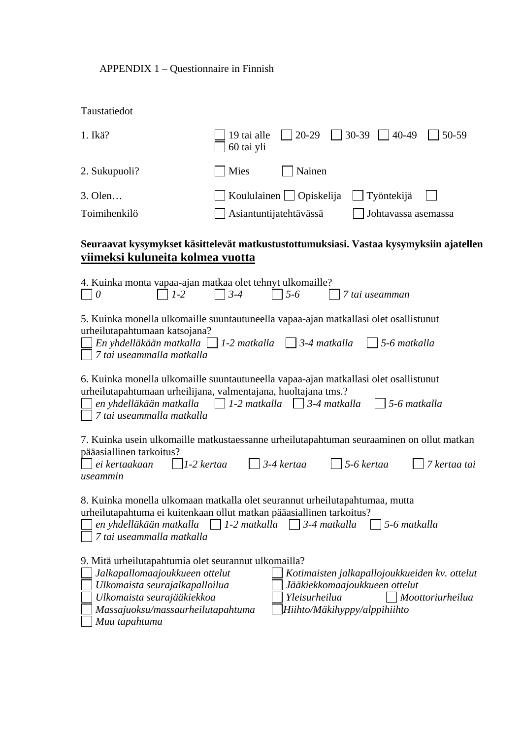APPENDIX 1 – Questionnaire in Finnish

Taustatiedot

1. Ikä? ☐ 19 tai alle ☐ 20-29 ☐ 30-39 ☐ 40-49 ☐ 50-59 ☐ 60 tai yli

2. Sukupuoli? ☐ Mies ☐ Nainen

3. Olen… ☐ Koululainen ☐ Opiskelija ☐ Työntekijä ☐ Toimihenkilö ☐ Asiantuntijatehtävässä ☐ Johtavassa asemassa

**Seuraavat kysymykset käsittelevät matkustustottumuksiasi. Vastaa kysymyksiin ajatellen <u>viimeksi kuluneita kolmea vuotta</u>**

4. Kuinka monta vapaa-ajan matkaa olet tehnyt ulkomaille?
☐ *0* ☐ *1-2* ☐ *3-4* ☐ *5-6* ☐ *7 tai useamman*

5. Kuinka monella ulkomaille suuntautuneella vapaa-ajan matkallasi olet osallistunut urheilutapahtumaan katsojana?
☐ *En yhdelläkään matkalla* ☐ *1-2 matkalla* ☐ *3-4 matkalla* ☐ *5-6 matkalla* ☐ *7 tai useammalla matkalla*

6. Kuinka monella ulkomaille suuntautuneella vapaa-ajan matkallasi olet osallistunut urheilutapahtumaan urheilijana, valmentajana, huoltajana tms.?
☐ *en yhdelläkään matkalla* ☐ *1-2 matkalla* ☐ *3-4 matkalla* ☐ *5-6 matkalla* ☐ *7 tai useammalla matkalla*

7. Kuinka usein ulkomaille matkustaessanne urheilutapahtuman seuraaminen on ollut matkan pääasiallinen tarkoitus?
☐ *ei kertaakaan* ☐ *1-2 kertaa* ☐ *3-4 kertaa* ☐ *5-6 kertaa* ☐ *7 kertaa tai useammin*

8. Kuinka monella ulkomaan matkalla olet seurannut urheilutapahtumaa, mutta urheilutapahtuma ei kuitenkaan ollut matkan pääasiallinen tarkoitus?
☐ *en yhdelläkään matkalla* ☐ *1-2 matkalla* ☐ *3-4 matkalla* ☐ *5-6 matkalla* ☐ *7 tai useammalla matkalla*

9. Mitä urheilutapahtumia olet seurannut ulkomailla?
☐ *Jalkapallomaajoukkueen ottelut* ☐ *Kotimaisten jalkapallojoukkueiden kv. ottelut*
☐ *Ulkomaista seurajalkapalloilua* ☐ *Jääkiekkomaajoukkueen ottelut*
☐ *Ulkomaista seurajääkiekkoa* ☐ *Yleisurheilua* ☐ *Moottoriurheilua*
☐ *Massajuoksu/massaurheilutapahtuma* ☐ *Hiihto/Mäkihyppy/alppihiihto*
☐ *Muu tapahtuma*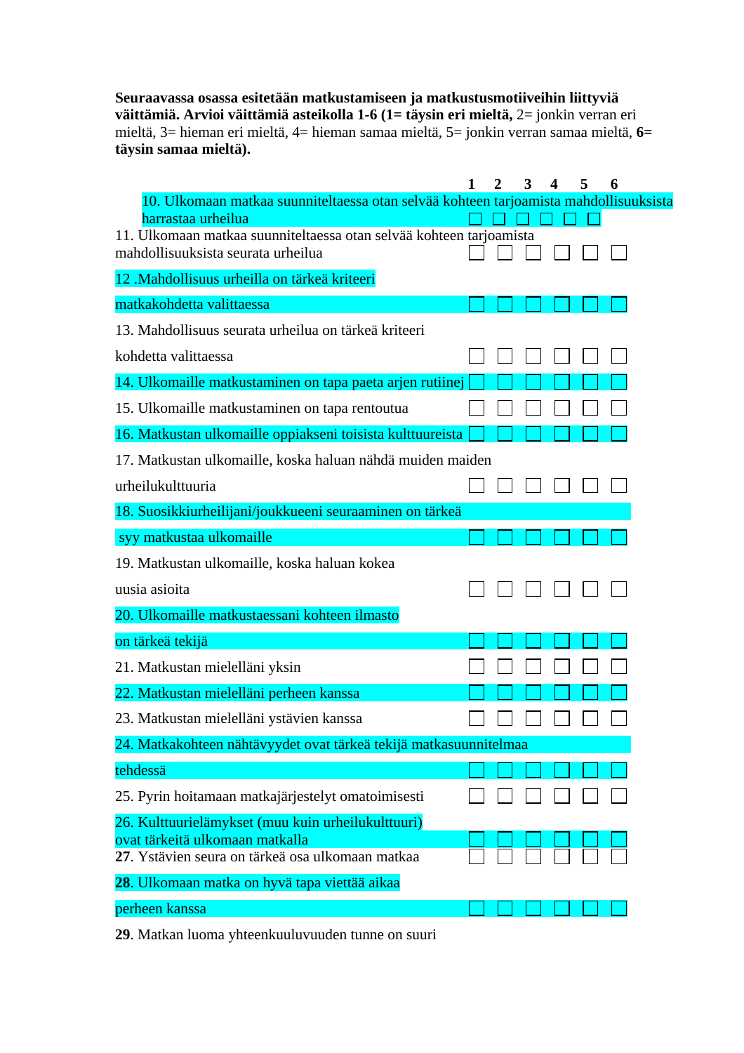**Seuraavassa osassa esitetään matkustamiseen ja matkustusmotiiveihin liittyviä väittämiä. Arvioi väittämiä asteikolla 1-6 (1= täysin eri mieltä,** 2= jonkin verran eri mieltä, 3= hieman eri mieltä, 4= hieman samaa mieltä, 5= jonkin verran samaa mieltä, **6= täysin samaa mieltä).**

| | **1** | **2** | **3** | **4** | **5** | **6** |
|---|---|---|---|---|---|---|
| 10. Ulkomaan matkaa suunniteltaessa otan selvää kohteen tarjoamista mahdollisuuksista harrastaa urheilua | ☐ | ☐ | ☐ | ☐ | ☐ | ☐ |
| 11. Ulkomaan matkaa suunniteltaessa otan selvää kohteen tarjoamista mahdollisuuksista seurata urheilua | ☐ | ☐ | ☐ | ☐ | ☐ | ☐ |
| 12 .Mahdollisuus urheilla on tärkeä kriteeri matkakohdetta valittaessa | ☐ | ☐ | ☐ | ☐ | ☐ | ☐ |
| 13. Mahdollisuus seurata urheilua on tärkeä kriteeri kohdetta valittaessa | ☐ | ☐ | ☐ | ☐ | ☐ | ☐ |
| 14. Ulkomaille matkustaminen on tapa paeta arjen rutiinej | ☐ | ☐ | ☐ | ☐ | ☐ | ☐ |
| 15. Ulkomaille matkustaminen on tapa rentoutua | ☐ | ☐ | ☐ | ☐ | ☐ | ☐ |
| 16. Matkustan ulkomaille oppiakseni toisista kulttuureista | ☐ | ☐ | ☐ | ☐ | ☐ | ☐ |
| 17. Matkustan ulkomaille, koska haluan nähdä muiden maiden urheilukulttuuria | ☐ | ☐ | ☐ | ☐ | ☐ | ☐ |
| 18. Suosikkiurheilijani/joukkueeni seuraaminen on tärkeä syy matkustaa ulkomaille | ☐ | ☐ | ☐ | ☐ | ☐ | ☐ |
| 19. Matkustan ulkomaille, koska haluan kokea uusia asioita | ☐ | ☐ | ☐ | ☐ | ☐ | ☐ |
| 20. Ulkomaille matkustaessani kohteen ilmasto on tärkeä tekijä | ☐ | ☐ | ☐ | ☐ | ☐ | ☐ |
| 21. Matkustan mielelläni yksin | ☐ | ☐ | ☐ | ☐ | ☐ | ☐ |
| 22. Matkustan mielelläni perheen kanssa | ☐ | ☐ | ☐ | ☐ | ☐ | ☐ |
| 23. Matkustan mielelläni ystävien kanssa | ☐ | ☐ | ☐ | ☐ | ☐ | ☐ |
| 24. Matkakohteen nähtävyydet ovat tärkeä tekijä matkasuunnitelmaa tehdessä | ☐ | ☐ | ☐ | ☐ | ☐ | ☐ |
| 25. Pyrin hoitamaan matkajärjestelyt omatoimisesti | ☐ | ☐ | ☐ | ☐ | ☐ | ☐ |
| 26. Kulttuurielämykset (muu kuin urheilukulttuuri) ovat tärkeitä ulkomaan matkalla | ☐ | ☐ | ☐ | ☐ | ☐ | ☐ |
| **27**. Ystävien seura on tärkeä osa ulkomaan matkaa | ☐ | ☐ | ☐ | ☐ | ☐ | ☐ |
| **28**. Ulkomaan matka on hyvä tapa viettää aikaa perheen kanssa | ☐ | ☐ | ☐ | ☐ | ☐ | ☐ |
| **29**. Matkan luoma yhteenkuuluvuuden tunne on suuri | | | | | | |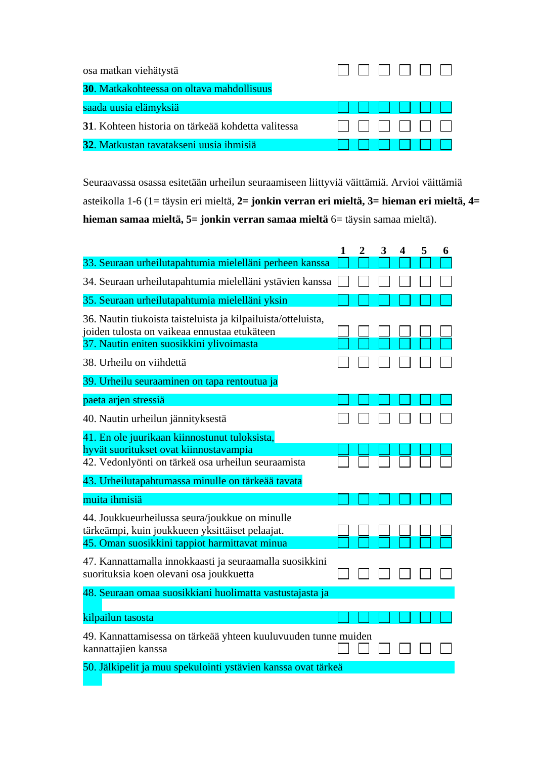| | | | | | | |
|---|---|---|---|---|---|---|
| osa matkan viehätystä | ☐ | ☐ | ☐ | ☐ | ☐ | ☐ |
| **30**. Matkakohteessa on oltava mahdollisuus saada uusia elämyksiä | ☐ | ☐ | ☐ | ☐ | ☐ | ☐ |
| **31**. Kohteen historia on tärkeää kohdetta valitessa | ☐ | ☐ | ☐ | ☐ | ☐ | ☐ |
| **32**. Matkustan tavatakseni uusia ihmisiä | ☐ | ☐ | ☐ | ☐ | ☐ | ☐ |

Seuraavassa osassa esitetään urheilun seuraamiseen liittyviä väittämiä. Arvioi väittämiä asteikolla 1-6 (1= täysin eri mieltä, **2= jonkin verran eri mieltä, 3= hieman eri mieltä, 4= hieman samaa mieltä, 5= jonkin verran samaa mieltä** 6= täysin samaa mieltä).

| | **1** | **2** | **3** | **4** | **5** | **6** |
|---|---|---|---|---|---|---|
| 33. Seuraan urheilutapahtumia mielelläni perheen kanssa | ☐ | ☐ | ☐ | ☐ | ☐ | ☐ |
| 34. Seuraan urheilutapahtumia mielelläni ystävien kanssa | ☐ | ☐ | ☐ | ☐ | ☐ | ☐ |
| 35. Seuraan urheilutapahtumia mielelläni yksin | ☐ | ☐ | ☐ | ☐ | ☐ | ☐ |
| 36. Nautin tiukoista taisteluista ja kilpailuista/otteluista, joiden tulosta on vaikeaa ennustaa etukäteen | ☐ | ☐ | ☐ | ☐ | ☐ | ☐ |
| 37. Nautin eniten suosikkini ylivoimasta | ☐ | ☐ | ☐ | ☐ | ☐ | ☐ |
| 38. Urheilu on viihdettä | ☐ | ☐ | ☐ | ☐ | ☐ | ☐ |
| 39. Urheilu seuraaminen on tapa rentoutua ja paeta arjen stressiä | ☐ | ☐ | ☐ | ☐ | ☐ | ☐ |
| 40. Nautin urheilun jännityksestä | ☐ | ☐ | ☐ | ☐ | ☐ | ☐ |
| 41. En ole juurikaan kiinnostunut tuloksista, hyvät suoritukset ovat kiinnostavampia | ☐ | ☐ | ☐ | ☐ | ☐ | ☐ |
| 42. Vedonlyönti on tärkeä osa urheilun seuraamista | ☐ | ☐ | ☐ | ☐ | ☐ | ☐ |
| 43. Urheilutapahtumassa minulle on tärkeää tavata muita ihmisiä | ☐ | ☐ | ☐ | ☐ | ☐ | ☐ |
| 44. Joukkueurheilussa seura/joukkue on minulle tärkeämpi, kuin joukkueen yksittäiset pelaajat. | ☐ | ☐ | ☐ | ☐ | ☐ | ☐ |
| 45. Oman suosikkini tappiot harmittavat minua | ☐ | ☐ | ☐ | ☐ | ☐ | ☐ |
| 47. Kannattamalla innokkaasti ja seuraamalla suosikkini suorituksia koen olevani osa joukkuetta | ☐ | ☐ | ☐ | ☐ | ☐ | ☐ |
| 48. Seuraan omaa suosikkiani huolimatta vastustajasta ja kilpailun tasosta | ☐ | ☐ | ☐ | ☐ | ☐ | ☐ |
| 49. Kannattamisessa on tärkeää yhteen kuuluvuuden tunne muiden kannattajien kanssa | ☐ | ☐ | ☐ | ☐ | ☐ | ☐ |
| 50. Jälkipelit ja muu spekulointi ystävien kanssa ovat tärkeä | | | | | | |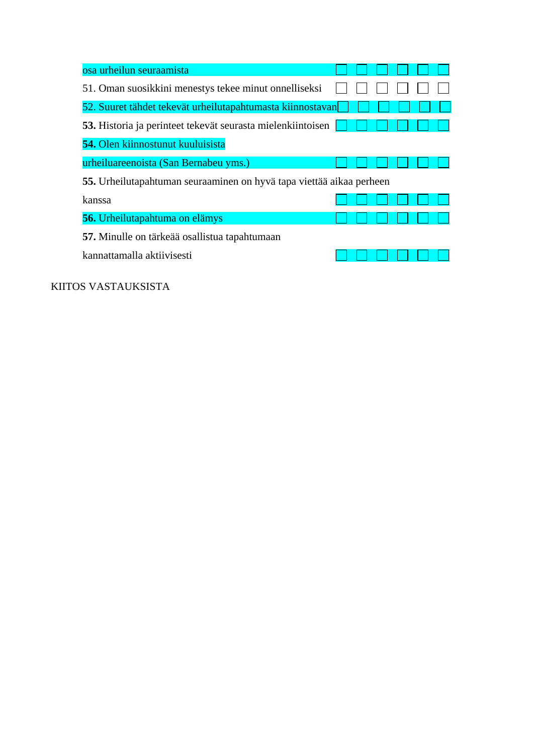| | | | | | | |
|---|---|---|---|---|---|---|
| osa urheilun seuraamista | ☐ | ☐ | ☐ | ☐ | ☐ | ☐ |
| 51. Oman suosikkini menestys tekee minut onnelliseksi | ☐ | ☐ | ☐ | ☐ | ☐ | ☐ |
| 52. Suuret tähdet tekevät urheilutapahtumasta kiinnostavan | ☐ | ☐ | ☐ | ☐ | ☐ | ☐ |
| **53.** Historia ja perinteet tekevät seurasta mielenkiintoisen | ☐ | ☐ | ☐ | ☐ | ☐ | ☐ |
| **54.** Olen kiinnostunut kuuluisista urheiluareenoista (San Bernabeu yms.) | ☐ | ☐ | ☐ | ☐ | ☐ | ☐ |
| **55.** Urheilutapahtuman seuraaminen on hyvä tapa viettää aikaa perheen kanssa | ☐ | ☐ | ☐ | ☐ | ☐ | ☐ |
| **56.** Urheilutapahtuma on elämys | ☐ | ☐ | ☐ | ☐ | ☐ | ☐ |
| **57.** Minulle on tärkeää osallistua tapahtumaan kannattamalla aktiivisesti | ☐ | ☐ | ☐ | ☐ | ☐ | ☐ |

KIITOS VASTAUKSISTA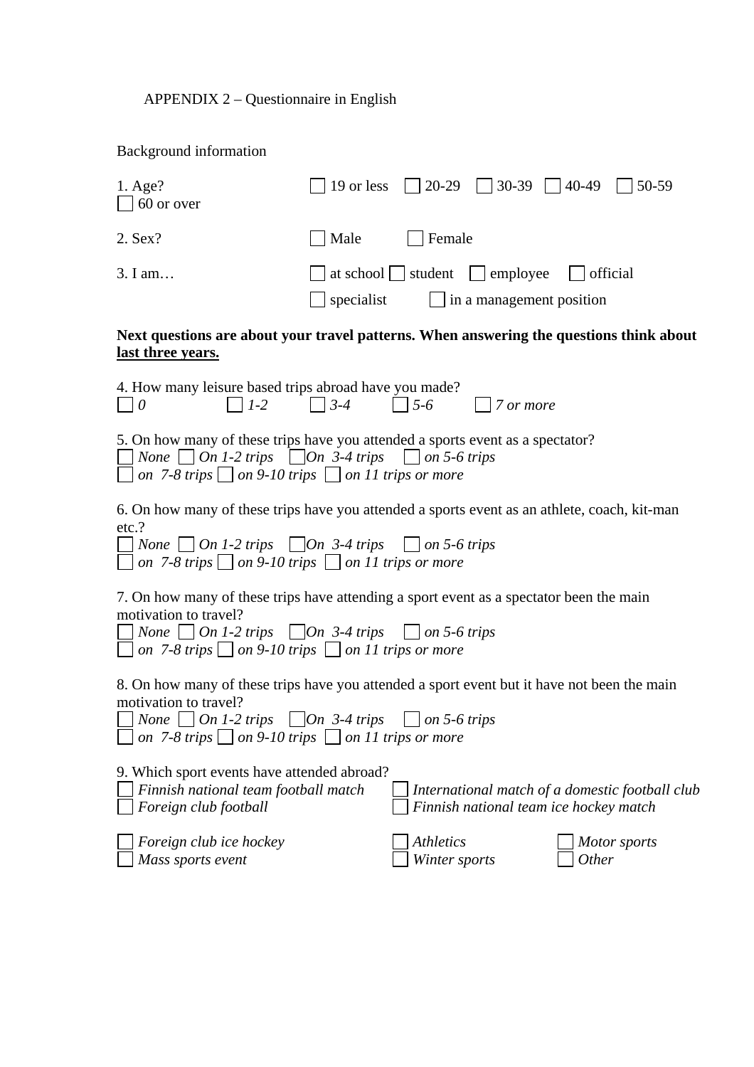APPENDIX 2 – Questionnaire in English

Background information

1. Age? ☐ 19 or less ☐ 20-29 ☐ 30-39 ☐ 40-49 ☐ 50-59 ☐ 60 or over

2. Sex? ☐ Male ☐ Female

3. I am… ☐ at school ☐ student ☐ employee ☐ official ☐ specialist ☐ in a management position

**Next questions are about your travel patterns. When answering the questions think about <u>last three years.</u>**

4. How many leisure based trips abroad have you made?
☐ *0* ☐ *1-2* ☐ *3-4* ☐ *5-6* ☐ *7 or more*

5. On how many of these trips have you attended a sports event as a spectator?
☐ *None* ☐ *On 1-2 trips* ☐ *On 3-4 trips* ☐ *on 5-6 trips*
☐ *on 7-8 trips* ☐ *on 9-10 trips* ☐ *on 11 trips or more*

6. On how many of these trips have you attended a sports event as an athlete, coach, kit-man etc.?
☐ *None* ☐ *On 1-2 trips* ☐ *On 3-4 trips* ☐ *on 5-6 trips*
☐ *on 7-8 trips* ☐ *on 9-10 trips* ☐ *on 11 trips or more*

7. On how many of these trips have attending a sport event as a spectator been the main motivation to travel?
☐ *None* ☐ *On 1-2 trips* ☐ *On 3-4 trips* ☐ *on 5-6 trips*
☐ *on 7-8 trips* ☐ *on 9-10 trips* ☐ *on 11 trips or more*

8. On how many of these trips have you attended a sport event but it have not been the main motivation to travel?
☐ *None* ☐ *On 1-2 trips* ☐ *On 3-4 trips* ☐ *on 5-6 trips*
☐ *on 7-8 trips* ☐ *on 9-10 trips* ☐ *on 11 trips or more*

9. Which sport events have attended abroad?
☐ *Finnish national team football match* ☐ *International match of a domestic football club*
☐ *Foreign club football* ☐ *Finnish national team ice hockey match*

☐ *Foreign club ice hockey* ☐ *Athletics* ☐ *Motor sports*
☐ *Mass sports event* ☐ *Winter sports* ☐ *Other*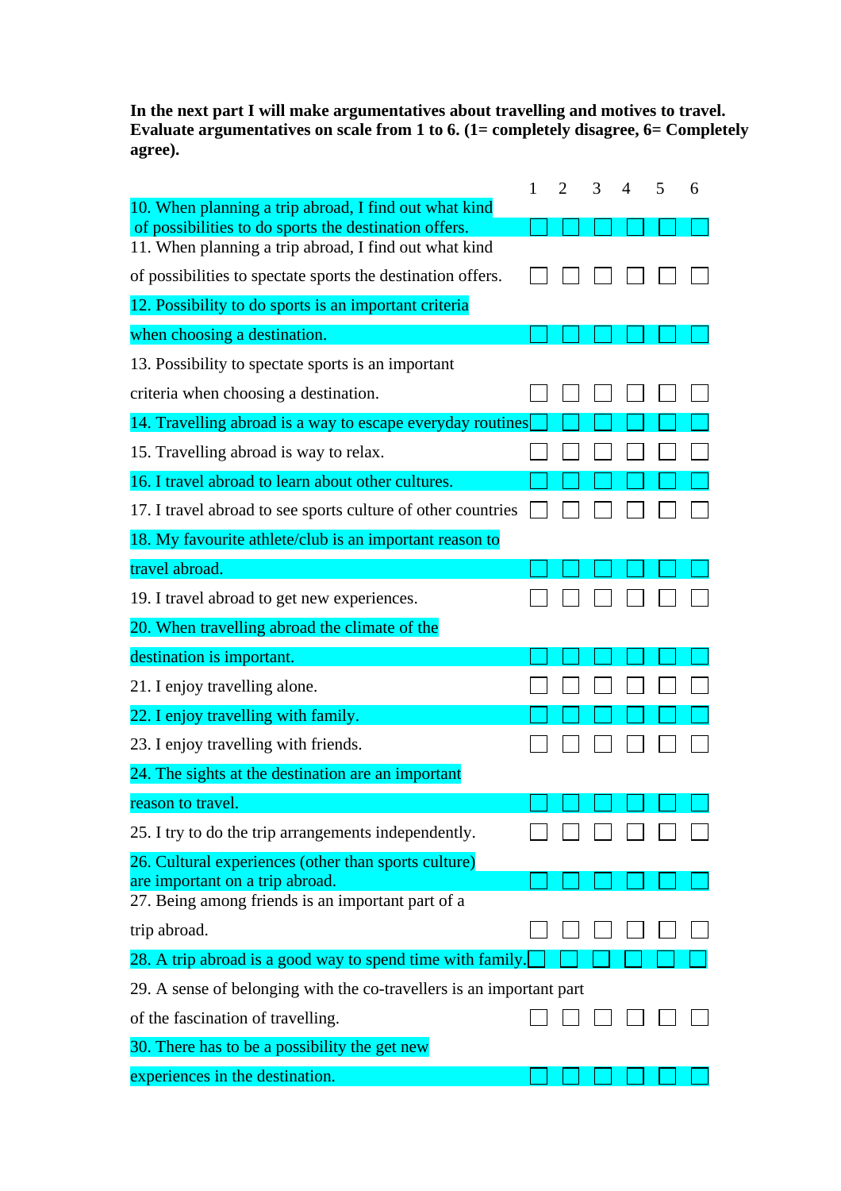**In the next part I will make argumentatives about travelling and motives to travel. Evaluate argumentatives on scale from 1 to 6. (1= completely disagree, 6= Completely agree).**

| | 1 | 2 | 3 | 4 | 5 | 6 |
|---|---|---|---|---|---|---|
| 10. When planning a trip abroad, I find out what kind of possibilities to do sports the destination offers. | ☐ | ☐ | ☐ | ☐ | ☐ | ☐ |
| 11. When planning a trip abroad, I find out what kind of possibilities to spectate sports the destination offers. | ☐ | ☐ | ☐ | ☐ | ☐ | ☐ |
| 12. Possibility to do sports is an important criteria when choosing a destination. | ☐ | ☐ | ☐ | ☐ | ☐ | ☐ |
| 13. Possibility to spectate sports is an important criteria when choosing a destination. | ☐ | ☐ | ☐ | ☐ | ☐ | ☐ |
| 14. Travelling abroad is a way to escape everyday routines | ☐ | ☐ | ☐ | ☐ | ☐ | ☐ |
| 15. Travelling abroad is way to relax. | ☐ | ☐ | ☐ | ☐ | ☐ | ☐ |
| 16. I travel abroad to learn about other cultures. | ☐ | ☐ | ☐ | ☐ | ☐ | ☐ |
| 17. I travel abroad to see sports culture of other countries | ☐ | ☐ | ☐ | ☐ | ☐ | ☐ |
| 18. My favourite athlete/club is an important reason to travel abroad. | ☐ | ☐ | ☐ | ☐ | ☐ | ☐ |
| 19. I travel abroad to get new experiences. | ☐ | ☐ | ☐ | ☐ | ☐ | ☐ |
| 20. When travelling abroad the climate of the destination is important. | ☐ | ☐ | ☐ | ☐ | ☐ | ☐ |
| 21. I enjoy travelling alone. | ☐ | ☐ | ☐ | ☐ | ☐ | ☐ |
| 22. I enjoy travelling with family. | ☐ | ☐ | ☐ | ☐ | ☐ | ☐ |
| 23. I enjoy travelling with friends. | ☐ | ☐ | ☐ | ☐ | ☐ | ☐ |
| 24. The sights at the destination are an important reason to travel. | ☐ | ☐ | ☐ | ☐ | ☐ | ☐ |
| 25. I try to do the trip arrangements independently. | ☐ | ☐ | ☐ | ☐ | ☐ | ☐ |
| 26. Cultural experiences (other than sports culture) are important on a trip abroad. | ☐ | ☐ | ☐ | ☐ | ☐ | ☐ |
| 27. Being among friends is an important part of a trip abroad. | ☐ | ☐ | ☐ | ☐ | ☐ | ☐ |
| 28. A trip abroad is a good way to spend time with family. | ☐ | ☐ | ☐ | ☐ | ☐ | ☐ |
| 29. A sense of belonging with the co-travellers is an important part of the fascination of travelling. | ☐ | ☐ | ☐ | ☐ | ☐ | ☐ |
| 30. There has to be a possibility the get new experiences in the destination. | ☐ | ☐ | ☐ | ☐ | ☐ | ☐ |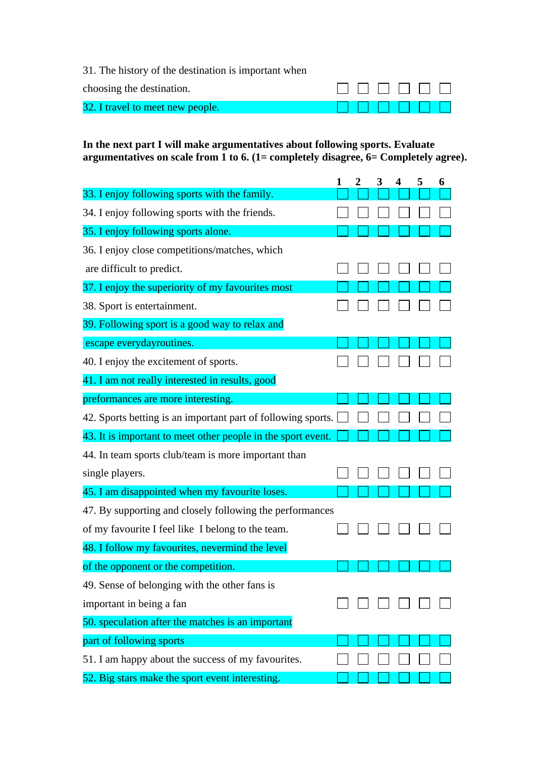| | 1 | 2 | 3 | 4 | 5 | 6 |
|---|---|---|---|---|---|---|
| 31. The history of the destination is important when choosing the destination. | ☐ | ☐ | ☐ | ☐ | ☐ | ☐ |
| 32. I travel to meet new people. | ☐ | ☐ | ☐ | ☐ | ☐ | ☐ |

**In the next part I will make argumentatives about following sports. Evaluate argumentatives on scale from 1 to 6. (1= completely disagree, 6= Completely agree).**

| | 1 | 2 | 3 | 4 | 5 | 6 |
|---|---|---|---|---|---|---|
| 33. I enjoy following sports with the family. | ☐ | ☐ | ☐ | ☐ | ☐ | ☐ |
| 34. I enjoy following sports with the friends. | ☐ | ☐ | ☐ | ☐ | ☐ | ☐ |
| 35. I enjoy following sports alone. | ☐ | ☐ | ☐ | ☐ | ☐ | ☐ |
| 36. I enjoy close competitions/matches, which are difficult to predict. | ☐ | ☐ | ☐ | ☐ | ☐ | ☐ |
| 37. I enjoy the superiority of my favourites most | ☐ | ☐ | ☐ | ☐ | ☐ | ☐ |
| 38. Sport is entertainment. | ☐ | ☐ | ☐ | ☐ | ☐ | ☐ |
| 39. Following sport is a good way to relax and escape everydayroutines. | ☐ | ☐ | ☐ | ☐ | ☐ | ☐ |
| 40. I enjoy the excitement of sports. | ☐ | ☐ | ☐ | ☐ | ☐ | ☐ |
| 41. I am not really interested in results, good preformances are more interesting. | ☐ | ☐ | ☐ | ☐ | ☐ | ☐ |
| 42. Sports betting is an important part of following sports. | ☐ | ☐ | ☐ | ☐ | ☐ | ☐ |
| 43. It is important to meet other people in the sport event. | ☐ | ☐ | ☐ | ☐ | ☐ | ☐ |
| 44. In team sports club/team is more important than single players. | ☐ | ☐ | ☐ | ☐ | ☐ | ☐ |
| 45. I am disappointed when my favourite loses. | ☐ | ☐ | ☐ | ☐ | ☐ | ☐ |
| 47. By supporting and closely following the performances of my favourite I feel like I belong to the team. | ☐ | ☐ | ☐ | ☐ | ☐ | ☐ |
| 48. I follow my favourites, nevermind the level of the opponent or the competition. | ☐ | ☐ | ☐ | ☐ | ☐ | ☐ |
| 49. Sense of belonging with the other fans is important in being a fan | ☐ | ☐ | ☐ | ☐ | ☐ | ☐ |
| 50. speculation after the matches is an important part of following sports | ☐ | ☐ | ☐ | ☐ | ☐ | ☐ |
| 51. I am happy about the success of my favourites. | ☐ | ☐ | ☐ | ☐ | ☐ | ☐ |
| 52. Big stars make the sport event interesting. | ☐ | ☐ | ☐ | ☐ | ☐ | ☐ |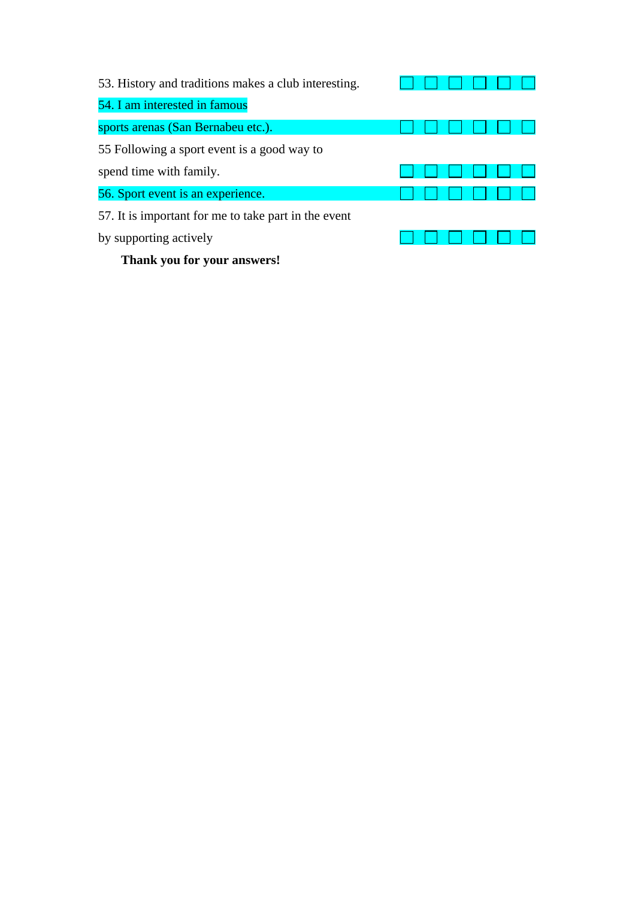| | | | | | | |
|---|---|---|---|---|---|---|
| 53. History and traditions makes a club interesting. | ☐ | ☐ | ☐ | ☐ | ☐ | ☐ |
| 54. I am interested in famous sports arenas (San Bernabeu etc.). | ☐ | ☐ | ☐ | ☐ | ☐ | ☐ |
| 55 Following a sport event is a good way to spend time with family. | ☐ | ☐ | ☐ | ☐ | ☐ | ☐ |
| 56. Sport event is an experience. | ☐ | ☐ | ☐ | ☐ | ☐ | ☐ |
| 57. It is important for me to take part in the event by supporting actively | ☐ | ☐ | ☐ | ☐ | ☐ | ☐ |

**Thank you for your answers!**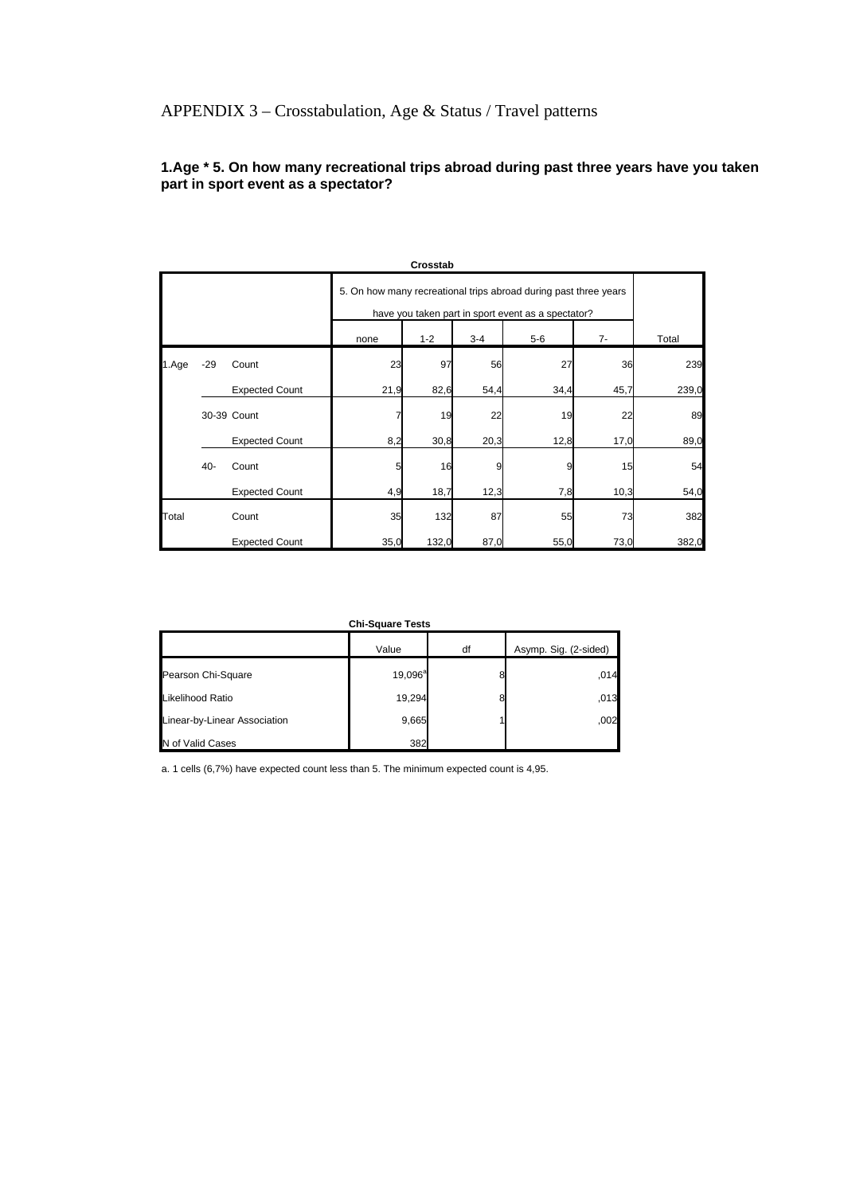# APPENDIX 3 – Crosstabulation, Age & Status / Travel patterns

**1.Age * 5. On how many recreational trips abroad during past three years have you taken part in sport event as a spectator?**

**Crosstab**

| | | | 5. On how many recreational trips abroad during past three years have you taken part in sport event as a spectator? | | | | | Total |
|---|---|---|---|---|---|---|---|---|
| | | | none | 1-2 | 3-4 | 5-6 | 7- | |
| 1.Age | -29 | Count | 23 | 97 | 56 | 27 | 36 | 239 |
| | | Expected Count | 21,9 | 82,6 | 54,4 | 34,4 | 45,7 | 239,0 |
| | 30-39 | Count | 7 | 19 | 22 | 19 | 22 | 89 |
| | | Expected Count | 8,2 | 30,8 | 20,3 | 12,8 | 17,0 | 89,0 |
| | 40- | Count | 5 | 16 | 9 | 9 | 15 | 54 |
| | | Expected Count | 4,9 | 18,7 | 12,3 | 7,8 | 10,3 | 54,0 |
| Total | | Count | 35 | 132 | 87 | 55 | 73 | 382 |
| | | Expected Count | 35,0 | 132,0 | 87,0 | 55,0 | 73,0 | 382,0 |

**Chi-Square Tests**

| | Value | df | Asymp. Sig. (2-sided) |
|---|---|---|---|
| Pearson Chi-Square | 19,096[a] | 8 | ,014 |
| Likelihood Ratio | 19,294 | 8 | ,013 |
| Linear-by-Linear Association | 9,665 | 1 | ,002 |
| N of Valid Cases | 382 | | |

a. 1 cells (6,7%) have expected count less than 5. The minimum expected count is 4,95.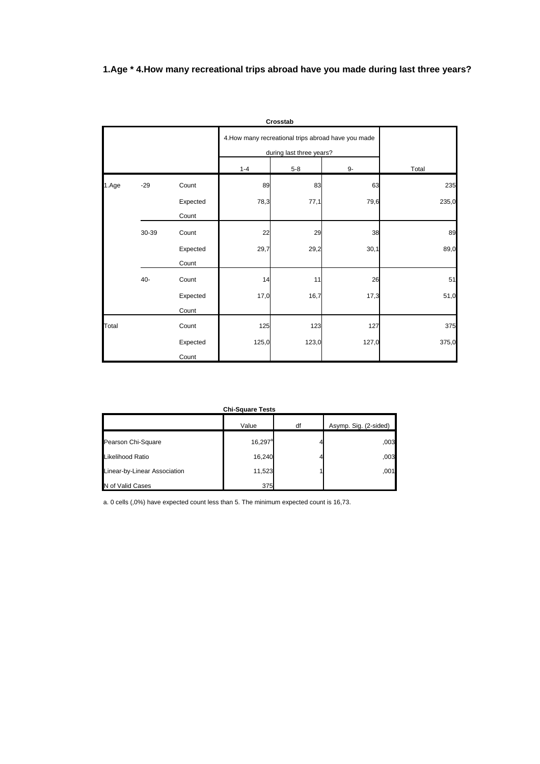**1.Age * 4.How many recreational trips abroad have you made during last three years?**

**Crosstab**

| | | | 4.How many recreational trips abroad have you made during last three years? | | | Total |
|---|---|---|---|---|---|---|
| | | | 1-4 | 5-8 | 9- | |
| 1.Age | -29 | Count | 89 | 83 | 63 | 235 |
| | | Expected Count | 78,3 | 77,1 | 79,6 | 235,0 |
| | 30-39 | Count | 22 | 29 | 38 | 89 |
| | | Expected Count | 29,7 | 29,2 | 30,1 | 89,0 |
| | 40- | Count | 14 | 11 | 26 | 51 |
| | | Expected Count | 17,0 | 16,7 | 17,3 | 51,0 |
| Total | | Count | 125 | 123 | 127 | 375 |
| | | Expected Count | 125,0 | 123,0 | 127,0 | 375,0 |

**Chi-Square Tests**

| | Value | df | Asymp. Sig. (2-sided) |
|---|---|---|---|
| Pearson Chi-Square | 16,297[a] | 4 | ,003 |
| Likelihood Ratio | 16,240 | 4 | ,003 |
| Linear-by-Linear Association | 11,523 | 1 | ,001 |
| N of Valid Cases | 375 | | |

a. 0 cells (,0%) have expected count less than 5. The minimum expected count is 16,73.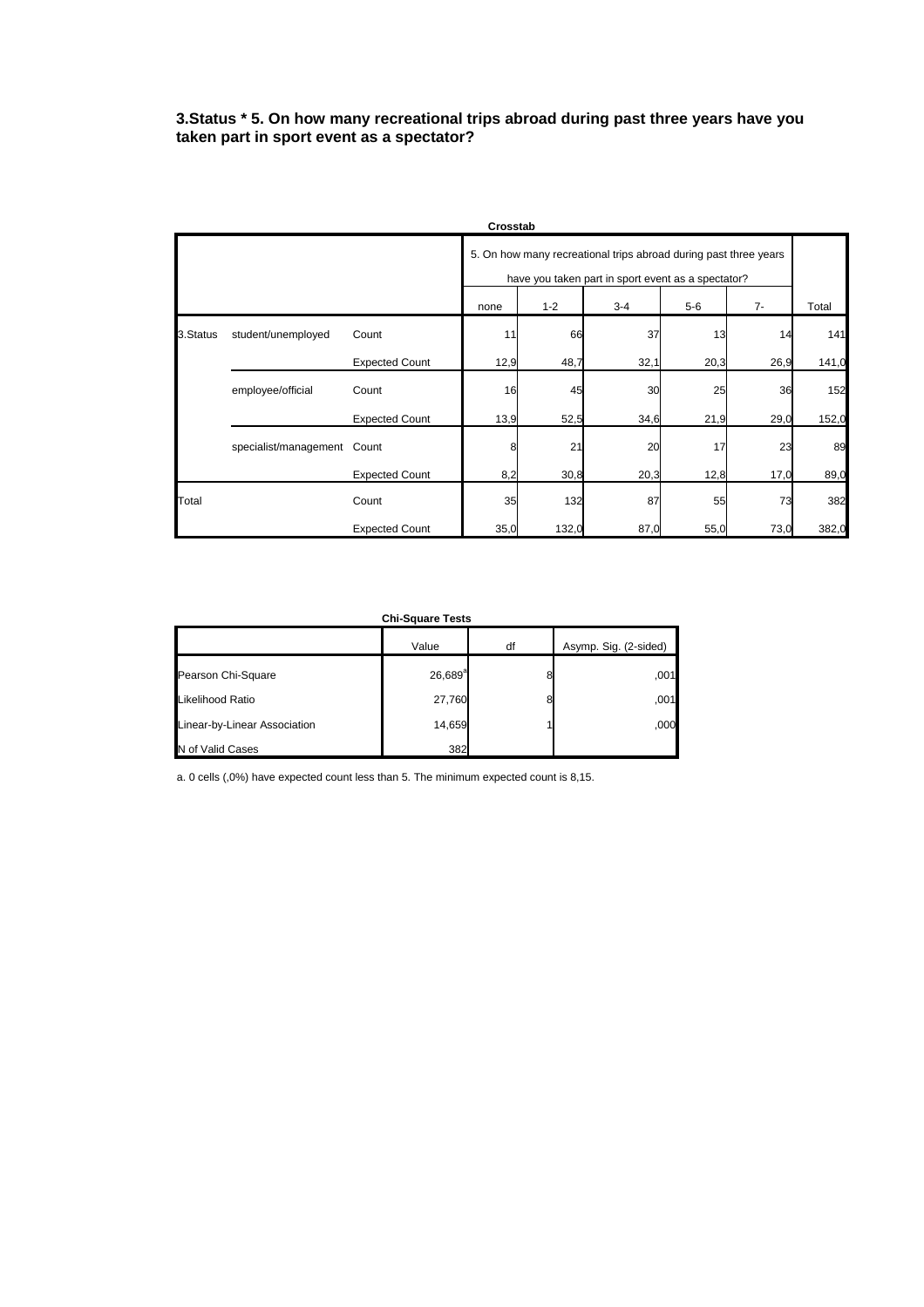**3.Status * 5. On how many recreational trips abroad during past three years have you taken part in sport event as a spectator?**

**Crosstab**

| | | | 5. On how many recreational trips abroad during past three years have you taken part in sport event as a spectator? | | | | | |
|---|---|---|---|---|---|---|---|---|
| | | | none | 1-2 | 3-4 | 5-6 | 7- | Total |
| 3.Status | student/unemployed | Count | 11 | 66 | 37 | 13 | 14 | 141 |
| | | Expected Count | 12,9 | 48,7 | 32,1 | 20,3 | 26,9 | 141,0 |
| | employee/official | Count | 16 | 45 | 30 | 25 | 36 | 152 |
| | | Expected Count | 13,9 | 52,5 | 34,6 | 21,9 | 29,0 | 152,0 |
| | specialist/management | Count | 8 | 21 | 20 | 17 | 23 | 89 |
| | | Expected Count | 8,2 | 30,8 | 20,3 | 12,8 | 17,0 | 89,0 |
| Total | | Count | 35 | 132 | 87 | 55 | 73 | 382 |
| | | Expected Count | 35,0 | 132,0 | 87,0 | 55,0 | 73,0 | 382,0 |

**Chi-Square Tests**

| | Value | df | Asymp. Sig. (2-sided) |
|---|---|---|---|
| Pearson Chi-Square | 26,689[a] | 8 | ,001 |
| Likelihood Ratio | 27,760 | 8 | ,001 |
| Linear-by-Linear Association | 14,659 | 1 | ,000 |
| N of Valid Cases | 382 | | |

a. 0 cells (,0%) have expected count less than 5. The minimum expected count is 8,15.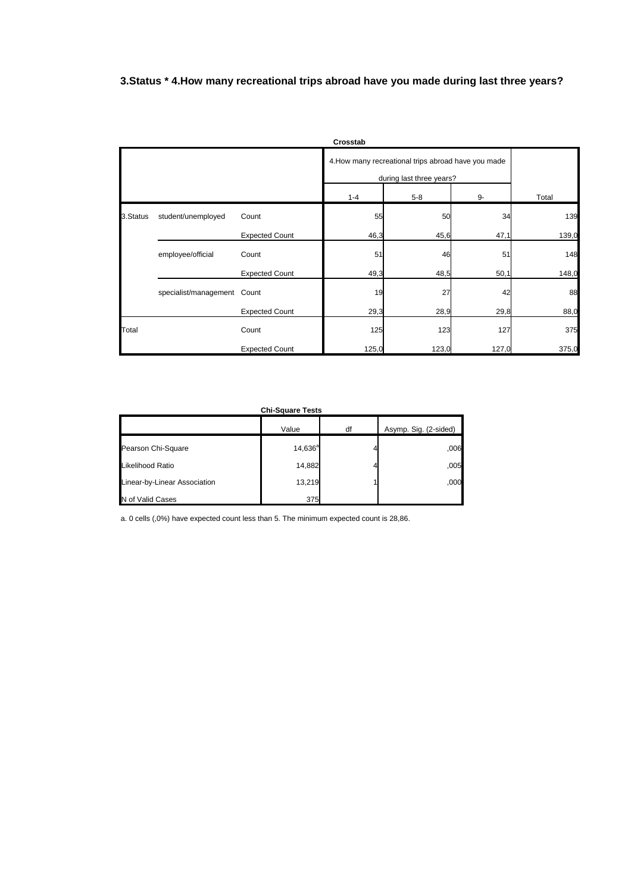### 3.Status * 4.How many recreational trips abroad have you made during last three years?

**Crosstab**

| | | | 4.How many recreational trips abroad have you made during last three years? | | | Total |
|---|---|---|---|---|---|---|
| | | | 1-4 | 5-8 | 9- | |
| 3.Status | student/unemployed | Count | 55 | 50 | 34 | 139 |
| | | Expected Count | 46,3 | 45,6 | 47,1 | 139,0 |
| | employee/official | Count | 51 | 46 | 51 | 148 |
| | | Expected Count | 49,3 | 48,5 | 50,1 | 148,0 |
| | specialist/management | Count | 19 | 27 | 42 | 88 |
| | | Expected Count | 29,3 | 28,9 | 29,8 | 88,0 |
| Total | | Count | 125 | 123 | 127 | 375 |
| | | Expected Count | 125,0 | 123,0 | 127,0 | 375,0 |

**Chi-Square Tests**

| | Value | df | Asymp. Sig. (2-sided) |
|---|---|---|---|
| Pearson Chi-Square | 14,636[a] | 4 | ,006 |
| Likelihood Ratio | 14,882 | 4 | ,005 |
| Linear-by-Linear Association | 13,219 | 1 | ,000 |
| N of Valid Cases | 375 | | |

a. 0 cells (,0%) have expected count less than 5. The minimum expected count is 28,86.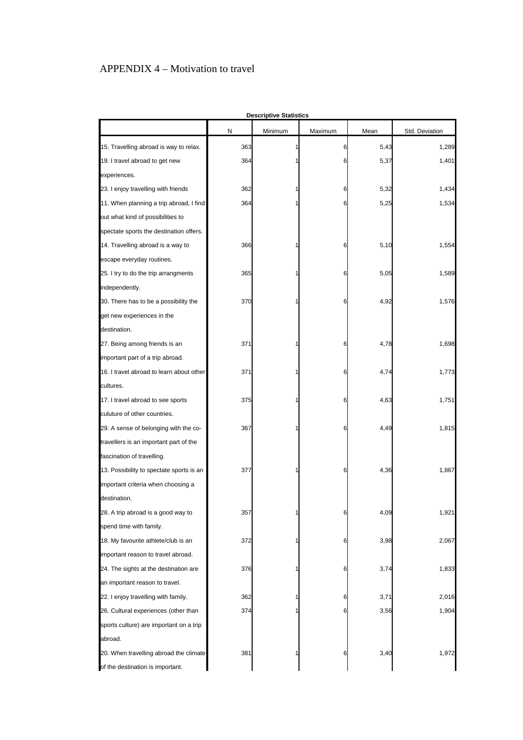# APPENDIX 4 – Motivation to travel

**Descriptive Statistics**

| | N | Minimum | Maximum | Mean | Std. Deviation |
|---|---|---|---|---|---|
| 15. Travelling abroad is way to relax. | 363 | 1 | 6 | 5,43 | 1,289 |
| 19. I travel abroad to get new experiences. | 364 | 1 | 6 | 5,37 | 1,401 |
| 23. I enjoy travelling with friends | 362 | 1 | 6 | 5,32 | 1,434 |
| 11. When planning a trip abroad, I find out what kind of possibilities to spectate sports the destination offers. | 364 | 1 | 6 | 5,25 | 1,534 |
| 14. Travelling abroad is a way to escape everyday routines. | 366 | 1 | 6 | 5,10 | 1,554 |
| 25. I try to do the trip arrangments independently. | 365 | 1 | 6 | 5,05 | 1,589 |
| 30. There has to be a possibility the get new experiences in the destination. | 370 | 1 | 6 | 4,92 | 1,576 |
| 27. Being among friends is an important part of a trip abroad. | 371 | 1 | 6 | 4,78 | 1,698 |
| 16. I travel abroad to learn about other cultures. | 371 | 1 | 6 | 4,74 | 1,773 |
| 17. I travel abroad to see sports culuture of other countries. | 375 | 1 | 6 | 4,63 | 1,751 |
| 29. A sense of belonging with the co-travellers is an important part of the fascination of travelling. | 367 | 1 | 6 | 4,49 | 1,815 |
| 13. Possibility to spectate sports is an important criteria when choosing a destination. | 377 | 1 | 6 | 4,36 | 1,867 |
| 28. A trip abroad is a good way to spend time with family. | 357 | 1 | 6 | 4,09 | 1,921 |
| 18. My favourite athlete/club is an important reason to travel abroad. | 372 | 1 | 6 | 3,98 | 2,067 |
| 24. The sights at the destination are an important reason to travel. | 376 | 1 | 6 | 3,74 | 1,833 |
| 22. I enjoy travelling with family. | 362 | 1 | 6 | 3,71 | 2,016 |
| 26. Cultural experiences (other than sports culture) are important on a trip abroad. | 374 | 1 | 6 | 3,56 | 1,904 |
| 20. When travelling abroad the climate of the destination is important. | 381 | 1 | 6 | 3,40 | 1,972 |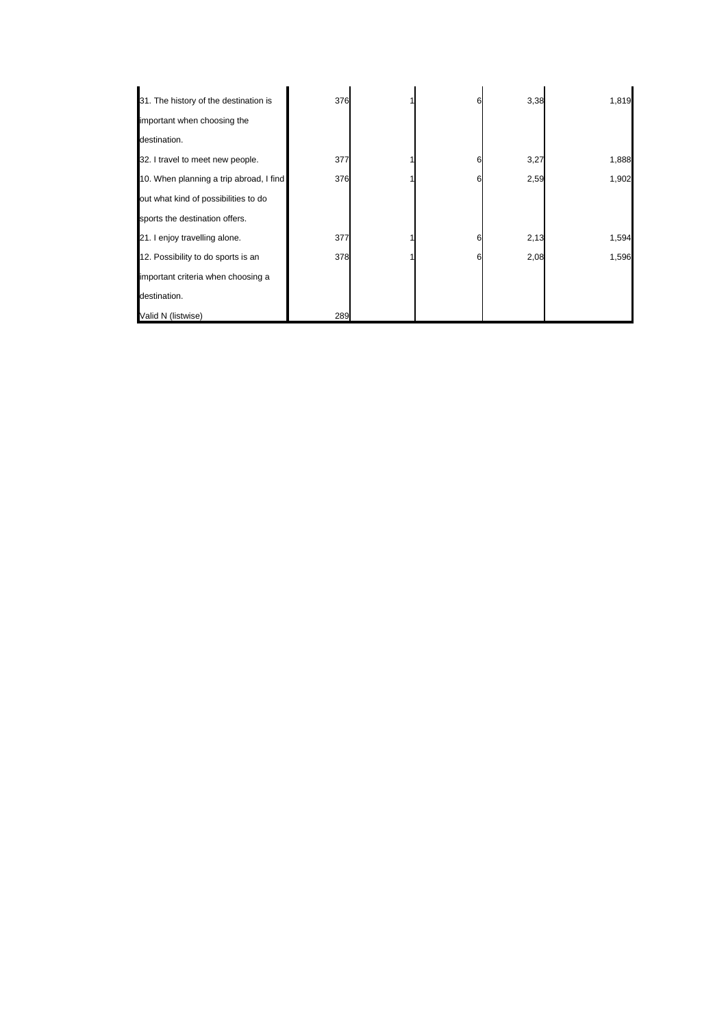| | | | | | |
|---|---|---|---|---|---|
| 31. The history of the destination is important when choosing the destination. | 376 | 1 | 6 | 3,38 | 1,819 |
| 32. I travel to meet new people. | 377 | 1 | 6 | 3,27 | 1,888 |
| 10. When planning a trip abroad, I find out what kind of possibilities to do sports the destination offers. | 376 | 1 | 6 | 2,59 | 1,902 |
| 21. I enjoy travelling alone. | 377 | 1 | 6 | 2,13 | 1,594 |
| 12. Possibility to do sports is an important criteria when choosing a destination. | 378 | 1 | 6 | 2,08 | 1,596 |
| Valid N (listwise) | 289 | | | | |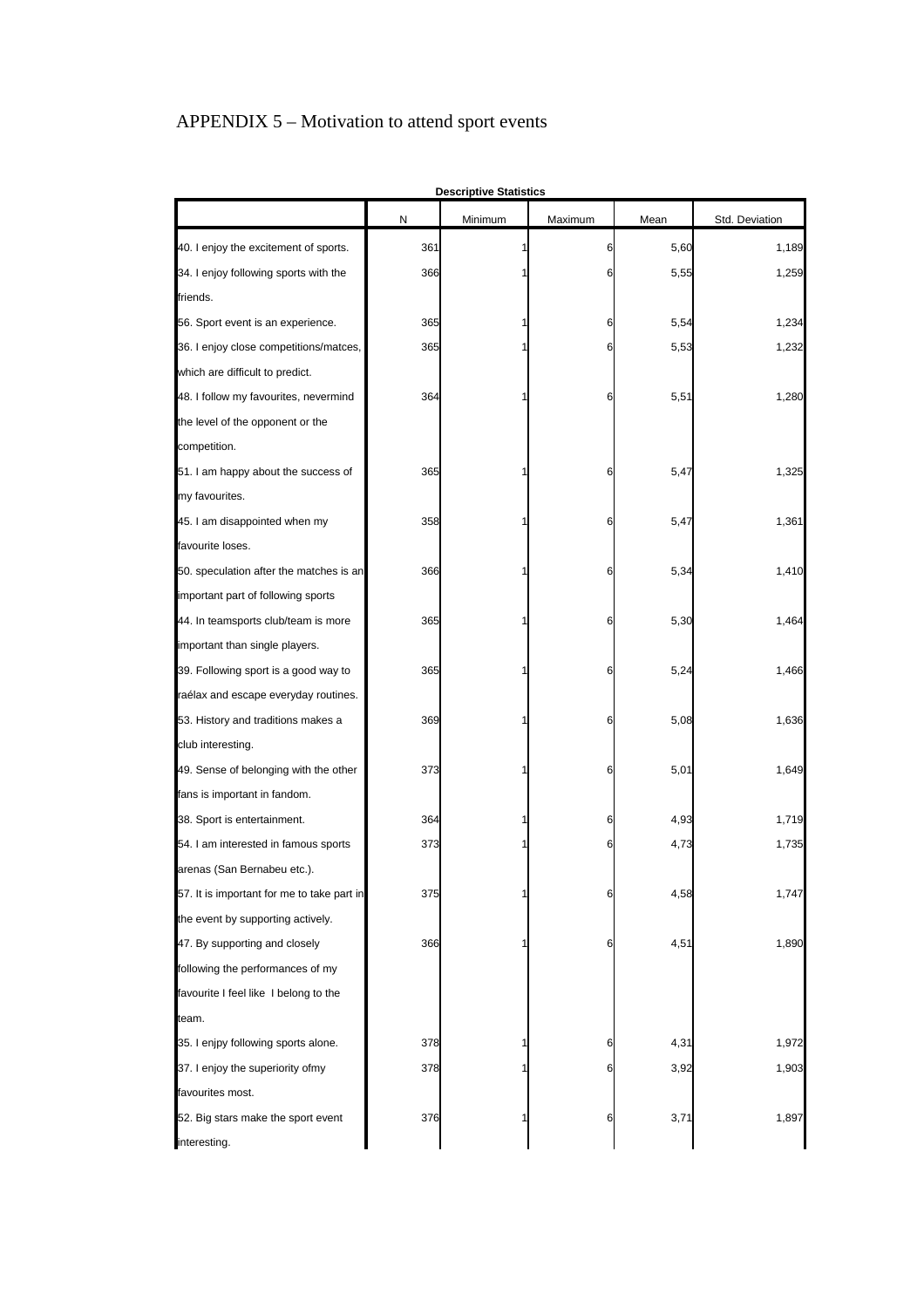# APPENDIX 5 – Motivation to attend sport events

**Descriptive Statistics**

| | N | Minimum | Maximum | Mean | Std. Deviation |
|---|---|---|---|---|---|
| 40. I enjoy the excitement of sports. | 361 | 1 | 6 | 5,60 | 1,189 |
| 34. I enjoy following sports with the friends. | 366 | 1 | 6 | 5,55 | 1,259 |
| 56. Sport event is an experience. | 365 | 1 | 6 | 5,54 | 1,234 |
| 36. I enjoy close competitions/matces, which are difficult to predict. | 365 | 1 | 6 | 5,53 | 1,232 |
| 48. I follow my favourites, nevermind the level of the opponent or the competition. | 364 | 1 | 6 | 5,51 | 1,280 |
| 51. I am happy about the success of my favourites. | 365 | 1 | 6 | 5,47 | 1,325 |
| 45. I am disappointed when my favourite loses. | 358 | 1 | 6 | 5,47 | 1,361 |
| 50. speculation after the matches is an important part of following sports | 366 | 1 | 6 | 5,34 | 1,410 |
| 44. In teamsports club/team is more important than single players. | 365 | 1 | 6 | 5,30 | 1,464 |
| 39. Following sport is a good way to raélax and escape everyday routines. | 365 | 1 | 6 | 5,24 | 1,466 |
| 53. History and traditions makes a club interesting. | 369 | 1 | 6 | 5,08 | 1,636 |
| 49. Sense of belonging with the other fans is important in fandom. | 373 | 1 | 6 | 5,01 | 1,649 |
| 38. Sport is entertainment. | 364 | 1 | 6 | 4,93 | 1,719 |
| 54. I am interested in famous sports arenas (San Bernabeu etc.). | 373 | 1 | 6 | 4,73 | 1,735 |
| 57. It is important for me to take part in the event by supporting actively. | 375 | 1 | 6 | 4,58 | 1,747 |
| 47. By supporting and closely following the performances of my favourite I feel like I belong to the team. | 366 | 1 | 6 | 4,51 | 1,890 |
| 35. I enjpy following sports alone. | 378 | 1 | 6 | 4,31 | 1,972 |
| 37. I enjoy the superiority ofmy favourites most. | 378 | 1 | 6 | 3,92 | 1,903 |
| 52. Big stars make the sport event interesting. | 376 | 1 | 6 | 3,71 | 1,897 |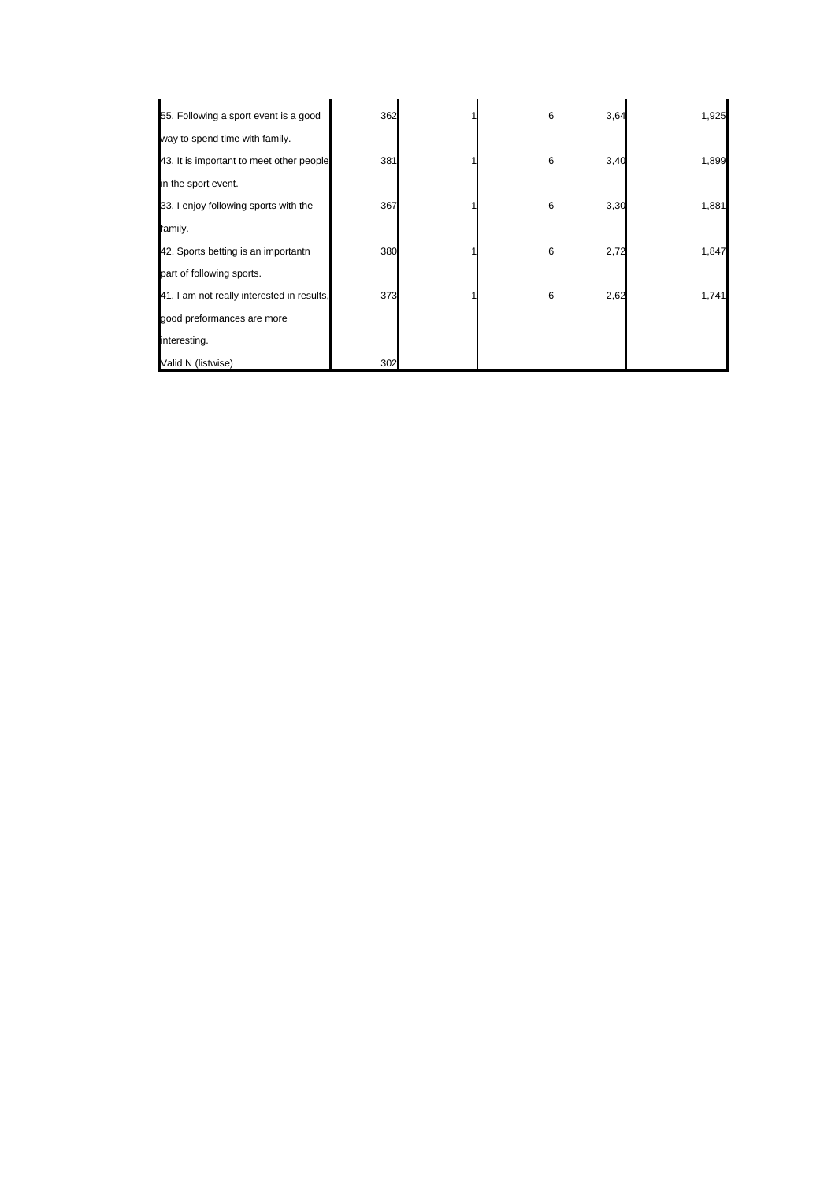| | | | | | |
|---|---|---|---|---|---|
| 55. Following a sport event is a good way to spend time with family. | 362 | 1 | 6 | 3,64 | 1,925 |
| 43. It is important to meet other people in the sport event. | 381 | 1 | 6 | 3,40 | 1,899 |
| 33. I enjoy following sports with the family. | 367 | 1 | 6 | 3,30 | 1,881 |
| 42. Sports betting is an importantn part of following sports. | 380 | 1 | 6 | 2,72 | 1,847 |
| 41. I am not really interested in results, good preformances are more interesting. | 373 | 1 | 6 | 2,62 | 1,741 |
| Valid N (listwise) | 302 | | | | |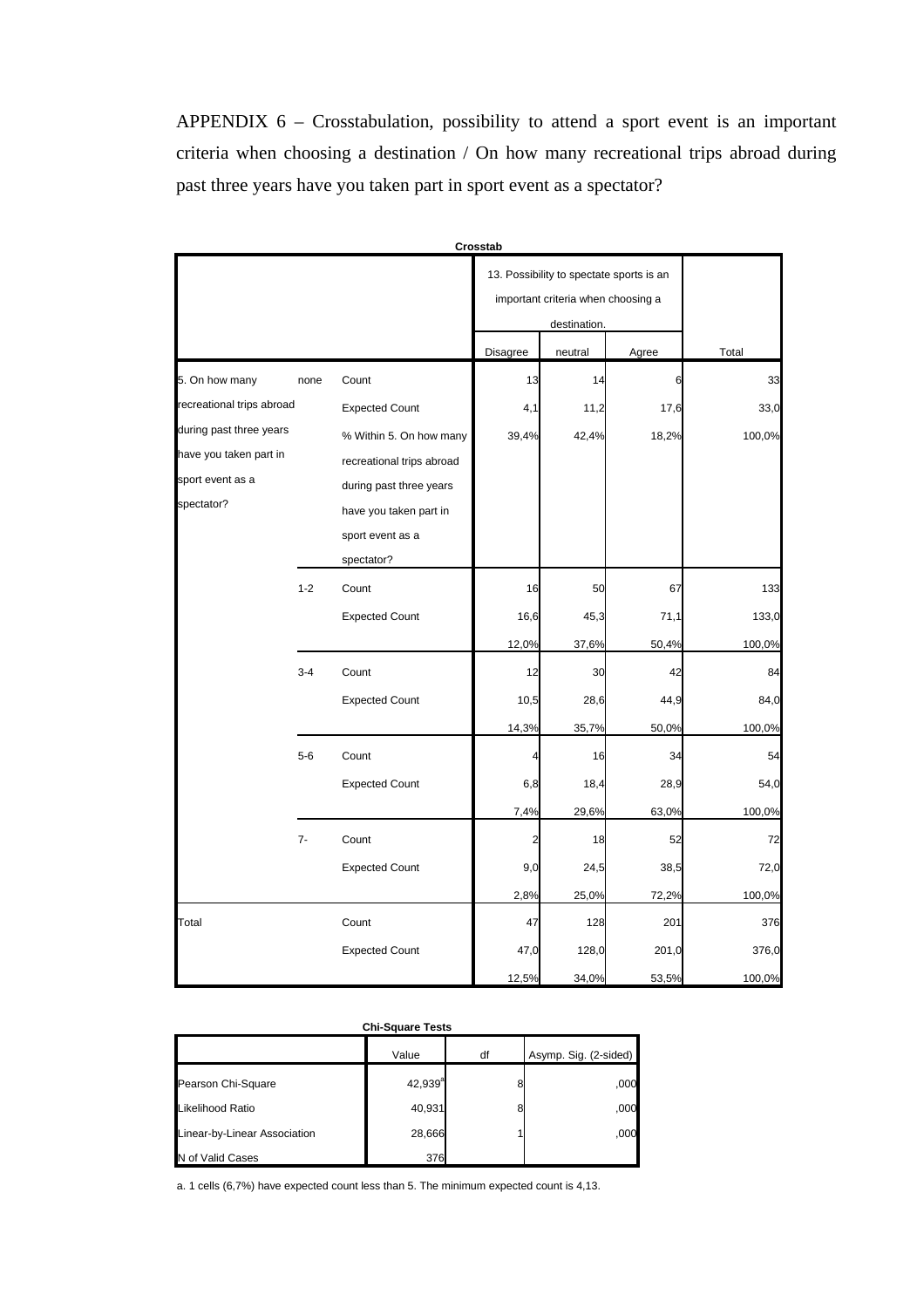APPENDIX 6 – Crosstabulation, possibility to attend a sport event is an important criteria when choosing a destination / On how many recreational trips abroad during past three years have you taken part in sport event as a spectator?

**Crosstab**

| | | | 13. Possibility to spectate sports is an important criteria when choosing a destination. | | | Total |
|---|---|---|---|---|---|---|
| | | | Disagree | neutral | Agree | |
| 5. On how many recreational trips abroad during past three years have you taken part in sport event as a spectator? | none | Count | 13 | 14 | 6 | 33 |
| | | Expected Count | 4,1 | 11,2 | 17,6 | 33,0 |
| | | % Within 5. On how many recreational trips abroad during past three years have you taken part in sport event as a spectator? | 39,4% | 42,4% | 18,2% | 100,0% |
| | 1-2 | Count | 16 | 50 | 67 | 133 |
| | | Expected Count | 16,6 | 45,3 | 71,1 | 133,0 |
| | | | 12,0% | 37,6% | 50,4% | 100,0% |
| | 3-4 | Count | 12 | 30 | 42 | 84 |
| | | Expected Count | 10,5 | 28,6 | 44,9 | 84,0 |
| | | | 14,3% | 35,7% | 50,0% | 100,0% |
| | 5-6 | Count | 4 | 16 | 34 | 54 |
| | | Expected Count | 6,8 | 18,4 | 28,9 | 54,0 |
| | | | 7,4% | 29,6% | 63,0% | 100,0% |
| | 7- | Count | 2 | 18 | 52 | 72 |
| | | Expected Count | 9,0 | 24,5 | 38,5 | 72,0 |
| | | | 2,8% | 25,0% | 72,2% | 100,0% |
| Total | | Count | 47 | 128 | 201 | 376 |
| | | Expected Count | 47,0 | 128,0 | 201,0 | 376,0 |
| | | | 12,5% | 34,0% | 53,5% | 100,0% |

**Chi-Square Tests**

| | Value | df | Asymp. Sig. (2-sided) |
|---|---|---|---|
| Pearson Chi-Square | 42,939[a] | 8 | ,000 |
| Likelihood Ratio | 40,931 | 8 | ,000 |
| Linear-by-Linear Association | 28,666 | 1 | ,000 |
| N of Valid Cases | 376 | | |

a. 1 cells (6,7%) have expected count less than 5. The minimum expected count is 4,13.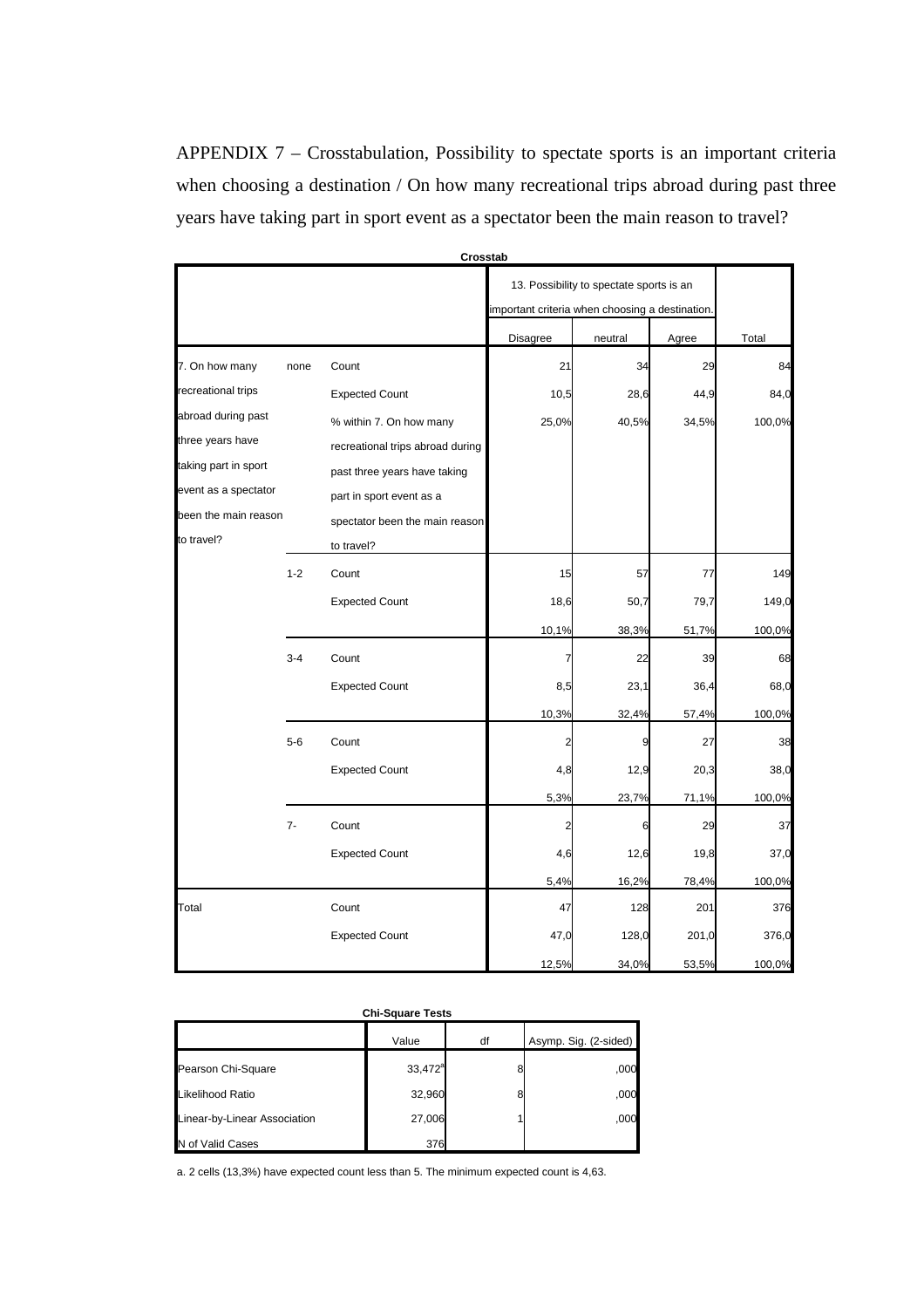APPENDIX 7 – Crosstabulation, Possibility to spectate sports is an important criteria when choosing a destination / On how many recreational trips abroad during past three years have taking part in sport event as a spectator been the main reason to travel?

**Crosstab**

| | | | 13. Possibility to spectate sports is an important criteria when choosing a destination. | | | |
|---|---|---|---|---|---|---|
| | | | Disagree | neutral | Agree | Total |
| 7. On how many recreational trips abroad during past three years have taking part in sport event as a spectator been the main reason to travel? | none | Count | 21 | 34 | 29 | 84 |
| | | Expected Count | 10,5 | 28,6 | 44,9 | 84,0 |
| | | % within 7. On how many recreational trips abroad during past three years have taking part in sport event as a spectator been the main reason to travel? | 25,0% | 40,5% | 34,5% | 100,0% |
| | 1-2 | Count | 15 | 57 | 77 | 149 |
| | | Expected Count | 18,6 | 50,7 | 79,7 | 149,0 |
| | | | 10,1% | 38,3% | 51,7% | 100,0% |
| | 3-4 | Count | 7 | 22 | 39 | 68 |
| | | Expected Count | 8,5 | 23,1 | 36,4 | 68,0 |
| | | | 10,3% | 32,4% | 57,4% | 100,0% |
| | 5-6 | Count | 2 | 9 | 27 | 38 |
| | | Expected Count | 4,8 | 12,9 | 20,3 | 38,0 |
| | | | 5,3% | 23,7% | 71,1% | 100,0% |
| | 7- | Count | 2 | 6 | 29 | 37 |
| | | Expected Count | 4,6 | 12,6 | 19,8 | 37,0 |
| | | | 5,4% | 16,2% | 78,4% | 100,0% |
| Total | | Count | 47 | 128 | 201 | 376 |
| | | Expected Count | 47,0 | 128,0 | 201,0 | 376,0 |
| | | | 12,5% | 34,0% | 53,5% | 100,0% |

**Chi-Square Tests**

| | Value | df | Asymp. Sig. (2-sided) |
|---|---|---|---|
| Pearson Chi-Square | 33,472[a] | 8 | ,000 |
| Likelihood Ratio | 32,960 | 8 | ,000 |
| Linear-by-Linear Association | 27,006 | 1 | ,000 |
| N of Valid Cases | 376 | | |

a. 2 cells (13,3%) have expected count less than 5. The minimum expected count is 4,63.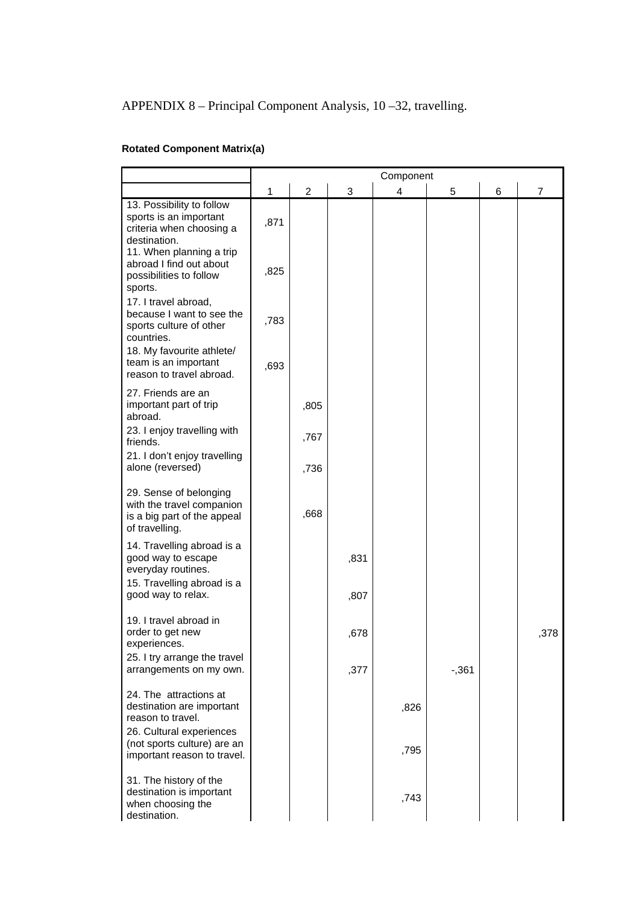APPENDIX 8 – Principal Component Analysis, 10 –32, travelling.

**Rotated Component Matrix(a)**

| | Component | | | | | | |
|---|---|---|---|---|---|---|---|
| | 1 | 2 | 3 | 4 | 5 | 6 | 7 |
| 13. Possibility to follow sports is an important criteria when choosing a destination. | ,871 | | | | | | |
| 11. When planning a trip abroad I find out about possibilities to follow sports. | ,825 | | | | | | |
| 17. I travel abroad, because I want to see the sports culture of other countries. | ,783 | | | | | | |
| 18. My favourite athlete/ team is an important reason to travel abroad. | ,693 | | | | | | |
| 27. Friends are an important part of trip abroad. | | ,805 | | | | | |
| 23. I enjoy travelling with friends. | | ,767 | | | | | |
| 21. I don't enjoy travelling alone (reversed) | | ,736 | | | | | |
| 29. Sense of belonging with the travel companion is a big part of the appeal of travelling. | | ,668 | | | | | |
| 14. Travelling abroad is a good way to escape everyday routines. | | | ,831 | | | | |
| 15. Travelling abroad is a good way to relax. | | | ,807 | | | | |
| 19. I travel abroad in order to get new experiences. | | | ,678 | | | | ,378 |
| 25. I try arrange the travel arrangements on my own. | | | ,377 | | -,361 | | |
| 24. The attractions at destination are important reason to travel. | | | | ,826 | | | |
| 26. Cultural experiences (not sports culture) are an important reason to travel. | | | | ,795 | | | |
| 31. The history of the destination is important when choosing the destination. | | | | ,743 | | | |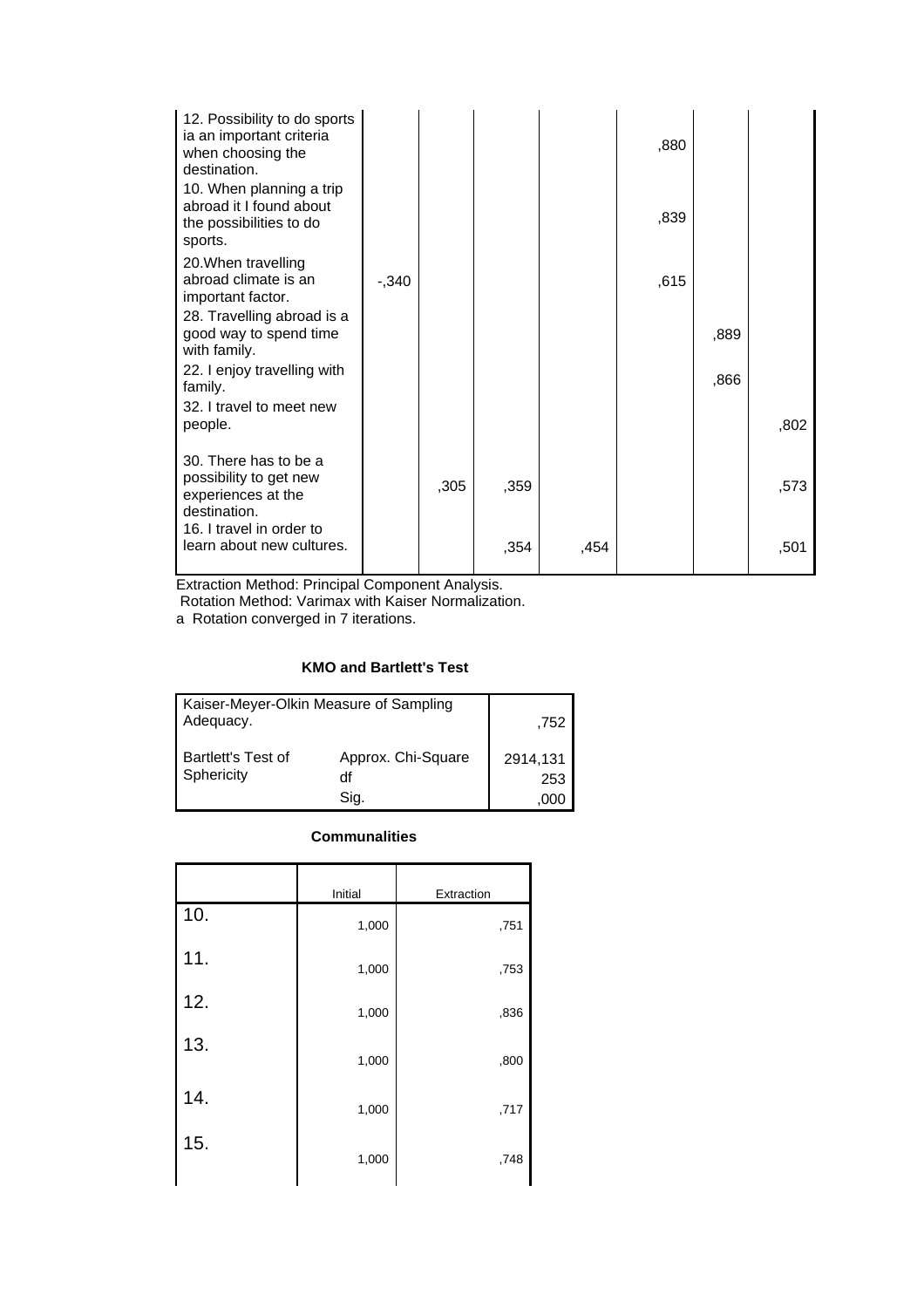| | | | | | | | |
|---|---|---|---|---|---|---|---|
| 12. Possibility to do sports ia an important criteria when choosing the destination. | | | | | ,880 | | |
| 10. When planning a trip abroad it I found about the possibilities to do sports. | | | | | ,839 | | |
| 20.When travelling abroad climate is an important factor. | -,340 | | | | ,615 | | |
| 28. Travelling abroad is a good way to spend time with family. | | | | | | ,889 | |
| 22. I enjoy travelling with family. | | | | | | ,866 | |
| 32. I travel to meet new people. | | | | | | | ,802 |
| 30. There has to be a possibility to get new experiences at the destination. | | ,305 | ,359 | | | | ,573 |
| 16. I travel in order to learn about new cultures. | | | ,354 | ,454 | | | ,501 |

Extraction Method: Principal Component Analysis.
Rotation Method: Varimax with Kaiser Normalization.
a Rotation converged in 7 iterations.

**KMO and Bartlett's Test**

| | | |
|---|---|---|
| Kaiser-Meyer-Olkin Measure of Sampling Adequacy. | | ,752 |
| Bartlett's Test of Sphericity | Approx. Chi-Square | 2914,131 |
| | df | 253 |
| | Sig. | ,000 |

**Communalities**

| | Initial | Extraction |
|---|---|---|
| 10. | 1,000 | ,751 |
| 11. | 1,000 | ,753 |
| 12. | 1,000 | ,836 |
| 13. | 1,000 | ,800 |
| 14. | 1,000 | ,717 |
| 15. | 1,000 | ,748 |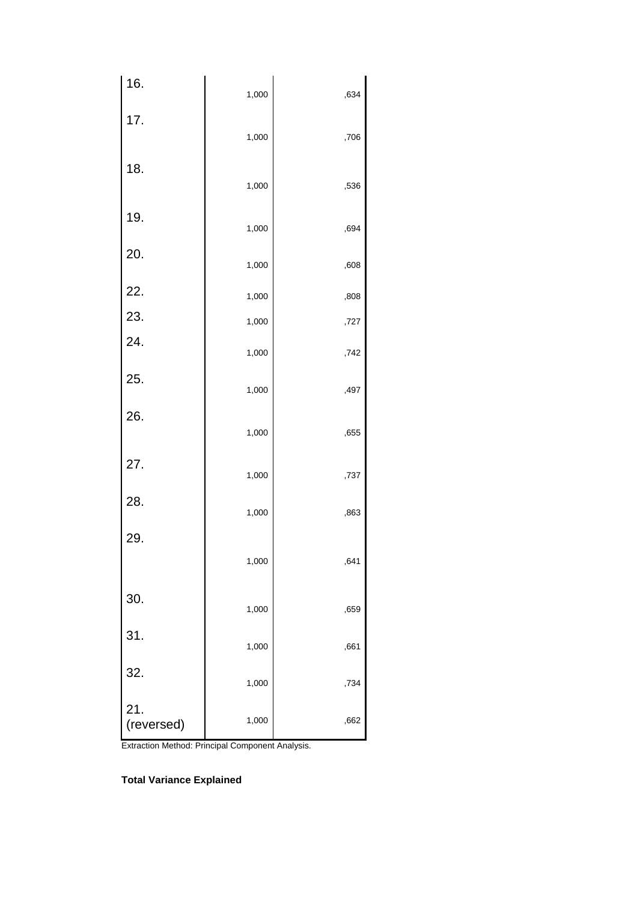| | | |
|---|---|---|
| 16. | 1,000 | ,634 |
| 17. | 1,000 | ,706 |
| 18. | 1,000 | ,536 |
| 19. | 1,000 | ,694 |
| 20. | 1,000 | ,608 |
| 22. | 1,000 | ,808 |
| 23. | 1,000 | ,727 |
| 24. | 1,000 | ,742 |
| 25. | 1,000 | ,497 |
| 26. | 1,000 | ,655 |
| 27. | 1,000 | ,737 |
| 28. | 1,000 | ,863 |
| 29. | 1,000 | ,641 |
| 30. | 1,000 | ,659 |
| 31. | 1,000 | ,661 |
| 32. | 1,000 | ,734 |
| 21. (reversed) | 1,000 | ,662 |

Extraction Method: Principal Component Analysis.

**Total Variance Explained**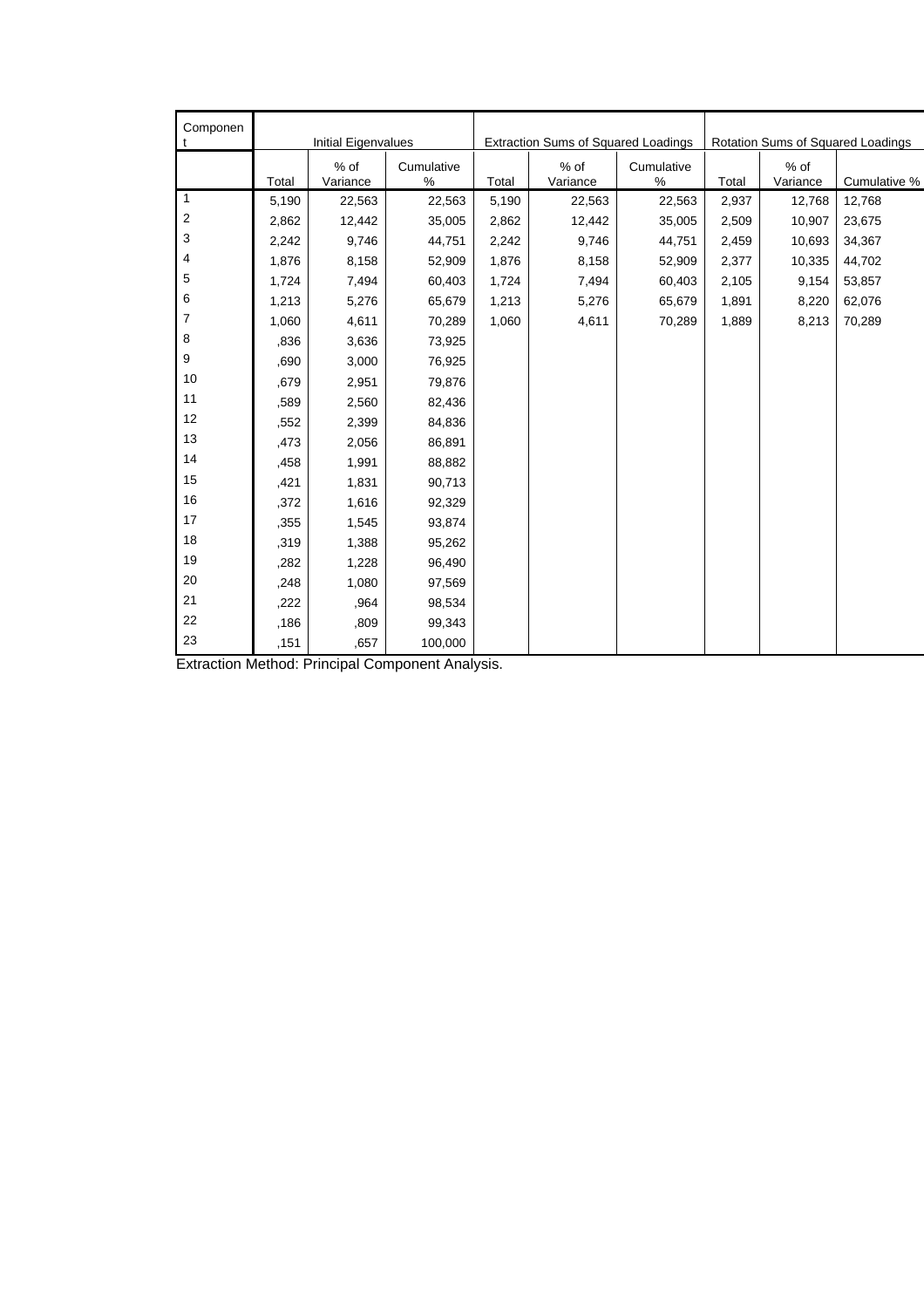| Component | Initial Eigenvalues | | | Extraction Sums of Squared Loadings | | | Rotation Sums of Squared Loadings | | |
|---|---|---|---|---|---|---|---|---|---|
| | Total | % of Variance | Cumulative % | Total | % of Variance | Cumulative % | Total | % of Variance | Cumulative % |
| 1 | 5,190 | 22,563 | 22,563 | 5,190 | 22,563 | 22,563 | 2,937 | 12,768 | 12,768 |
| 2 | 2,862 | 12,442 | 35,005 | 2,862 | 12,442 | 35,005 | 2,509 | 10,907 | 23,675 |
| 3 | 2,242 | 9,746 | 44,751 | 2,242 | 9,746 | 44,751 | 2,459 | 10,693 | 34,367 |
| 4 | 1,876 | 8,158 | 52,909 | 1,876 | 8,158 | 52,909 | 2,377 | 10,335 | 44,702 |
| 5 | 1,724 | 7,494 | 60,403 | 1,724 | 7,494 | 60,403 | 2,105 | 9,154 | 53,857 |
| 6 | 1,213 | 5,276 | 65,679 | 1,213 | 5,276 | 65,679 | 1,891 | 8,220 | 62,076 |
| 7 | 1,060 | 4,611 | 70,289 | 1,060 | 4,611 | 70,289 | 1,889 | 8,213 | 70,289 |
| 8 | ,836 | 3,636 | 73,925 | | | | | | |
| 9 | ,690 | 3,000 | 76,925 | | | | | | |
| 10 | ,679 | 2,951 | 79,876 | | | | | | |
| 11 | ,589 | 2,560 | 82,436 | | | | | | |
| 12 | ,552 | 2,399 | 84,836 | | | | | | |
| 13 | ,473 | 2,056 | 86,891 | | | | | | |
| 14 | ,458 | 1,991 | 88,882 | | | | | | |
| 15 | ,421 | 1,831 | 90,713 | | | | | | |
| 16 | ,372 | 1,616 | 92,329 | | | | | | |
| 17 | ,355 | 1,545 | 93,874 | | | | | | |
| 18 | ,319 | 1,388 | 95,262 | | | | | | |
| 19 | ,282 | 1,228 | 96,490 | | | | | | |
| 20 | ,248 | 1,080 | 97,569 | | | | | | |
| 21 | ,222 | ,964 | 98,534 | | | | | | |
| 22 | ,186 | ,809 | 99,343 | | | | | | |
| 23 | ,151 | ,657 | 100,000 | | | | | | |

Extraction Method: Principal Component Analysis.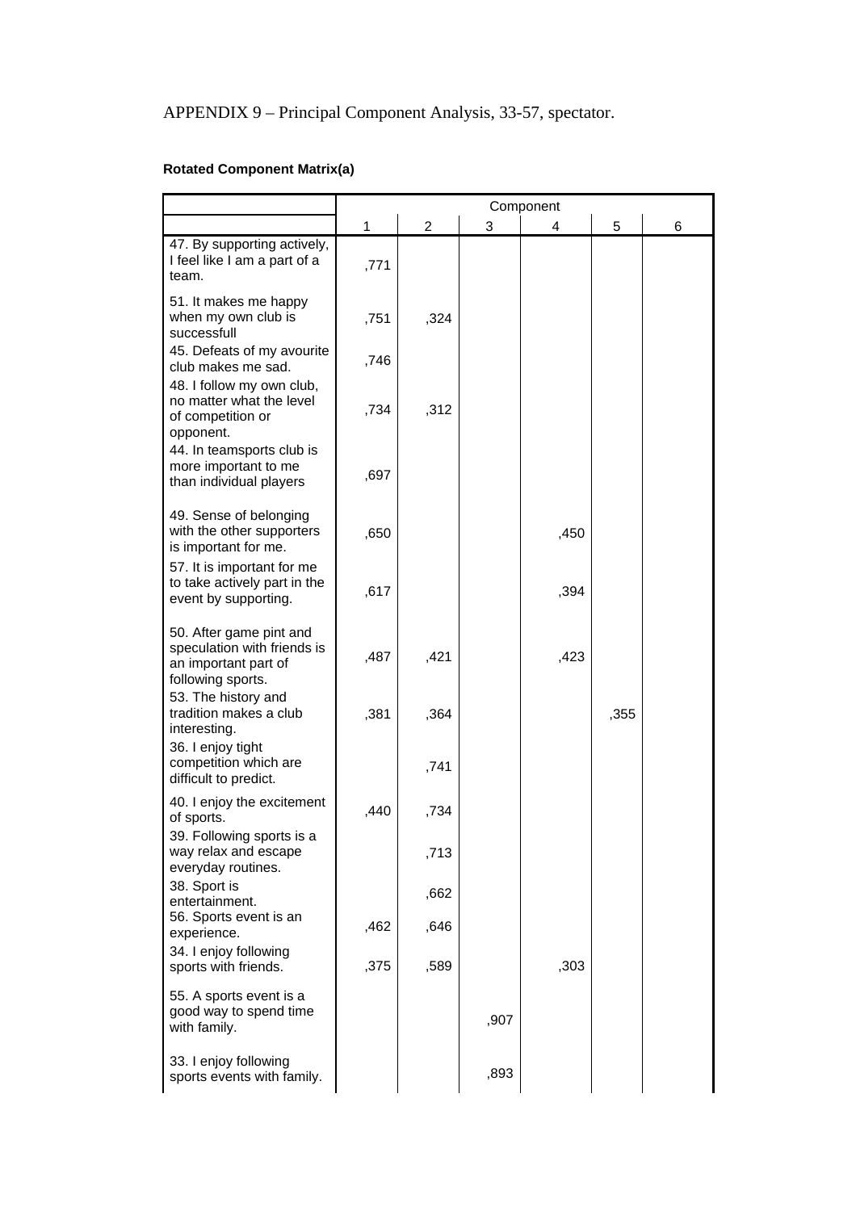APPENDIX 9 – Principal Component Analysis, 33-57, spectator.

**Rotated Component Matrix(a)**

| | Component | | | | | |
|---|---|---|---|---|---|---|
| | 1 | 2 | 3 | 4 | 5 | 6 |
| 47. By supporting actively, I feel like I am a part of a team. | ,771 | | | | | |
| 51. It makes me happy when my own club is successfull | ,751 | ,324 | | | | |
| 45. Defeats of my avourite club makes me sad. | ,746 | | | | | |
| 48. I follow my own club, no matter what the level of competition or opponent. | ,734 | ,312 | | | | |
| 44. In teamsports club is more important to me than individual players | ,697 | | | | | |
| 49. Sense of belonging with the other supporters is important for me. | ,650 | | | ,450 | | |
| 57. It is important for me to take actively part in the event by supporting. | ,617 | | | ,394 | | |
| 50. After game pint and speculation with friends is an important part of following sports. | ,487 | ,421 | | ,423 | | |
| 53. The history and tradition makes a club interesting. | ,381 | ,364 | | | ,355 | |
| 36. I enjoy tight competition which are difficult to predict. | | ,741 | | | | |
| 40. I enjoy the excitement of sports. | ,440 | ,734 | | | | |
| 39. Following sports is a way relax and escape everyday routines. | | ,713 | | | | |
| 38. Sport is entertainment. | | ,662 | | | | |
| 56. Sports event is an experience. | ,462 | ,646 | | | | |
| 34. I enjoy following sports with friends. | ,375 | ,589 | | ,303 | | |
| 55. A sports event is a good way to spend time with family. | | | ,907 | | | |
| 33. I enjoy following sports events with family. | | | ,893 | | | |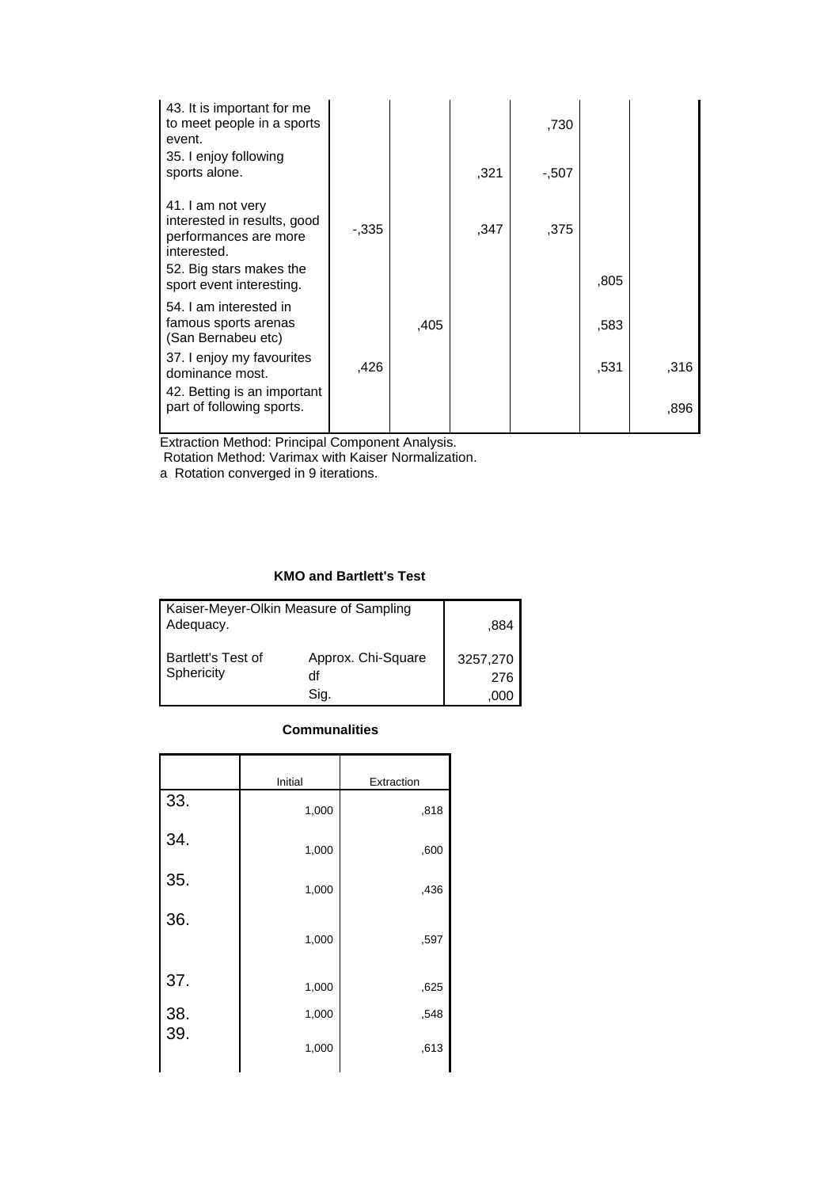| | | | | | | |
|---|---|---|---|---|---|---|
| 43. It is important for me to meet people in a sports event. | | | | ,730 | | |
| 35. I enjoy following sports alone. | | | ,321 | -,507 | | |
| 41. I am not very interested in results, good performances are more interested. | -,335 | | ,347 | ,375 | | |
| 52. Big stars makes the sport event interesting. | | | | | ,805 | |
| 54. I am interested in famous sports arenas (San Bernabeu etc) | | ,405 | | | ,583 | |
| 37. I enjoy my favourites dominance most. | ,426 | | | | ,531 | ,316 |
| 42. Betting is an important part of following sports. | | | | | | ,896 |

Extraction Method: Principal Component Analysis.
Rotation Method: Varimax with Kaiser Normalization.
a Rotation converged in 9 iterations.

**KMO and Bartlett's Test**

| | | |
|---|---|---|
| Kaiser-Meyer-Olkin Measure of Sampling Adequacy. | | ,884 |
| Bartlett's Test of Sphericity | Approx. Chi-Square | 3257,270 |
| | df | 276 |
| | Sig. | ,000 |

**Communalities**

| | Initial | Extraction |
|---|---|---|
| 33. | 1,000 | ,818 |
| 34. | 1,000 | ,600 |
| 35. | 1,000 | ,436 |
| 36. | 1,000 | ,597 |
| 37. | 1,000 | ,625 |
| 38. | 1,000 | ,548 |
| 39. | 1,000 | ,613 |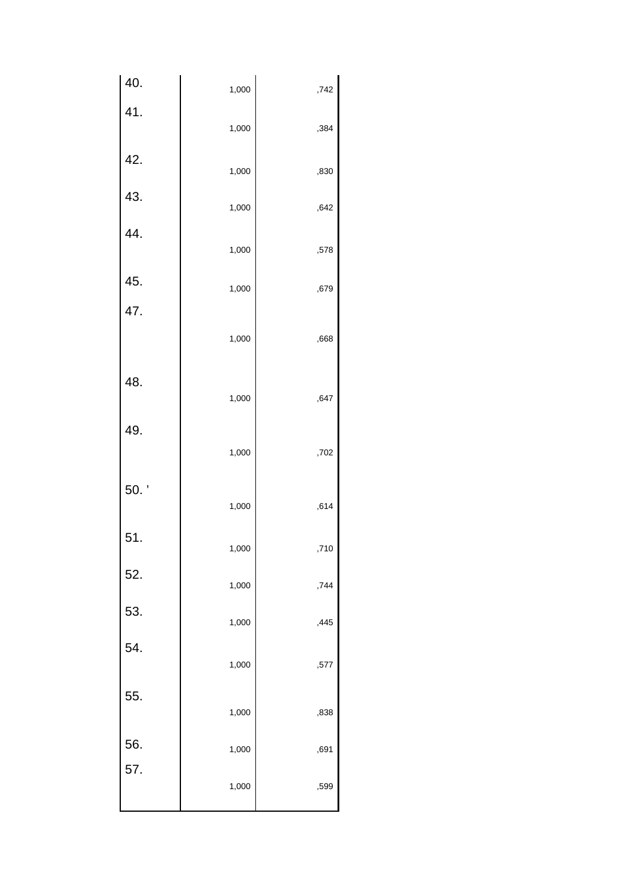|  |  |  |
|---|---|---|
| 40. | 1,000 | ,742 |
| 41. | 1,000 | ,384 |
| 42. | 1,000 | ,830 |
| 43. | 1,000 | ,642 |
| 44. | 1,000 | ,578 |
| 45. | 1,000 | ,679 |
| 47. | 1,000 | ,668 |
| 48. | 1,000 | ,647 |
| 49. | 1,000 | ,702 |
| 50. ' | 1,000 | ,614 |
| 51. | 1,000 | ,710 |
| 52. | 1,000 | ,744 |
| 53. | 1,000 | ,445 |
| 54. | 1,000 | ,577 |
| 55. | 1,000 | ,838 |
| 56. | 1,000 | ,691 |
| 57. | 1,000 | ,599 |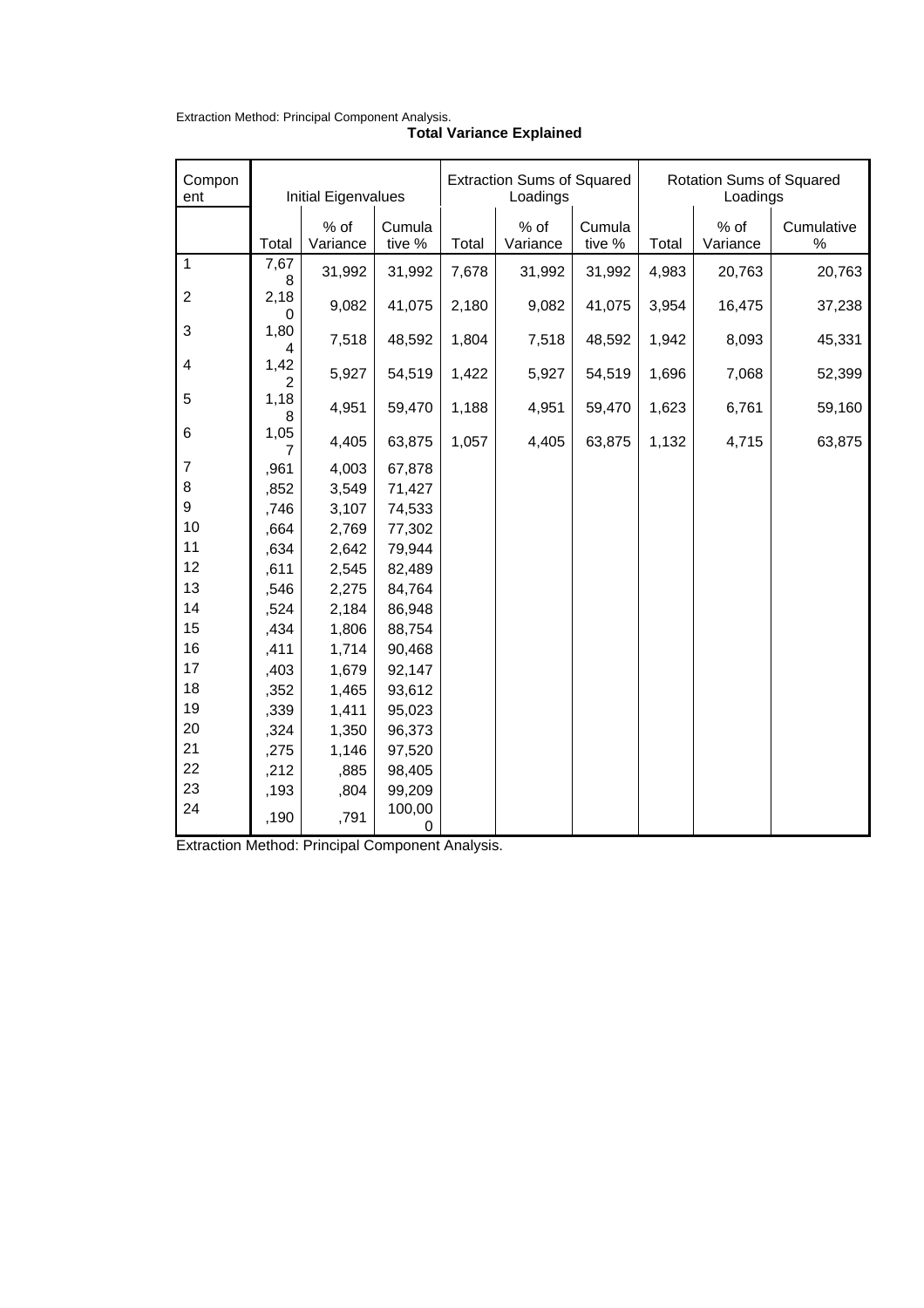Extraction Method: Principal Component Analysis.

**Total Variance Explained**

| Component | Initial Eigenvalues | | | Extraction Sums of Squared Loadings | | | Rotation Sums of Squared Loadings | | |
|---|---|---|---|---|---|---|---|---|---|
| | Total | % of Variance | Cumulative % | Total | % of Variance | Cumulative % | Total | % of Variance | Cumulative % |
| 1 | 7,678 | 31,992 | 31,992 | 7,678 | 31,992 | 31,992 | 4,983 | 20,763 | 20,763 |
| 2 | 2,180 | 9,082 | 41,075 | 2,180 | 9,082 | 41,075 | 3,954 | 16,475 | 37,238 |
| 3 | 1,804 | 7,518 | 48,592 | 1,804 | 7,518 | 48,592 | 1,942 | 8,093 | 45,331 |
| 4 | 1,422 | 5,927 | 54,519 | 1,422 | 5,927 | 54,519 | 1,696 | 7,068 | 52,399 |
| 5 | 1,188 | 4,951 | 59,470 | 1,188 | 4,951 | 59,470 | 1,623 | 6,761 | 59,160 |
| 6 | 1,057 | 4,405 | 63,875 | 1,057 | 4,405 | 63,875 | 1,132 | 4,715 | 63,875 |
| 7 | ,961 | 4,003 | 67,878 | | | | | | |
| 8 | ,852 | 3,549 | 71,427 | | | | | | |
| 9 | ,746 | 3,107 | 74,533 | | | | | | |
| 10 | ,664 | 2,769 | 77,302 | | | | | | |
| 11 | ,634 | 2,642 | 79,944 | | | | | | |
| 12 | ,611 | 2,545 | 82,489 | | | | | | |
| 13 | ,546 | 2,275 | 84,764 | | | | | | |
| 14 | ,524 | 2,184 | 86,948 | | | | | | |
| 15 | ,434 | 1,806 | 88,754 | | | | | | |
| 16 | ,411 | 1,714 | 90,468 | | | | | | |
| 17 | ,403 | 1,679 | 92,147 | | | | | | |
| 18 | ,352 | 1,465 | 93,612 | | | | | | |
| 19 | ,339 | 1,411 | 95,023 | | | | | | |
| 20 | ,324 | 1,350 | 96,373 | | | | | | |
| 21 | ,275 | 1,146 | 97,520 | | | | | | |
| 22 | ,212 | ,885 | 98,405 | | | | | | |
| 23 | ,193 | ,804 | 99,209 | | | | | | |
| 24 | ,190 | ,791 | 100,000 | | | | | | |

Extraction Method: Principal Component Analysis.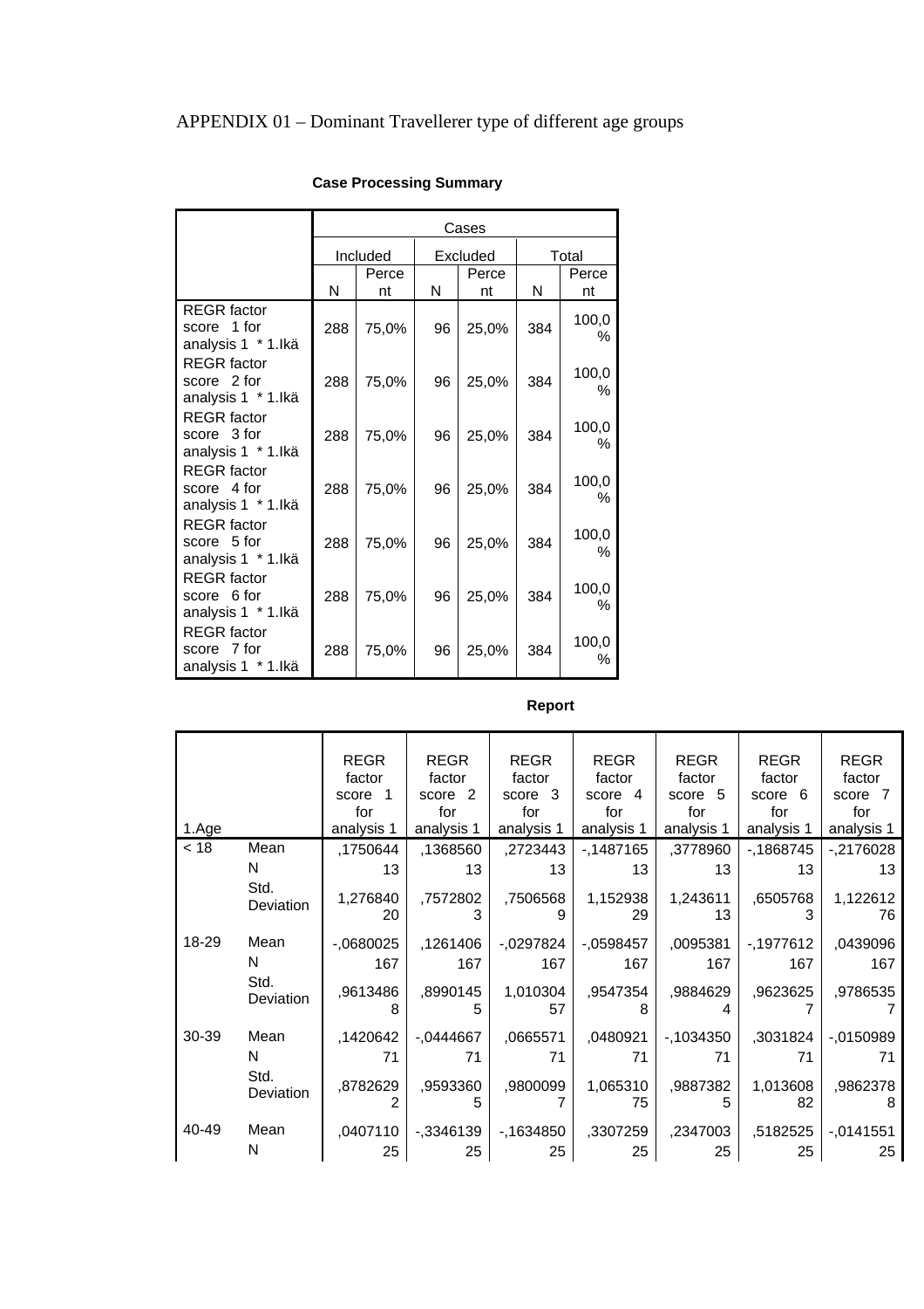APPENDIX 01 – Dominant Travellerer type of different age groups

**Case Processing Summary**

| | Cases | | | | | |
|---|---|---|---|---|---|---|
| | Included | | Excluded | | Total | |
| | N | Percent | N | Percent | N | Percent |
| REGR factor score 1 for analysis 1 * 1.Ikä | 288 | 75,0% | 96 | 25,0% | 384 | 100,0% |
| REGR factor score 2 for analysis 1 * 1.Ikä | 288 | 75,0% | 96 | 25,0% | 384 | 100,0% |
| REGR factor score 3 for analysis 1 * 1.Ikä | 288 | 75,0% | 96 | 25,0% | 384 | 100,0% |
| REGR factor score 4 for analysis 1 * 1.Ikä | 288 | 75,0% | 96 | 25,0% | 384 | 100,0% |
| REGR factor score 5 for analysis 1 * 1.Ikä | 288 | 75,0% | 96 | 25,0% | 384 | 100,0% |
| REGR factor score 6 for analysis 1 * 1.Ikä | 288 | 75,0% | 96 | 25,0% | 384 | 100,0% |
| REGR factor score 7 for analysis 1 * 1.Ikä | 288 | 75,0% | 96 | 25,0% | 384 | 100,0% |

**Report**

| 1.Age | | REGR factor score 1 for analysis 1 | REGR factor score 2 for analysis 1 | REGR factor score 3 for analysis 1 | REGR factor score 4 for analysis 1 | REGR factor score 5 for analysis 1 | REGR factor score 6 for analysis 1 | REGR factor score 7 for analysis 1 |
|---|---|---|---|---|---|---|---|---|
| < 18 | Mean | ,1750644 | ,1368560 | ,2723443 | -,1487165 | ,3778960 | -,1868745 | -,2176028 |
| | N | 13 | 13 | 13 | 13 | 13 | 13 | 13 |
| | Std. Deviation | 1,27684020 | ,75728023 | ,75065689 | 1,15293829 | 1,24361113 | ,65057683 | 1,12261276 |
| 18-29 | Mean | -,0680025 | ,1261406 | -,0297824 | -,0598457 | ,0095381 | -,1977612 | ,0439096 |
| | N | 167 | 167 | 167 | 167 | 167 | 167 | 167 |
| | Std. Deviation | ,96134868 | ,89901455 | 1,01030457 | ,95473548 | ,98846294 | ,96236257 | ,97865357 |
| 30-39 | Mean | ,1420642 | -,0444667 | ,0665571 | ,0480921 | -,1034350 | ,3031824 | -,0150989 |
| | N | 71 | 71 | 71 | 71 | 71 | 71 | 71 |
| | Std. Deviation | ,87826292 | ,95933605 | ,98000997 | 1,06531075 | ,98873825 | 1,01360882 | ,98623788 |
| 40-49 | Mean | ,0407110 | -,3346139 | -,1634850 | ,3307259 | ,2347003 | ,5182525 | -,0141551 |
| | N | 25 | 25 | 25 | 25 | 25 | 25 | 25 |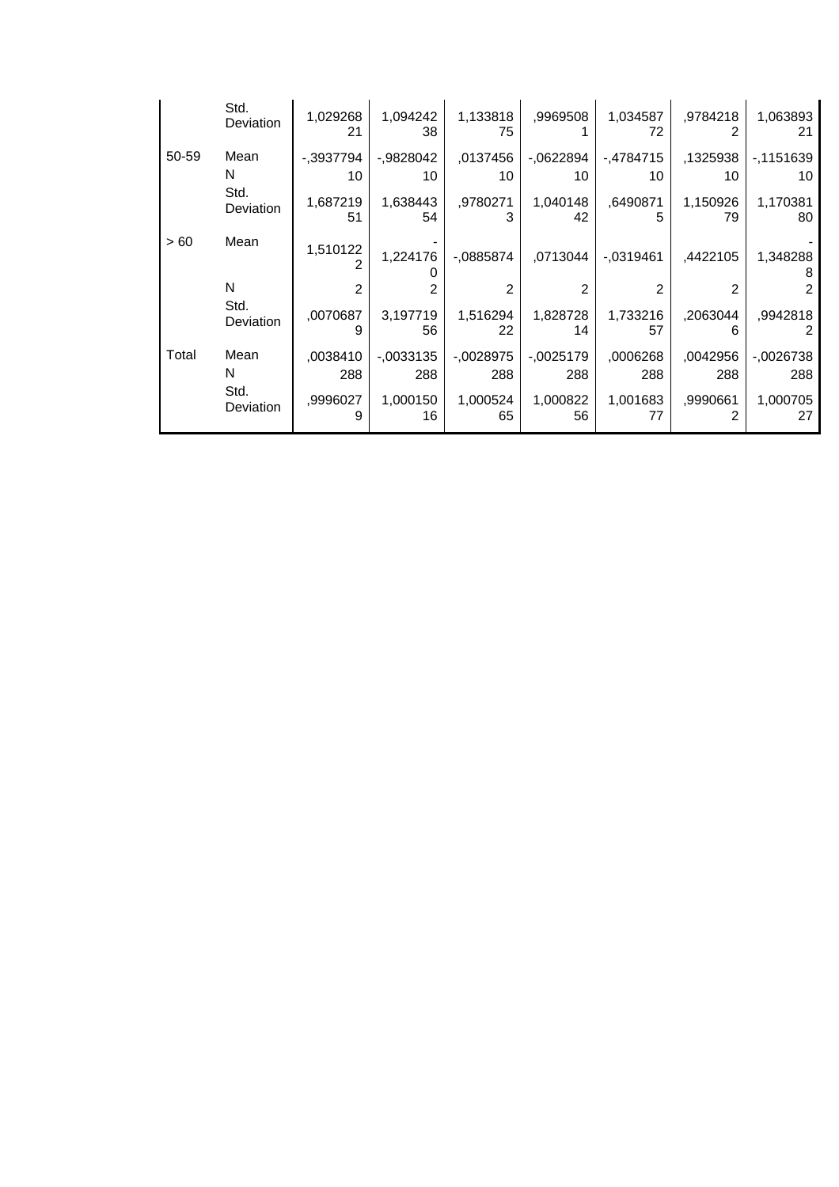| | | | | | | | | |
|---|---|---|---|---|---|---|---|---|
| | Std. Deviation | 1,02926821 | 1,09424238 | 1,13381875 | ,9969508 1 | 1,03458772 | ,9784218 2 | 1,06389321 |
| 50-59 | Mean | -,3937794 | -,9828042 | ,0137456 | -,0622894 | -,4784715 | ,1325938 | -,1151639 |
| | N | 10 | 10 | 10 | 10 | 10 | 10 | 10 |
| | Std. Deviation | 1,68721951 | 1,63844354 | ,9780271 3 | 1,04014842 | ,6490871 5 | 1,15092679 | 1,17038180 |
| > 60 | Mean | 1,510122 2 | -1,224176 0 | -,0885874 | ,0713044 | -,0319461 | ,4422105 | -1,348288 8 |
| | N | 2 | 2 | 2 | 2 | 2 | 2 | 2 |
| | Std. Deviation | ,0070687 9 | 3,19771956 | 1,51629422 | 1,82872814 | 1,73321657 | ,2063044 6 | ,9942818 2 |
| Total | Mean | ,0038410 | -,0033135 | -,0028975 | -,0025179 | ,0006268 | ,0042956 | -,0026738 |
| | N | 288 | 288 | 288 | 288 | 288 | 288 | 288 |
| | Std. Deviation | ,9996027 9 | 1,00015016 | 1,00052465 | 1,00082256 | 1,00168377 | ,9990661 2 | 1,00070527 |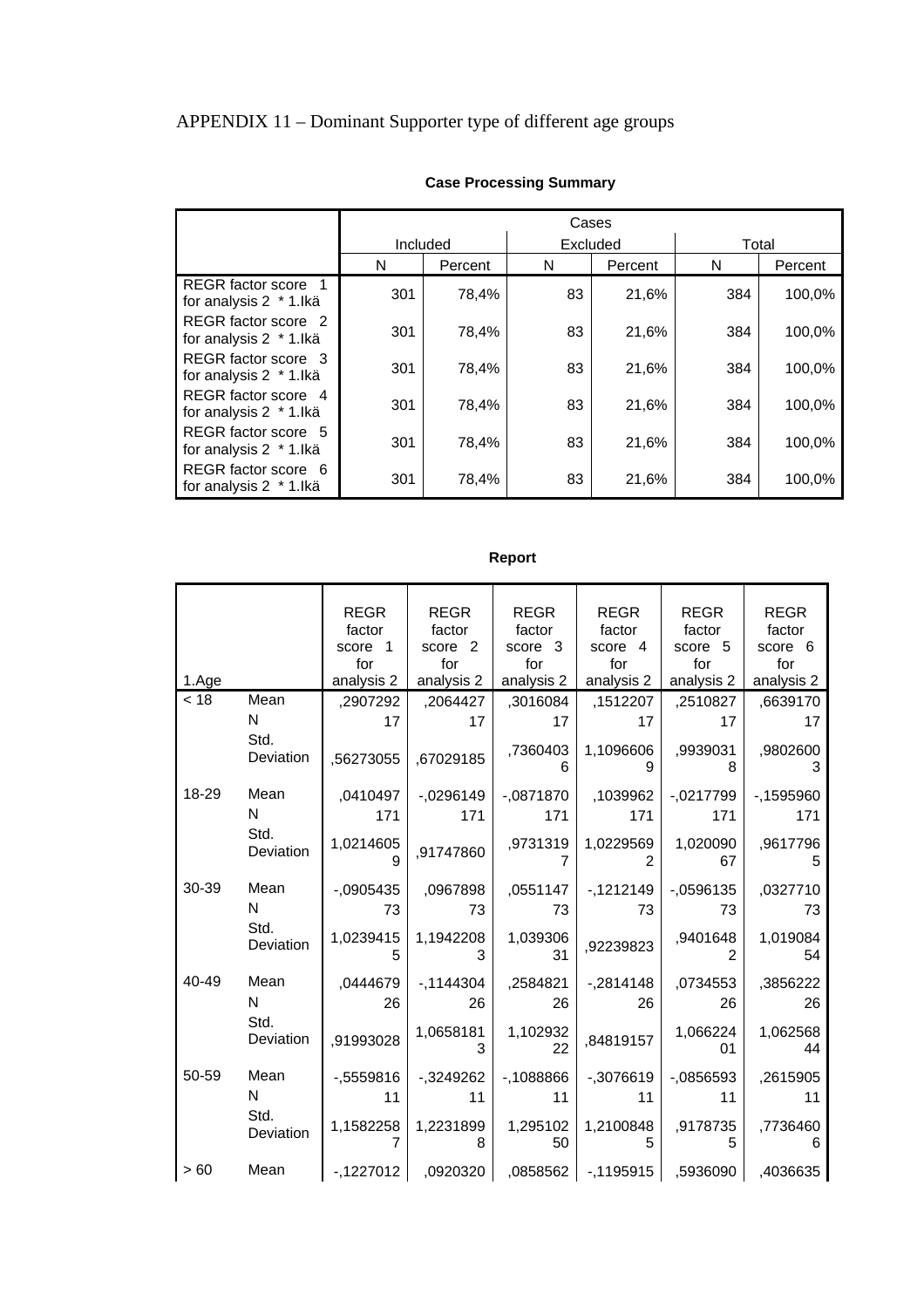APPENDIX 11 – Dominant Supporter type of different age groups

**Case Processing Summary**

| | Cases | | | | | |
|---|---|---|---|---|---|---|
| | Included | | Excluded | | Total | |
| | N | Percent | N | Percent | N | Percent |
| REGR factor score 1 for analysis 2 * 1.Ikä | 301 | 78,4% | 83 | 21,6% | 384 | 100,0% |
| REGR factor score 2 for analysis 2 * 1.Ikä | 301 | 78,4% | 83 | 21,6% | 384 | 100,0% |
| REGR factor score 3 for analysis 2 * 1.Ikä | 301 | 78,4% | 83 | 21,6% | 384 | 100,0% |
| REGR factor score 4 for analysis 2 * 1.Ikä | 301 | 78,4% | 83 | 21,6% | 384 | 100,0% |
| REGR factor score 5 for analysis 2 * 1.Ikä | 301 | 78,4% | 83 | 21,6% | 384 | 100,0% |
| REGR factor score 6 for analysis 2 * 1.Ikä | 301 | 78,4% | 83 | 21,6% | 384 | 100,0% |

**Report**

| 1.Age | | REGR factor score 1 for analysis 2 | REGR factor score 2 for analysis 2 | REGR factor score 3 for analysis 2 | REGR factor score 4 for analysis 2 | REGR factor score 5 for analysis 2 | REGR factor score 6 for analysis 2 |
|---|---|---|---|---|---|---|---|
| < 18 | Mean | ,2907292 | ,2064427 | ,3016084 | ,1512207 | ,2510827 | ,6639170 |
| | N | 17 | 17 | 17 | 17 | 17 | 17 |
| | Std. Deviation | ,56273055 | ,67029185 | ,73604036 | 1,10966069 | ,99390318 | ,98026003 |
| 18-29 | Mean | ,0410497 | -,0296149 | -,0871870 | ,1039962 | -,0217799 | -,1595960 |
| | N | 171 | 171 | 171 | 171 | 171 | 171 |
| | Std. Deviation | 1,02146059 | ,91747860 | ,97313197 | 1,02295692 | 1,02009067 | ,96177965 |
| 30-39 | Mean | -,0905435 | ,0967898 | ,0551147 | -,1212149 | -,0596135 | ,0327710 |
| | N | 73 | 73 | 73 | 73 | 73 | 73 |
| | Std. Deviation | 1,02394155 | 1,19422083 | 1,03930631 | ,92239823 | ,94016482 | 1,01908454 |
| 40-49 | Mean | ,0444679 | -,1144304 | ,2584821 | -,2814148 | ,0734553 | ,3856222 |
| | N | 26 | 26 | 26 | 26 | 26 | 26 |
| | Std. Deviation | ,91993028 | 1,06581813 | 1,10293222 | ,84819157 | 1,06622401 | 1,06256844 |
| 50-59 | Mean | -,5559816 | -,3249262 | -,1088866 | -,3076619 | -,0856593 | ,2615905 |
| | N | 11 | 11 | 11 | 11 | 11 | 11 |
| | Std. Deviation | 1,15822587 | 1,22318998 | 1,29510250 | 1,21008485 | ,91787355 | ,77364606 |
| > 60 | Mean | -,1227012 | ,0920320 | ,0858562 | -,1195915 | ,5936090 | ,4036635 |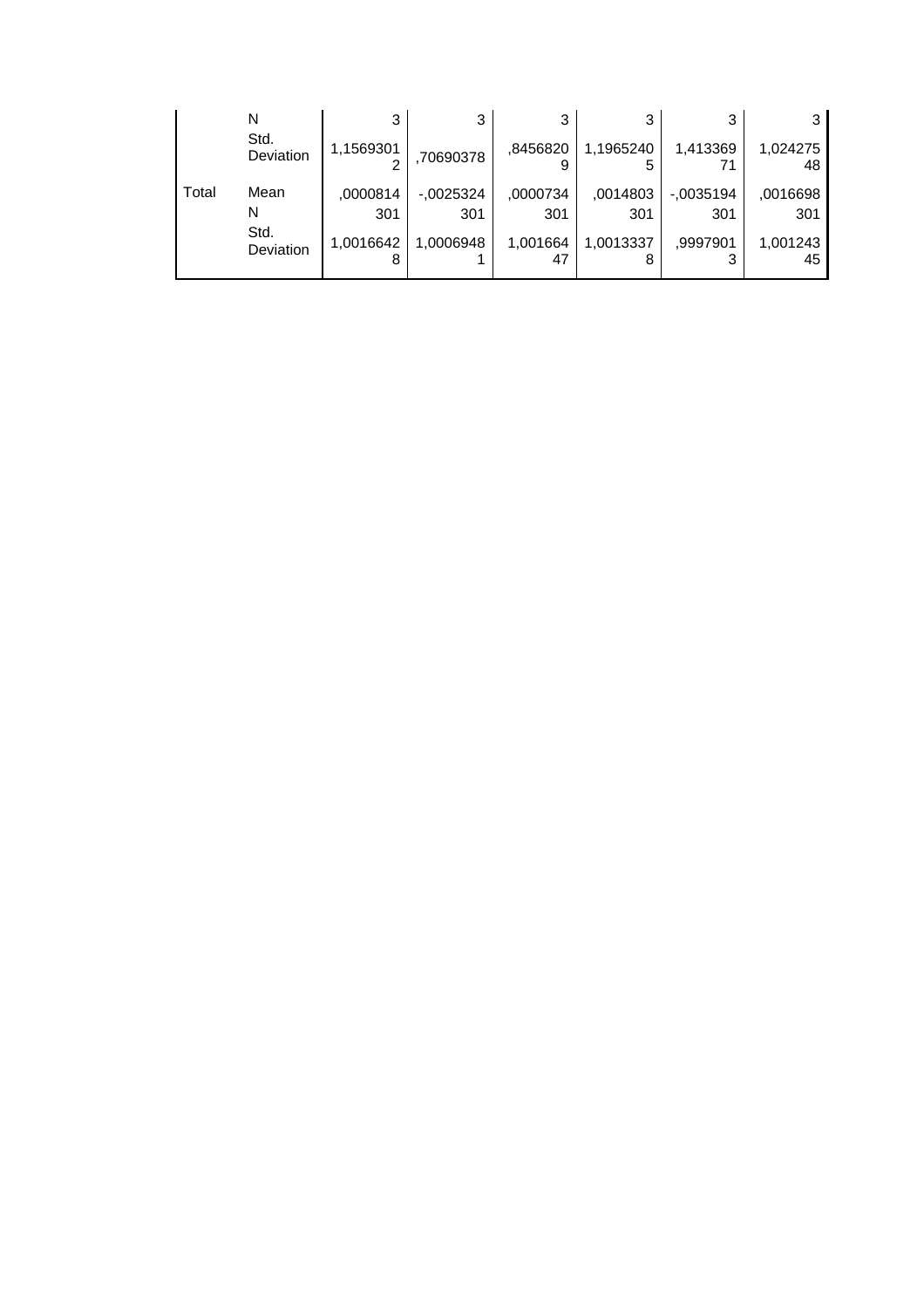| | | | | | | | |
|---|---|---|---|---|---|---|---|
| | N | 3 | 3 | 3 | 3 | 3 | 3 |
| | Std. Deviation | 1,15693012 | ,70690378 | ,84568209 | 1,19652405 | 1,41336971 | 1,02427548 |
| Total | Mean | ,0000814 | -,0025324 | ,0000734 | ,0014803 | -,0035194 | ,0016698 |
| | N | 301 | 301 | 301 | 301 | 301 | 301 |
| | Std. Deviation | 1,00166428 | 1,00069481 | 1,00166447 | 1,00133378 | ,99979013 | 1,00124345 |